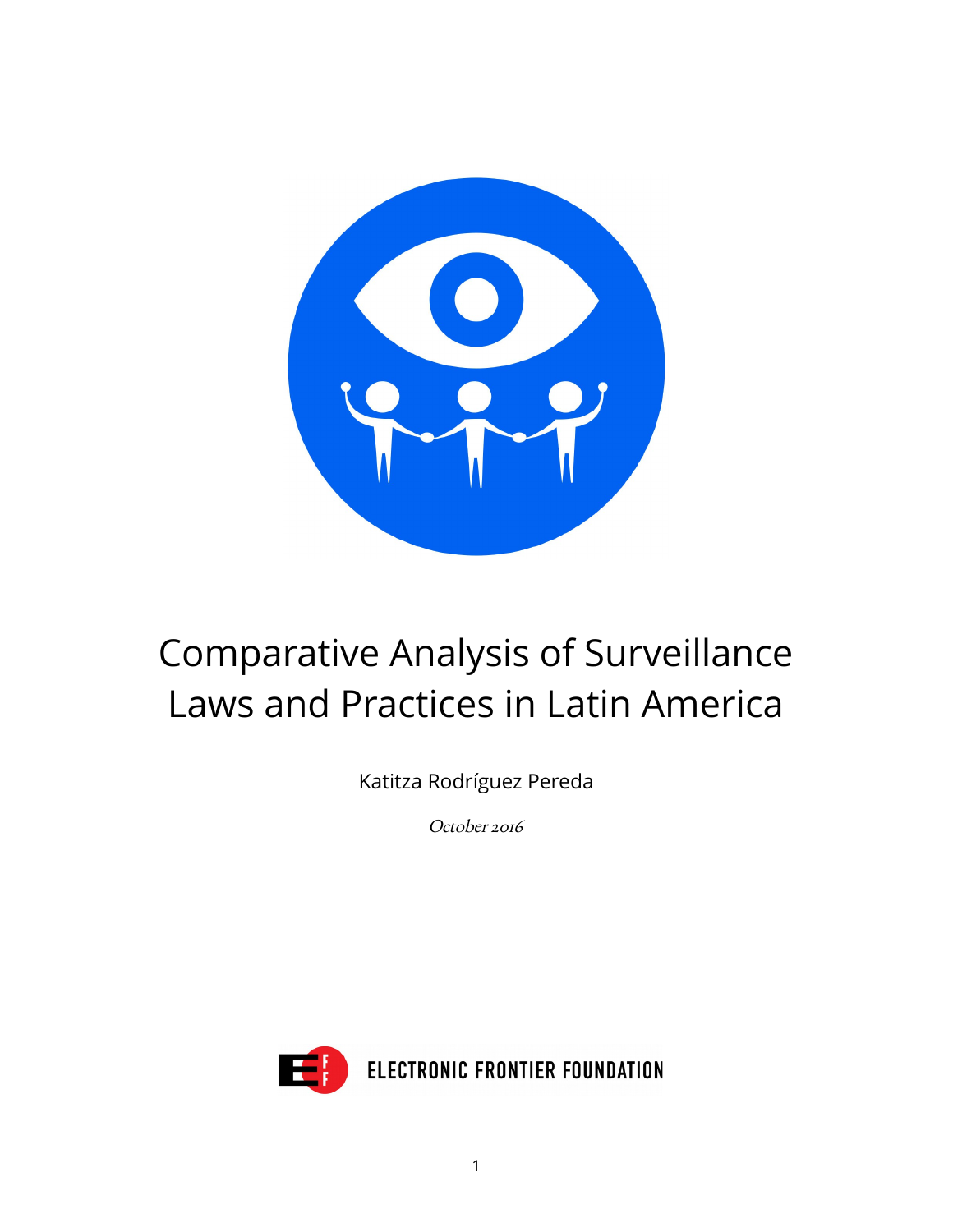# Comparative Analysis of Surveillance Laws and Practices in Latin America

Katitza Rodríguez Pereda

*October 2016*

ELECTRONIC FRONTIER FOUNDATION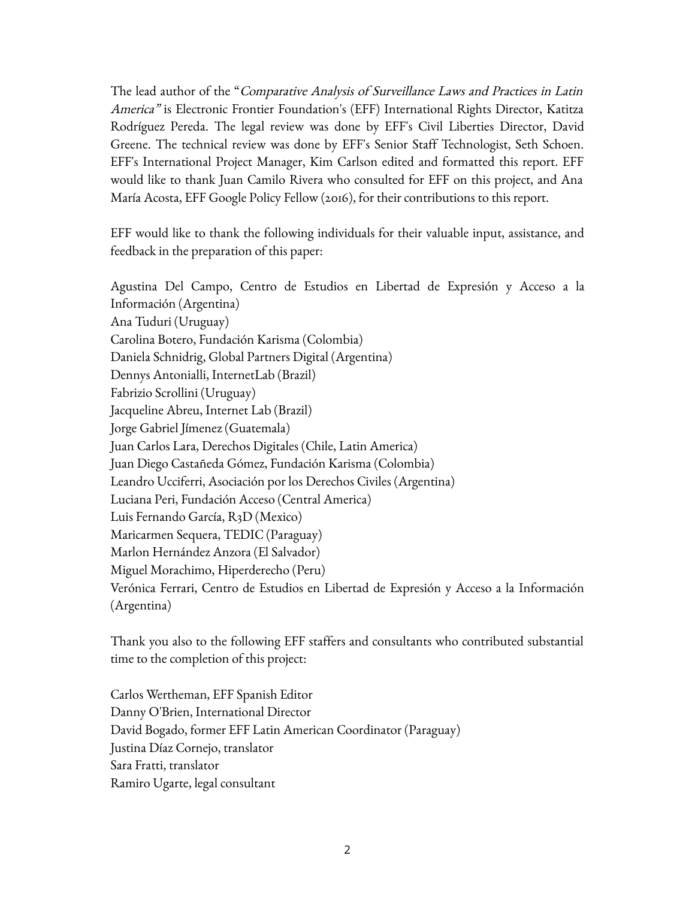The lead author of the "*Comparative Analysis of Surveillance Laws and Practices in Latin America"* is Electronic Frontier Foundation's (EFF) International Rights Director, Katitza Rodríguez Pereda. The legal review was done by EFF's Civil Liberties Director, David Greene. The technical review was done by EFF's Senior Staff Technologist, Seth Schoen. EFF's International Project Manager, Kim Carlson edited and formatted this report. EFF would like to thank Juan Camilo Rivera who consulted for EFF on this project, and Ana María Acosta, EFF Google Policy Fellow (2016), for their contributions to this report.

EFF would like to thank the following individuals for their valuable input, assistance, and feedback in the preparation of this paper:

Agustina Del Campo, Centro de Estudios en Libertad de Expresión y Acceso a la Información (Argentina)
Ana Tuduri (Uruguay)
Carolina Botero, Fundación Karisma (Colombia)
Daniela Schnidrig, Global Partners Digital (Argentina)
Dennys Antonialli, InternetLab (Brazil)
Fabrizio Scrollini (Uruguay)
Jacqueline Abreu, Internet Lab (Brazil)
Jorge Gabriel Jímenez (Guatemala)
Juan Carlos Lara, Derechos Digitales (Chile, Latin America)
Juan Diego Castañeda Gómez, Fundación Karisma (Colombia)
Leandro Ucciferri, Asociación por los Derechos Civiles (Argentina)
Luciana Peri, Fundación Acceso (Central America)
Luis Fernando García, R3D (Mexico)
Maricarmen Sequera, TEDIC (Paraguay)
Marlon Hernández Anzora (El Salvador)
Miguel Morachimo, Hiperderecho (Peru)
Verónica Ferrari, Centro de Estudios en Libertad de Expresión y Acceso a la Información (Argentina)

Thank you also to the following EFF staffers and consultants who contributed substantial time to the completion of this project:

Carlos Wertheman, EFF Spanish Editor
Danny O'Brien, International Director
David Bogado, former EFF Latin American Coordinator (Paraguay)
Justina Díaz Cornejo, translator
Sara Fratti, translator
Ramiro Ugarte, legal consultant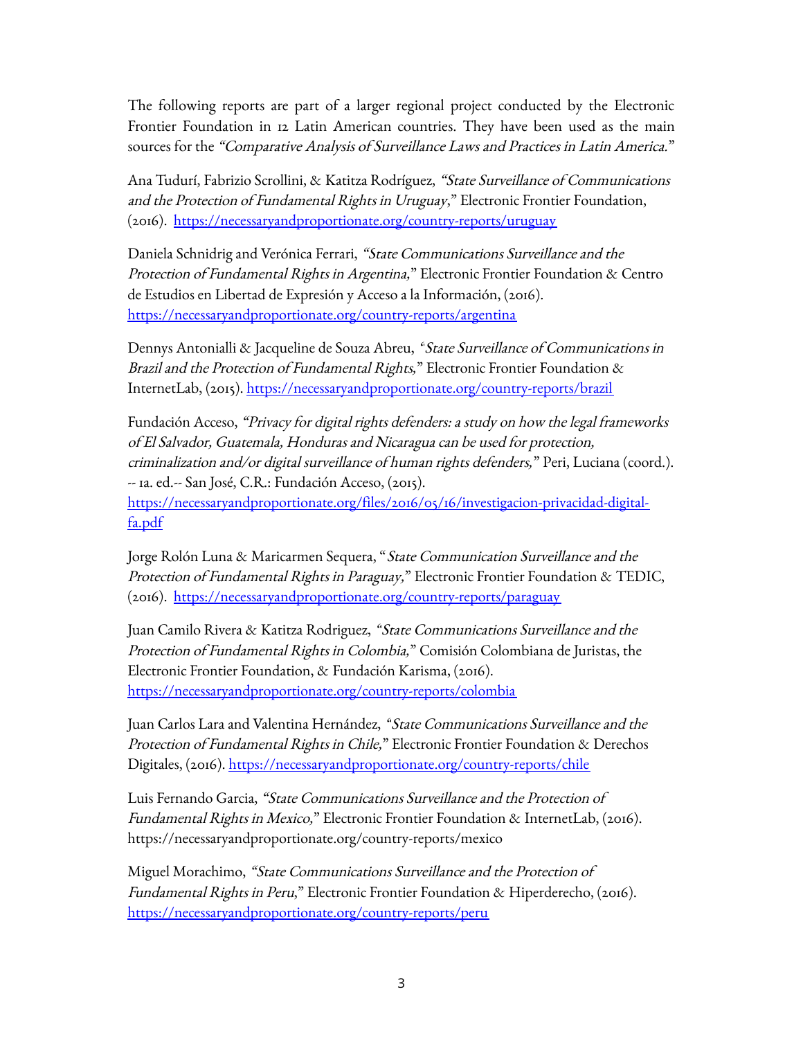The following reports are part of a larger regional project conducted by the Electronic Frontier Foundation in 12 Latin American countries. They have been used as the main sources for the *"Comparative Analysis of Surveillance Laws and Practices in Latin America."*

Ana Tudurí, Fabrizio Scrollini, & Katitza Rodríguez, *"State Surveillance of Communications and the Protection of Fundamental Rights in Uruguay*," Electronic Frontier Foundation, (2016). [https://necessaryandproportionate.org/country-reports/uruguay](https://necessaryandproportionate.org/country-reports/uruguay)

Daniela Schnidrig and Verónica Ferrari, *"State Communications Surveillance and the Protection of Fundamental Rights in Argentina,"* Electronic Frontier Foundation & Centro de Estudios en Libertad de Expresión y Acceso a la Información, (2016). [https://necessaryandproportionate.org/country-reports/argentina](https://necessaryandproportionate.org/country-reports/argentina)

Dennys Antonialli & Jacqueline de Souza Abreu, *"State Surveillance of Communications in Brazil and the Protection of Fundamental Rights,"* Electronic Frontier Foundation & InternetLab, (2015). [https://necessaryandproportionate.org/country-reports/brazil](https://necessaryandproportionate.org/country-reports/brazil)

Fundación Acceso, *"Privacy for digital rights defenders: a study on how the legal frameworks of El Salvador, Guatemala, Honduras and Nicaragua can be used for protection, criminalization and/or digital surveillance of human rights defenders,"* Peri, Luciana (coord.). -- 1a. ed.-- San José, C.R.: Fundación Acceso, (2015). [https://necessaryandproportionate.org/files/2016/05/16/investigacion-privacidad-digital-fa.pdf](https://necessaryandproportionate.org/files/2016/05/16/investigacion-privacidad-digital-fa.pdf)

Jorge Rolón Luna & Maricarmen Sequera, "*State Communication Surveillance and the Protection of Fundamental Rights in Paraguay,*" Electronic Frontier Foundation & TEDIC, (2016). [https://necessaryandproportionate.org/country-reports/paraguay](https://necessaryandproportionate.org/country-reports/paraguay)

Juan Camilo Rivera & Katitza Rodriguez, *"State Communications Surveillance and the Protection of Fundamental Rights in Colombia,"* Comisión Colombiana de Juristas, the Electronic Frontier Foundation, & Fundación Karisma, (2016). [https://necessaryandproportionate.org/country-reports/colombia](https://necessaryandproportionate.org/country-reports/colombia)

Juan Carlos Lara and Valentina Hernández, *"State Communications Surveillance and the Protection of Fundamental Rights in Chile,"* Electronic Frontier Foundation & Derechos Digitales, (2016). [https://necessaryandproportionate.org/country-reports/chile](https://necessaryandproportionate.org/country-reports/chile)

Luis Fernando Garcia, *"State Communications Surveillance and the Protection of Fundamental Rights in Mexico,"* Electronic Frontier Foundation & InternetLab, (2016). https://necessaryandproportionate.org/country-reports/mexico

Miguel Morachimo, *"State Communications Surveillance and the Protection of Fundamental Rights in Peru*," Electronic Frontier Foundation & Hiperderecho, (2016). [https://necessaryandproportionate.org/country-reports/peru](https://necessaryandproportionate.org/country-reports/peru)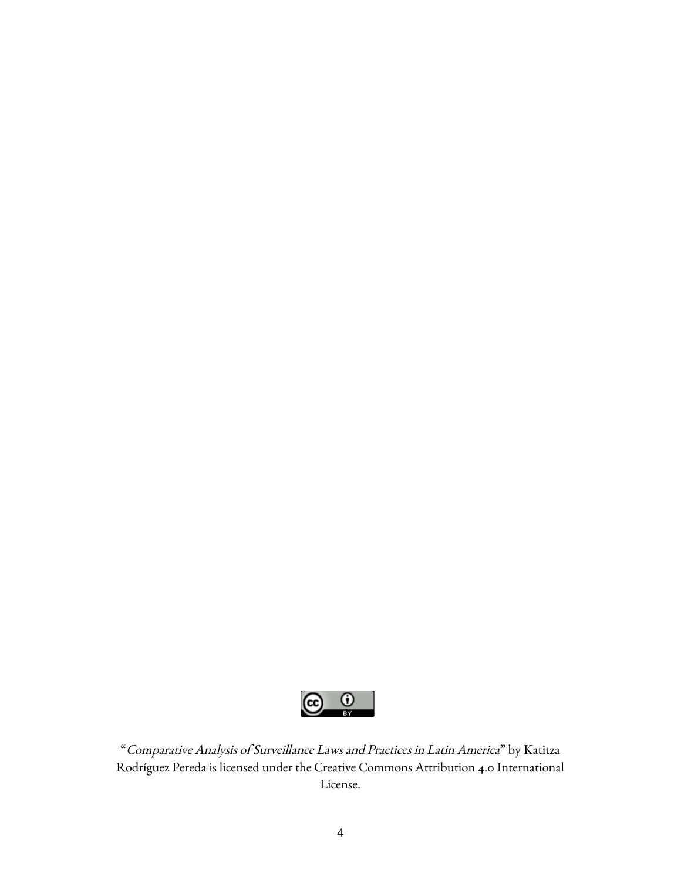"*Comparative Analysis of Surveillance Laws and Practices in Latin America*" by Katitza Rodríguez Pereda is licensed under the Creative Commons Attribution 4.0 International License.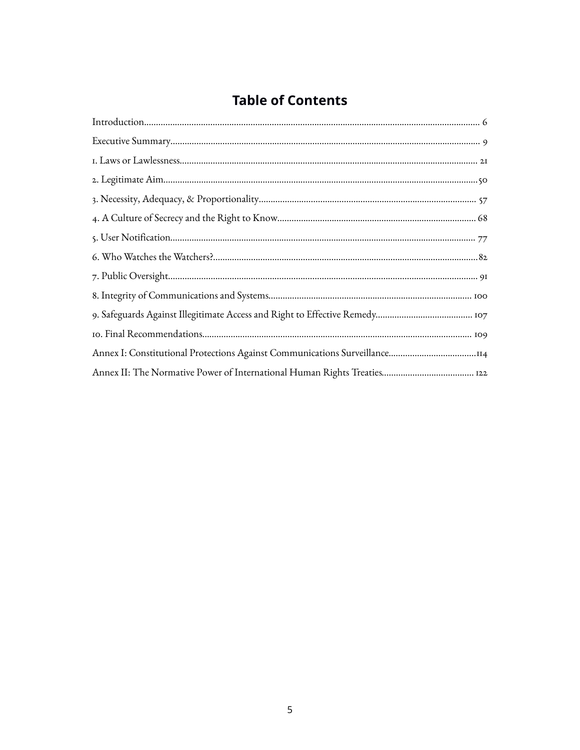# Table of Contents

Introduction........................................................................................................................................ 6

Executive Summary............................................................................................................................. 9

1. Laws or Lawlessness........................................................................................................................ 21

2. Legitimate Aim.................................................................................................................................50

3. Necessity, Adequacy, & Proportionality.......................................................................................... 57

4. A Culture of Secrecy and the Right to Know.................................................................................. 68

5. User Notification............................................................................................................................. 77

6. Who Watches the Watchers?...........................................................................................................82

7. Public Oversight............................................................................................................................... 91

8. Integrity of Communications and Systems.................................................................................... 100

9. Safeguards Against Illegitimate Access and Right to Effective Remedy....................................... 107

10. Final Recommendations................................................................................................................ 109

Annex I: Constitutional Protections Against Communications Surveillance.....................................114

Annex II: The Normative Power of International Human Rights Treaties...................................... 122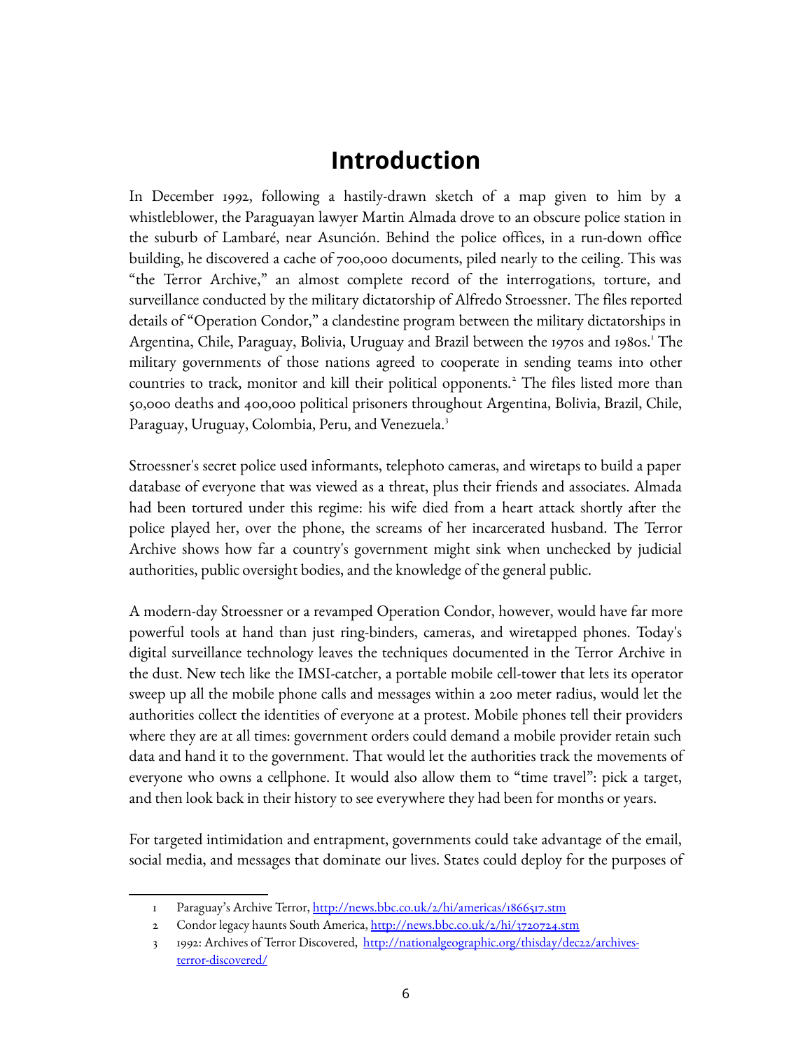# Introduction

In December 1992, following a hastily-drawn sketch of a map given to him by a whistleblower, the Paraguayan lawyer Martin Almada drove to an obscure police station in the suburb of Lambaré, near Asunción. Behind the police offices, in a run-down office building, he discovered a cache of 700,000 documents, piled nearly to the ceiling. This was "the Terror Archive," an almost complete record of the interrogations, torture, and surveillance conducted by the military dictatorship of Alfredo Stroessner. The files reported details of "Operation Condor," a clandestine program between the military dictatorships in Argentina, Chile, Paraguay, Bolivia, Uruguay and Brazil between the 1970s and 1980s.[1] The military governments of those nations agreed to cooperate in sending teams into other countries to track, monitor and kill their political opponents.[2] The files listed more than 50,000 deaths and 400,000 political prisoners throughout Argentina, Bolivia, Brazil, Chile, Paraguay, Uruguay, Colombia, Peru, and Venezuela.[3]

Stroessner's secret police used informants, telephoto cameras, and wiretaps to build a paper database of everyone that was viewed as a threat, plus their friends and associates. Almada had been tortured under this regime: his wife died from a heart attack shortly after the police played her, over the phone, the screams of her incarcerated husband. The Terror Archive shows how far a country's government might sink when unchecked by judicial authorities, public oversight bodies, and the knowledge of the general public.

A modern-day Stroessner or a revamped Operation Condor, however, would have far more powerful tools at hand than just ring-binders, cameras, and wiretapped phones. Today's digital surveillance technology leaves the techniques documented in the Terror Archive in the dust. New tech like the IMSI-catcher, a portable mobile cell-tower that lets its operator sweep up all the mobile phone calls and messages within a 200 meter radius, would let the authorities collect the identities of everyone at a protest. Mobile phones tell their providers where they are at all times: government orders could demand a mobile provider retain such data and hand it to the government. That would let the authorities track the movements of everyone who owns a cellphone. It would also allow them to "time travel": pick a target, and then look back in their history to see everywhere they had been for months or years.

For targeted intimidation and entrapment, governments could take advantage of the email, social media, and messages that dominate our lives. States could deploy for the purposes of

1 Paraguay's Archive Terror, http://news.bbc.co.uk/2/hi/americas/1866517.stm

2 Condor legacy haunts South America, http://news.bbc.co.uk/2/hi/3720724.stm

3 1992: Archives of Terror Discovered, http://nationalgeographic.org/thisday/dec22/archives-terror-discovered/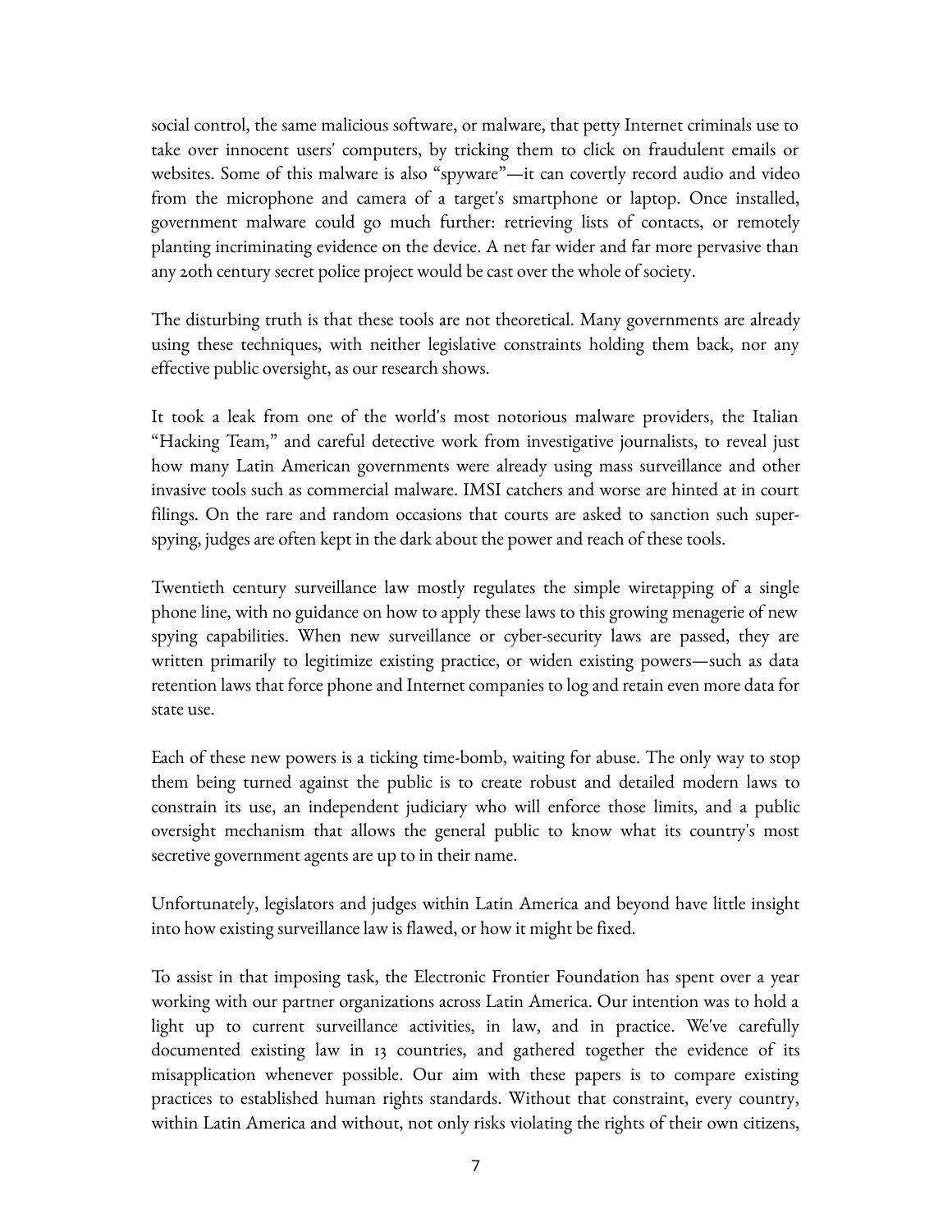social control, the same malicious software, or malware, that petty Internet criminals use to take over innocent users' computers, by tricking them to click on fraudulent emails or websites. Some of this malware is also "spyware"—it can covertly record audio and video from the microphone and camera of a target's smartphone or laptop. Once installed, government malware could go much further: retrieving lists of contacts, or remotely planting incriminating evidence on the device. A net far wider and far more pervasive than any 20th century secret police project would be cast over the whole of society.

The disturbing truth is that these tools are not theoretical. Many governments are already using these techniques, with neither legislative constraints holding them back, nor any effective public oversight, as our research shows.

It took a leak from one of the world's most notorious malware providers, the Italian "Hacking Team," and careful detective work from investigative journalists, to reveal just how many Latin American governments were already using mass surveillance and other invasive tools such as commercial malware. IMSI catchers and worse are hinted at in court filings. On the rare and random occasions that courts are asked to sanction such super-spying, judges are often kept in the dark about the power and reach of these tools.

Twentieth century surveillance law mostly regulates the simple wiretapping of a single phone line, with no guidance on how to apply these laws to this growing menagerie of new spying capabilities. When new surveillance or cyber-security laws are passed, they are written primarily to legitimize existing practice, or widen existing powers—such as data retention laws that force phone and Internet companies to log and retain even more data for state use.

Each of these new powers is a ticking time-bomb, waiting for abuse. The only way to stop them being turned against the public is to create robust and detailed modern laws to constrain its use, an independent judiciary who will enforce those limits, and a public oversight mechanism that allows the general public to know what its country's most secretive government agents are up to in their name.

Unfortunately, legislators and judges within Latin America and beyond have little insight into how existing surveillance law is flawed, or how it might be fixed.

To assist in that imposing task, the Electronic Frontier Foundation has spent over a year working with our partner organizations across Latin America. Our intention was to hold a light up to current surveillance activities, in law, and in practice. We've carefully documented existing law in 13 countries, and gathered together the evidence of its misapplication whenever possible. Our aim with these papers is to compare existing practices to established human rights standards. Without that constraint, every country, within Latin America and without, not only risks violating the rights of their own citizens,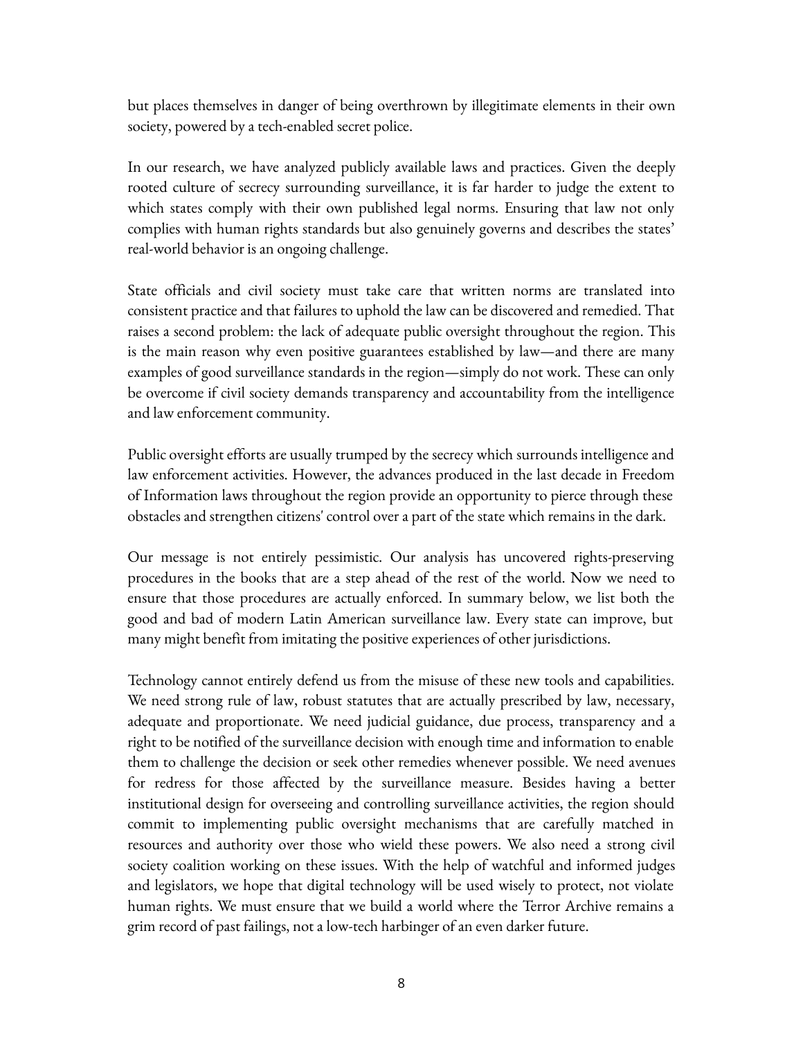but places themselves in danger of being overthrown by illegitimate elements in their own society, powered by a tech-enabled secret police.

In our research, we have analyzed publicly available laws and practices. Given the deeply rooted culture of secrecy surrounding surveillance, it is far harder to judge the extent to which states comply with their own published legal norms. Ensuring that law not only complies with human rights standards but also genuinely governs and describes the states' real-world behavior is an ongoing challenge.

State officials and civil society must take care that written norms are translated into consistent practice and that failures to uphold the law can be discovered and remedied. That raises a second problem: the lack of adequate public oversight throughout the region. This is the main reason why even positive guarantees established by law—and there are many examples of good surveillance standards in the region—simply do not work. These can only be overcome if civil society demands transparency and accountability from the intelligence and law enforcement community.

Public oversight efforts are usually trumped by the secrecy which surrounds intelligence and law enforcement activities. However, the advances produced in the last decade in Freedom of Information laws throughout the region provide an opportunity to pierce through these obstacles and strengthen citizens' control over a part of the state which remains in the dark.

Our message is not entirely pessimistic. Our analysis has uncovered rights-preserving procedures in the books that are a step ahead of the rest of the world. Now we need to ensure that those procedures are actually enforced. In summary below, we list both the good and bad of modern Latin American surveillance law. Every state can improve, but many might benefit from imitating the positive experiences of other jurisdictions.

Technology cannot entirely defend us from the misuse of these new tools and capabilities. We need strong rule of law, robust statutes that are actually prescribed by law, necessary, adequate and proportionate. We need judicial guidance, due process, transparency and a right to be notified of the surveillance decision with enough time and information to enable them to challenge the decision or seek other remedies whenever possible. We need avenues for redress for those affected by the surveillance measure. Besides having a better institutional design for overseeing and controlling surveillance activities, the region should commit to implementing public oversight mechanisms that are carefully matched in resources and authority over those who wield these powers. We also need a strong civil society coalition working on these issues. With the help of watchful and informed judges and legislators, we hope that digital technology will be used wisely to protect, not violate human rights. We must ensure that we build a world where the Terror Archive remains a grim record of past failings, not a low-tech harbinger of an even darker future.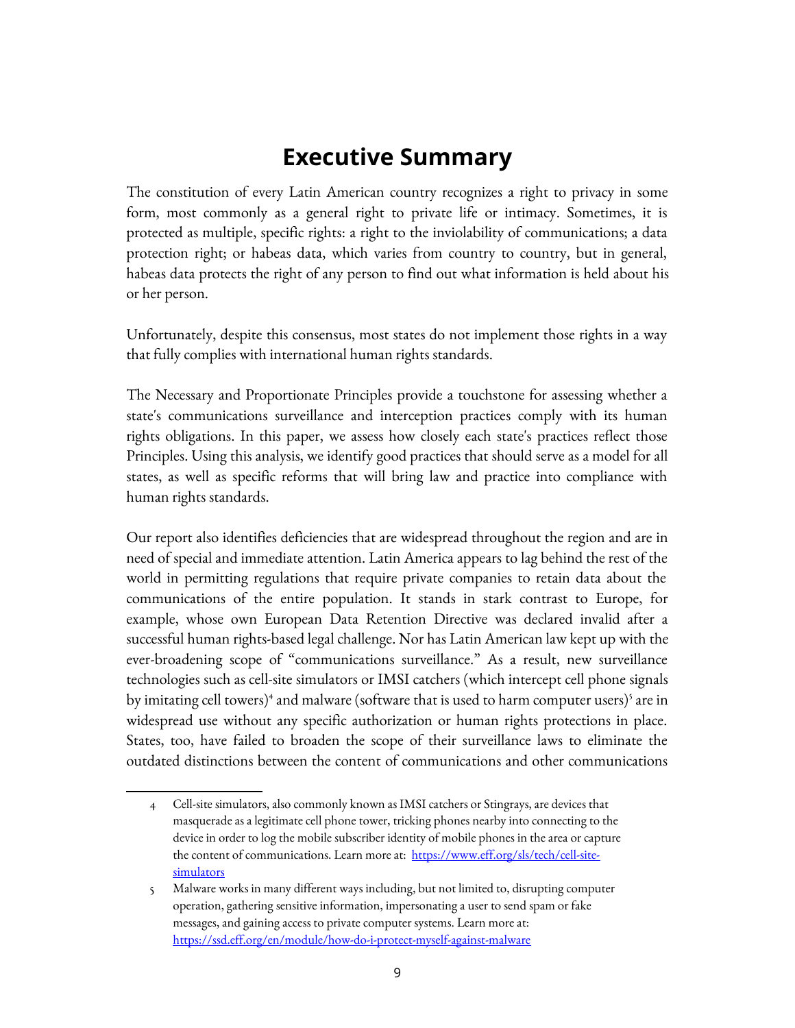# Executive Summary

The constitution of every Latin American country recognizes a right to privacy in some form, most commonly as a general right to private life or intimacy. Sometimes, it is protected as multiple, specific rights: a right to the inviolability of communications; a data protection right; or habeas data, which varies from country to country, but in general, habeas data protects the right of any person to find out what information is held about his or her person.

Unfortunately, despite this consensus, most states do not implement those rights in a way that fully complies with international human rights standards.

The Necessary and Proportionate Principles provide a touchstone for assessing whether a state's communications surveillance and interception practices comply with its human rights obligations. In this paper, we assess how closely each state's practices reflect those Principles. Using this analysis, we identify good practices that should serve as a model for all states, as well as specific reforms that will bring law and practice into compliance with human rights standards.

Our report also identifies deficiencies that are widespread throughout the region and are in need of special and immediate attention. Latin America appears to lag behind the rest of the world in permitting regulations that require private companies to retain data about the communications of the entire population. It stands in stark contrast to Europe, for example, whose own European Data Retention Directive was declared invalid after a successful human rights-based legal challenge. Nor has Latin American law kept up with the ever-broadening scope of "communications surveillance." As a result, new surveillance technologies such as cell-site simulators or IMSI catchers (which intercept cell phone signals by imitating cell towers)[4] and malware (software that is used to harm computer users)[5] are in widespread use without any specific authorization or human rights protections in place. States, too, have failed to broaden the scope of their surveillance laws to eliminate the outdated distinctions between the content of communications and other communications

---

4 Cell-site simulators, also commonly known as IMSI catchers or Stingrays, are devices that masquerade as a legitimate cell phone tower, tricking phones nearby into connecting to the device in order to log the mobile subscriber identity of mobile phones in the area or capture the content of communications. Learn more at: https://www.eff.org/sls/tech/cell-site-simulators

5 Malware works in many different ways including, but not limited to, disrupting computer operation, gathering sensitive information, impersonating a user to send spam or fake messages, and gaining access to private computer systems. Learn more at: https://ssd.eff.org/en/module/how-do-i-protect-myself-against-malware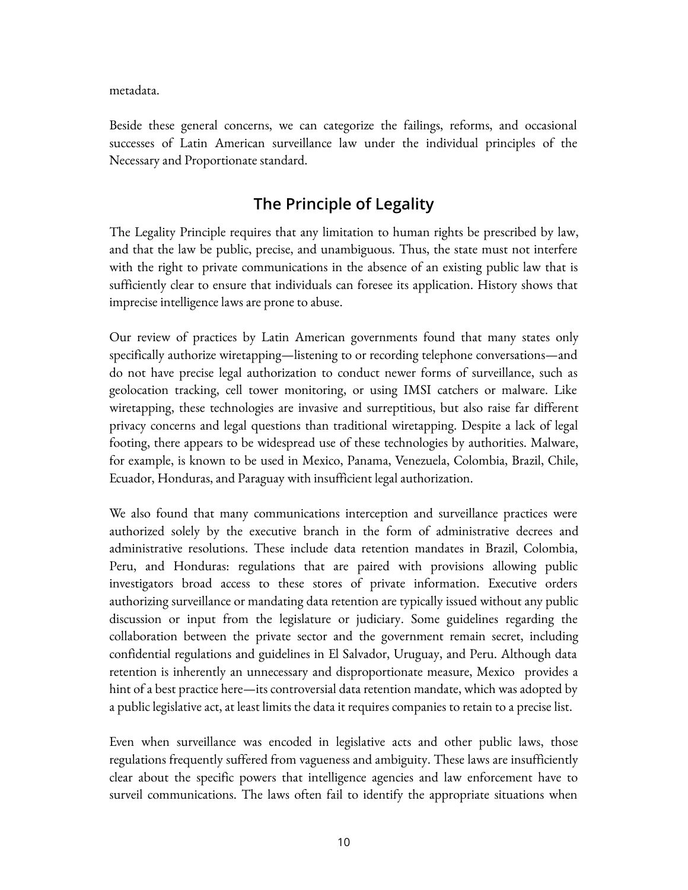metadata.

Beside these general concerns, we can categorize the failings, reforms, and occasional successes of Latin American surveillance law under the individual principles of the Necessary and Proportionate standard.

## The Principle of Legality

The Legality Principle requires that any limitation to human rights be prescribed by law, and that the law be public, precise, and unambiguous. Thus, the state must not interfere with the right to private communications in the absence of an existing public law that is sufficiently clear to ensure that individuals can foresee its application. History shows that imprecise intelligence laws are prone to abuse.

Our review of practices by Latin American governments found that many states only specifically authorize wiretapping—listening to or recording telephone conversations—and do not have precise legal authorization to conduct newer forms of surveillance, such as geolocation tracking, cell tower monitoring, or using IMSI catchers or malware. Like wiretapping, these technologies are invasive and surreptitious, but also raise far different privacy concerns and legal questions than traditional wiretapping. Despite a lack of legal footing, there appears to be widespread use of these technologies by authorities. Malware, for example, is known to be used in Mexico, Panama, Venezuela, Colombia, Brazil, Chile, Ecuador, Honduras, and Paraguay with insufficient legal authorization.

We also found that many communications interception and surveillance practices were authorized solely by the executive branch in the form of administrative decrees and administrative resolutions. These include data retention mandates in Brazil, Colombia, Peru, and Honduras: regulations that are paired with provisions allowing public investigators broad access to these stores of private information. Executive orders authorizing surveillance or mandating data retention are typically issued without any public discussion or input from the legislature or judiciary. Some guidelines regarding the collaboration between the private sector and the government remain secret, including confidential regulations and guidelines in El Salvador, Uruguay, and Peru. Although data retention is inherently an unnecessary and disproportionate measure, Mexico provides a hint of a best practice here—its controversial data retention mandate, which was adopted by a public legislative act, at least limits the data it requires companies to retain to a precise list.

Even when surveillance was encoded in legislative acts and other public laws, those regulations frequently suffered from vagueness and ambiguity. These laws are insufficiently clear about the specific powers that intelligence agencies and law enforcement have to surveil communications. The laws often fail to identify the appropriate situations when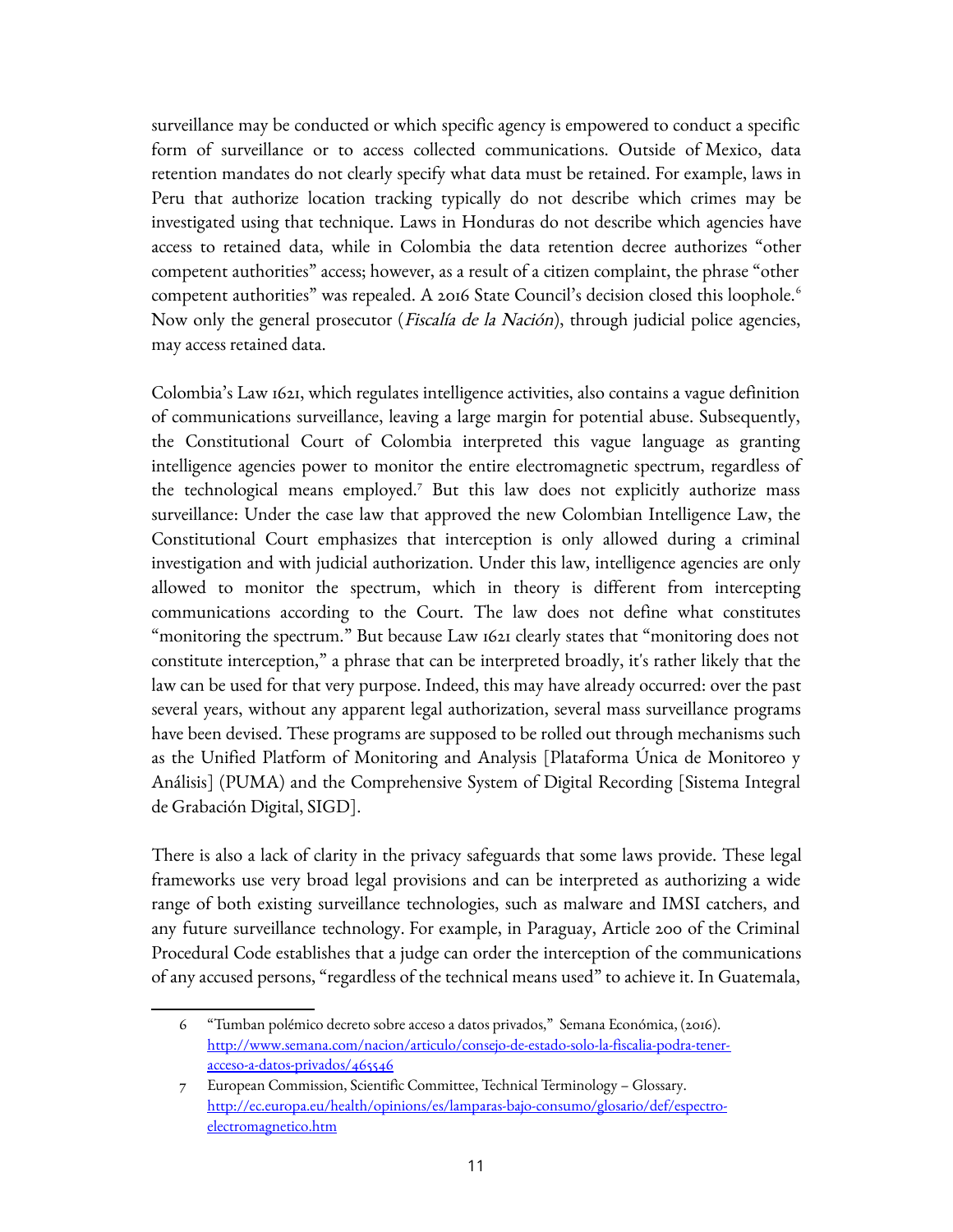surveillance may be conducted or which specific agency is empowered to conduct a specific form of surveillance or to access collected communications. Outside of Mexico, data retention mandates do not clearly specify what data must be retained. For example, laws in Peru that authorize location tracking typically do not describe which crimes may be investigated using that technique. Laws in Honduras do not describe which agencies have access to retained data, while in Colombia the data retention decree authorizes "other competent authorities" access; however, as a result of a citizen complaint, the phrase "other competent authorities" was repealed. A 2016 State Council's decision closed this loophole.[6] Now only the general prosecutor (*Fiscalía de la Nación*), through judicial police agencies, may access retained data.

Colombia's Law 1621, which regulates intelligence activities, also contains a vague definition of communications surveillance, leaving a large margin for potential abuse. Subsequently, the Constitutional Court of Colombia interpreted this vague language as granting intelligence agencies power to monitor the entire electromagnetic spectrum, regardless of the technological means employed.[7] But this law does not explicitly authorize mass surveillance: Under the case law that approved the new Colombian Intelligence Law, the Constitutional Court emphasizes that interception is only allowed during a criminal investigation and with judicial authorization. Under this law, intelligence agencies are only allowed to monitor the spectrum, which in theory is different from intercepting communications according to the Court. The law does not define what constitutes "monitoring the spectrum." But because Law 1621 clearly states that "monitoring does not constitute interception," a phrase that can be interpreted broadly, it's rather likely that the law can be used for that very purpose. Indeed, this may have already occurred: over the past several years, without any apparent legal authorization, several mass surveillance programs have been devised. These programs are supposed to be rolled out through mechanisms such as the Unified Platform of Monitoring and Analysis [Plataforma Única de Monitoreo y Análisis] (PUMA) and the Comprehensive System of Digital Recording [Sistema Integral de Grabación Digital, SIGD].

There is also a lack of clarity in the privacy safeguards that some laws provide. These legal frameworks use very broad legal provisions and can be interpreted as authorizing a wide range of both existing surveillance technologies, such as malware and IMSI catchers, and any future surveillance technology. For example, in Paraguay, Article 200 of the Criminal Procedural Code establishes that a judge can order the interception of the communications of any accused persons, "regardless of the technical means used" to achieve it. In Guatemala,

---

6 "Tumban polémico decreto sobre acceso a datos privados," Semana Económica, (2016). [http://www.semana.com/nacion/articulo/consejo-de-estado-solo-la-fiscalia-podra-tener-acceso-a-datos-privados/465546](http://www.semana.com/nacion/articulo/consejo-de-estado-solo-la-fiscalia-podra-tener-acceso-a-datos-privados/465546)

7 European Commission, Scientific Committee, Technical Terminology – Glossary. [http://ec.europa.eu/health/opinions/es/lamparas-bajo-consumo/glosario/def/espectro-electromagnetico.htm](http://ec.europa.eu/health/opinions/es/lamparas-bajo-consumo/glosario/def/espectro-electromagnetico.htm)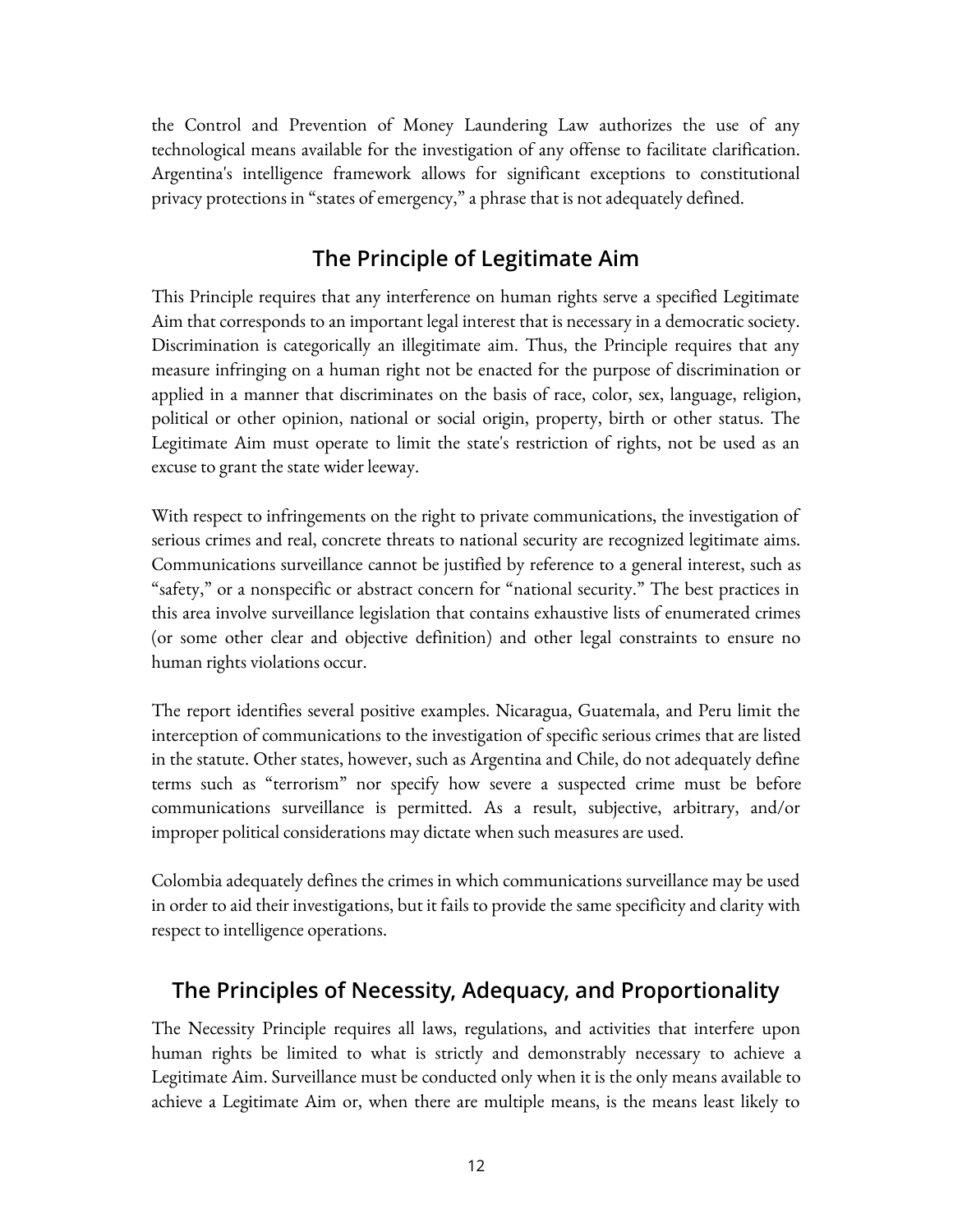the Control and Prevention of Money Laundering Law authorizes the use of any technological means available for the investigation of any offense to facilitate clarification. Argentina's intelligence framework allows for significant exceptions to constitutional privacy protections in "states of emergency," a phrase that is not adequately defined.

## The Principle of Legitimate Aim

This Principle requires that any interference on human rights serve a specified Legitimate Aim that corresponds to an important legal interest that is necessary in a democratic society. Discrimination is categorically an illegitimate aim. Thus, the Principle requires that any measure infringing on a human right not be enacted for the purpose of discrimination or applied in a manner that discriminates on the basis of race, color, sex, language, religion, political or other opinion, national or social origin, property, birth or other status. The Legitimate Aim must operate to limit the state's restriction of rights, not be used as an excuse to grant the state wider leeway.

With respect to infringements on the right to private communications, the investigation of serious crimes and real, concrete threats to national security are recognized legitimate aims. Communications surveillance cannot be justified by reference to a general interest, such as "safety," or a nonspecific or abstract concern for "national security." The best practices in this area involve surveillance legislation that contains exhaustive lists of enumerated crimes (or some other clear and objective definition) and other legal constraints to ensure no human rights violations occur.

The report identifies several positive examples. Nicaragua, Guatemala, and Peru limit the interception of communications to the investigation of specific serious crimes that are listed in the statute. Other states, however, such as Argentina and Chile, do not adequately define terms such as "terrorism" nor specify how severe a suspected crime must be before communications surveillance is permitted. As a result, subjective, arbitrary, and/or improper political considerations may dictate when such measures are used.

Colombia adequately defines the crimes in which communications surveillance may be used in order to aid their investigations, but it fails to provide the same specificity and clarity with respect to intelligence operations.

## The Principles of Necessity, Adequacy, and Proportionality

The Necessity Principle requires all laws, regulations, and activities that interfere upon human rights be limited to what is strictly and demonstrably necessary to achieve a Legitimate Aim. Surveillance must be conducted only when it is the only means available to achieve a Legitimate Aim or, when there are multiple means, is the means least likely to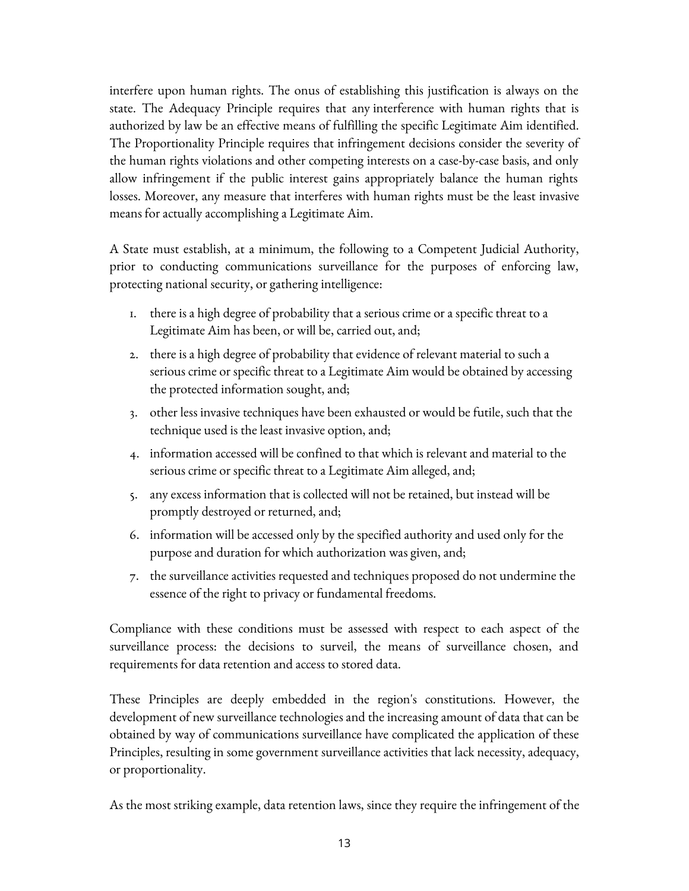interfere upon human rights. The onus of establishing this justification is always on the state. The Adequacy Principle requires that any interference with human rights that is authorized by law be an effective means of fulfilling the specific Legitimate Aim identified. The Proportionality Principle requires that infringement decisions consider the severity of the human rights violations and other competing interests on a case-by-case basis, and only allow infringement if the public interest gains appropriately balance the human rights losses. Moreover, any measure that interferes with human rights must be the least invasive means for actually accomplishing a Legitimate Aim.

A State must establish, at a minimum, the following to a Competent Judicial Authority, prior to conducting communications surveillance for the purposes of enforcing law, protecting national security, or gathering intelligence:

1. there is a high degree of probability that a serious crime or a specific threat to a Legitimate Aim has been, or will be, carried out, and;
2. there is a high degree of probability that evidence of relevant material to such a serious crime or specific threat to a Legitimate Aim would be obtained by accessing the protected information sought, and;
3. other less invasive techniques have been exhausted or would be futile, such that the technique used is the least invasive option, and;
4. information accessed will be confined to that which is relevant and material to the serious crime or specific threat to a Legitimate Aim alleged, and;
5. any excess information that is collected will not be retained, but instead will be promptly destroyed or returned, and;
6. information will be accessed only by the specified authority and used only for the purpose and duration for which authorization was given, and;
7. the surveillance activities requested and techniques proposed do not undermine the essence of the right to privacy or fundamental freedoms.

Compliance with these conditions must be assessed with respect to each aspect of the surveillance process: the decisions to surveil, the means of surveillance chosen, and requirements for data retention and access to stored data.

These Principles are deeply embedded in the region's constitutions. However, the development of new surveillance technologies and the increasing amount of data that can be obtained by way of communications surveillance have complicated the application of these Principles, resulting in some government surveillance activities that lack necessity, adequacy, or proportionality.

As the most striking example, data retention laws, since they require the infringement of the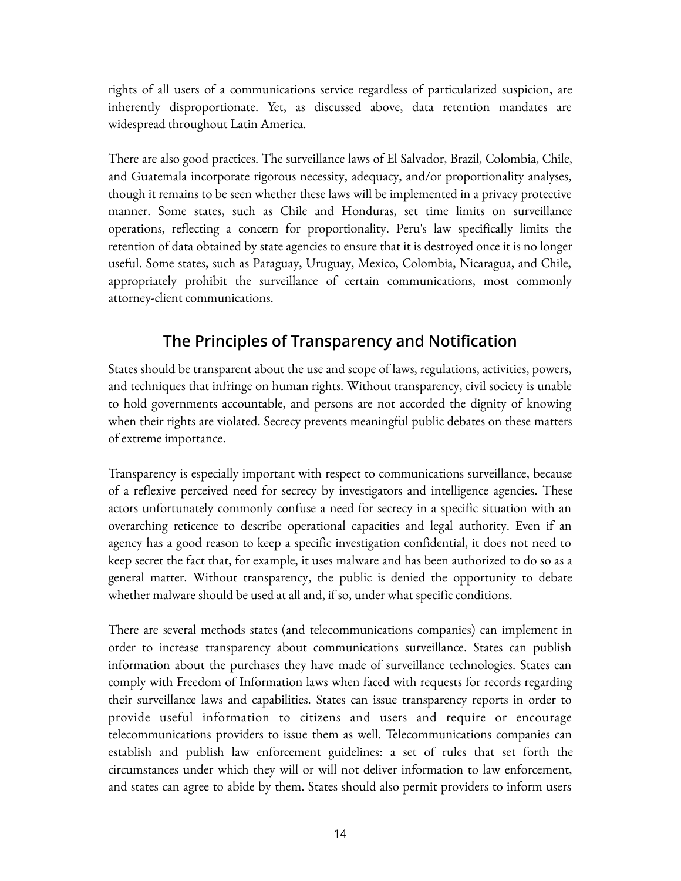rights of all users of a communications service regardless of particularized suspicion, are inherently disproportionate. Yet, as discussed above, data retention mandates are widespread throughout Latin America.

There are also good practices. The surveillance laws of El Salvador, Brazil, Colombia, Chile, and Guatemala incorporate rigorous necessity, adequacy, and/or proportionality analyses, though it remains to be seen whether these laws will be implemented in a privacy protective manner. Some states, such as Chile and Honduras, set time limits on surveillance operations, reflecting a concern for proportionality. Peru's law specifically limits the retention of data obtained by state agencies to ensure that it is destroyed once it is no longer useful. Some states, such as Paraguay, Uruguay, Mexico, Colombia, Nicaragua, and Chile, appropriately prohibit the surveillance of certain communications, most commonly attorney-client communications.

## The Principles of Transparency and Notification

States should be transparent about the use and scope of laws, regulations, activities, powers, and techniques that infringe on human rights. Without transparency, civil society is unable to hold governments accountable, and persons are not accorded the dignity of knowing when their rights are violated. Secrecy prevents meaningful public debates on these matters of extreme importance.

Transparency is especially important with respect to communications surveillance, because of a reflexive perceived need for secrecy by investigators and intelligence agencies. These actors unfortunately commonly confuse a need for secrecy in a specific situation with an overarching reticence to describe operational capacities and legal authority. Even if an agency has a good reason to keep a specific investigation confidential, it does not need to keep secret the fact that, for example, it uses malware and has been authorized to do so as a general matter. Without transparency, the public is denied the opportunity to debate whether malware should be used at all and, if so, under what specific conditions.

There are several methods states (and telecommunications companies) can implement in order to increase transparency about communications surveillance. States can publish information about the purchases they have made of surveillance technologies. States can comply with Freedom of Information laws when faced with requests for records regarding their surveillance laws and capabilities. States can issue transparency reports in order to provide useful information to citizens and users and require or encourage telecommunications providers to issue them as well. Telecommunications companies can establish and publish law enforcement guidelines: a set of rules that set forth the circumstances under which they will or will not deliver information to law enforcement, and states can agree to abide by them. States should also permit providers to inform users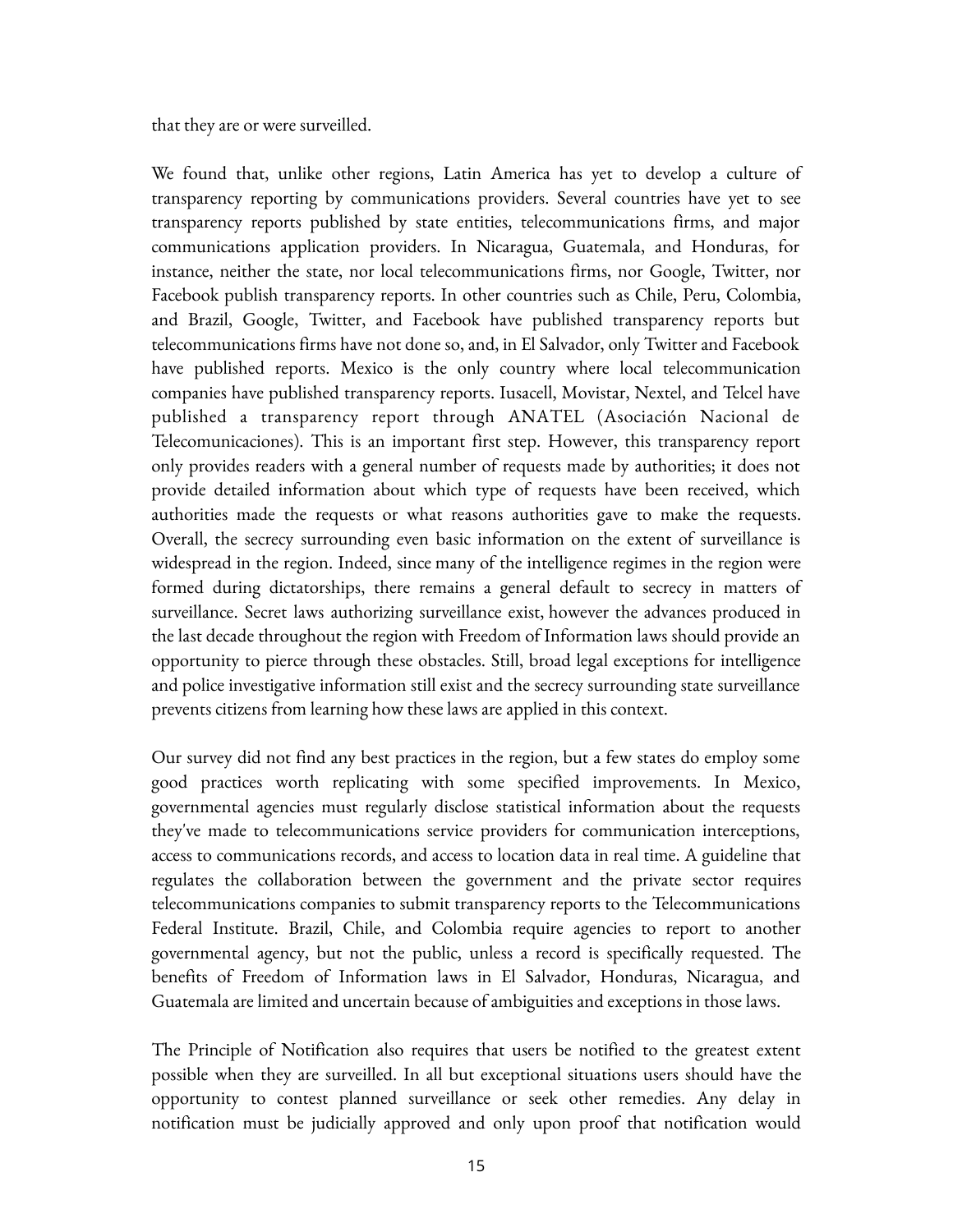that they are or were surveilled.

We found that, unlike other regions, Latin America has yet to develop a culture of transparency reporting by communications providers. Several countries have yet to see transparency reports published by state entities, telecommunications firms, and major communications application providers. In Nicaragua, Guatemala, and Honduras, for instance, neither the state, nor local telecommunications firms, nor Google, Twitter, nor Facebook publish transparency reports. In other countries such as Chile, Peru, Colombia, and Brazil, Google, Twitter, and Facebook have published transparency reports but telecommunications firms have not done so, and, in El Salvador, only Twitter and Facebook have published reports. Mexico is the only country where local telecommunication companies have published transparency reports. Iusacell, Movistar, Nextel, and Telcel have published a transparency report through ANATEL (Asociación Nacional de Telecomunicaciones). This is an important first step. However, this transparency report only provides readers with a general number of requests made by authorities; it does not provide detailed information about which type of requests have been received, which authorities made the requests or what reasons authorities gave to make the requests. Overall, the secrecy surrounding even basic information on the extent of surveillance is widespread in the region. Indeed, since many of the intelligence regimes in the region were formed during dictatorships, there remains a general default to secrecy in matters of surveillance. Secret laws authorizing surveillance exist, however the advances produced in the last decade throughout the region with Freedom of Information laws should provide an opportunity to pierce through these obstacles. Still, broad legal exceptions for intelligence and police investigative information still exist and the secrecy surrounding state surveillance prevents citizens from learning how these laws are applied in this context.

Our survey did not find any best practices in the region, but a few states do employ some good practices worth replicating with some specified improvements. In Mexico, governmental agencies must regularly disclose statistical information about the requests they've made to telecommunications service providers for communication interceptions, access to communications records, and access to location data in real time. A guideline that regulates the collaboration between the government and the private sector requires telecommunications companies to submit transparency reports to the Telecommunications Federal Institute. Brazil, Chile, and Colombia require agencies to report to another governmental agency, but not the public, unless a record is specifically requested. The benefits of Freedom of Information laws in El Salvador, Honduras, Nicaragua, and Guatemala are limited and uncertain because of ambiguities and exceptions in those laws.

The Principle of Notification also requires that users be notified to the greatest extent possible when they are surveilled. In all but exceptional situations users should have the opportunity to contest planned surveillance or seek other remedies. Any delay in notification must be judicially approved and only upon proof that notification would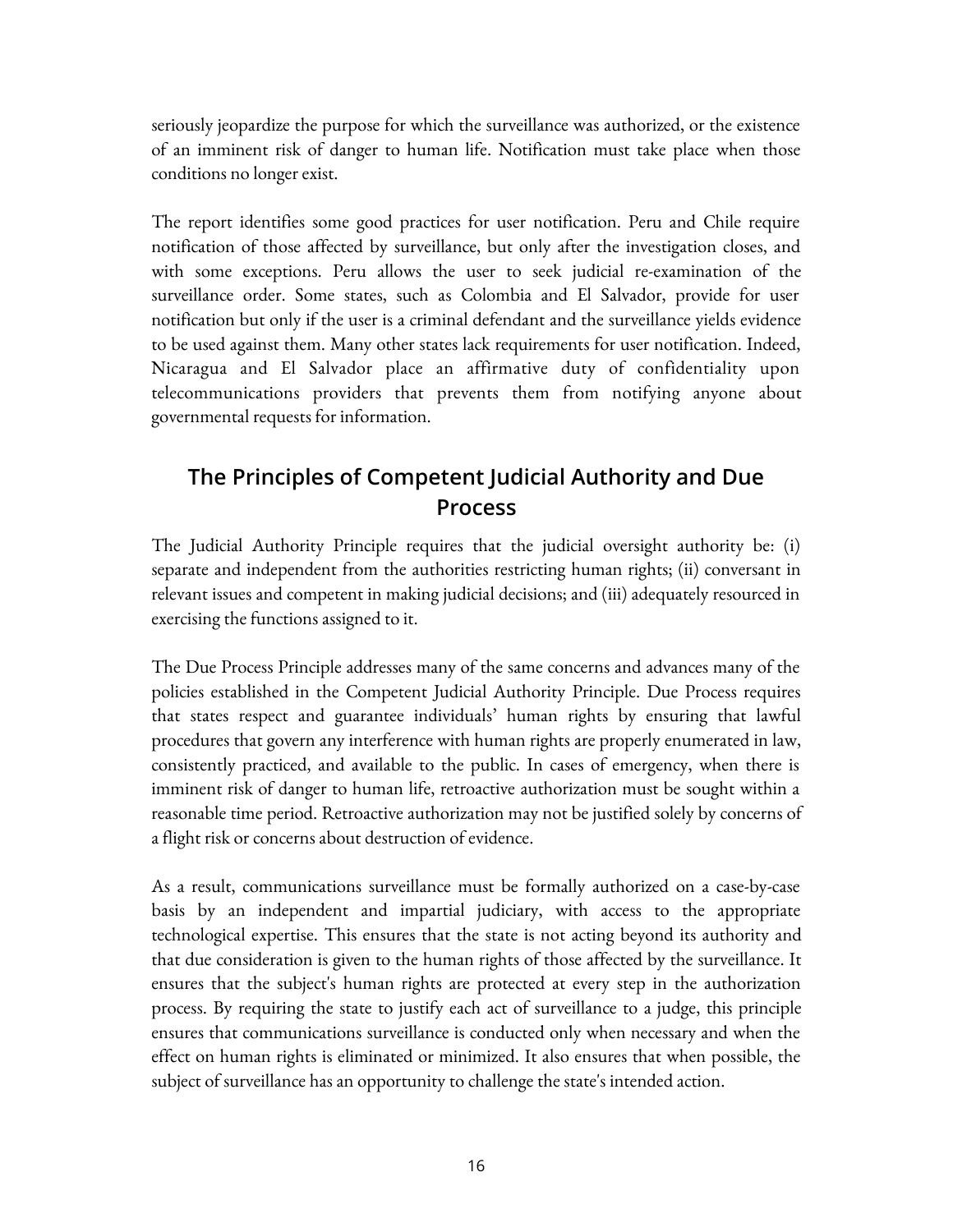seriously jeopardize the purpose for which the surveillance was authorized, or the existence of an imminent risk of danger to human life. Notification must take place when those conditions no longer exist.

The report identifies some good practices for user notification. Peru and Chile require notification of those affected by surveillance, but only after the investigation closes, and with some exceptions. Peru allows the user to seek judicial re-examination of the surveillance order. Some states, such as Colombia and El Salvador, provide for user notification but only if the user is a criminal defendant and the surveillance yields evidence to be used against them. Many other states lack requirements for user notification. Indeed, Nicaragua and El Salvador place an affirmative duty of confidentiality upon telecommunications providers that prevents them from notifying anyone about governmental requests for information.

## The Principles of Competent Judicial Authority and Due Process

The Judicial Authority Principle requires that the judicial oversight authority be: (i) separate and independent from the authorities restricting human rights; (ii) conversant in relevant issues and competent in making judicial decisions; and (iii) adequately resourced in exercising the functions assigned to it.

The Due Process Principle addresses many of the same concerns and advances many of the policies established in the Competent Judicial Authority Principle. Due Process requires that states respect and guarantee individuals' human rights by ensuring that lawful procedures that govern any interference with human rights are properly enumerated in law, consistently practiced, and available to the public. In cases of emergency, when there is imminent risk of danger to human life, retroactive authorization must be sought within a reasonable time period. Retroactive authorization may not be justified solely by concerns of a flight risk or concerns about destruction of evidence.

As a result, communications surveillance must be formally authorized on a case-by-case basis by an independent and impartial judiciary, with access to the appropriate technological expertise. This ensures that the state is not acting beyond its authority and that due consideration is given to the human rights of those affected by the surveillance. It ensures that the subject's human rights are protected at every step in the authorization process. By requiring the state to justify each act of surveillance to a judge, this principle ensures that communications surveillance is conducted only when necessary and when the effect on human rights is eliminated or minimized. It also ensures that when possible, the subject of surveillance has an opportunity to challenge the state's intended action.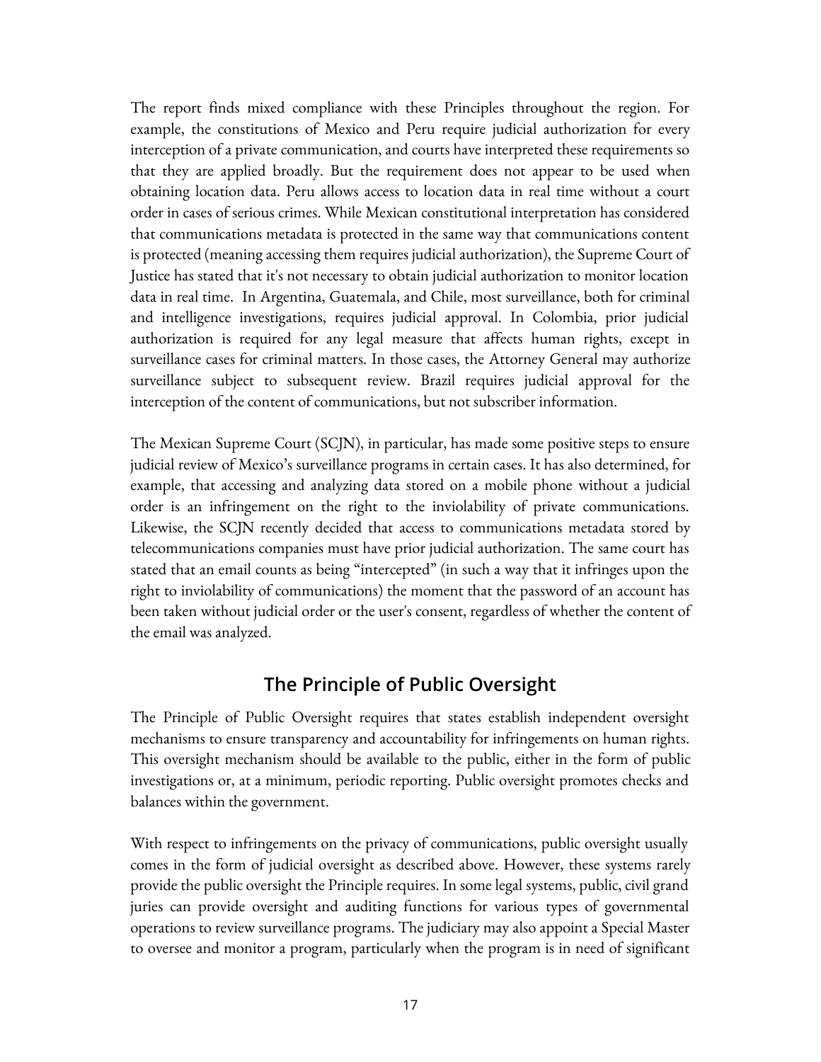The report finds mixed compliance with these Principles throughout the region. For example, the constitutions of Mexico and Peru require judicial authorization for every interception of a private communication, and courts have interpreted these requirements so that they are applied broadly. But the requirement does not appear to be used when obtaining location data. Peru allows access to location data in real time without a court order in cases of serious crimes. While Mexican constitutional interpretation has considered that communications metadata is protected in the same way that communications content is protected (meaning accessing them requires judicial authorization), the Supreme Court of Justice has stated that it's not necessary to obtain judicial authorization to monitor location data in real time. In Argentina, Guatemala, and Chile, most surveillance, both for criminal and intelligence investigations, requires judicial approval. In Colombia, prior judicial authorization is required for any legal measure that affects human rights, except in surveillance cases for criminal matters. In those cases, the Attorney General may authorize surveillance subject to subsequent review. Brazil requires judicial approval for the interception of the content of communications, but not subscriber information.

The Mexican Supreme Court (SCJN), in particular, has made some positive steps to ensure judicial review of Mexico's surveillance programs in certain cases. It has also determined, for example, that accessing and analyzing data stored on a mobile phone without a judicial order is an infringement on the right to the inviolability of private communications. Likewise, the SCJN recently decided that access to communications metadata stored by telecommunications companies must have prior judicial authorization. The same court has stated that an email counts as being "intercepted" (in such a way that it infringes upon the right to inviolability of communications) the moment that the password of an account has been taken without judicial order or the user's consent, regardless of whether the content of the email was analyzed.

## The Principle of Public Oversight

The Principle of Public Oversight requires that states establish independent oversight mechanisms to ensure transparency and accountability for infringements on human rights. This oversight mechanism should be available to the public, either in the form of public investigations or, at a minimum, periodic reporting. Public oversight promotes checks and balances within the government.

With respect to infringements on the privacy of communications, public oversight usually comes in the form of judicial oversight as described above. However, these systems rarely provide the public oversight the Principle requires. In some legal systems, public, civil grand juries can provide oversight and auditing functions for various types of governmental operations to review surveillance programs. The judiciary may also appoint a Special Master to oversee and monitor a program, particularly when the program is in need of significant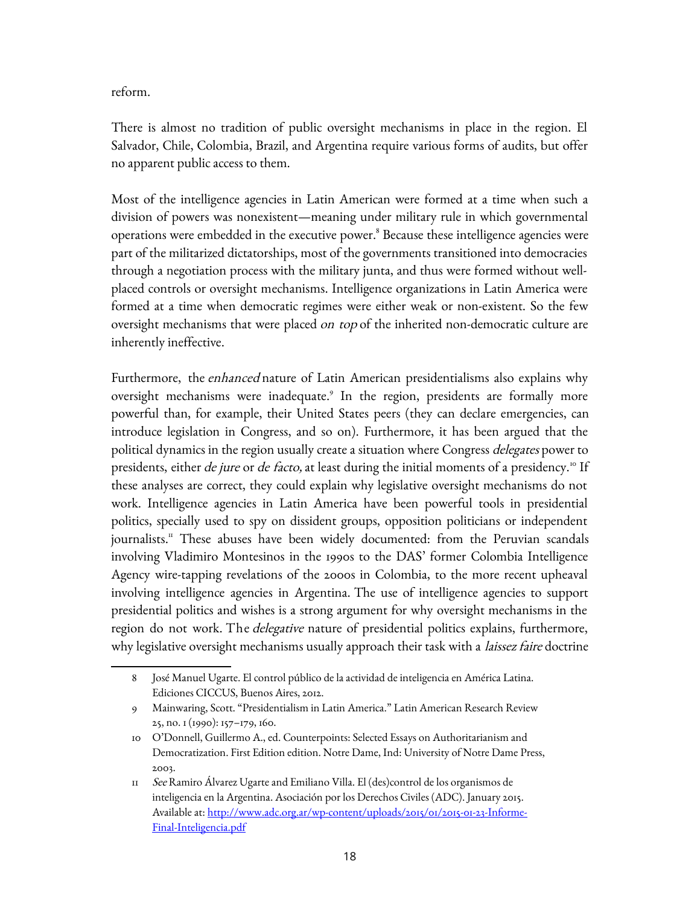reform.

There is almost no tradition of public oversight mechanisms in place in the region. El Salvador, Chile, Colombia, Brazil, and Argentina require various forms of audits, but offer no apparent public access to them.

Most of the intelligence agencies in Latin American were formed at a time when such a division of powers was nonexistent—meaning under military rule in which governmental operations were embedded in the executive power.[8] Because these intelligence agencies were part of the militarized dictatorships, most of the governments transitioned into democracies through a negotiation process with the military junta, and thus were formed without well-placed controls or oversight mechanisms. Intelligence organizations in Latin America were formed at a time when democratic regimes were either weak or non-existent. So the few oversight mechanisms that were placed *on top* of the inherited non-democratic culture are inherently ineffective.

Furthermore, the *enhanced* nature of Latin American presidentialisms also explains why oversight mechanisms were inadequate.[9] In the region, presidents are formally more powerful than, for example, their United States peers (they can declare emergencies, can introduce legislation in Congress, and so on). Furthermore, it has been argued that the political dynamics in the region usually create a situation where Congress *delegates* power to presidents, either *de jure* or *de facto,* at least during the initial moments of a presidency.[10] If these analyses are correct, they could explain why legislative oversight mechanisms do not work. Intelligence agencies in Latin America have been powerful tools in presidential politics, specially used to spy on dissident groups, opposition politicians or independent journalists.[11] These abuses have been widely documented: from the Peruvian scandals involving Vladimiro Montesinos in the 1990s to the DAS' former Colombia Intelligence Agency wire-tapping revelations of the 2000s in Colombia, to the more recent upheaval involving intelligence agencies in Argentina. The use of intelligence agencies to support presidential politics and wishes is a strong argument for why oversight mechanisms in the region do not work. The *delegative* nature of presidential politics explains, furthermore, why legislative oversight mechanisms usually approach their task with a *laissez faire* doctrine

---

8 José Manuel Ugarte. El control público de la actividad de inteligencia en América Latina. Ediciones CICCUS, Buenos Aires, 2012.

9 Mainwaring, Scott. "Presidentialism in Latin America." Latin American Research Review 25, no. 1 (1990): 157–179, 160.

10 O'Donnell, Guillermo A., ed. Counterpoints: Selected Essays on Authoritarianism and Democratization. First Edition edition. Notre Dame, Ind: University of Notre Dame Press, 2003.

11 *See* Ramiro Álvarez Ugarte and Emiliano Villa. El (des)control de los organismos de inteligencia en la Argentina. Asociación por los Derechos Civiles (ADC). January 2015. Available at: http://www.adc.org.ar/wp-content/uploads/2015/01/2015-01-23-Informe-Final-Inteligencia.pdf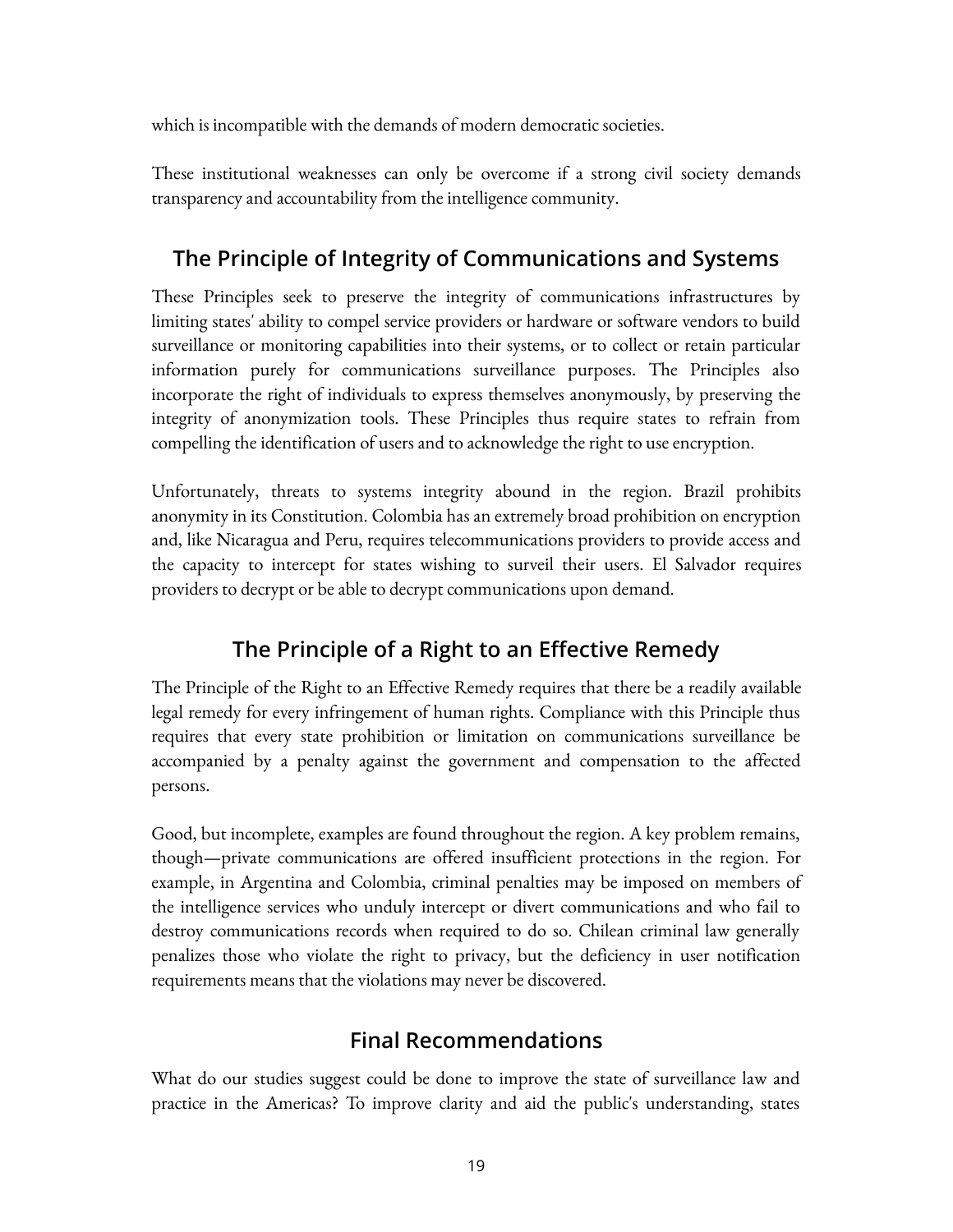which is incompatible with the demands of modern democratic societies.

These institutional weaknesses can only be overcome if a strong civil society demands transparency and accountability from the intelligence community.

## The Principle of Integrity of Communications and Systems

These Principles seek to preserve the integrity of communications infrastructures by limiting states' ability to compel service providers or hardware or software vendors to build surveillance or monitoring capabilities into their systems, or to collect or retain particular information purely for communications surveillance purposes. The Principles also incorporate the right of individuals to express themselves anonymously, by preserving the integrity of anonymization tools. These Principles thus require states to refrain from compelling the identification of users and to acknowledge the right to use encryption.

Unfortunately, threats to systems integrity abound in the region. Brazil prohibits anonymity in its Constitution. Colombia has an extremely broad prohibition on encryption and, like Nicaragua and Peru, requires telecommunications providers to provide access and the capacity to intercept for states wishing to surveil their users. El Salvador requires providers to decrypt or be able to decrypt communications upon demand.

## The Principle of a Right to an Effective Remedy

The Principle of the Right to an Effective Remedy requires that there be a readily available legal remedy for every infringement of human rights. Compliance with this Principle thus requires that every state prohibition or limitation on communications surveillance be accompanied by a penalty against the government and compensation to the affected persons.

Good, but incomplete, examples are found throughout the region. A key problem remains, though—private communications are offered insufficient protections in the region. For example, in Argentina and Colombia, criminal penalties may be imposed on members of the intelligence services who unduly intercept or divert communications and who fail to destroy communications records when required to do so. Chilean criminal law generally penalizes those who violate the right to privacy, but the deficiency in user notification requirements means that the violations may never be discovered.

## Final Recommendations

What do our studies suggest could be done to improve the state of surveillance law and practice in the Americas? To improve clarity and aid the public's understanding, states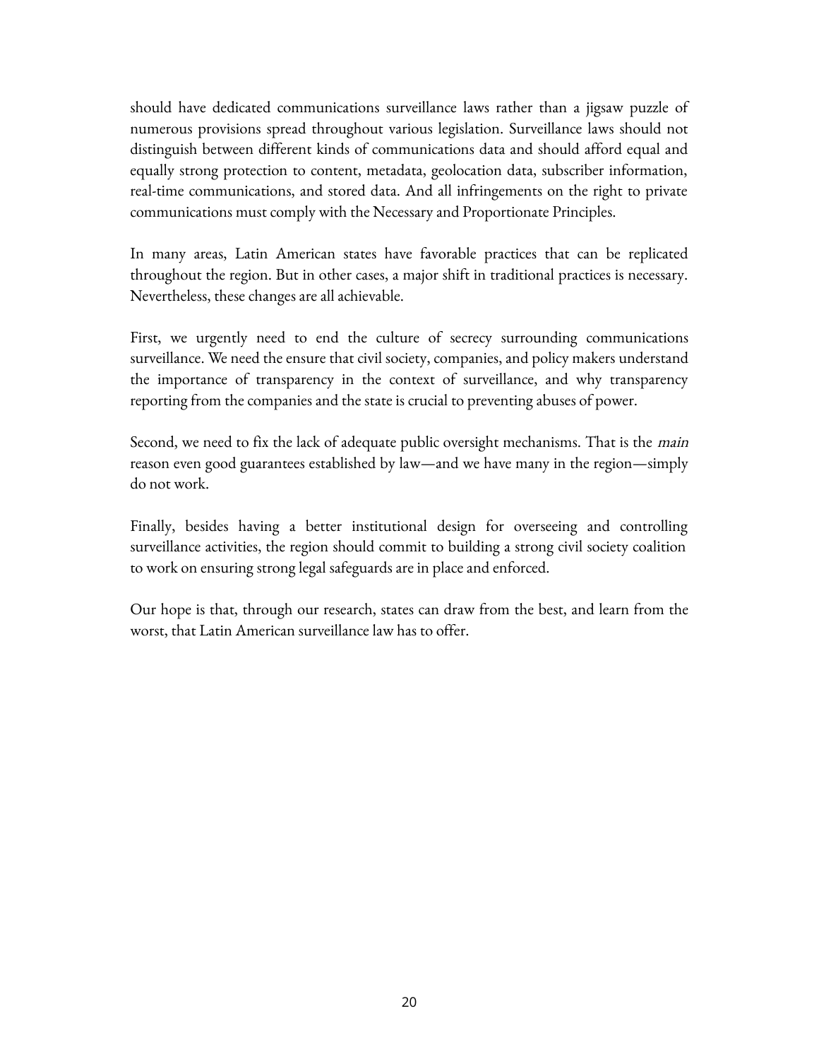should have dedicated communications surveillance laws rather than a jigsaw puzzle of numerous provisions spread throughout various legislation. Surveillance laws should not distinguish between different kinds of communications data and should afford equal and equally strong protection to content, metadata, geolocation data, subscriber information, real-time communications, and stored data. And all infringements on the right to private communications must comply with the Necessary and Proportionate Principles.

In many areas, Latin American states have favorable practices that can be replicated throughout the region. But in other cases, a major shift in traditional practices is necessary. Nevertheless, these changes are all achievable.

First, we urgently need to end the culture of secrecy surrounding communications surveillance. We need the ensure that civil society, companies, and policy makers understand the importance of transparency in the context of surveillance, and why transparency reporting from the companies and the state is crucial to preventing abuses of power.

Second, we need to fix the lack of adequate public oversight mechanisms. That is the *main* reason even good guarantees established by law—and we have many in the region—simply do not work.

Finally, besides having a better institutional design for overseeing and controlling surveillance activities, the region should commit to building a strong civil society coalition to work on ensuring strong legal safeguards are in place and enforced.

Our hope is that, through our research, states can draw from the best, and learn from the worst, that Latin American surveillance law has to offer.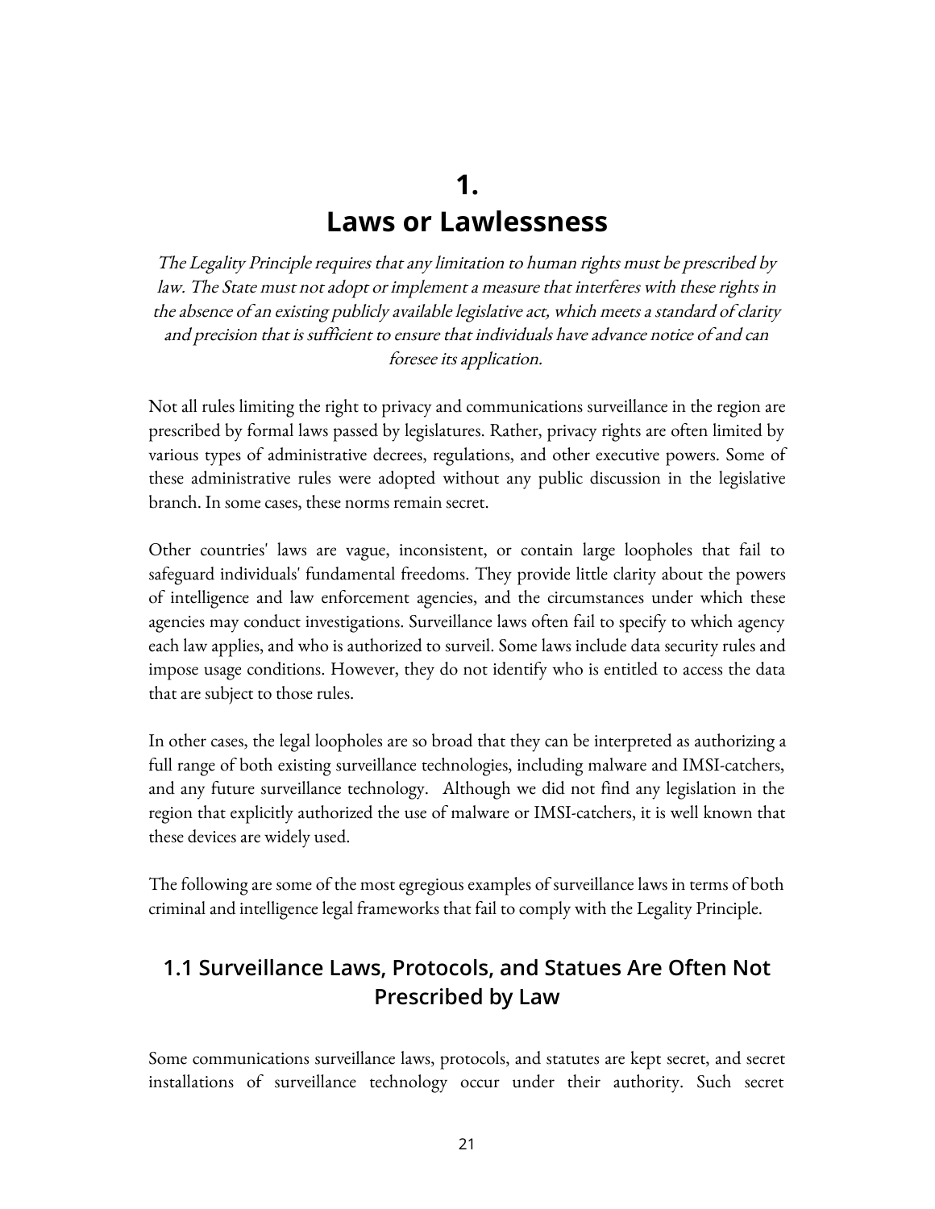# 1.
# Laws or Lawlessness

*The Legality Principle requires that any limitation to human rights must be prescribed by law. The State must not adopt or implement a measure that interferes with these rights in the absence of an existing publicly available legislative act, which meets a standard of clarity and precision that is sufficient to ensure that individuals have advance notice of and can foresee its application.*

Not all rules limiting the right to privacy and communications surveillance in the region are prescribed by formal laws passed by legislatures. Rather, privacy rights are often limited by various types of administrative decrees, regulations, and other executive powers. Some of these administrative rules were adopted without any public discussion in the legislative branch. In some cases, these norms remain secret.

Other countries' laws are vague, inconsistent, or contain large loopholes that fail to safeguard individuals' fundamental freedoms. They provide little clarity about the powers of intelligence and law enforcement agencies, and the circumstances under which these agencies may conduct investigations. Surveillance laws often fail to specify to which agency each law applies, and who is authorized to surveil. Some laws include data security rules and impose usage conditions. However, they do not identify who is entitled to access the data that are subject to those rules.

In other cases, the legal loopholes are so broad that they can be interpreted as authorizing a full range of both existing surveillance technologies, including malware and IMSI-catchers, and any future surveillance technology. Although we did not find any legislation in the region that explicitly authorized the use of malware or IMSI-catchers, it is well known that these devices are widely used.

The following are some of the most egregious examples of surveillance laws in terms of both criminal and intelligence legal frameworks that fail to comply with the Legality Principle.

## 1.1 Surveillance Laws, Protocols, and Statues Are Often Not Prescribed by Law

Some communications surveillance laws, protocols, and statutes are kept secret, and secret installations of surveillance technology occur under their authority. Such secret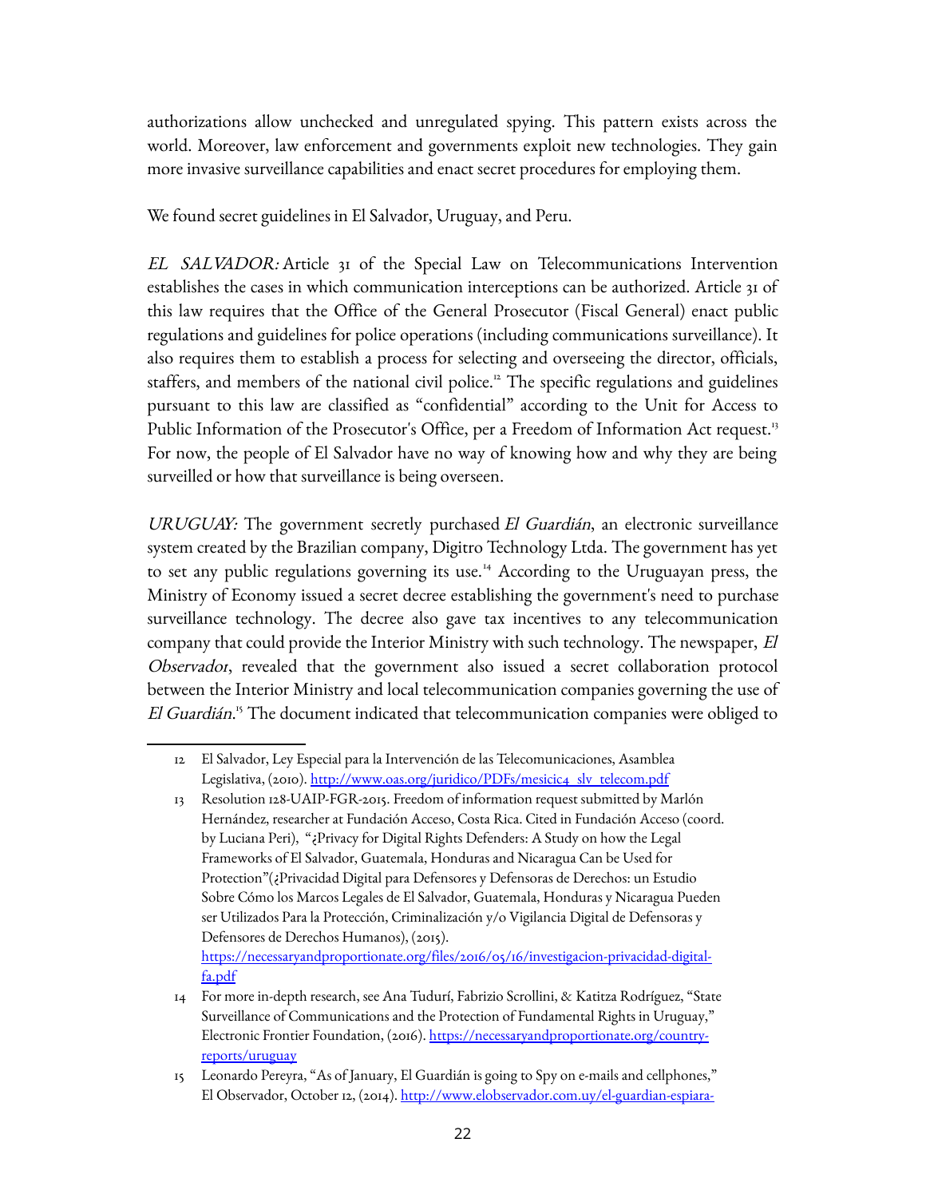authorizations allow unchecked and unregulated spying. This pattern exists across the world. Moreover, law enforcement and governments exploit new technologies. They gain more invasive surveillance capabilities and enact secret procedures for employing them.

We found secret guidelines in El Salvador, Uruguay, and Peru.

*EL SALVADOR:* Article 31 of the Special Law on Telecommunications Intervention establishes the cases in which communication interceptions can be authorized. Article 31 of this law requires that the Office of the General Prosecutor (Fiscal General) enact public regulations and guidelines for police operations (including communications surveillance). It also requires them to establish a process for selecting and overseeing the director, officials, staffers, and members of the national civil police.[12] The specific regulations and guidelines pursuant to this law are classified as "confidential" according to the Unit for Access to Public Information of the Prosecutor's Office, per a Freedom of Information Act request.[13] For now, the people of El Salvador have no way of knowing how and why they are being surveilled or how that surveillance is being overseen.

*URUGUAY:* The government secretly purchased *El Guardián*, an electronic surveillance system created by the Brazilian company, Digitro Technology Ltda. The government has yet to set any public regulations governing its use.[14] According to the Uruguayan press, the Ministry of Economy issued a secret decree establishing the government's need to purchase surveillance technology. The decree also gave tax incentives to any telecommunication company that could provide the Interior Ministry with such technology. The newspaper, *El Observador*, revealed that the government also issued a secret collaboration protocol between the Interior Ministry and local telecommunication companies governing the use of *El Guardián*.[15] The document indicated that telecommunication companies were obliged to

---

12 El Salvador, Ley Especial para la Intervención de las Telecomunicaciones, Asamblea Legislativa, (2010). http://www.oas.org/juridico/PDFs/mesicic4_slv_telecom.pdf

13 Resolution 128-UAIP-FGR-2015. Freedom of information request submitted by Marlón Hernández, researcher at Fundación Acceso, Costa Rica. Cited in Fundación Acceso (coord. by Luciana Peri), "¿Privacy for Digital Rights Defenders: A Study on how the Legal Frameworks of El Salvador, Guatemala, Honduras and Nicaragua Can be Used for Protection"(¿Privacidad Digital para Defensores y Defensoras de Derechos: un Estudio Sobre Cómo los Marcos Legales de El Salvador, Guatemala, Honduras y Nicaragua Pueden ser Utilizados Para la Protección, Criminalización y/o Vigilancia Digital de Defensoras y Defensores de Derechos Humanos), (2015). https://necessaryandproportionate.org/files/2016/05/16/investigacion-privacidad-digital-fa.pdf

14 For more in-depth research, see Ana Tudurí, Fabrizio Scrollini, & Katitza Rodríguez, "State Surveillance of Communications and the Protection of Fundamental Rights in Uruguay," Electronic Frontier Foundation, (2016). https://necessaryandproportionate.org/country-reports/uruguay

15 Leonardo Pereyra, "As of January, El Guardián is going to Spy on e-mails and cellphones," El Observador, October 12, (2014). http://www.elobservador.com.uy/el-guardian-espiara-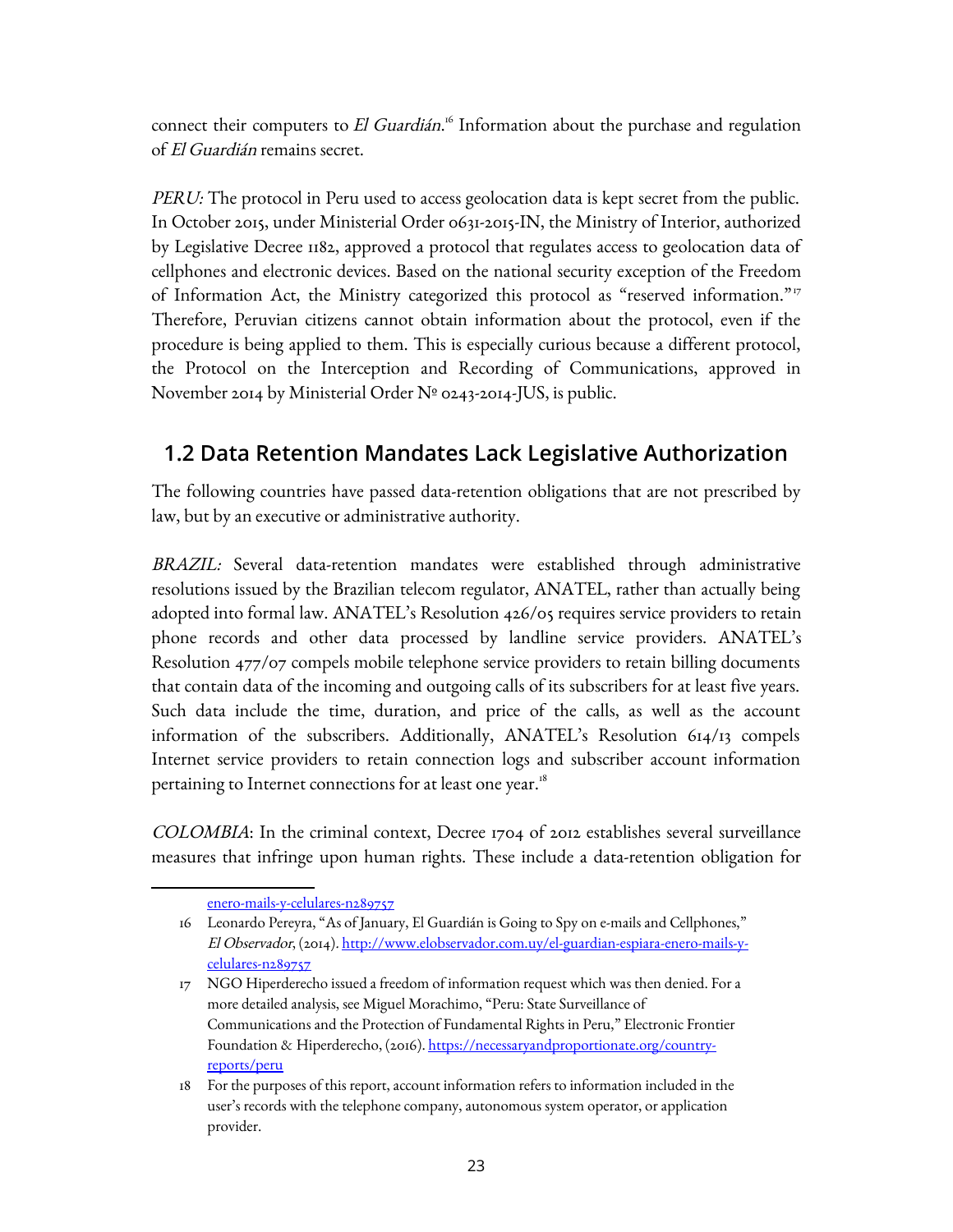connect their computers to *El Guardián*.[16] Information about the purchase and regulation of *El Guardián* remains secret.

*PERU:* The protocol in Peru used to access geolocation data is kept secret from the public. In October 2015, under Ministerial Order 0631-2015-IN, the Ministry of Interior, authorized by Legislative Decree 1182, approved a protocol that regulates access to geolocation data of cellphones and electronic devices. Based on the national security exception of the Freedom of Information Act, the Ministry categorized this protocol as "reserved information."[17] Therefore, Peruvian citizens cannot obtain information about the protocol, even if the procedure is being applied to them. This is especially curious because a different protocol, the Protocol on the Interception and Recording of Communications, approved in November 2014 by Ministerial Order Nº 0243-2014-JUS, is public.

## 1.2 Data Retention Mandates Lack Legislative Authorization

The following countries have passed data-retention obligations that are not prescribed by law, but by an executive or administrative authority.

*BRAZIL:* Several data-retention mandates were established through administrative resolutions issued by the Brazilian telecom regulator, ANATEL, rather than actually being adopted into formal law. ANATEL's Resolution 426/05 requires service providers to retain phone records and other data processed by landline service providers. ANATEL's Resolution 477/07 compels mobile telephone service providers to retain billing documents that contain data of the incoming and outgoing calls of its subscribers for at least five years. Such data include the time, duration, and price of the calls, as well as the account information of the subscribers. Additionally, ANATEL's Resolution 614/13 compels Internet service providers to retain connection logs and subscriber account information pertaining to Internet connections for at least one year.[18]

*COLOMBIA*: In the criminal context, Decree 1704 of 2012 establishes several surveillance measures that infringe upon human rights. These include a data-retention obligation for

---

enero-mails-y-celulares-n289757

16 Leonardo Pereyra, "As of January, El Guardián is Going to Spy on e-mails and Cellphones," *El Observador*, (2014). http://www.elobservador.com.uy/el-guardian-espiara-enero-mails-y-celulares-n289757

17 NGO Hiperderecho issued a freedom of information request which was then denied. For a more detailed analysis, see Miguel Morachimo, "Peru: State Surveillance of Communications and the Protection of Fundamental Rights in Peru," Electronic Frontier Foundation & Hiperderecho, (2016). https://necessaryandproportionate.org/country-reports/peru

18 For the purposes of this report, account information refers to information included in the user's records with the telephone company, autonomous system operator, or application provider.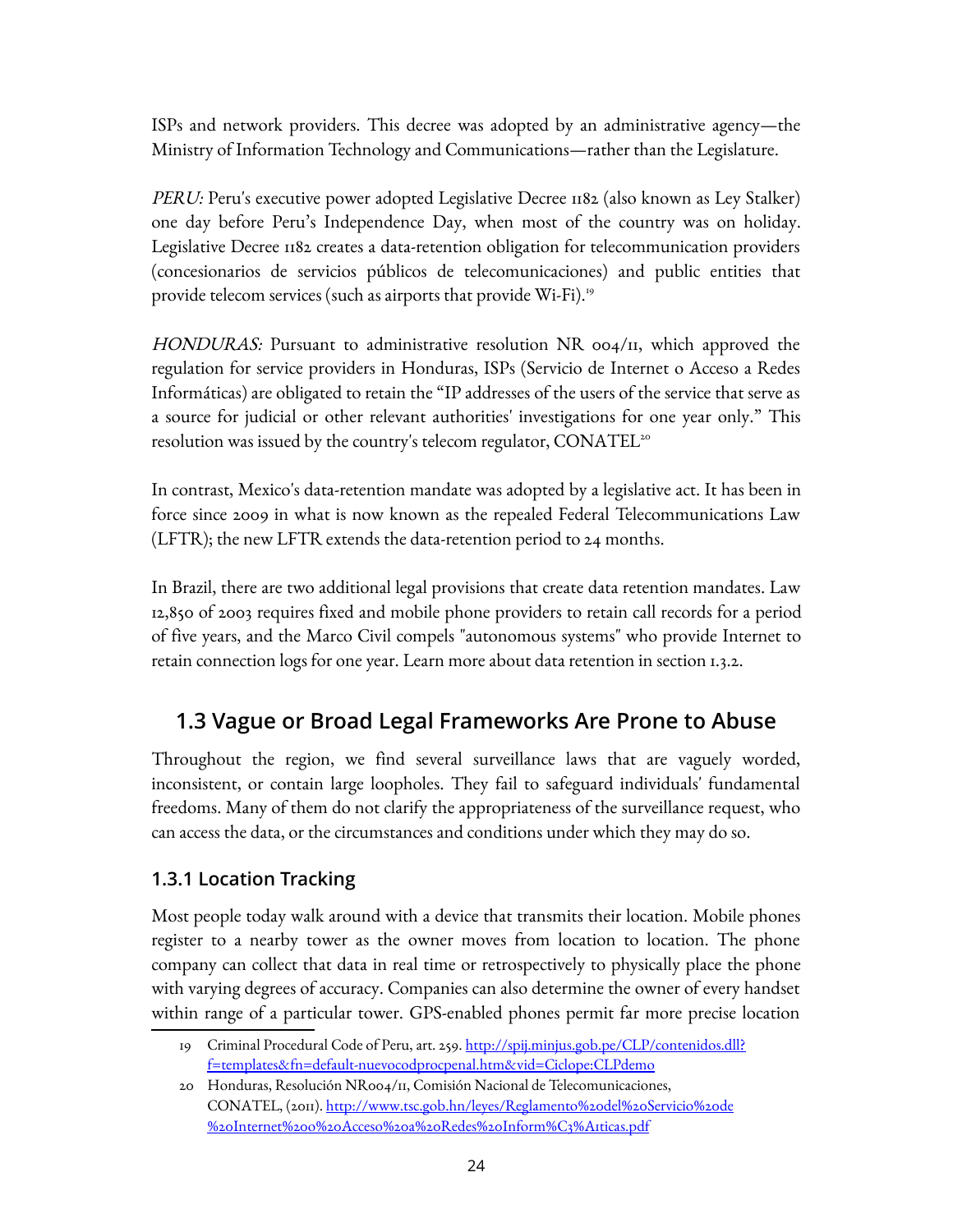ISPs and network providers. This decree was adopted by an administrative agency—the Ministry of Information Technology and Communications—rather than the Legislature.

*PERU:* Peru's executive power adopted Legislative Decree 1182 (also known as Ley Stalker) one day before Peru's Independence Day, when most of the country was on holiday. Legislative Decree 1182 creates a data-retention obligation for telecommunication providers (concesionarios de servicios públicos de telecomunicaciones) and public entities that provide telecom services (such as airports that provide Wi-Fi).[19]

*HONDURAS:* Pursuant to administrative resolution NR 004/11, which approved the regulation for service providers in Honduras, ISPs (Servicio de Internet o Acceso a Redes Informáticas) are obligated to retain the "IP addresses of the users of the service that serve as a source for judicial or other relevant authorities' investigations for one year only." This resolution was issued by the country's telecom regulator, CONATEL[20]

In contrast, Mexico's data-retention mandate was adopted by a legislative act. It has been in force since 2009 in what is now known as the repealed Federal Telecommunications Law (LFTR); the new LFTR extends the data-retention period to 24 months.

In Brazil, there are two additional legal provisions that create data retention mandates. Law 12,850 of 2003 requires fixed and mobile phone providers to retain call records for a period of five years, and the Marco Civil compels "autonomous systems" who provide Internet to retain connection logs for one year. Learn more about data retention in section 1.3.2.

## 1.3 Vague or Broad Legal Frameworks Are Prone to Abuse

Throughout the region, we find several surveillance laws that are vaguely worded, inconsistent, or contain large loopholes. They fail to safeguard individuals' fundamental freedoms. Many of them do not clarify the appropriateness of the surveillance request, who can access the data, or the circumstances and conditions under which they may do so.

### 1.3.1 Location Tracking

Most people today walk around with a device that transmits their location. Mobile phones register to a nearby tower as the owner moves from location to location. The phone company can collect that data in real time or retrospectively to physically place the phone with varying degrees of accuracy. Companies can also determine the owner of every handset within range of a particular tower. GPS-enabled phones permit far more precise location

---

19 Criminal Procedural Code of Peru, art. 259. http://spij.minjus.gob.pe/CLP/contenidos.dll?f=templates&fn=default-nuevocodprocpenal.htm&vid=Ciclope:CLPdemo

20 Honduras, Resolución NR004/11, Comisión Nacional de Telecomunicaciones, CONATEL, (2011). http://www.tsc.gob.hn/leyes/Reglamento%20del%20Servicio%20de%20Internet%20o%20Acceso%20a%20Redes%20Inform%C3%A1ticas.pdf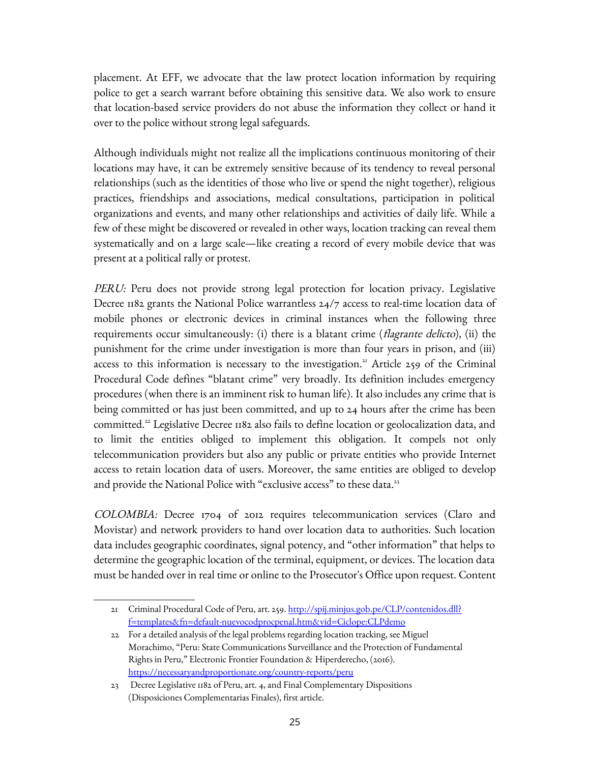placement. At EFF, we advocate that the law protect location information by requiring police to get a search warrant before obtaining this sensitive data. We also work to ensure that location-based service providers do not abuse the information they collect or hand it over to the police without strong legal safeguards.

Although individuals might not realize all the implications continuous monitoring of their locations may have, it can be extremely sensitive because of its tendency to reveal personal relationships (such as the identities of those who live or spend the night together), religious practices, friendships and associations, medical consultations, participation in political organizations and events, and many other relationships and activities of daily life. While a few of these might be discovered or revealed in other ways, location tracking can reveal them systematically and on a large scale—like creating a record of every mobile device that was present at a political rally or protest.

*PERU:* Peru does not provide strong legal protection for location privacy. Legislative Decree 1182 grants the National Police warrantless 24/7 access to real-time location data of mobile phones or electronic devices in criminal instances when the following three requirements occur simultaneously: (i) there is a blatant crime (*flagrante delicto*), (ii) the punishment for the crime under investigation is more than four years in prison, and (iii) access to this information is necessary to the investigation.[21] Article 259 of the Criminal Procedural Code defines "blatant crime" very broadly. Its definition includes emergency procedures (when there is an imminent risk to human life). It also includes any crime that is being committed or has just been committed, and up to 24 hours after the crime has been committed.[22] Legislative Decree 1182 also fails to define location or geolocalization data, and to limit the entities obliged to implement this obligation. It compels not only telecommunication providers but also any public or private entities who provide Internet access to retain location data of users. Moreover, the same entities are obliged to develop and provide the National Police with "exclusive access" to these data.[23]

*COLOMBIA:* Decree 1704 of 2012 requires telecommunication services (Claro and Movistar) and network providers to hand over location data to authorities. Such location data includes geographic coordinates, signal potency, and "other information" that helps to determine the geographic location of the terminal, equipment, or devices. The location data must be handed over in real time or online to the Prosecutor's Office upon request. Content

---

21 Criminal Procedural Code of Peru, art. 259. [http://spij.minjus.gob.pe/CLP/contenidos.dll?f=templates&fn=default-nuevocodprocpenal.htm&vid=Ciclope:CLPdemo](http://spij.minjus.gob.pe/CLP/contenidos.dll?f=templates&fn=default-nuevocodprocpenal.htm&vid=Ciclope:CLPdemo)

22 For a detailed analysis of the legal problems regarding location tracking, see Miguel Morachimo, "Peru: State Communications Surveillance and the Protection of Fundamental Rights in Peru," Electronic Frontier Foundation & Hiperderecho, (2016). [https://necessaryandproportionate.org/country-reports/peru](https://necessaryandproportionate.org/country-reports/peru)

23 Decree Legislative 1182 of Peru, art. 4, and Final Complementary Dispositions (Disposiciones Complementarias Finales), first article.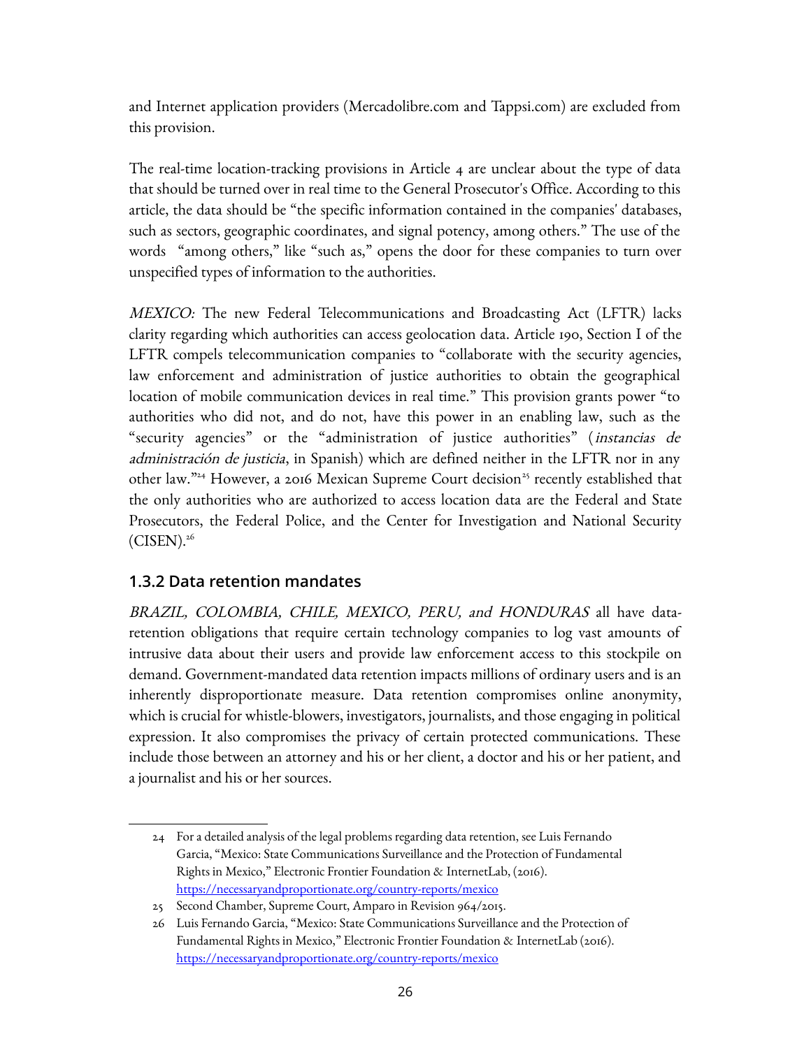and Internet application providers (Mercadolibre.com and Tappsi.com) are excluded from this provision.

The real-time location-tracking provisions in Article 4 are unclear about the type of data that should be turned over in real time to the General Prosecutor's Office. According to this article, the data should be "the specific information contained in the companies' databases, such as sectors, geographic coordinates, and signal potency, among others." The use of the words "among others," like "such as," opens the door for these companies to turn over unspecified types of information to the authorities.

*MEXICO:* The new Federal Telecommunications and Broadcasting Act (LFTR) lacks clarity regarding which authorities can access geolocation data. Article 190, Section I of the LFTR compels telecommunication companies to "collaborate with the security agencies, law enforcement and administration of justice authorities to obtain the geographical location of mobile communication devices in real time." This provision grants power "to authorities who did not, and do not, have this power in an enabling law, such as the "security agencies" or the "administration of justice authorities" (*instancias de administración de justicia*, in Spanish) which are defined neither in the LFTR nor in any other law."[24] However, a 2016 Mexican Supreme Court decision[25] recently established that the only authorities who are authorized to access location data are the Federal and State Prosecutors, the Federal Police, and the Center for Investigation and National Security (CISEN).[26]

### 1.3.2 Data retention mandates

*BRAZIL, COLOMBIA, CHILE, MEXICO, PERU, and HONDURAS* all have data-retention obligations that require certain technology companies to log vast amounts of intrusive data about their users and provide law enforcement access to this stockpile on demand. Government-mandated data retention impacts millions of ordinary users and is an inherently disproportionate measure. Data retention compromises online anonymity, which is crucial for whistle-blowers, investigators, journalists, and those engaging in political expression. It also compromises the privacy of certain protected communications. These include those between an attorney and his or her client, a doctor and his or her patient, and a journalist and his or her sources.

---

24 For a detailed analysis of the legal problems regarding data retention, see Luis Fernando Garcia, "Mexico: State Communications Surveillance and the Protection of Fundamental Rights in Mexico," Electronic Frontier Foundation & InternetLab, (2016). https://necessaryandproportionate.org/country-reports/mexico

25 Second Chamber, Supreme Court, Amparo in Revision 964/2015.

26 Luis Fernando Garcia, "Mexico: State Communications Surveillance and the Protection of Fundamental Rights in Mexico," Electronic Frontier Foundation & InternetLab (2016). https://necessaryandproportionate.org/country-reports/mexico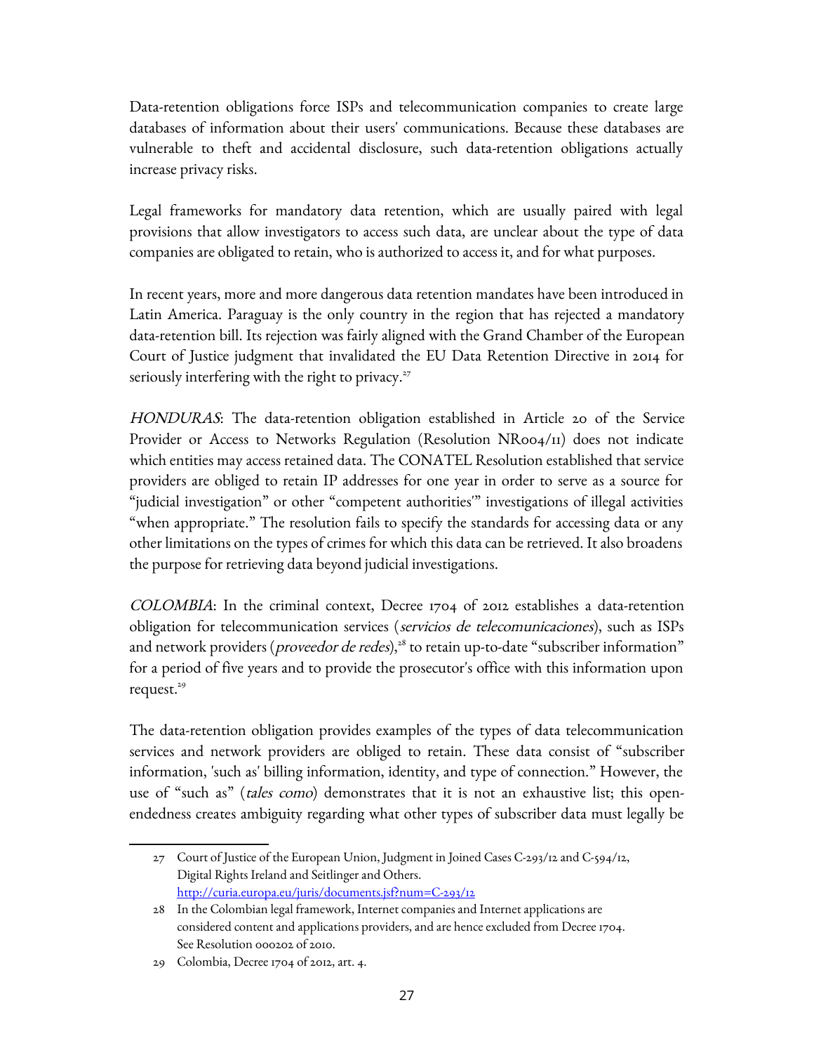Data-retention obligations force ISPs and telecommunication companies to create large databases of information about their users' communications. Because these databases are vulnerable to theft and accidental disclosure, such data-retention obligations actually increase privacy risks.

Legal frameworks for mandatory data retention, which are usually paired with legal provisions that allow investigators to access such data, are unclear about the type of data companies are obligated to retain, who is authorized to access it, and for what purposes.

In recent years, more and more dangerous data retention mandates have been introduced in Latin America. Paraguay is the only country in the region that has rejected a mandatory data-retention bill. Its rejection was fairly aligned with the Grand Chamber of the European Court of Justice judgment that invalidated the EU Data Retention Directive in 2014 for seriously interfering with the right to privacy.[27]

*HONDURAS*: The data-retention obligation established in Article 20 of the Service Provider or Access to Networks Regulation (Resolution NR004/11) does not indicate which entities may access retained data. The CONATEL Resolution established that service providers are obliged to retain IP addresses for one year in order to serve as a source for "judicial investigation" or other "competent authorities'" investigations of illegal activities "when appropriate." The resolution fails to specify the standards for accessing data or any other limitations on the types of crimes for which this data can be retrieved. It also broadens the purpose for retrieving data beyond judicial investigations.

*COLOMBIA*: In the criminal context, Decree 1704 of 2012 establishes a data-retention obligation for telecommunication services (*servicios de telecomunicaciones*), such as ISPs and network providers (*proveedor de redes*),[28] to retain up-to-date "subscriber information" for a period of five years and to provide the prosecutor's office with this information upon request.[29]

The data-retention obligation provides examples of the types of data telecommunication services and network providers are obliged to retain. These data consist of "subscriber information, 'such as' billing information, identity, and type of connection." However, the use of "such as" (*tales como*) demonstrates that it is not an exhaustive list; this open-endedness creates ambiguity regarding what other types of subscriber data must legally be

---

27 Court of Justice of the European Union, Judgment in Joined Cases C-293/12 and C-594/12, Digital Rights Ireland and Seitlinger and Others. http://curia.europa.eu/juris/documents.jsf?num=C-293/12

28 In the Colombian legal framework, Internet companies and Internet applications are considered content and applications providers, and are hence excluded from Decree 1704. See Resolution 000202 of 2010.

29 Colombia, Decree 1704 of 2012, art. 4.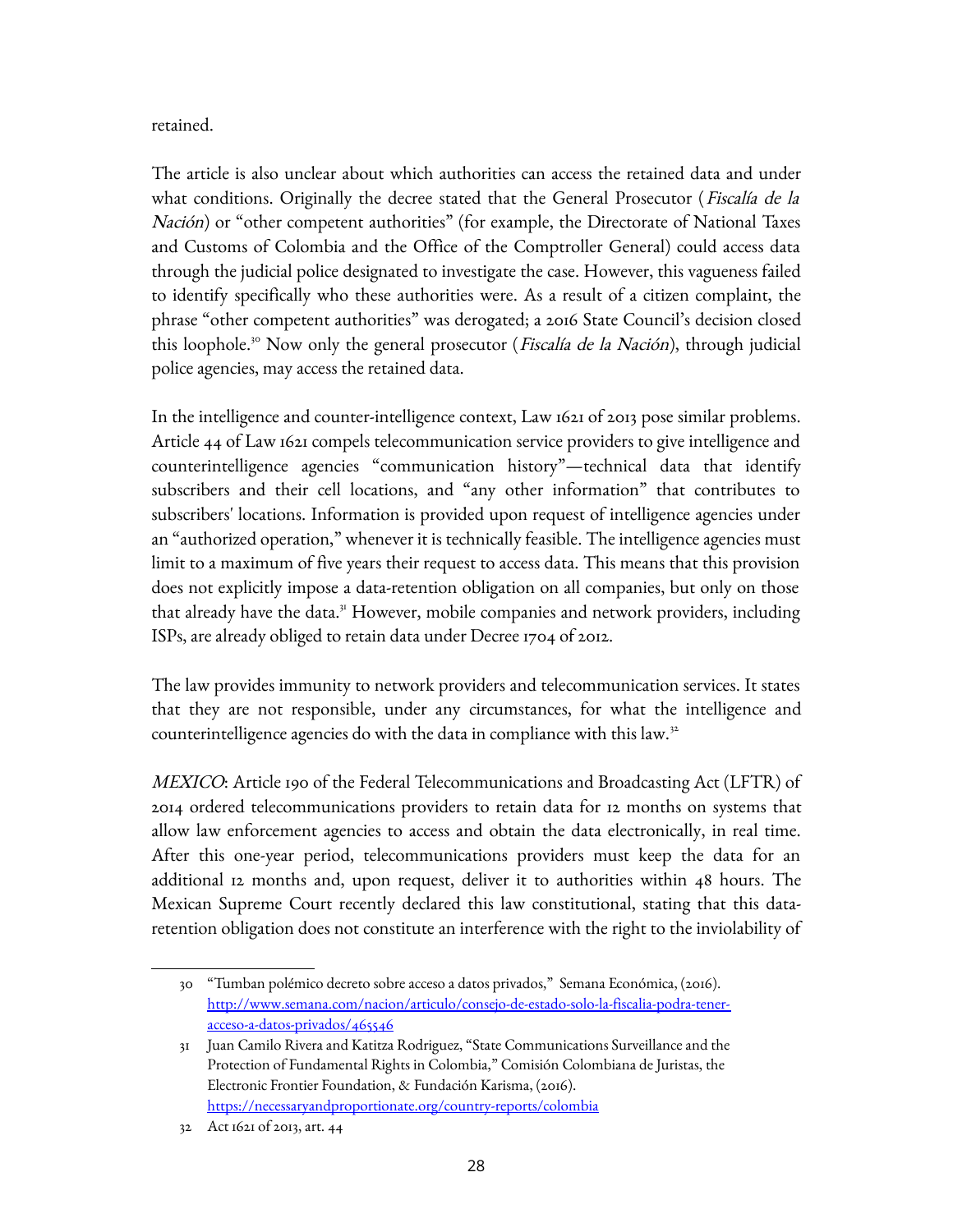retained.

The article is also unclear about which authorities can access the retained data and under what conditions. Originally the decree stated that the General Prosecutor (*Fiscalía de la Nación*) or "other competent authorities" (for example, the Directorate of National Taxes and Customs of Colombia and the Office of the Comptroller General) could access data through the judicial police designated to investigate the case. However, this vagueness failed to identify specifically who these authorities were. As a result of a citizen complaint, the phrase "other competent authorities" was derogated; a 2016 State Council's decision closed this loophole.[30] Now only the general prosecutor (*Fiscalía de la Nación*), through judicial police agencies, may access the retained data.

In the intelligence and counter-intelligence context, Law 1621 of 2013 pose similar problems. Article 44 of Law 1621 compels telecommunication service providers to give intelligence and counterintelligence agencies "communication history"—technical data that identify subscribers and their cell locations, and "any other information" that contributes to subscribers' locations. Information is provided upon request of intelligence agencies under an "authorized operation," whenever it is technically feasible. The intelligence agencies must limit to a maximum of five years their request to access data. This means that this provision does not explicitly impose a data-retention obligation on all companies, but only on those that already have the data.[31] However, mobile companies and network providers, including ISPs, are already obliged to retain data under Decree 1704 of 2012.

The law provides immunity to network providers and telecommunication services. It states that they are not responsible, under any circumstances, for what the intelligence and counterintelligence agencies do with the data in compliance with this law.[32]

*MEXICO*: Article 190 of the Federal Telecommunications and Broadcasting Act (LFTR) of 2014 ordered telecommunications providers to retain data for 12 months on systems that allow law enforcement agencies to access and obtain the data electronically, in real time. After this one-year period, telecommunications providers must keep the data for an additional 12 months and, upon request, deliver it to authorities within 48 hours. The Mexican Supreme Court recently declared this law constitutional, stating that this data-retention obligation does not constitute an interference with the right to the inviolability of

---

30 "Tumban polémico decreto sobre acceso a datos privados," Semana Económica, (2016). http://www.semana.com/nacion/articulo/consejo-de-estado-solo-la-fiscalia-podra-tener-acceso-a-datos-privados/465546

31 Juan Camilo Rivera and Katitza Rodriguez, "State Communications Surveillance and the Protection of Fundamental Rights in Colombia," Comisión Colombiana de Juristas, the Electronic Frontier Foundation, & Fundación Karisma, (2016). https://necessaryandproportionate.org/country-reports/colombia

32 Act 1621 of 2013, art. 44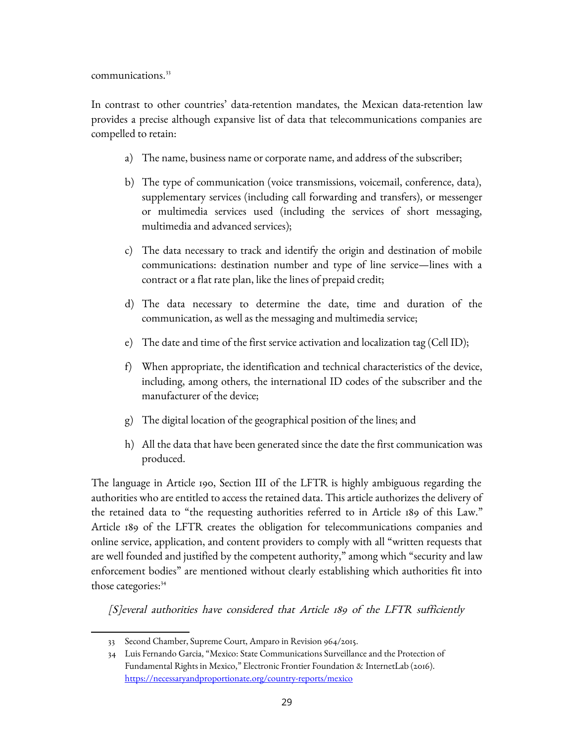communications.[33]

In contrast to other countries' data-retention mandates, the Mexican data-retention law provides a precise although expansive list of data that telecommunications companies are compelled to retain:

a) The name, business name or corporate name, and address of the subscriber;

b) The type of communication (voice transmissions, voicemail, conference, data), supplementary services (including call forwarding and transfers), or messenger or multimedia services used (including the services of short messaging, multimedia and advanced services);

c) The data necessary to track and identify the origin and destination of mobile communications: destination number and type of line service—lines with a contract or a flat rate plan, like the lines of prepaid credit;

d) The data necessary to determine the date, time and duration of the communication, as well as the messaging and multimedia service;

e) The date and time of the first service activation and localization tag (Cell ID);

f) When appropriate, the identification and technical characteristics of the device, including, among others, the international ID codes of the subscriber and the manufacturer of the device;

g) The digital location of the geographical position of the lines; and

h) All the data that have been generated since the date the first communication was produced.

The language in Article 190, Section III of the LFTR is highly ambiguous regarding the authorities who are entitled to access the retained data. This article authorizes the delivery of the retained data to "the requesting authorities referred to in Article 189 of this Law." Article 189 of the LFTR creates the obligation for telecommunications companies and online service, application, and content providers to comply with all "written requests that are well founded and justified by the competent authority," among which "security and law enforcement bodies" are mentioned without clearly establishing which authorities fit into those categories:[34]

*[S]everal authorities have considered that Article 189 of the LFTR sufficiently*

---

33 Second Chamber, Supreme Court, Amparo in Revision 964/2015.

34 Luis Fernando Garcia, "Mexico: State Communications Surveillance and the Protection of Fundamental Rights in Mexico," Electronic Frontier Foundation & InternetLab (2016). https://necessaryandproportionate.org/country-reports/mexico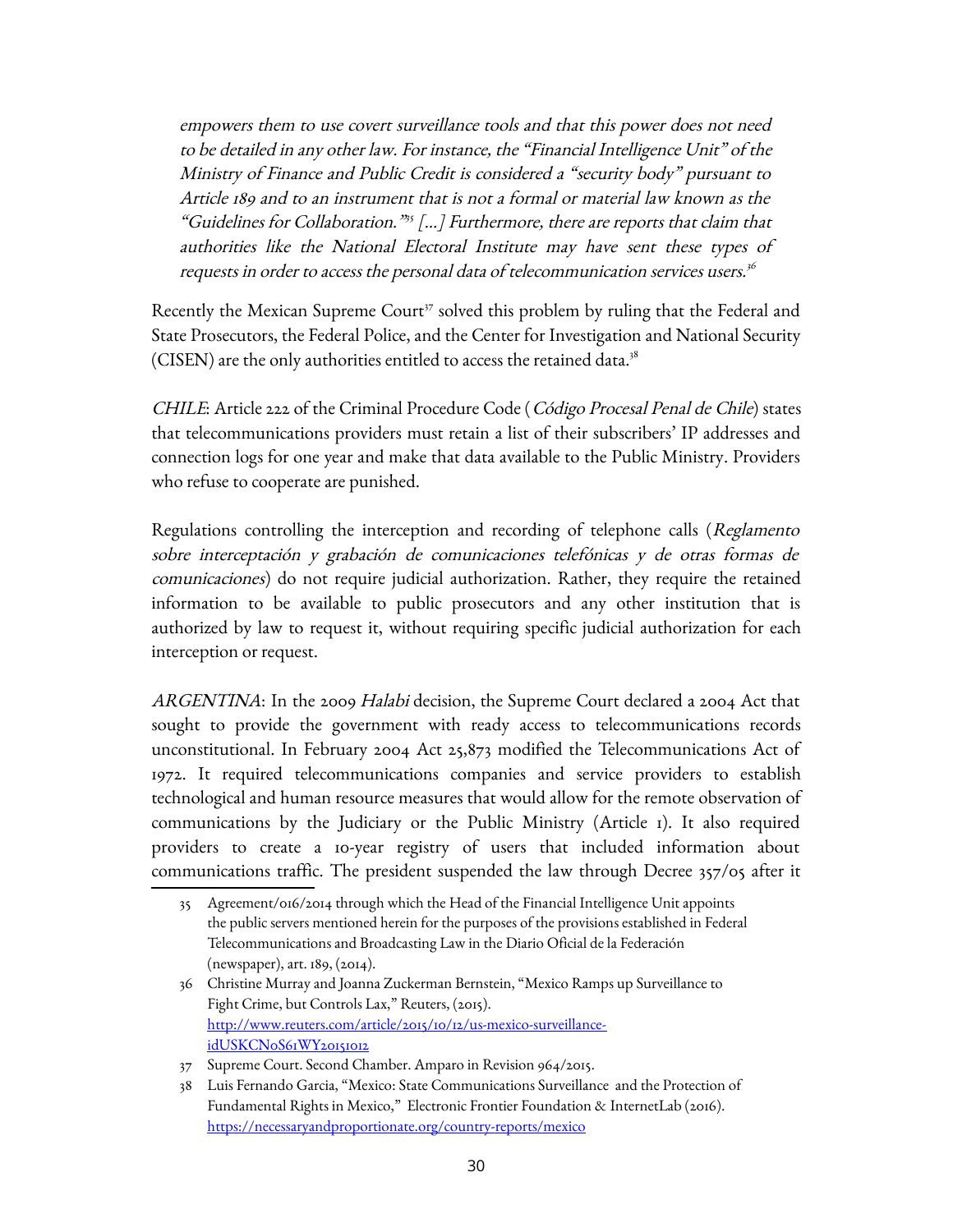> *empowers them to use covert surveillance tools and that this power does not need to be detailed in any other law. For instance, the "Financial Intelligence Unit" of the Ministry of Finance and Public Credit is considered a "security body" pursuant to Article 189 and to an instrument that is not a formal or material law known as the "Guidelines for Collaboration."*[35] *[...] Furthermore, there are reports that claim that authorities like the National Electoral Institute may have sent these types of requests in order to access the personal data of telecommunication services users.*[36]

Recently the Mexican Supreme Court[37] solved this problem by ruling that the Federal and State Prosecutors, the Federal Police, and the Center for Investigation and National Security (CISEN) are the only authorities entitled to access the retained data.[38]

*CHILE*: Article 222 of the Criminal Procedure Code (*Código Procesal Penal de Chile*) states that telecommunications providers must retain a list of their subscribers' IP addresses and connection logs for one year and make that data available to the Public Ministry. Providers who refuse to cooperate are punished.

Regulations controlling the interception and recording of telephone calls (*Reglamento sobre interceptación y grabación de comunicaciones telefónicas y de otras formas de comunicaciones*) do not require judicial authorization. Rather, they require the retained information to be available to public prosecutors and any other institution that is authorized by law to request it, without requiring specific judicial authorization for each interception or request.

*ARGENTINA*: In the 2009 *Halabi* decision, the Supreme Court declared a 2004 Act that sought to provide the government with ready access to telecommunications records unconstitutional. In February 2004 Act 25,873 modified the Telecommunications Act of 1972. It required telecommunications companies and service providers to establish technological and human resource measures that would allow for the remote observation of communications by the Judiciary or the Public Ministry (Article 1). It also required providers to create a 10-year registry of users that included information about communications traffic. The president suspended the law through Decree 357/05 after it

---

35 Agreement/016/2014 through which the Head of the Financial Intelligence Unit appoints the public servers mentioned herein for the purposes of the provisions established in Federal Telecommunications and Broadcasting Law in the Diario Oficial de la Federación (newspaper), art. 189, (2014).

36 Christine Murray and Joanna Zuckerman Bernstein, "Mexico Ramps up Surveillance to Fight Crime, but Controls Lax," Reuters, (2015). http://www.reuters.com/article/2015/10/12/us-mexico-surveillance-idUSKCN0S61WY20151012

37 Supreme Court. Second Chamber. Amparo in Revision 964/2015.

38 Luis Fernando Garcia, "Mexico: State Communications Surveillance and the Protection of Fundamental Rights in Mexico," Electronic Frontier Foundation & InternetLab (2016). https://necessaryandproportionate.org/country-reports/mexico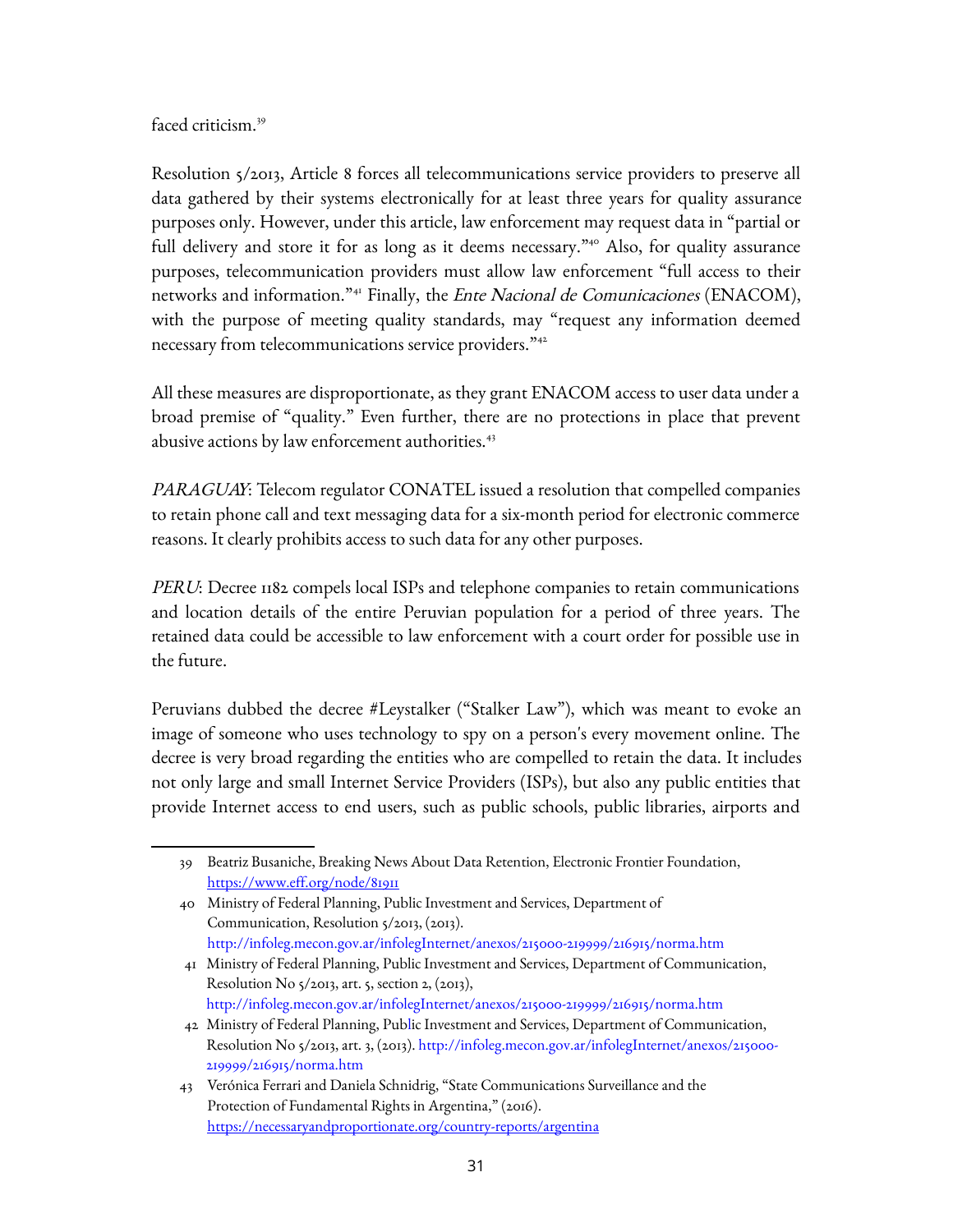faced criticism.[39]

Resolution 5/2013, Article 8 forces all telecommunications service providers to preserve all data gathered by their systems electronically for at least three years for quality assurance purposes only. However, under this article, law enforcement may request data in "partial or full delivery and store it for as long as it deems necessary."[40] Also, for quality assurance purposes, telecommunication providers must allow law enforcement "full access to their networks and information."[41] Finally, the *Ente Nacional de Comunicaciones* (ENACOM), with the purpose of meeting quality standards, may "request any information deemed necessary from telecommunications service providers."[42]

All these measures are disproportionate, as they grant ENACOM access to user data under a broad premise of "quality." Even further, there are no protections in place that prevent abusive actions by law enforcement authorities.[43]

*PARAGUAY*: Telecom regulator CONATEL issued a resolution that compelled companies to retain phone call and text messaging data for a six-month period for electronic commerce reasons. It clearly prohibits access to such data for any other purposes.

*PERU*: Decree 1182 compels local ISPs and telephone companies to retain communications and location details of the entire Peruvian population for a period of three years. The retained data could be accessible to law enforcement with a court order for possible use in the future.

Peruvians dubbed the decree #Leystalker ("Stalker Law"), which was meant to evoke an image of someone who uses technology to spy on a person's every movement online. The decree is very broad regarding the entities who are compelled to retain the data. It includes not only large and small Internet Service Providers (ISPs), but also any public entities that provide Internet access to end users, such as public schools, public libraries, airports and

---

39 Beatriz Busaniche, Breaking News About Data Retention, Electronic Frontier Foundation, https://www.eff.org/node/81911

40 Ministry of Federal Planning, Public Investment and Services, Department of Communication, Resolution 5/2013, (2013). http://infoleg.mecon.gov.ar/infolegInternet/anexos/215000-219999/216915/norma.htm

41 Ministry of Federal Planning, Public Investment and Services, Department of Communication, Resolution No 5/2013, art. 5, section 2, (2013), http://infoleg.mecon.gov.ar/infolegInternet/anexos/215000-219999/216915/norma.htm

42 Ministry of Federal Planning, Public Investment and Services, Department of Communication, Resolution No 5/2013, art. 3, (2013). http://infoleg.mecon.gov.ar/infolegInternet/anexos/215000-219999/216915/norma.htm

43 Verónica Ferrari and Daniela Schnidrig, "State Communications Surveillance and the Protection of Fundamental Rights in Argentina," (2016). https://necessaryandproportionate.org/country-reports/argentina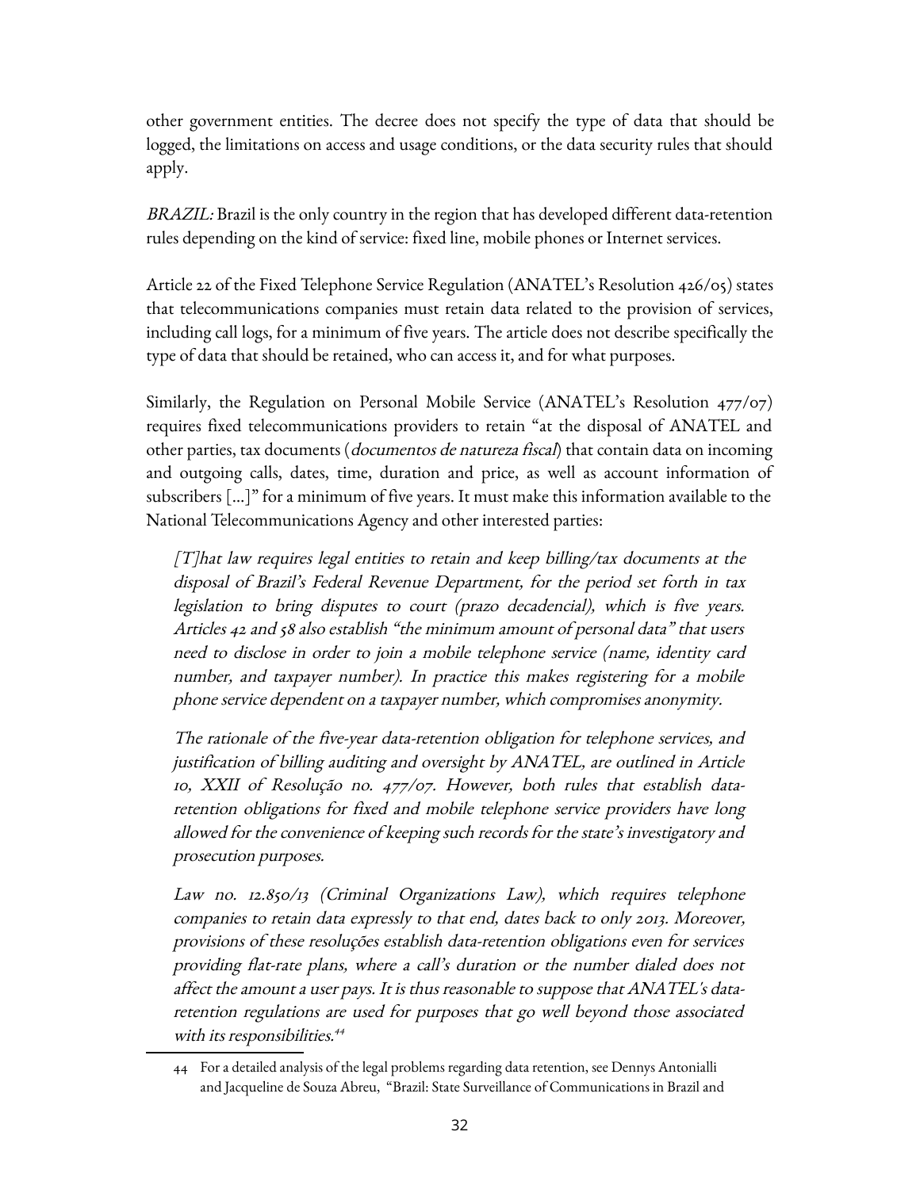other government entities. The decree does not specify the type of data that should be logged, the limitations on access and usage conditions, or the data security rules that should apply.

*BRAZIL:* Brazil is the only country in the region that has developed different data-retention rules depending on the kind of service: fixed line, mobile phones or Internet services.

Article 22 of the Fixed Telephone Service Regulation (ANATEL's Resolution 426/05) states that telecommunications companies must retain data related to the provision of services, including call logs, for a minimum of five years. The article does not describe specifically the type of data that should be retained, who can access it, and for what purposes.

Similarly, the Regulation on Personal Mobile Service (ANATEL's Resolution 477/07) requires fixed telecommunications providers to retain "at the disposal of ANATEL and other parties, tax documents (*documentos de natureza fiscal*) that contain data on incoming and outgoing calls, dates, time, duration and price, as well as account information of subscribers [...]" for a minimum of five years. It must make this information available to the National Telecommunications Agency and other interested parties:

> *[T]hat law requires legal entities to retain and keep billing/tax documents at the disposal of Brazil's Federal Revenue Department, for the period set forth in tax legislation to bring disputes to court (prazo decadencial), which is five years. Articles 42 and 58 also establish "the minimum amount of personal data" that users need to disclose in order to join a mobile telephone service (name, identity card number, and taxpayer number). In practice this makes registering for a mobile phone service dependent on a taxpayer number, which compromises anonymity.*
>
> *The rationale of the five-year data-retention obligation for telephone services, and justification of billing auditing and oversight by ANATEL, are outlined in Article 10, XXII of Resolução no. 477/07. However, both rules that establish data-retention obligations for fixed and mobile telephone service providers have long allowed for the convenience of keeping such records for the state's investigatory and prosecution purposes.*
>
> *Law no. 12.850/13 (Criminal Organizations Law), which requires telephone companies to retain data expressly to that end, dates back to only 2013. Moreover, provisions of these resoluções establish data-retention obligations even for services providing flat-rate plans, where a call's duration or the number dialed does not affect the amount a user pays. It is thus reasonable to suppose that ANATEL's data-retention regulations are used for purposes that go well beyond those associated with its responsibilities.*[44]

44 For a detailed analysis of the legal problems regarding data retention, see Dennys Antonialli and Jacqueline de Souza Abreu, "Brazil: State Surveillance of Communications in Brazil and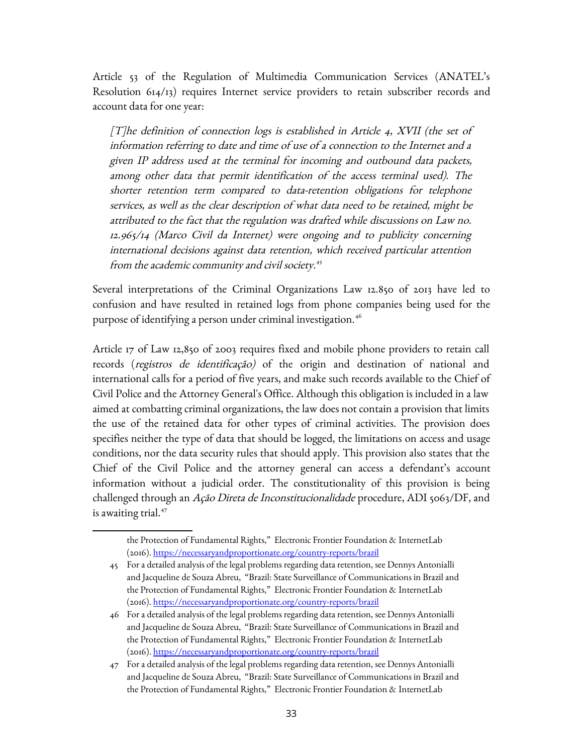Article 53 of the Regulation of Multimedia Communication Services (ANATEL's Resolution 614/13) requires Internet service providers to retain subscriber records and account data for one year:

> *[T]he definition of connection logs is established in Article 4, XVII (the set of information referring to date and time of use of a connection to the Internet and a given IP address used at the terminal for incoming and outbound data packets, among other data that permit identification of the access terminal used). The shorter retention term compared to data-retention obligations for telephone services, as well as the clear description of what data need to be retained, might be attributed to the fact that the regulation was drafted while discussions on Law no. 12.965/14 (Marco Civil da Internet) were ongoing and to publicity concerning international decisions against data retention, which received particular attention from the academic community and civil society.*[45]

Several interpretations of the Criminal Organizations Law 12.850 of 2013 have led to confusion and have resulted in retained logs from phone companies being used for the purpose of identifying a person under criminal investigation.[46]

Article 17 of Law 12,850 of 2003 requires fixed and mobile phone providers to retain call records (*registros de identificação)* of the origin and destination of national and international calls for a period of five years, and make such records available to the Chief of Civil Police and the Attorney General's Office. Although this obligation is included in a law aimed at combatting criminal organizations, the law does not contain a provision that limits the use of the retained data for other types of criminal activities. The provision does specifies neither the type of data that should be logged, the limitations on access and usage conditions, nor the data security rules that should apply. This provision also states that the Chief of the Civil Police and the attorney general can access a defendant's account information without a judicial order. The constitutionality of this provision is being challenged through an *Ação Direta de Inconstitucionalidade* procedure, ADI 5063/DF, and is awaiting trial.[47]

---

the Protection of Fundamental Rights," Electronic Frontier Foundation & InternetLab (2016). https://necessaryandproportionate.org/country-reports/brazil

45 For a detailed analysis of the legal problems regarding data retention, see Dennys Antonialli and Jacqueline de Souza Abreu, "Brazil: State Surveillance of Communications in Brazil and the Protection of Fundamental Rights," Electronic Frontier Foundation & InternetLab (2016). https://necessaryandproportionate.org/country-reports/brazil

46 For a detailed analysis of the legal problems regarding data retention, see Dennys Antonialli and Jacqueline de Souza Abreu, "Brazil: State Surveillance of Communications in Brazil and the Protection of Fundamental Rights," Electronic Frontier Foundation & InternetLab (2016). https://necessaryandproportionate.org/country-reports/brazil

47 For a detailed analysis of the legal problems regarding data retention, see Dennys Antonialli and Jacqueline de Souza Abreu, "Brazil: State Surveillance of Communications in Brazil and the Protection of Fundamental Rights," Electronic Frontier Foundation & InternetLab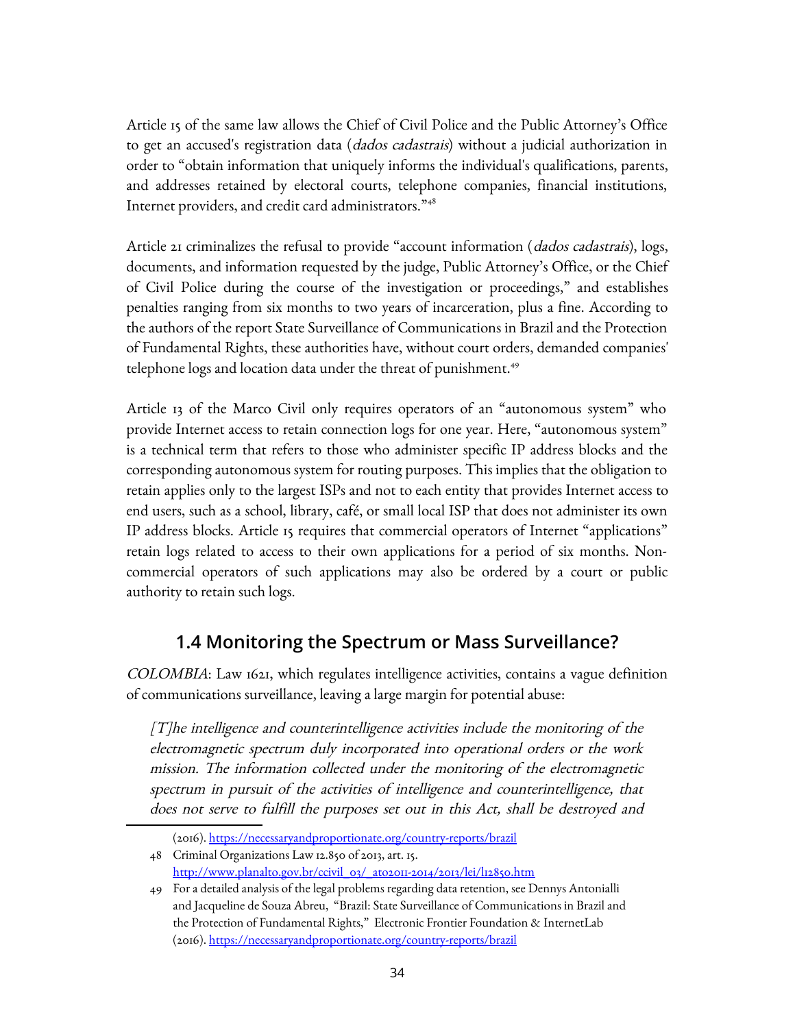Article 15 of the same law allows the Chief of Civil Police and the Public Attorney's Office to get an accused's registration data (*dados cadastrais*) without a judicial authorization in order to "obtain information that uniquely informs the individual's qualifications, parents, and addresses retained by electoral courts, telephone companies, financial institutions, Internet providers, and credit card administrators."[48]

Article 21 criminalizes the refusal to provide "account information (*dados cadastrais*), logs, documents, and information requested by the judge, Public Attorney's Office, or the Chief of Civil Police during the course of the investigation or proceedings," and establishes penalties ranging from six months to two years of incarceration, plus a fine. According to the authors of the report State Surveillance of Communications in Brazil and the Protection of Fundamental Rights, these authorities have, without court orders, demanded companies' telephone logs and location data under the threat of punishment.[49]

Article 13 of the Marco Civil only requires operators of an "autonomous system" who provide Internet access to retain connection logs for one year. Here, "autonomous system" is a technical term that refers to those who administer specific IP address blocks and the corresponding autonomous system for routing purposes. This implies that the obligation to retain applies only to the largest ISPs and not to each entity that provides Internet access to end users, such as a school, library, café, or small local ISP that does not administer its own IP address blocks. Article 15 requires that commercial operators of Internet "applications" retain logs related to access to their own applications for a period of six months. Non-commercial operators of such applications may also be ordered by a court or public authority to retain such logs.

## 1.4 Monitoring the Spectrum or Mass Surveillance?

*COLOMBIA*: Law 1621, which regulates intelligence activities, contains a vague definition of communications surveillance, leaving a large margin for potential abuse:

> *[T]he intelligence and counterintelligence activities include the monitoring of the electromagnetic spectrum duly incorporated into operational orders or the work mission. The information collected under the monitoring of the electromagnetic spectrum in pursuit of the activities of intelligence and counterintelligence, that does not serve to fulfill the purposes set out in this Act, shall be destroyed and*

---

(2016). https://necessaryandproportionate.org/country-reports/brazil

48 Criminal Organizations Law 12.850 of 2013, art. 15. http://www.planalto.gov.br/ccivil_03/_ato2011-2014/2013/lei/l12850.htm

49 For a detailed analysis of the legal problems regarding data retention, see Dennys Antonialli and Jacqueline de Souza Abreu, "Brazil: State Surveillance of Communications in Brazil and the Protection of Fundamental Rights," Electronic Frontier Foundation & InternetLab (2016). https://necessaryandproportionate.org/country-reports/brazil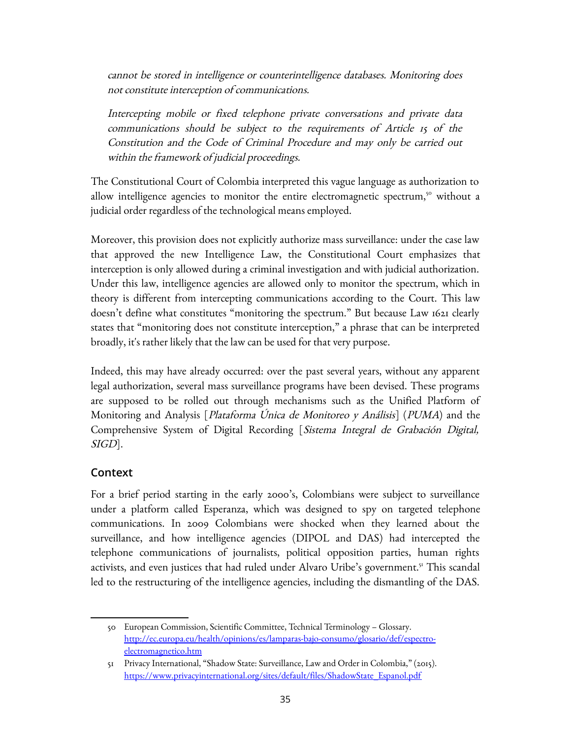> *cannot be stored in intelligence or counterintelligence databases. Monitoring does not constitute interception of communications.*
>
> *Intercepting mobile or fixed telephone private conversations and private data communications should be subject to the requirements of Article 15 of the Constitution and the Code of Criminal Procedure and may only be carried out within the framework of judicial proceedings.*

The Constitutional Court of Colombia interpreted this vague language as authorization to allow intelligence agencies to monitor the entire electromagnetic spectrum,[50] without a judicial order regardless of the technological means employed.

Moreover, this provision does not explicitly authorize mass surveillance: under the case law that approved the new Intelligence Law, the Constitutional Court emphasizes that interception is only allowed during a criminal investigation and with judicial authorization. Under this law, intelligence agencies are allowed only to monitor the spectrum, which in theory is different from intercepting communications according to the Court. This law doesn't define what constitutes "monitoring the spectrum." But because Law 1621 clearly states that "monitoring does not constitute interception," a phrase that can be interpreted broadly, it's rather likely that the law can be used for that very purpose.

Indeed, this may have already occurred: over the past several years, without any apparent legal authorization, several mass surveillance programs have been devised. These programs are supposed to be rolled out through mechanisms such as the Unified Platform of Monitoring and Analysis [*Plataforma Única de Monitoreo y Análisis*] (*PUMA*) and the Comprehensive System of Digital Recording [*Sistema Integral de Grabación Digital, SIGD*].

## Context

For a brief period starting in the early 2000's, Colombians were subject to surveillance under a platform called Esperanza, which was designed to spy on targeted telephone communications. In 2009 Colombians were shocked when they learned about the surveillance, and how intelligence agencies (DIPOL and DAS) had intercepted the telephone communications of journalists, political opposition parties, human rights activists, and even justices that had ruled under Alvaro Uribe's government.[51] This scandal led to the restructuring of the intelligence agencies, including the dismantling of the DAS.

---

50 European Commission, Scientific Committee, Technical Terminology – Glossary. http://ec.europa.eu/health/opinions/es/lamparas-bajo-consumo/glosario/def/espectro-electromagnetico.htm

51 Privacy International, "Shadow State: Surveillance, Law and Order in Colombia," (2015). https://www.privacyinternational.org/sites/default/files/ShadowState_Espanol.pdf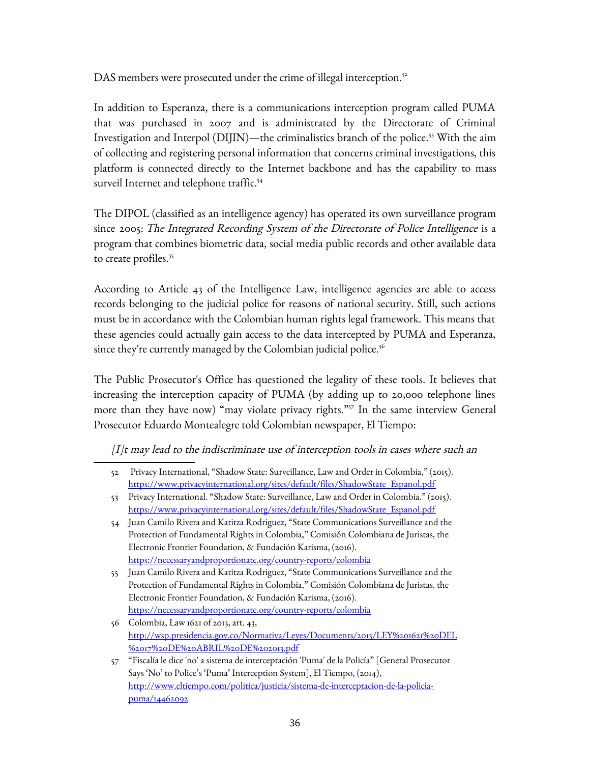DAS members were prosecuted under the crime of illegal interception.[52]

In addition to Esperanza, there is a communications interception program called PUMA that was purchased in 2007 and is administrated by the Directorate of Criminal Investigation and Interpol (DIJIN)—the criminalistics branch of the police.[53] With the aim of collecting and registering personal information that concerns criminal investigations, this platform is connected directly to the Internet backbone and has the capability to mass surveil Internet and telephone traffic.[54]

The DIPOL (classified as an intelligence agency) has operated its own surveillance program since 2005: *The Integrated Recording System of the Directorate of Police Intelligence* is a program that combines biometric data, social media public records and other available data to create profiles.[55]

According to Article 43 of the Intelligence Law, intelligence agencies are able to access records belonging to the judicial police for reasons of national security. Still, such actions must be in accordance with the Colombian human rights legal framework. This means that these agencies could actually gain access to the data intercepted by PUMA and Esperanza, since they're currently managed by the Colombian judicial police.[56]

The Public Prosecutor's Office has questioned the legality of these tools. It believes that increasing the interception capacity of PUMA (by adding up to 20,000 telephone lines more than they have now) "may violate privacy rights."[57] In the same interview General Prosecutor Eduardo Montealegre told Colombian newspaper, El Tiempo:

> *[I]t may lead to the indiscriminate use of interception tools in cases where such an*

---

52 Privacy International, "Shadow State: Surveillance, Law and Order in Colombia," (2015). https://www.privacyinternational.org/sites/default/files/ShadowState_Espanol.pdf

53 Privacy International. "Shadow State: Surveillance, Law and Order in Colombia." (2015). https://www.privacyinternational.org/sites/default/files/ShadowState_Espanol.pdf

54 Juan Camilo Rivera and Katitza Rodriguez, "State Communications Surveillance and the Protection of Fundamental Rights in Colombia," Comisión Colombiana de Juristas, the Electronic Frontier Foundation, & Fundación Karisma, (2016). https://necessaryandproportionate.org/country-reports/colombia

55 Juan Camilo Rivera and Katitza Rodriguez, "State Communications Surveillance and the Protection of Fundamental Rights in Colombia," Comisión Colombiana de Juristas, the Electronic Frontier Foundation, & Fundación Karisma, (2016). https://necessaryandproportionate.org/country-reports/colombia

56 Colombia, Law 1621 of 2013, art. 43, http://wsp.presidencia.gov.co/Normativa/Leyes/Documents/2013/LEY%201621%20DEL%2017%20DE%20ABRIL%20DE%202013.pdf

57 "Fiscalía le dice 'no' a sistema de interceptación 'Puma' de la Policía" [General Prosecutor Says 'No' to Police's 'Puma' Interception System], El Tiempo, (2014), http://www.eltiempo.com/politica/justicia/sistema-de-interceptacion-de-la-policia-puma/14462092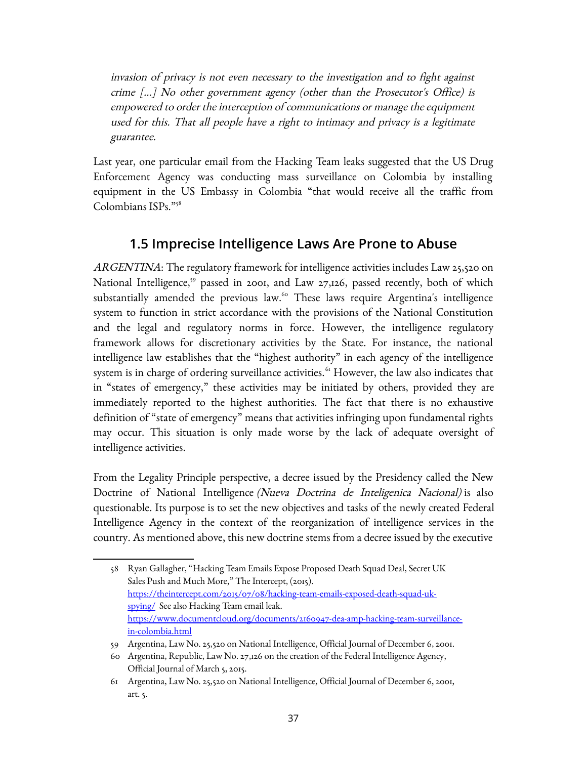*invasion of privacy is not even necessary to the investigation and to fight against crime [...] No other government agency (other than the Prosecutor's Office) is empowered to order the interception of communications or manage the equipment used for this. That all people have a right to intimacy and privacy is a legitimate guarantee.*

Last year, one particular email from the Hacking Team leaks suggested that the US Drug Enforcement Agency was conducting mass surveillance on Colombia by installing equipment in the US Embassy in Colombia "that would receive all the traffic from Colombians ISPs."[58]

## 1.5 Imprecise Intelligence Laws Are Prone to Abuse

*ARGENTINA*: The regulatory framework for intelligence activities includes Law 25,520 on National Intelligence,[59] passed in 2001, and Law 27,126, passed recently, both of which substantially amended the previous law.[60] These laws require Argentina's intelligence system to function in strict accordance with the provisions of the National Constitution and the legal and regulatory norms in force. However, the intelligence regulatory framework allows for discretionary activities by the State. For instance, the national intelligence law establishes that the "highest authority" in each agency of the intelligence system is in charge of ordering surveillance activities.[61] However, the law also indicates that in "states of emergency," these activities may be initiated by others, provided they are immediately reported to the highest authorities. The fact that there is no exhaustive definition of "state of emergency" means that activities infringing upon fundamental rights may occur. This situation is only made worse by the lack of adequate oversight of intelligence activities.

From the Legality Principle perspective, a decree issued by the Presidency called the New Doctrine of National Intelligence *(Nueva Doctrina de Inteligenica Nacional)* is also questionable. Its purpose is to set the new objectives and tasks of the newly created Federal Intelligence Agency in the context of the reorganization of intelligence services in the country. As mentioned above, this new doctrine stems from a decree issued by the executive

---

58 Ryan Gallagher, "Hacking Team Emails Expose Proposed Death Squad Deal, Secret UK Sales Push and Much More," The Intercept, (2015). https://theintercept.com/2015/07/08/hacking-team-emails-exposed-death-squad-uk-spying/ See also Hacking Team email leak. https://www.documentcloud.org/documents/2160947-dea-amp-hacking-team-surveillance-in-colombia.html

59 Argentina, Law No. 25,520 on National Intelligence, Official Journal of December 6, 2001.

60 Argentina, Republic, Law No. 27,126 on the creation of the Federal Intelligence Agency, Official Journal of March 5, 2015.

61 Argentina, Law No. 25,520 on National Intelligence, Official Journal of December 6, 2001, art. 5.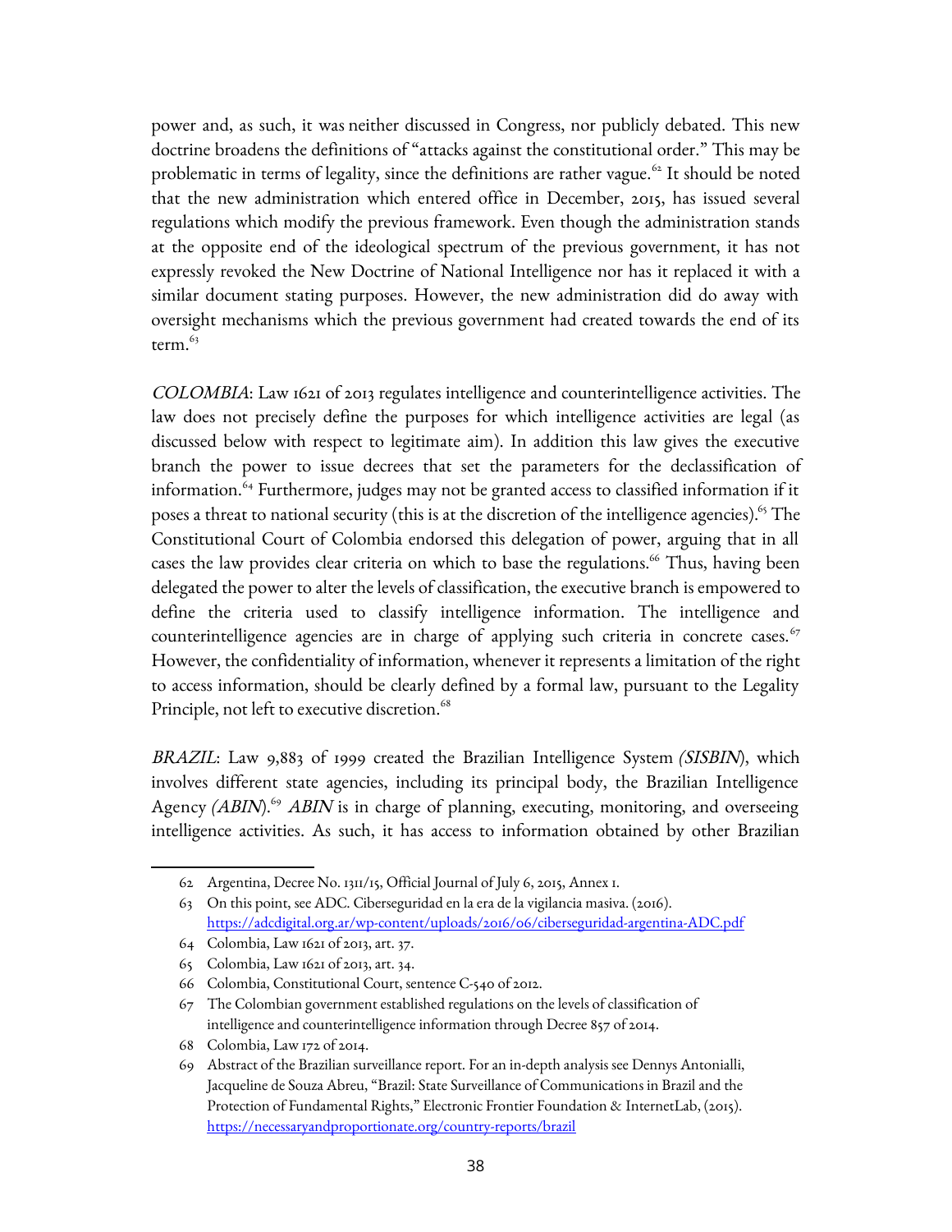power and, as such, it was neither discussed in Congress, nor publicly debated. This new doctrine broadens the definitions of "attacks against the constitutional order." This may be problematic in terms of legality, since the definitions are rather vague.[62] It should be noted that the new administration which entered office in December, 2015, has issued several regulations which modify the previous framework. Even though the administration stands at the opposite end of the ideological spectrum of the previous government, it has not expressly revoked the New Doctrine of National Intelligence nor has it replaced it with a similar document stating purposes. However, the new administration did do away with oversight mechanisms which the previous government had created towards the end of its term.[63]

*COLOMBIA*: Law 1621 of 2013 regulates intelligence and counterintelligence activities. The law does not precisely define the purposes for which intelligence activities are legal (as discussed below with respect to legitimate aim). In addition this law gives the executive branch the power to issue decrees that set the parameters for the declassification of information.[64] Furthermore, judges may not be granted access to classified information if it poses a threat to national security (this is at the discretion of the intelligence agencies).[65] The Constitutional Court of Colombia endorsed this delegation of power, arguing that in all cases the law provides clear criteria on which to base the regulations.[66] Thus, having been delegated the power to alter the levels of classification, the executive branch is empowered to define the criteria used to classify intelligence information. The intelligence and counterintelligence agencies are in charge of applying such criteria in concrete cases.[67] However, the confidentiality of information, whenever it represents a limitation of the right to access information, should be clearly defined by a formal law, pursuant to the Legality Principle, not left to executive discretion.[68]

*BRAZIL*: Law 9,883 of 1999 created the Brazilian Intelligence System *(SISBIN)*, which involves different state agencies, including its principal body, the Brazilian Intelligence Agency *(ABIN)*.[69] *ABIN* is in charge of planning, executing, monitoring, and overseeing intelligence activities. As such, it has access to information obtained by other Brazilian

---

62 Argentina, Decree No. 1311/15, Official Journal of July 6, 2015, Annex 1.

63 On this point, see ADC. Ciberseguridad en la era de la vigilancia masiva. (2016). https://adcdigital.org.ar/wp-content/uploads/2016/06/ciberseguridad-argentina-ADC.pdf

64 Colombia, Law 1621 of 2013, art. 37.

65 Colombia, Law 1621 of 2013, art. 34.

66 Colombia, Constitutional Court, sentence C-540 of 2012.

67 The Colombian government established regulations on the levels of classification of intelligence and counterintelligence information through Decree 857 of 2014.

68 Colombia, Law 172 of 2014.

69 Abstract of the Brazilian surveillance report. For an in-depth analysis see Dennys Antonialli, Jacqueline de Souza Abreu, "Brazil: State Surveillance of Communications in Brazil and the Protection of Fundamental Rights," Electronic Frontier Foundation & InternetLab, (2015). https://necessaryandproportionate.org/country-reports/brazil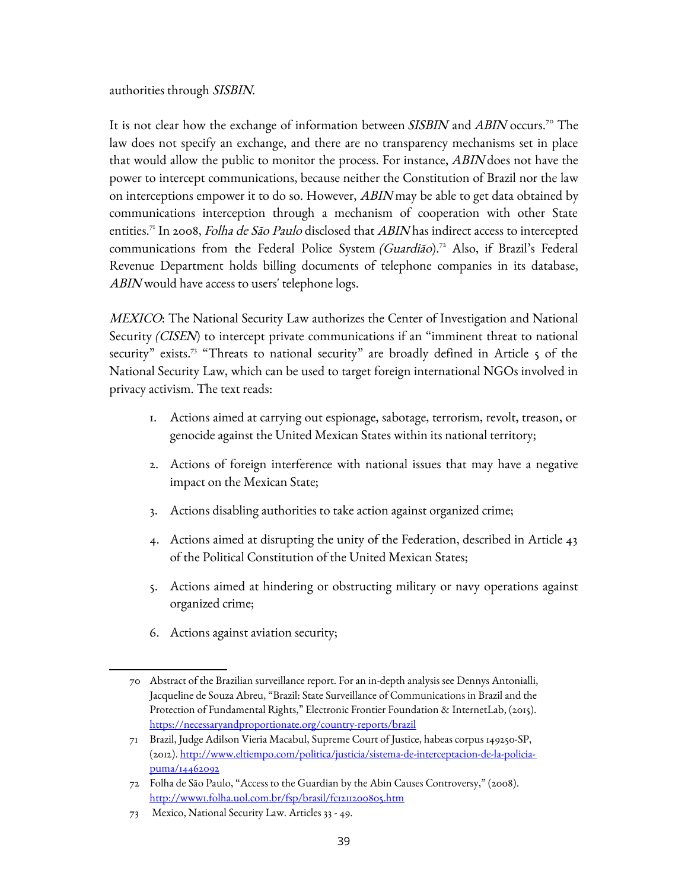authorities through *SISBIN*.

It is not clear how the exchange of information between *SISBIN* and *ABIN* occurs.[70] The law does not specify an exchange, and there are no transparency mechanisms set in place that would allow the public to monitor the process. For instance, *ABIN* does not have the power to intercept communications, because neither the Constitution of Brazil nor the law on interceptions empower it to do so. However, *ABIN* may be able to get data obtained by communications interception through a mechanism of cooperation with other State entities.[71] In 2008, *Folha de São Paulo* disclosed that *ABIN* has indirect access to intercepted communications from the Federal Police System *(Guardião)*.[72] Also, if Brazil's Federal Revenue Department holds billing documents of telephone companies in its database, *ABIN* would have access to users' telephone logs.

*MEXICO*: The National Security Law authorizes the Center of Investigation and National Security *(CISEN)* to intercept private communications if an "imminent threat to national security" exists.[73] "Threats to national security" are broadly defined in Article 5 of the National Security Law, which can be used to target foreign international NGOs involved in privacy activism. The text reads:

1. Actions aimed at carrying out espionage, sabotage, terrorism, revolt, treason, or genocide against the United Mexican States within its national territory;
2. Actions of foreign interference with national issues that may have a negative impact on the Mexican State;
3. Actions disabling authorities to take action against organized crime;
4. Actions aimed at disrupting the unity of the Federation, described in Article 43 of the Political Constitution of the United Mexican States;
5. Actions aimed at hindering or obstructing military or navy operations against organized crime;
6. Actions against aviation security;

---

70 Abstract of the Brazilian surveillance report. For an in-depth analysis see Dennys Antonialli, Jacqueline de Souza Abreu, "Brazil: State Surveillance of Communications in Brazil and the Protection of Fundamental Rights," Electronic Frontier Foundation & InternetLab, (2015). https://necessaryandproportionate.org/country-reports/brazil

71 Brazil, Judge Adilson Vieria Macabul, Supreme Court of Justice, habeas corpus 149250-SP, (2012). http://www.eltiempo.com/politica/justicia/sistema-de-interceptacion-de-la-policia-puma/14462092

72 Folha de São Paulo, "Access to the Guardian by the Abin Causes Controversy," (2008). http://www1.folha.uol.com.br/fsp/brasil/fc1211200805.htm

73 Mexico, National Security Law. Articles 33 - 49.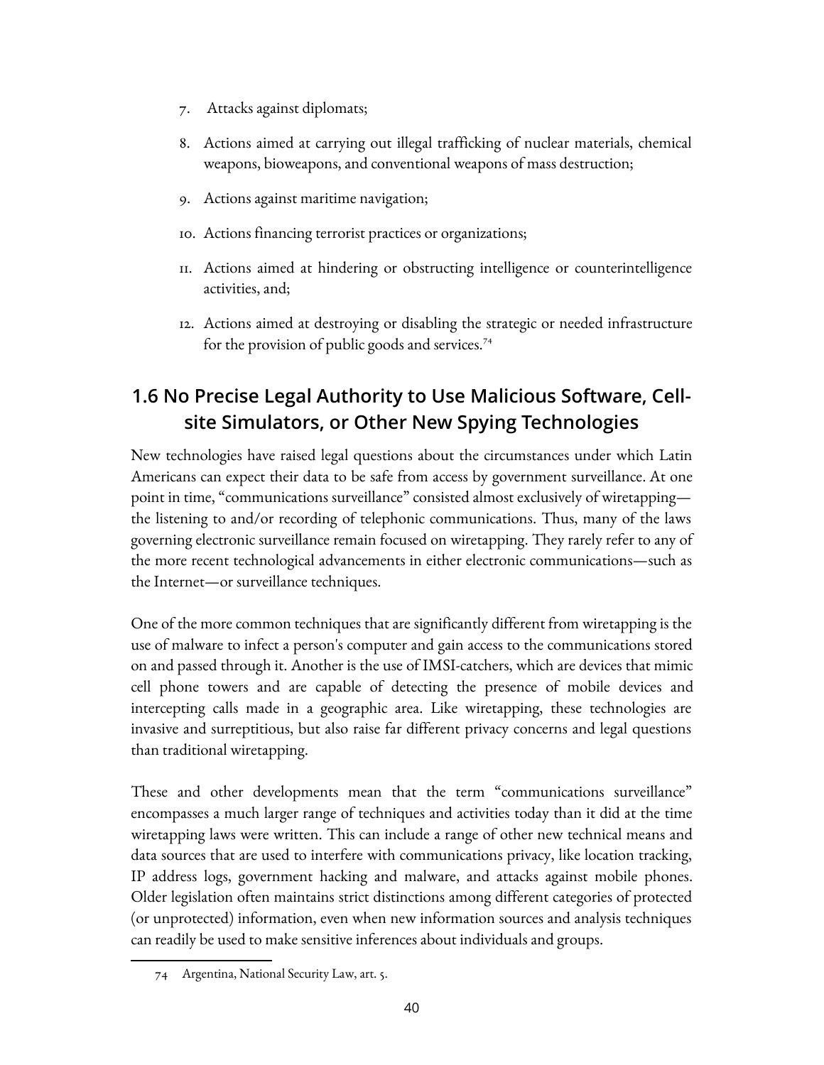7. Attacks against diplomats;
8. Actions aimed at carrying out illegal trafficking of nuclear materials, chemical weapons, bioweapons, and conventional weapons of mass destruction;
9. Actions against maritime navigation;
10. Actions financing terrorist practices or organizations;
11. Actions aimed at hindering or obstructing intelligence or counterintelligence activities, and;
12. Actions aimed at destroying or disabling the strategic or needed infrastructure for the provision of public goods and services.[74]

## 1.6 No Precise Legal Authority to Use Malicious Software, Cell-site Simulators, or Other New Spying Technologies

New technologies have raised legal questions about the circumstances under which Latin Americans can expect their data to be safe from access by government surveillance. At one point in time, "communications surveillance" consisted almost exclusively of wiretapping—the listening to and/or recording of telephonic communications. Thus, many of the laws governing electronic surveillance remain focused on wiretapping. They rarely refer to any of the more recent technological advancements in either electronic communications—such as the Internet—or surveillance techniques.

One of the more common techniques that are significantly different from wiretapping is the use of malware to infect a person's computer and gain access to the communications stored on and passed through it. Another is the use of IMSI-catchers, which are devices that mimic cell phone towers and are capable of detecting the presence of mobile devices and intercepting calls made in a geographic area. Like wiretapping, these technologies are invasive and surreptitious, but also raise far different privacy concerns and legal questions than traditional wiretapping.

These and other developments mean that the term "communications surveillance" encompasses a much larger range of techniques and activities today than it did at the time wiretapping laws were written. This can include a range of other new technical means and data sources that are used to interfere with communications privacy, like location tracking, IP address logs, government hacking and malware, and attacks against mobile phones. Older legislation often maintains strict distinctions among different categories of protected (or unprotected) information, even when new information sources and analysis techniques can readily be used to make sensitive inferences about individuals and groups.

74 Argentina, National Security Law, art. 5.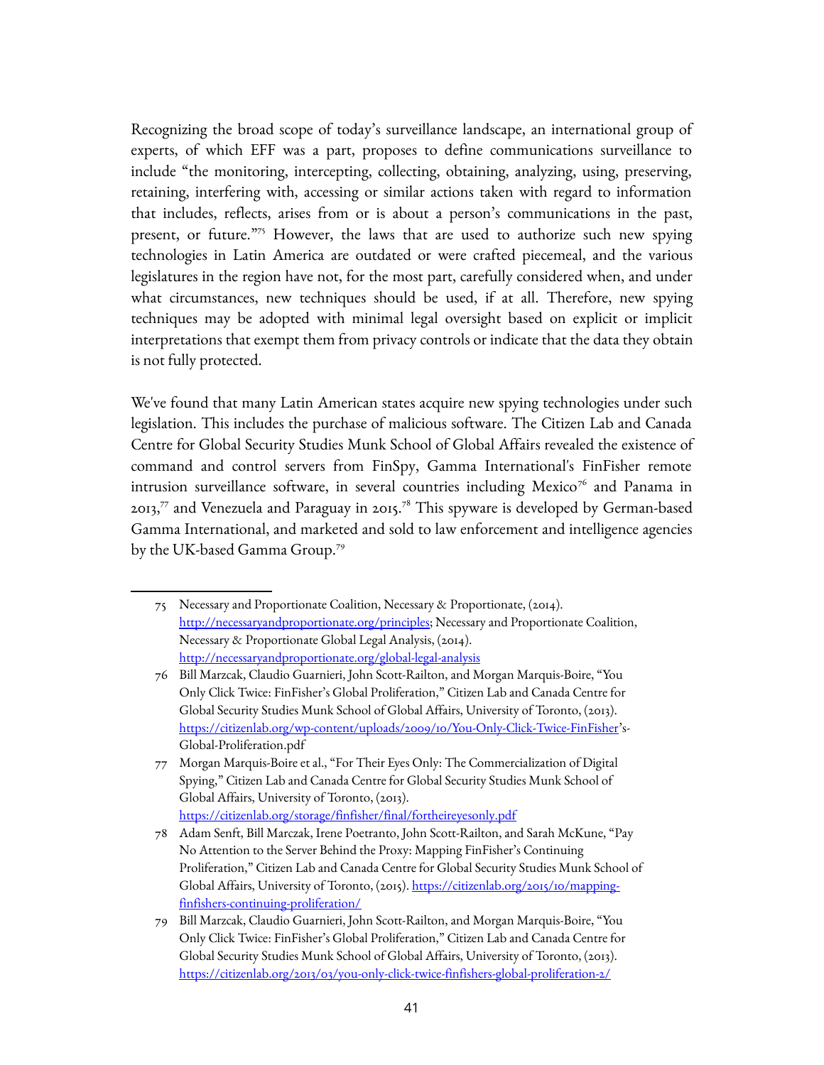Recognizing the broad scope of today's surveillance landscape, an international group of experts, of which EFF was a part, proposes to define communications surveillance to include "the monitoring, intercepting, collecting, obtaining, analyzing, using, preserving, retaining, interfering with, accessing or similar actions taken with regard to information that includes, reflects, arises from or is about a person's communications in the past, present, or future."[75] However, the laws that are used to authorize such new spying technologies in Latin America are outdated or were crafted piecemeal, and the various legislatures in the region have not, for the most part, carefully considered when, and under what circumstances, new techniques should be used, if at all. Therefore, new spying techniques may be adopted with minimal legal oversight based on explicit or implicit interpretations that exempt them from privacy controls or indicate that the data they obtain is not fully protected.

We've found that many Latin American states acquire new spying technologies under such legislation. This includes the purchase of malicious software. The Citizen Lab and Canada Centre for Global Security Studies Munk School of Global Affairs revealed the existence of command and control servers from FinSpy, Gamma International's FinFisher remote intrusion surveillance software, in several countries including Mexico[76] and Panama in 2013,[77] and Venezuela and Paraguay in 2015.[78] This spyware is developed by German-based Gamma International, and marketed and sold to law enforcement and intelligence agencies by the UK-based Gamma Group.[79]

---

75 Necessary and Proportionate Coalition, Necessary & Proportionate, (2014). http://necessaryandproportionate.org/principles; Necessary and Proportionate Coalition, Necessary & Proportionate Global Legal Analysis, (2014). http://necessaryandproportionate.org/global-legal-analysis

76 Bill Marzcak, Claudio Guarnieri, John Scott-Railton, and Morgan Marquis-Boire, "You Only Click Twice: FinFisher's Global Proliferation," Citizen Lab and Canada Centre for Global Security Studies Munk School of Global Affairs, University of Toronto, (2013). https://citizenlab.org/wp-content/uploads/2009/10/You-Only-Click-Twice-FinFisher's-Global-Proliferation.pdf

77 Morgan Marquis-Boire et al., "For Their Eyes Only: The Commercialization of Digital Spying," Citizen Lab and Canada Centre for Global Security Studies Munk School of Global Affairs, University of Toronto, (2013). https://citizenlab.org/storage/finfisher/final/fortheireyesonly.pdf

78 Adam Senft, Bill Marczak, Irene Poetranto, John Scott-Railton, and Sarah McKune, "Pay No Attention to the Server Behind the Proxy: Mapping FinFisher's Continuing Proliferation," Citizen Lab and Canada Centre for Global Security Studies Munk School of Global Affairs, University of Toronto, (2015). https://citizenlab.org/2015/10/mapping-finfishers-continuing-proliferation/

79 Bill Marzcak, Claudio Guarnieri, John Scott-Railton, and Morgan Marquis-Boire, "You Only Click Twice: FinFisher's Global Proliferation," Citizen Lab and Canada Centre for Global Security Studies Munk School of Global Affairs, University of Toronto, (2013). https://citizenlab.org/2013/03/you-only-click-twice-finfishers-global-proliferation-2/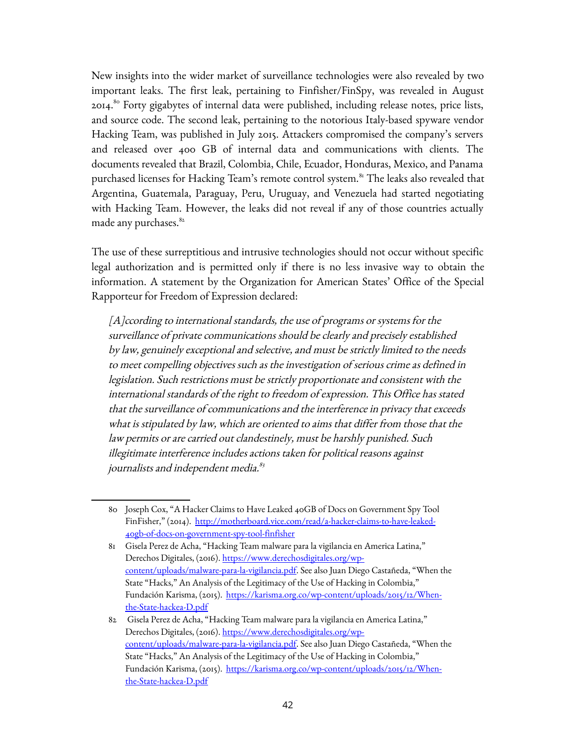New insights into the wider market of surveillance technologies were also revealed by two important leaks. The first leak, pertaining to Finfisher/FinSpy, was revealed in August 2014.[80] Forty gigabytes of internal data were published, including release notes, price lists, and source code. The second leak, pertaining to the notorious Italy-based spyware vendor Hacking Team, was published in July 2015. Attackers compromised the company's servers and released over 400 GB of internal data and communications with clients. The documents revealed that Brazil, Colombia, Chile, Ecuador, Honduras, Mexico, and Panama purchased licenses for Hacking Team's remote control system.[81] The leaks also revealed that Argentina, Guatemala, Paraguay, Peru, Uruguay, and Venezuela had started negotiating with Hacking Team. However, the leaks did not reveal if any of those countries actually made any purchases.[82]

The use of these surreptitious and intrusive technologies should not occur without specific legal authorization and is permitted only if there is no less invasive way to obtain the information. A statement by the Organization for American States' Office of the Special Rapporteur for Freedom of Expression declared:

> *[A]ccording to international standards, the use of programs or systems for the surveillance of private communications should be clearly and precisely established by law, genuinely exceptional and selective, and must be strictly limited to the needs to meet compelling objectives such as the investigation of serious crime as defined in legislation. Such restrictions must be strictly proportionate and consistent with the international standards of the right to freedom of expression. This Office has stated that the surveillance of communications and the interference in privacy that exceeds what is stipulated by law, which are oriented to aims that differ from those that the law permits or are carried out clandestinely, must be harshly punished. Such illegitimate interference includes actions taken for political reasons against journalists and independent media.*[83]

---

80 Joseph Cox, "A Hacker Claims to Have Leaked 40GB of Docs on Government Spy Tool FinFisher," (2014). http://motherboard.vice.com/read/a-hacker-claims-to-have-leaked-40gb-of-docs-on-government-spy-tool-finfisher

81 Gisela Perez de Acha, "Hacking Team malware para la vigilancia en America Latina," Derechos Digitales, (2016). https://www.derechosdigitales.org/wp-content/uploads/malware-para-la-vigilancia.pdf. See also Juan Diego Castañeda, "When the State "Hacks," An Analysis of the Legitimacy of the Use of Hacking in Colombia," Fundación Karisma, (2015). https://karisma.org.co/wp-content/uploads/2015/12/When-the-State-hackea-D.pdf

82 Gisela Perez de Acha, "Hacking Team malware para la vigilancia en America Latina," Derechos Digitales, (2016). https://www.derechosdigitales.org/wp-content/uploads/malware-para-la-vigilancia.pdf. See also Juan Diego Castañeda, "When the State "Hacks," An Analysis of the Legitimacy of the Use of Hacking in Colombia," Fundación Karisma, (2015). https://karisma.org.co/wp-content/uploads/2015/12/When-the-State-hackea-D.pdf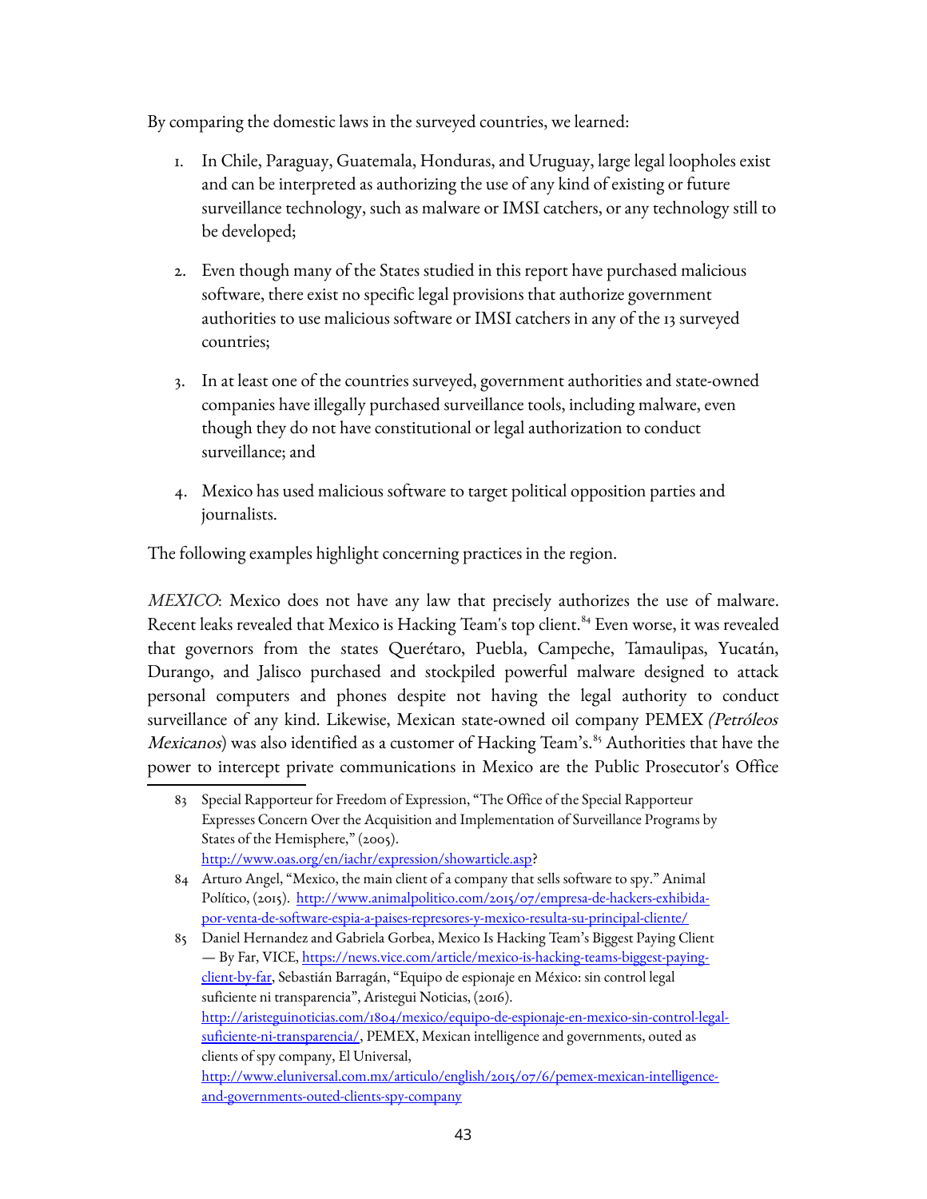By comparing the domestic laws in the surveyed countries, we learned:

1. In Chile, Paraguay, Guatemala, Honduras, and Uruguay, large legal loopholes exist and can be interpreted as authorizing the use of any kind of existing or future surveillance technology, such as malware or IMSI catchers, or any technology still to be developed;

2. Even though many of the States studied in this report have purchased malicious software, there exist no specific legal provisions that authorize government authorities to use malicious software or IMSI catchers in any of the 13 surveyed countries;

3. In at least one of the countries surveyed, government authorities and state-owned companies have illegally purchased surveillance tools, including malware, even though they do not have constitutional or legal authorization to conduct surveillance; and

4. Mexico has used malicious software to target political opposition parties and journalists.

The following examples highlight concerning practices in the region.

*MEXICO*: Mexico does not have any law that precisely authorizes the use of malware. Recent leaks revealed that Mexico is Hacking Team's top client.[84] Even worse, it was revealed that governors from the states Querétaro, Puebla, Campeche, Tamaulipas, Yucatán, Durango, and Jalisco purchased and stockpiled powerful malware designed to attack personal computers and phones despite not having the legal authority to conduct surveillance of any kind. Likewise, Mexican state-owned oil company PEMEX *(Petróleos Mexicanos*) was also identified as a customer of Hacking Team's.[85] Authorities that have the power to intercept private communications in Mexico are the Public Prosecutor's Office

---

83 Special Rapporteur for Freedom of Expression, "The Office of the Special Rapporteur Expresses Concern Over the Acquisition and Implementation of Surveillance Programs by States of the Hemisphere," (2005). http://www.oas.org/en/iachr/expression/showarticle.asp?

84 Arturo Angel, "Mexico, the main client of a company that sells software to spy." Animal Político, (2015). http://www.animalpolitico.com/2015/07/empresa-de-hackers-exhibida-por-venta-de-software-espia-a-paises-represores-y-mexico-resulta-su-principal-cliente/

85 Daniel Hernandez and Gabriela Gorbea, Mexico Is Hacking Team's Biggest Paying Client — By Far, VICE, https://news.vice.com/article/mexico-is-hacking-teams-biggest-paying-client-by-far, Sebastián Barragán, "Equipo de espionaje en México: sin control legal suficiente ni transparencia", Aristegui Noticias, (2016). http://aristeguinoticias.com/1804/mexico/equipo-de-espionaje-en-mexico-sin-control-legal-suficiente-ni-transparencia/, PEMEX, Mexican intelligence and governments, outed as clients of spy company, El Universal, http://www.eluniversal.com.mx/articulo/english/2015/07/6/pemex-mexican-intelligence-and-governments-outed-clients-spy-company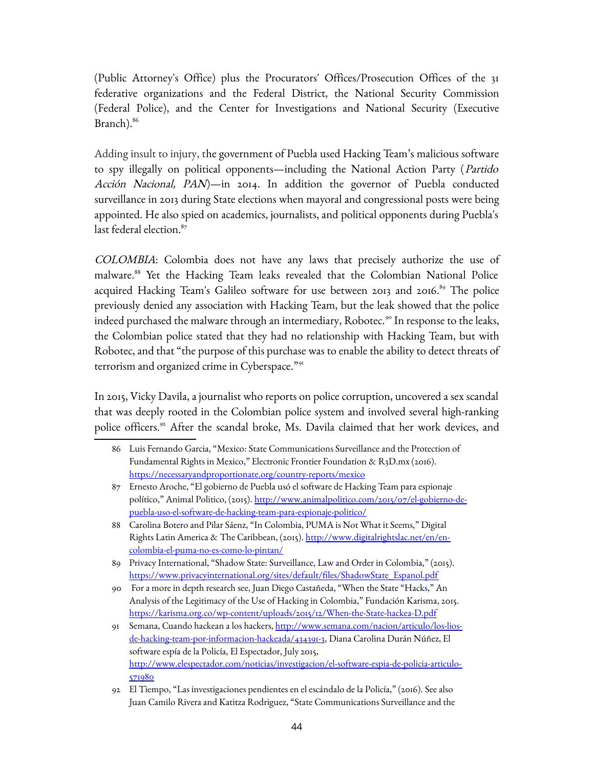(Public Attorney's Office) plus the Procurators' Offices/Prosecution Offices of the 31 federative organizations and the Federal District, the National Security Commission (Federal Police), and the Center for Investigations and National Security (Executive Branch).[86]

Adding insult to injury, the government of Puebla used Hacking Team's malicious software to spy illegally on political opponents—including the National Action Party (*Partido Acción Nacional, PAN*)—in 2014. In addition the governor of Puebla conducted surveillance in 2013 during State elections when mayoral and congressional posts were being appointed. He also spied on academics, journalists, and political opponents during Puebla's last federal election.[87]

*COLOMBIA*: Colombia does not have any laws that precisely authorize the use of malware.[88] Yet the Hacking Team leaks revealed that the Colombian National Police acquired Hacking Team's Galileo software for use between 2013 and 2016.[89] The police previously denied any association with Hacking Team, but the leak showed that the police indeed purchased the malware through an intermediary, Robotec.[90] In response to the leaks, the Colombian police stated that they had no relationship with Hacking Team, but with Robotec, and that "the purpose of this purchase was to enable the ability to detect threats of terrorism and organized crime in Cyberspace."[91]

In 2015, Vicky Davila, a journalist who reports on police corruption, uncovered a sex scandal that was deeply rooted in the Colombian police system and involved several high-ranking police officers.[92] After the scandal broke, Ms. Davila claimed that her work devices, and

---

86 Luis Fernando Garcia, "Mexico: State Communications Surveillance and the Protection of Fundamental Rights in Mexico," Electronic Frontier Foundation & R3D.mx (2016). https://necessaryandproportionate.org/country-reports/mexico

87 Ernesto Aroche, "El gobierno de Puebla usó el software de Hacking Team para espionaje político," Animal Politico, (2015). http://www.animalpolitico.com/2015/07/el-gobierno-de-puebla-uso-el-software-de-hacking-team-para-espionaje-politico/

88 Carolina Botero and Pilar Sáenz, "In Colombia, PUMA is Not What it Seems," Digital Rights Latin America & The Caribbean, (2015). http://www.digitalrightslac.net/en/en-colombia-el-puma-no-es-como-lo-pintan/

89 Privacy International, "Shadow State: Surveillance, Law and Order in Colombia," (2015). https://www.privacyinternational.org/sites/default/files/ShadowState_Espanol.pdf

90 For a more in depth research see, Juan Diego Castañeda, "When the State "Hacks," An Analysis of the Legitimacy of the Use of Hacking in Colombia," Fundación Karisma, 2015. https://karisma.org.co/wp-content/uploads/2015/12/When-the-State-hackea-D.pdf

91 Semana, Cuando hackean a los hackers, http://www.semana.com/nacion/articulo/los-lios-de-hacking-team-por-informacion-hackeada/434391-3, Diana Carolina Durán Núñez, El software espía de la Policía, El Espectador, July 2015, http://www.elespectador.com/noticias/investigacion/el-software-espia-de-policia-articulo-571980

92 El Tiempo, "Las investigaciones pendientes en el escándalo de la Policía," (2016). See also Juan Camilo Rivera and Katitza Rodriguez, "State Communications Surveillance and the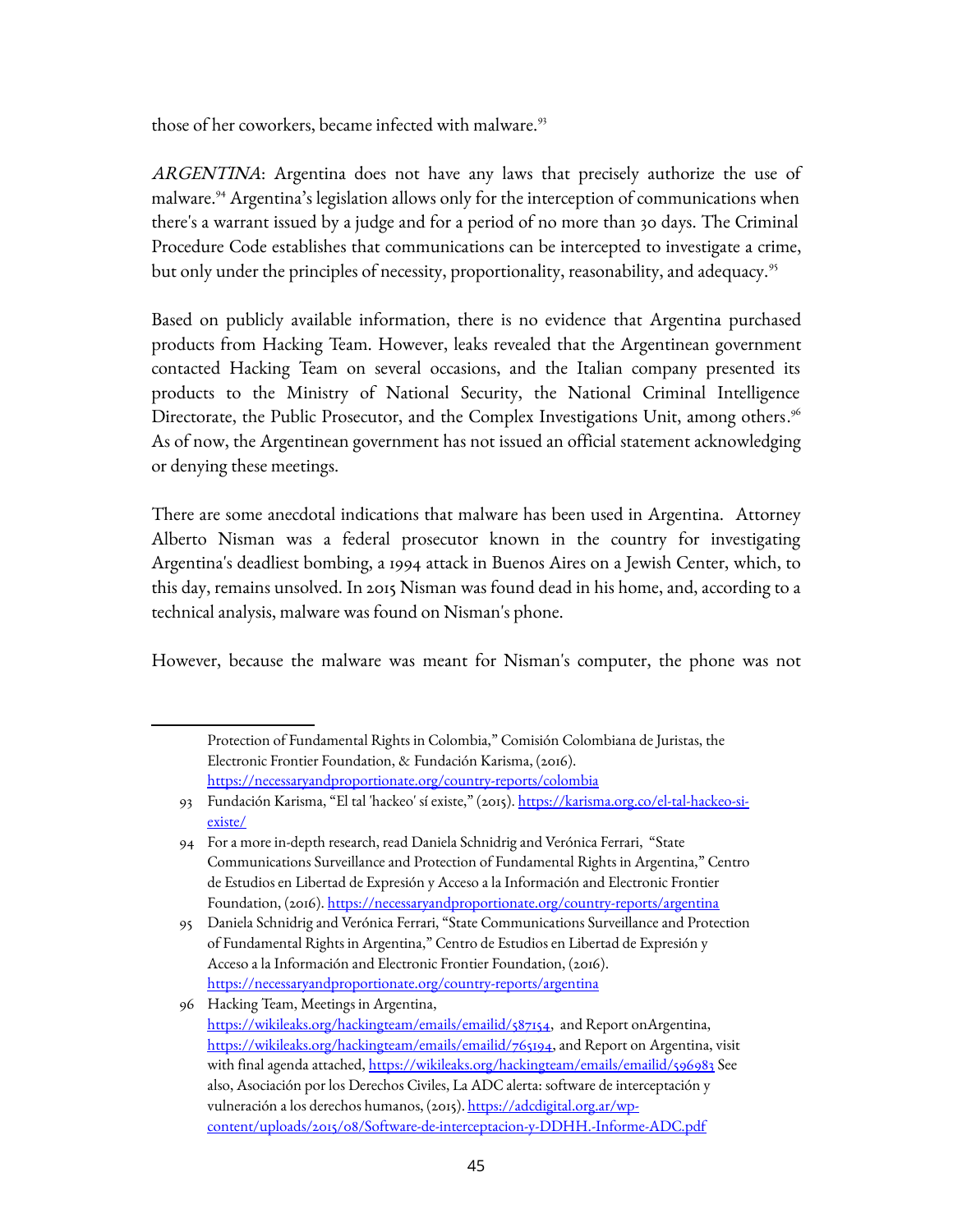those of her coworkers, became infected with malware.[93]

*ARGENTINA*: Argentina does not have any laws that precisely authorize the use of malware.[94] Argentina's legislation allows only for the interception of communications when there's a warrant issued by a judge and for a period of no more than 30 days. The Criminal Procedure Code establishes that communications can be intercepted to investigate a crime, but only under the principles of necessity, proportionality, reasonability, and adequacy.[95]

Based on publicly available information, there is no evidence that Argentina purchased products from Hacking Team. However, leaks revealed that the Argentinean government contacted Hacking Team on several occasions, and the Italian company presented its products to the Ministry of National Security, the National Criminal Intelligence Directorate, the Public Prosecutor, and the Complex Investigations Unit, among others.[96] As of now, the Argentinean government has not issued an official statement acknowledging or denying these meetings.

There are some anecdotal indications that malware has been used in Argentina. Attorney Alberto Nisman was a federal prosecutor known in the country for investigating Argentina's deadliest bombing, a 1994 attack in Buenos Aires on a Jewish Center, which, to this day, remains unsolved. In 2015 Nisman was found dead in his home, and, according to a technical analysis, malware was found on Nisman's phone.

However, because the malware was meant for Nisman's computer, the phone was not

---

Protection of Fundamental Rights in Colombia," Comisión Colombiana de Juristas, the Electronic Frontier Foundation, & Fundación Karisma, (2016). https://necessaryandproportionate.org/country-reports/colombia

93 Fundación Karisma, "El tal 'hackeo' sí existe," (2015). https://karisma.org.co/el-tal-hackeo-si-existe/

94 For a more in-depth research, read Daniela Schnidrig and Verónica Ferrari, "State Communications Surveillance and Protection of Fundamental Rights in Argentina," Centro de Estudios en Libertad de Expresión y Acceso a la Información and Electronic Frontier Foundation, (2016). https://necessaryandproportionate.org/country-reports/argentina

95 Daniela Schnidrig and Verónica Ferrari, "State Communications Surveillance and Protection of Fundamental Rights in Argentina," Centro de Estudios en Libertad de Expresión y Acceso a la Información and Electronic Frontier Foundation, (2016). https://necessaryandproportionate.org/country-reports/argentina

96 Hacking Team, Meetings in Argentina, https://wikileaks.org/hackingteam/emails/emailid/587154, and Report onArgentina, https://wikileaks.org/hackingteam/emails/emailid/765194, and Report on Argentina, visit with final agenda attached, https://wikileaks.org/hackingteam/emails/emailid/596983 See also, Asociación por los Derechos Civiles, La ADC alerta: software de interceptación y vulneración a los derechos humanos, (2015). https://adcdigital.org.ar/wp-content/uploads/2015/08/Software-de-interceptacion-y-DDHH.-Informe-ADC.pdf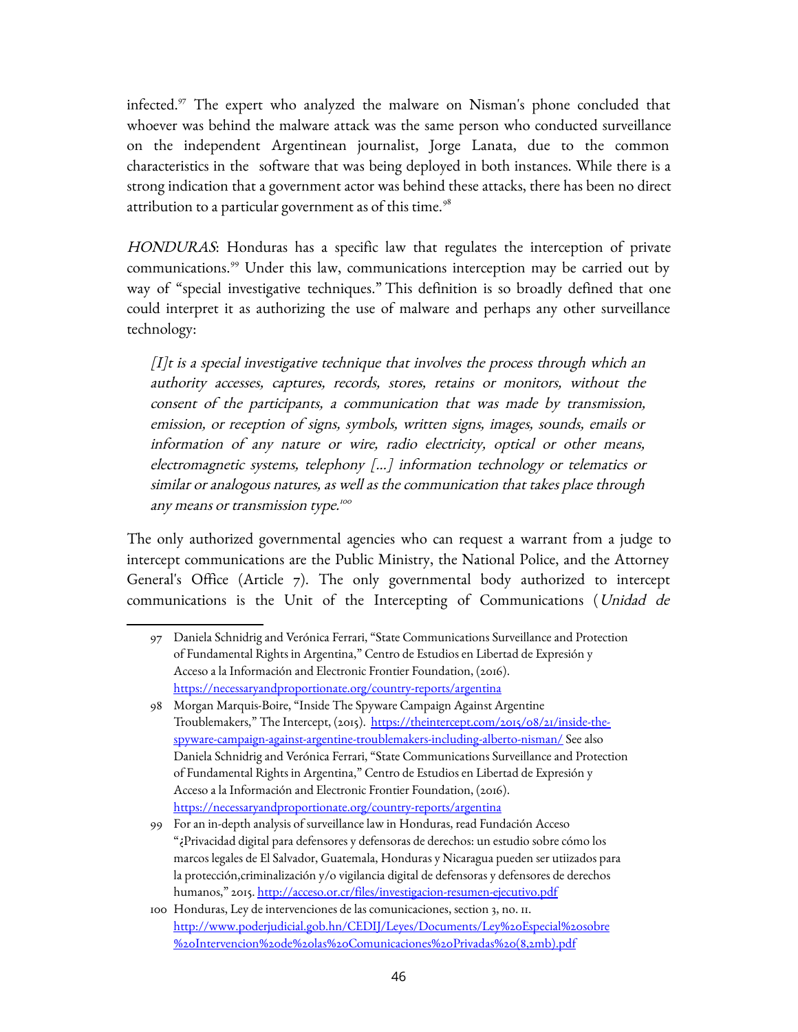infected.[97] The expert who analyzed the malware on Nisman's phone concluded that whoever was behind the malware attack was the same person who conducted surveillance on the independent Argentinean journalist, Jorge Lanata, due to the common characteristics in the software that was being deployed in both instances. While there is a strong indication that a government actor was behind these attacks, there has been no direct attribution to a particular government as of this time.[98]

*HONDURAS*: Honduras has a specific law that regulates the interception of private communications.[99] Under this law, communications interception may be carried out by way of "special investigative techniques." This definition is so broadly defined that one could interpret it as authorizing the use of malware and perhaps any other surveillance technology:

> *[I]t is a special investigative technique that involves the process through which an authority accesses, captures, records, stores, retains or monitors, without the consent of the participants, a communication that was made by transmission, emission, or reception of signs, symbols, written signs, images, sounds, emails or information of any nature or wire, radio electricity, optical or other means, electromagnetic systems, telephony [...] information technology or telematics or similar or analogous natures, as well as the communication that takes place through any means or transmission type.*[100]

The only authorized governmental agencies who can request a warrant from a judge to intercept communications are the Public Ministry, the National Police, and the Attorney General's Office (Article 7). The only governmental body authorized to intercept communications is the Unit of the Intercepting of Communications (*Unidad de*

---

97 Daniela Schnidrig and Verónica Ferrari, "State Communications Surveillance and Protection of Fundamental Rights in Argentina," Centro de Estudios en Libertad de Expresión y Acceso a la Información and Electronic Frontier Foundation, (2016). https://necessaryandproportionate.org/country-reports/argentina

98 Morgan Marquis-Boire, "Inside The Spyware Campaign Against Argentine Troublemakers," The Intercept, (2015). https://theintercept.com/2015/08/21/inside-the-spyware-campaign-against-argentine-troublemakers-including-alberto-nisman/ See also Daniela Schnidrig and Verónica Ferrari, "State Communications Surveillance and Protection of Fundamental Rights in Argentina," Centro de Estudios en Libertad de Expresión y Acceso a la Información and Electronic Frontier Foundation, (2016). https://necessaryandproportionate.org/country-reports/argentina

99 For an in-depth analysis of surveillance law in Honduras, read Fundación Acceso "¿Privacidad digital para defensores y defensoras de derechos: un estudio sobre cómo los marcos legales de El Salvador, Guatemala, Honduras y Nicaragua pueden ser utiizados para la protección,criminalización y/o vigilancia digital de defensoras y defensores de derechos humanos," 2015. http://acceso.or.cr/files/investigacion-resumen-ejecutivo.pdf

100 Honduras, Ley de intervenciones de las comunicaciones, section 3, no. 11. http://www.poderjudicial.gob.hn/CEDIJ/Leyes/Documents/Ley%20Especial%20sobre%20Intervencion%20de%20las%20Comunicaciones%20Privadas%20(8,2mb).pdf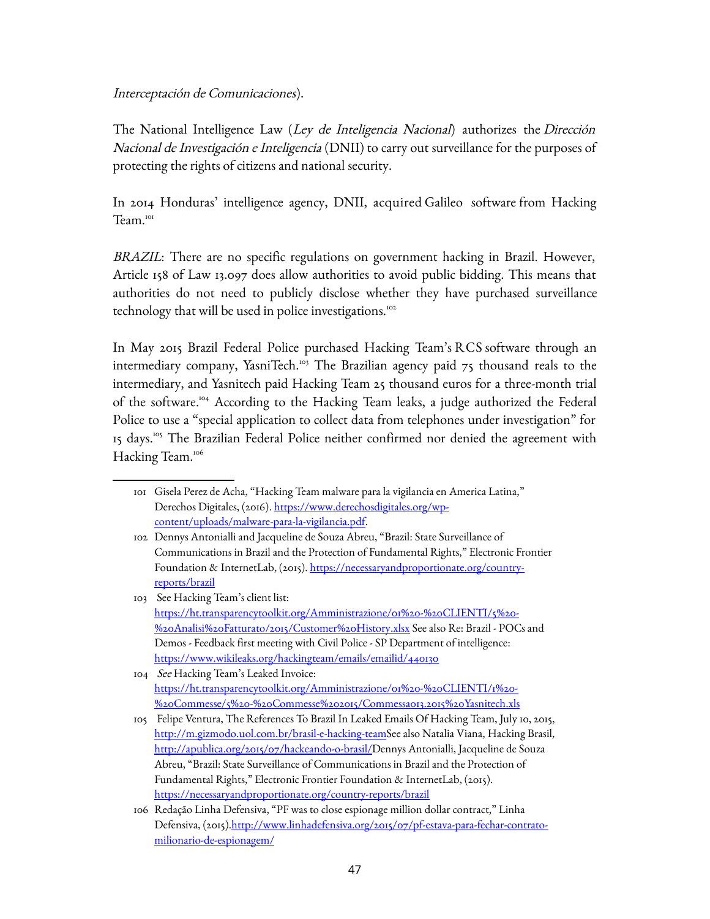*Interceptación de Comunicaciones*).

The National Intelligence Law (*Ley de Inteligencia Nacional*) authorizes the *Dirección Nacional de Investigación e Inteligencia* (DNII) to carry out surveillance for the purposes of protecting the rights of citizens and national security.

In 2014 Honduras' intelligence agency, DNII, acquired Galileo software from Hacking Team.[101]

*BRAZIL*: There are no specific regulations on government hacking in Brazil. However, Article 158 of Law 13.097 does allow authorities to avoid public bidding. This means that authorities do not need to publicly disclose whether they have purchased surveillance technology that will be used in police investigations.[102]

In May 2015 Brazil Federal Police purchased Hacking Team's RCS software through an intermediary company, YasniTech.[103] The Brazilian agency paid 75 thousand reals to the intermediary, and Yasnitech paid Hacking Team 25 thousand euros for a three-month trial of the software.[104] According to the Hacking Team leaks, a judge authorized the Federal Police to use a "special application to collect data from telephones under investigation" for 15 days.[105] The Brazilian Federal Police neither confirmed nor denied the agreement with Hacking Team.[106]

---

101 Gisela Perez de Acha, "Hacking Team malware para la vigilancia en America Latina," Derechos Digitales, (2016). https://www.derechosdigitales.org/wp-content/uploads/malware-para-la-vigilancia.pdf.

102 Dennys Antonialli and Jacqueline de Souza Abreu, "Brazil: State Surveillance of Communications in Brazil and the Protection of Fundamental Rights," Electronic Frontier Foundation & InternetLab, (2015). https://necessaryandproportionate.org/country-reports/brazil

103 See Hacking Team's client list: https://ht.transparencytoolkit.org/Amministrazione/01%20-%20CLIENTI/5%20-%20Analisi%20Fatturato/2015/Customer%20History.xlsx See also Re: Brazil - POCs and Demos - Feedback first meeting with Civil Police - SP Department of intelligence: https://www.wikileaks.org/hackingteam/emails/emailid/440130

104 *See* Hacking Team's Leaked Invoice: https://ht.transparencytoolkit.org/Amministrazione/01%20-%20CLIENTI/1%20-%20Commesse/5%20-%20Commesse%202015/Commessa013.2015%20Yasnitech.xls

105 Felipe Ventura, The References To Brazil In Leaked Emails Of Hacking Team, July 10, 2015, http://m.gizmodo.uol.com.br/brasil-e-hacking-teamSee also Natalia Viana, Hacking Brasil, http://apublica.org/2015/07/hackeando-o-brasil/Dennys Antonialli, Jacqueline de Souza Abreu, "Brazil: State Surveillance of Communications in Brazil and the Protection of Fundamental Rights," Electronic Frontier Foundation & InternetLab, (2015). https://necessaryandproportionate.org/country-reports/brazil

106 Redação Linha Defensiva, "PF was to close espionage million dollar contract," Linha Defensiva, (2015).http://www.linhadefensiva.org/2015/07/pf-estava-para-fechar-contrato-milionario-de-espionagem/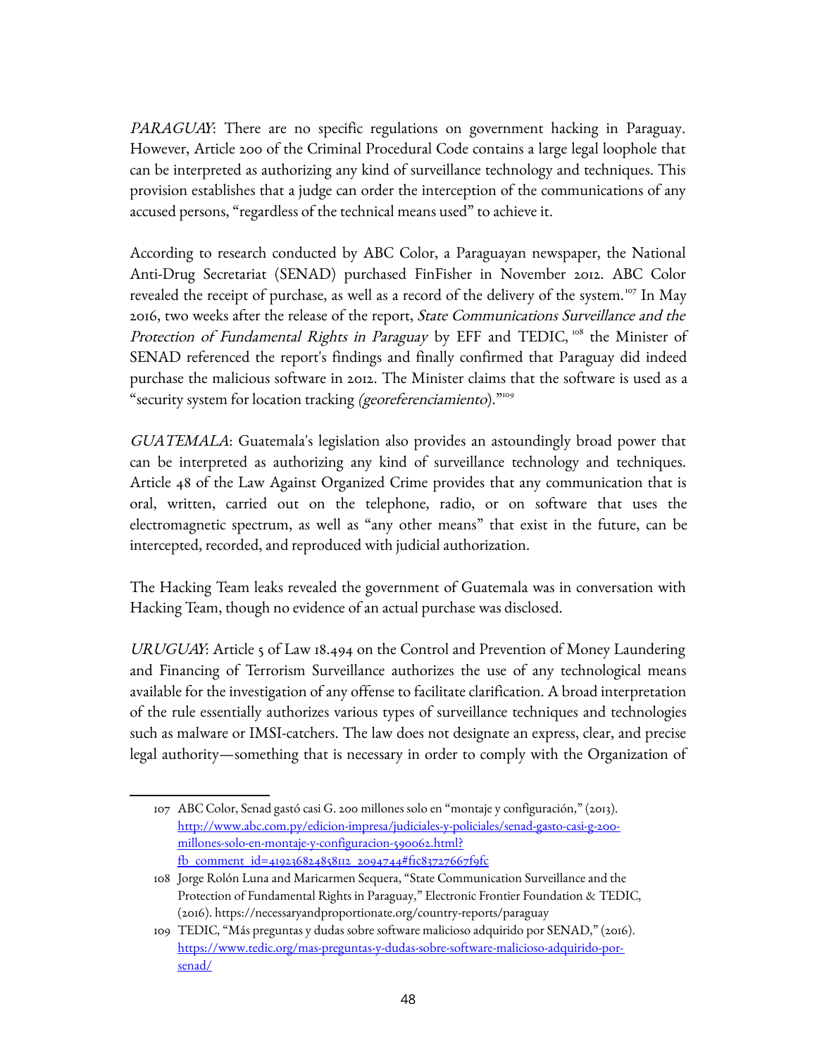*PARAGUAY*: There are no specific regulations on government hacking in Paraguay. However, Article 200 of the Criminal Procedural Code contains a large legal loophole that can be interpreted as authorizing any kind of surveillance technology and techniques. This provision establishes that a judge can order the interception of the communications of any accused persons, "regardless of the technical means used" to achieve it.

According to research conducted by ABC Color, a Paraguayan newspaper, the National Anti-Drug Secretariat (SENAD) purchased FinFisher in November 2012. ABC Color revealed the receipt of purchase, as well as a record of the delivery of the system.[107] In May 2016, two weeks after the release of the report, *State Communications Surveillance and the Protection of Fundamental Rights in Paraguay* by EFF and TEDIC,[108] the Minister of SENAD referenced the report's findings and finally confirmed that Paraguay did indeed purchase the malicious software in 2012. The Minister claims that the software is used as a "security system for location tracking *(georeferenciamiento)*."[109]

*GUATEMALA*: Guatemala's legislation also provides an astoundingly broad power that can be interpreted as authorizing any kind of surveillance technology and techniques. Article 48 of the Law Against Organized Crime provides that any communication that is oral, written, carried out on the telephone, radio, or on software that uses the electromagnetic spectrum, as well as "any other means" that exist in the future, can be intercepted, recorded, and reproduced with judicial authorization.

The Hacking Team leaks revealed the government of Guatemala was in conversation with Hacking Team, though no evidence of an actual purchase was disclosed.

*URUGUAY*: Article 5 of Law 18.494 on the Control and Prevention of Money Laundering and Financing of Terrorism Surveillance authorizes the use of any technological means available for the investigation of any offense to facilitate clarification. A broad interpretation of the rule essentially authorizes various types of surveillance techniques and technologies such as malware or IMSI-catchers. The law does not designate an express, clear, and precise legal authority—something that is necessary in order to comply with the Organization of

---

107 ABC Color, Senad gastó casi G. 200 millones solo en "montaje y configuración," (2013). http://www.abc.com.py/edicion-impresa/judiciales-y-policiales/senad-gasto-casi-g-200-millones-solo-en-montaje-y-configuracion-590062.html?fb_comment_id=419236824858112_2094744#f1c83727667f9fc

108 Jorge Rolón Luna and Maricarmen Sequera, "State Communication Surveillance and the Protection of Fundamental Rights in Paraguay," Electronic Frontier Foundation & TEDIC, (2016). https://necessaryandproportionate.org/country-reports/paraguay

109 TEDIC, "Más preguntas y dudas sobre software malicioso adquirido por SENAD," (2016). https://www.tedic.org/mas-preguntas-y-dudas-sobre-software-malicioso-adquirido-por-senad/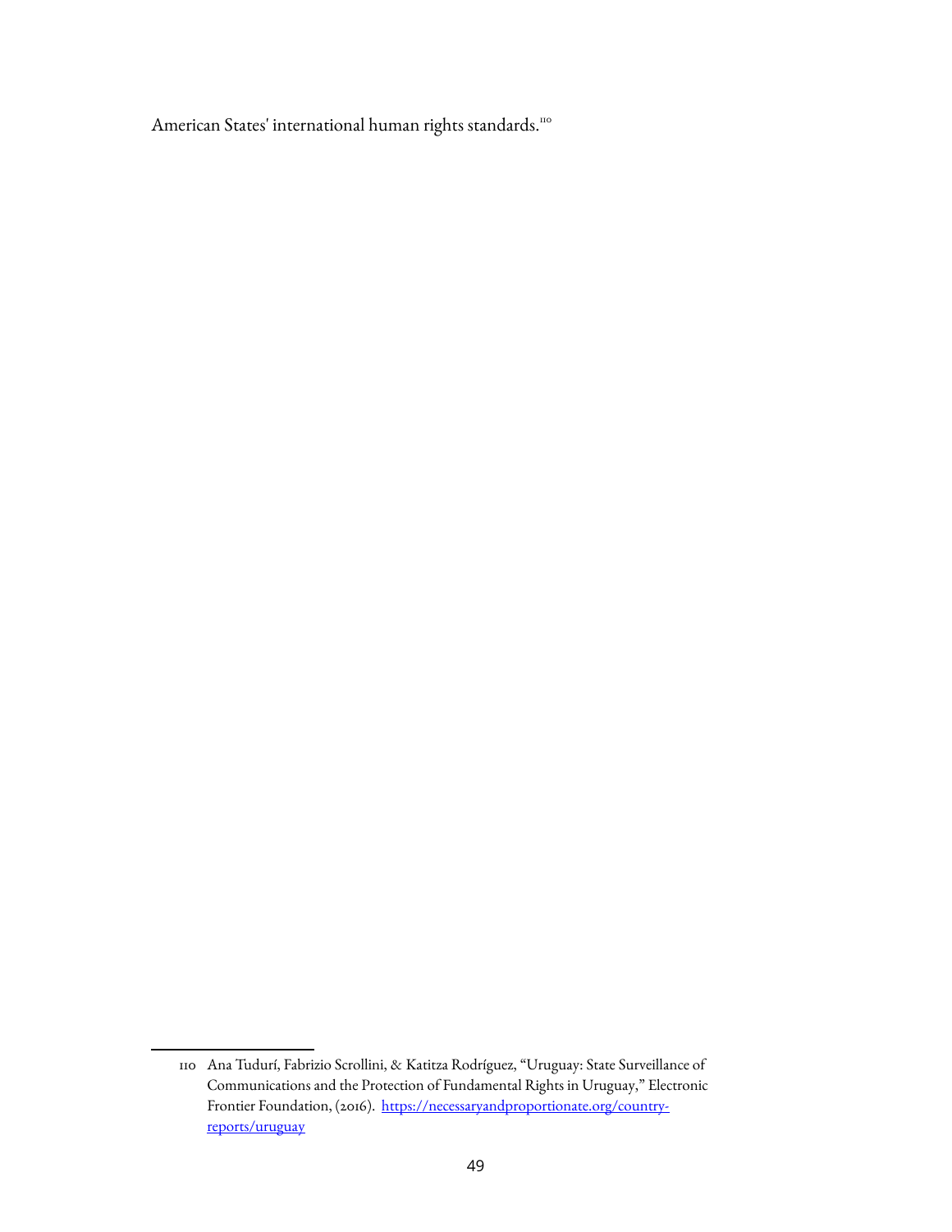American States' international human rights standards.[110]

---

110 Ana Tudurí, Fabrizio Scrollini, & Katitza Rodríguez, "Uruguay: State Surveillance of Communications and the Protection of Fundamental Rights in Uruguay," Electronic Frontier Foundation, (2016). https://necessaryandproportionate.org/country-reports/uruguay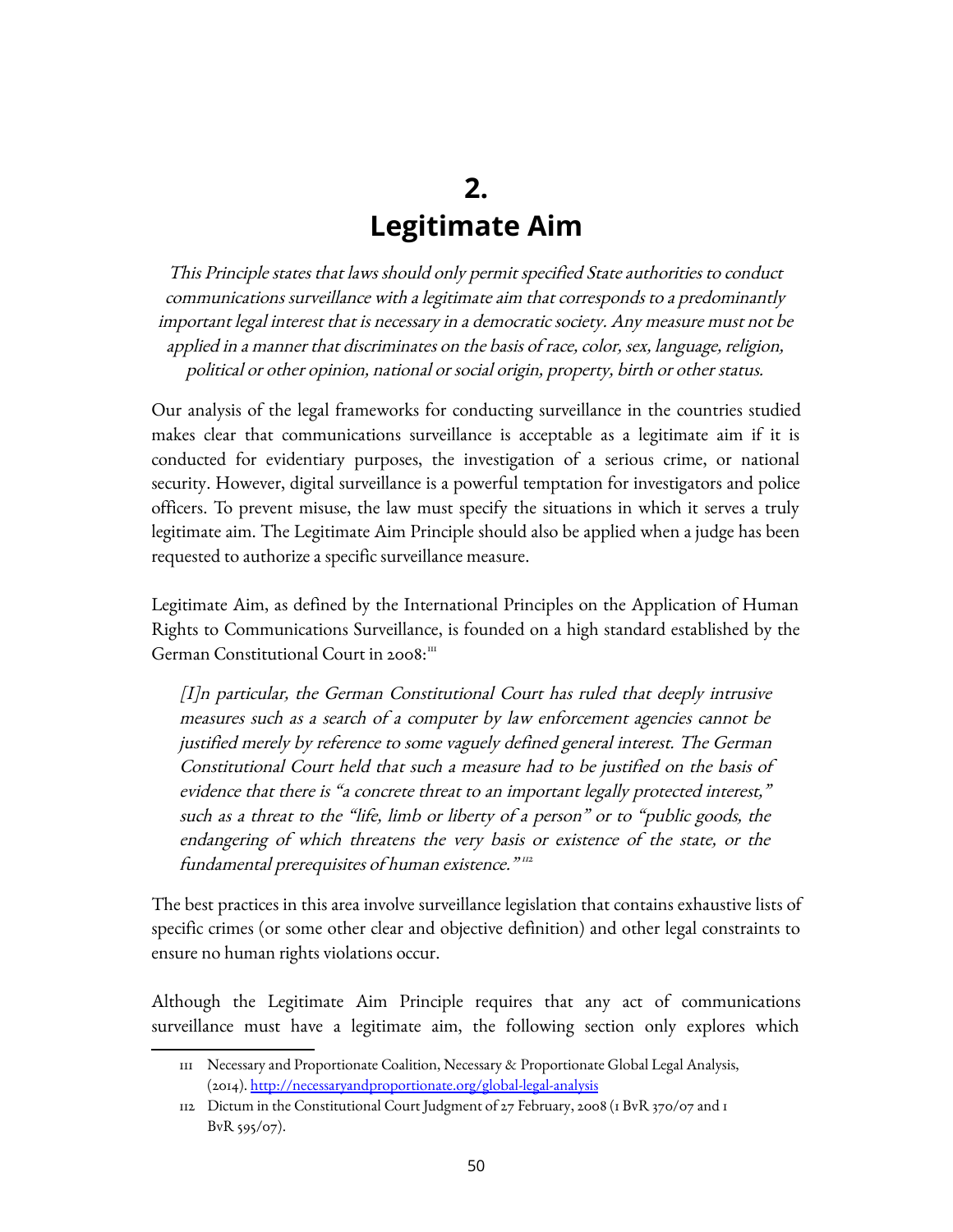# 2. Legitimate Aim

*This Principle states that laws should only permit specified State authorities to conduct communications surveillance with a legitimate aim that corresponds to a predominantly important legal interest that is necessary in a democratic society. Any measure must not be applied in a manner that discriminates on the basis of race, color, sex, language, religion, political or other opinion, national or social origin, property, birth or other status.*

Our analysis of the legal frameworks for conducting surveillance in the countries studied makes clear that communications surveillance is acceptable as a legitimate aim if it is conducted for evidentiary purposes, the investigation of a serious crime, or national security. However, digital surveillance is a powerful temptation for investigators and police officers. To prevent misuse, the law must specify the situations in which it serves a truly legitimate aim. The Legitimate Aim Principle should also be applied when a judge has been requested to authorize a specific surveillance measure.

Legitimate Aim, as defined by the International Principles on the Application of Human Rights to Communications Surveillance, is founded on a high standard established by the German Constitutional Court in 2008:[111]

> *[I]n particular, the German Constitutional Court has ruled that deeply intrusive measures such as a search of a computer by law enforcement agencies cannot be justified merely by reference to some vaguely defined general interest. The German Constitutional Court held that such a measure had to be justified on the basis of evidence that there is "a concrete threat to an important legally protected interest," such as a threat to the "life, limb or liberty of a person" or to "public goods, the endangering of which threatens the very basis or existence of the state, or the fundamental prerequisites of human existence."*[112]

The best practices in this area involve surveillance legislation that contains exhaustive lists of specific crimes (or some other clear and objective definition) and other legal constraints to ensure no human rights violations occur.

Although the Legitimate Aim Principle requires that any act of communications surveillance must have a legitimate aim, the following section only explores which

---

111 Necessary and Proportionate Coalition, Necessary & Proportionate Global Legal Analysis, (2014). http://necessaryandproportionate.org/global-legal-analysis

112 Dictum in the Constitutional Court Judgment of 27 February, 2008 (1 BvR 370/07 and 1 BvR 595/07).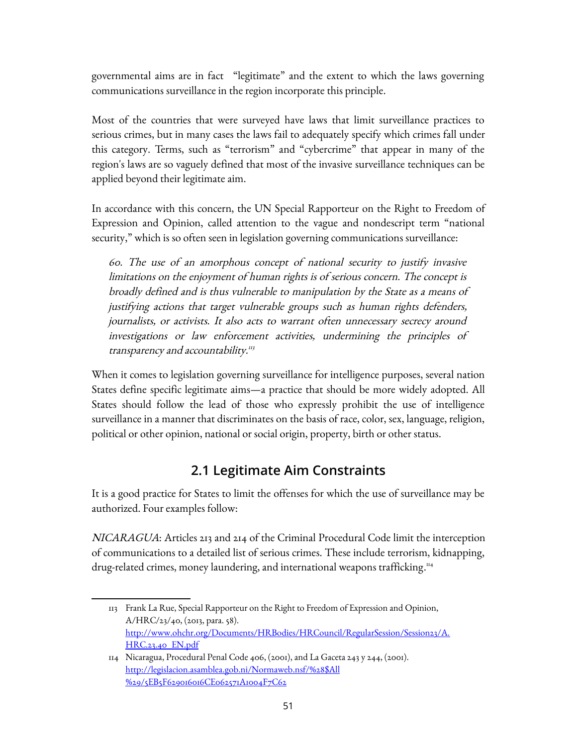governmental aims are in fact "legitimate" and the extent to which the laws governing communications surveillance in the region incorporate this principle.

Most of the countries that were surveyed have laws that limit surveillance practices to serious crimes, but in many cases the laws fail to adequately specify which crimes fall under this category. Terms, such as "terrorism" and "cybercrime" that appear in many of the region's laws are so vaguely defined that most of the invasive surveillance techniques can be applied beyond their legitimate aim.

In accordance with this concern, the UN Special Rapporteur on the Right to Freedom of Expression and Opinion, called attention to the vague and nondescript term "national security," which is so often seen in legislation governing communications surveillance:

> *60. The use of an amorphous concept of national security to justify invasive limitations on the enjoyment of human rights is of serious concern. The concept is broadly defined and is thus vulnerable to manipulation by the State as a means of justifying actions that target vulnerable groups such as human rights defenders, journalists, or activists. It also acts to warrant often unnecessary secrecy around investigations or law enforcement activities, undermining the principles of transparency and accountability.*[113]

When it comes to legislation governing surveillance for intelligence purposes, several nation States define specific legitimate aims—a practice that should be more widely adopted. All States should follow the lead of those who expressly prohibit the use of intelligence surveillance in a manner that discriminates on the basis of race, color, sex, language, religion, political or other opinion, national or social origin, property, birth or other status.

## 2.1 Legitimate Aim Constraints

It is a good practice for States to limit the offenses for which the use of surveillance may be authorized. Four examples follow:

*NICARAGUA*: Articles 213 and 214 of the Criminal Procedural Code limit the interception of communications to a detailed list of serious crimes. These include terrorism, kidnapping, drug-related crimes, money laundering, and international weapons trafficking.[114]

---

113 Frank La Rue, Special Rapporteur on the Right to Freedom of Expression and Opinion, A/HRC/23/40, (2013, para. 58). http://www.ohchr.org/Documents/HRBodies/HRCouncil/RegularSession/Session23/A.HRC.23.40_EN.pdf

114 Nicaragua, Procedural Penal Code 406, (2001), and La Gaceta 243 y 244, (2001). http://legislacion.asamblea.gob.ni/Normaweb.nsf/%28$All%29/5EB5F629016016CE062571A1004F7C62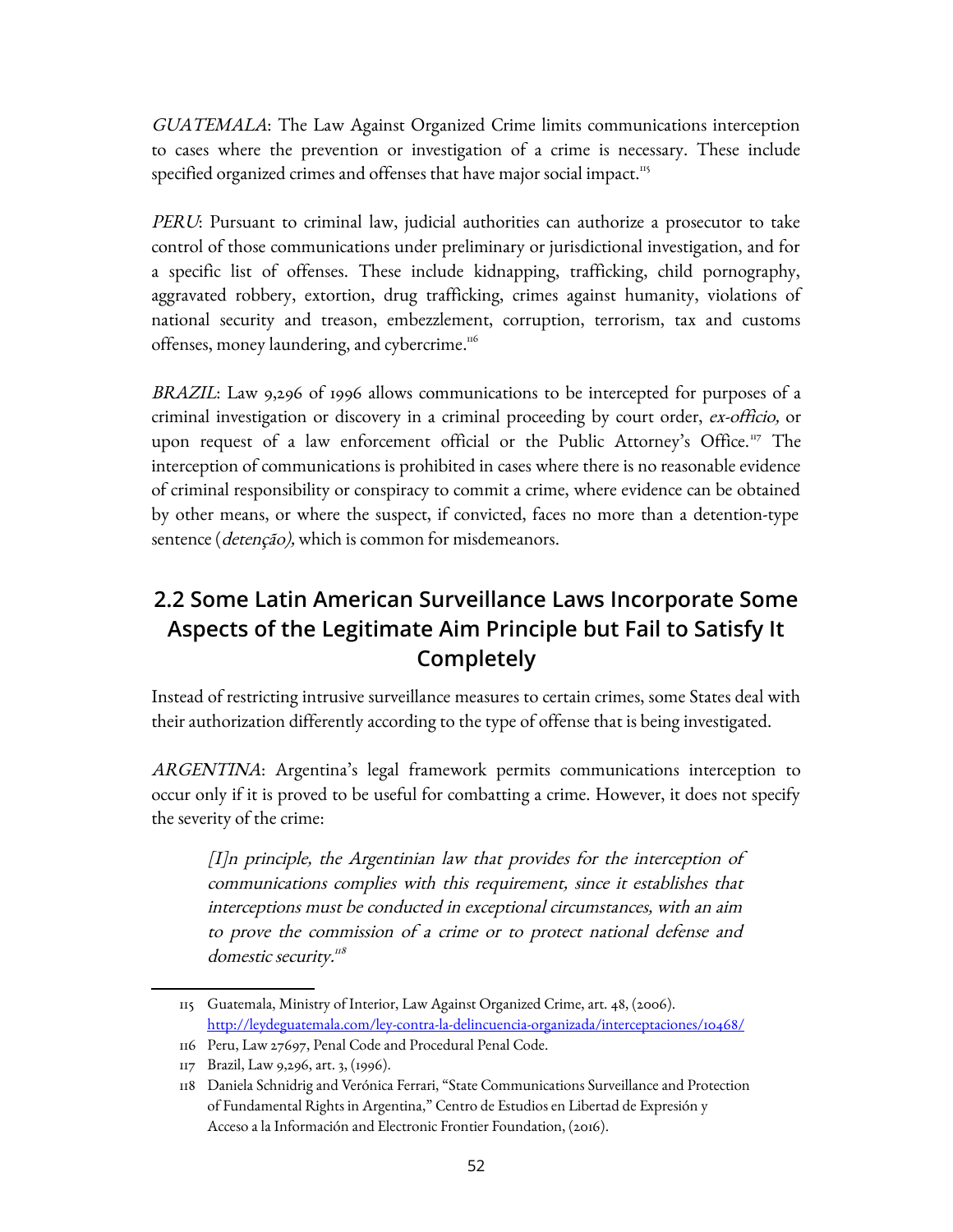*GUATEMALA*: The Law Against Organized Crime limits communications interception to cases where the prevention or investigation of a crime is necessary. These include specified organized crimes and offenses that have major social impact.[115]

*PERU*: Pursuant to criminal law, judicial authorities can authorize a prosecutor to take control of those communications under preliminary or jurisdictional investigation, and for a specific list of offenses. These include kidnapping, trafficking, child pornography, aggravated robbery, extortion, drug trafficking, crimes against humanity, violations of national security and treason, embezzlement, corruption, terrorism, tax and customs offenses, money laundering, and cybercrime.[116]

*BRAZIL*: Law 9,296 of 1996 allows communications to be intercepted for purposes of a criminal investigation or discovery in a criminal proceeding by court order, *ex-officio,* or upon request of a law enforcement official or the Public Attorney's Office.[117] The interception of communications is prohibited in cases where there is no reasonable evidence of criminal responsibility or conspiracy to commit a crime, where evidence can be obtained by other means, or where the suspect, if convicted, faces no more than a detention-type sentence (*detenção),* which is common for misdemeanors.

## 2.2 Some Latin American Surveillance Laws Incorporate Some Aspects of the Legitimate Aim Principle but Fail to Satisfy It Completely

Instead of restricting intrusive surveillance measures to certain crimes, some States deal with their authorization differently according to the type of offense that is being investigated.

*ARGENTINA*: Argentina's legal framework permits communications interception to occur only if it is proved to be useful for combatting a crime. However, it does not specify the severity of the crime:

> *[I]n principle, the Argentinian law that provides for the interception of communications complies with this requirement, since it establishes that interceptions must be conducted in exceptional circumstances, with an aim to prove the commission of a crime or to protect national defense and domestic security.*[118]

---

115 Guatemala, Ministry of Interior, Law Against Organized Crime, art. 48, (2006). http://leydeguatemala.com/ley-contra-la-delincuencia-organizada/interceptaciones/10468/

116 Peru, Law 27697, Penal Code and Procedural Penal Code.

117 Brazil, Law 9,296, art. 3, (1996).

118 Daniela Schnidrig and Verónica Ferrari, "State Communications Surveillance and Protection of Fundamental Rights in Argentina," Centro de Estudios en Libertad de Expresión y Acceso a la Información and Electronic Frontier Foundation, (2016).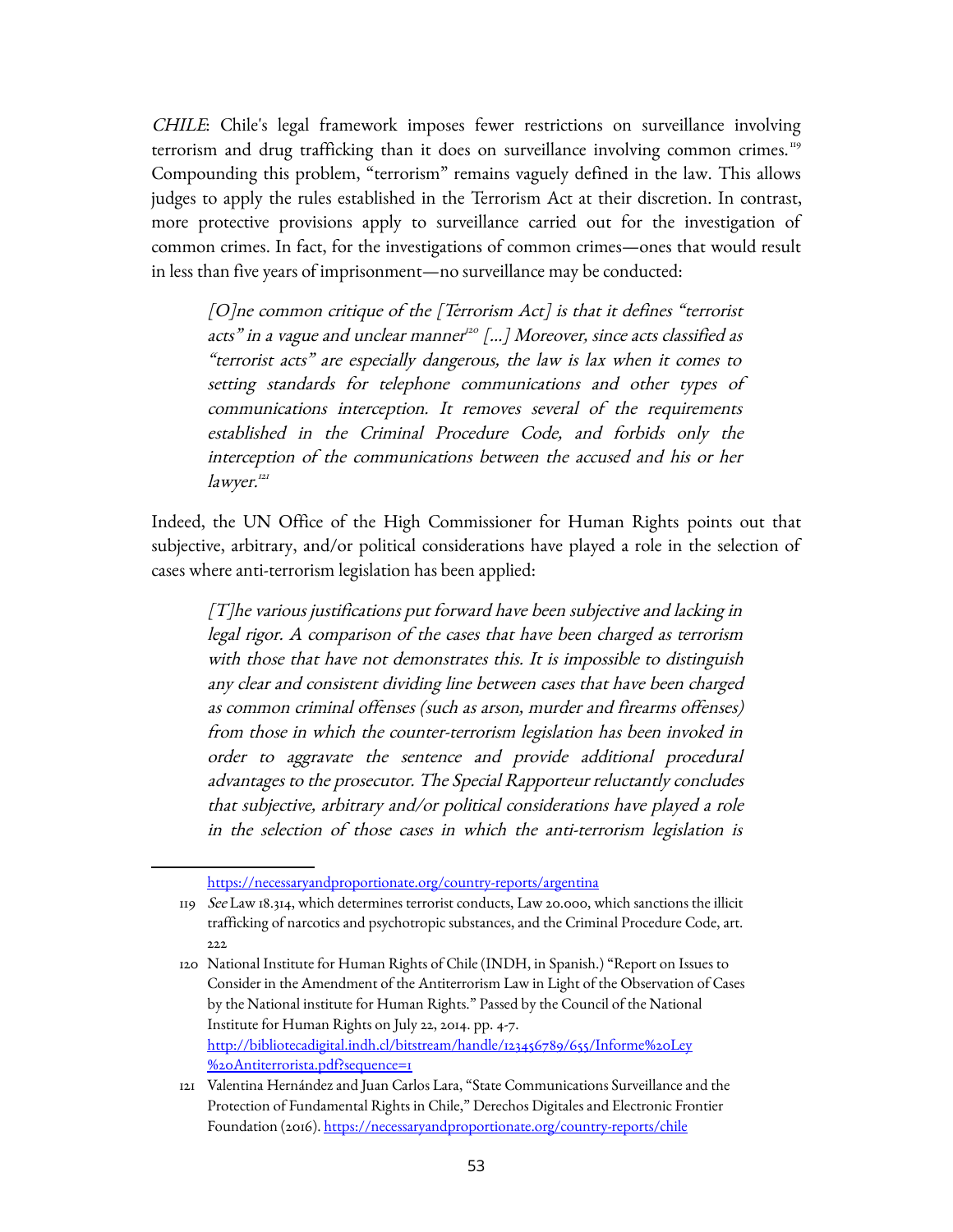*CHILE*: Chile's legal framework imposes fewer restrictions on surveillance involving terrorism and drug trafficking than it does on surveillance involving common crimes.[119] Compounding this problem, "terrorism" remains vaguely defined in the law. This allows judges to apply the rules established in the Terrorism Act at their discretion. In contrast, more protective provisions apply to surveillance carried out for the investigation of common crimes. In fact, for the investigations of common crimes—ones that would result in less than five years of imprisonment—no surveillance may be conducted:

> *[O]ne common critique of the [Terrorism Act] is that it defines "terrorist acts" in a vague and unclear manner[120] [...] Moreover, since acts classified as "terrorist acts" are especially dangerous, the law is lax when it comes to setting standards for telephone communications and other types of communications interception. It removes several of the requirements established in the Criminal Procedure Code, and forbids only the interception of the communications between the accused and his or her lawyer.[121]*

Indeed, the UN Office of the High Commissioner for Human Rights points out that subjective, arbitrary, and/or political considerations have played a role in the selection of cases where anti-terrorism legislation has been applied:

> *[T]he various justifications put forward have been subjective and lacking in legal rigor. A comparison of the cases that have been charged as terrorism with those that have not demonstrates this. It is impossible to distinguish any clear and consistent dividing line between cases that have been charged as common criminal offenses (such as arson, murder and firearms offenses) from those in which the counter-terrorism legislation has been invoked in order to aggravate the sentence and provide additional procedural advantages to the prosecutor. The Special Rapporteur reluctantly concludes that subjective, arbitrary and/or political considerations have played a role in the selection of those cases in which the anti-terrorism legislation is*

---

https://necessaryandproportionate.org/country-reports/argentina

119 *See* Law 18.314, which determines terrorist conducts, Law 20.000, which sanctions the illicit trafficking of narcotics and psychotropic substances, and the Criminal Procedure Code, art. 222

120 National Institute for Human Rights of Chile (INDH, in Spanish.) "Report on Issues to Consider in the Amendment of the Antiterrorism Law in Light of the Observation of Cases by the National institute for Human Rights." Passed by the Council of the National Institute for Human Rights on July 22, 2014. pp. 4-7. http://bibliotecadigital.indh.cl/bitstream/handle/123456789/655/Informe%20Ley%20Antiterrorista.pdf?sequence=1

121 Valentina Hernández and Juan Carlos Lara, "State Communications Surveillance and the Protection of Fundamental Rights in Chile," Derechos Digitales and Electronic Frontier Foundation (2016). https://necessaryandproportionate.org/country-reports/chile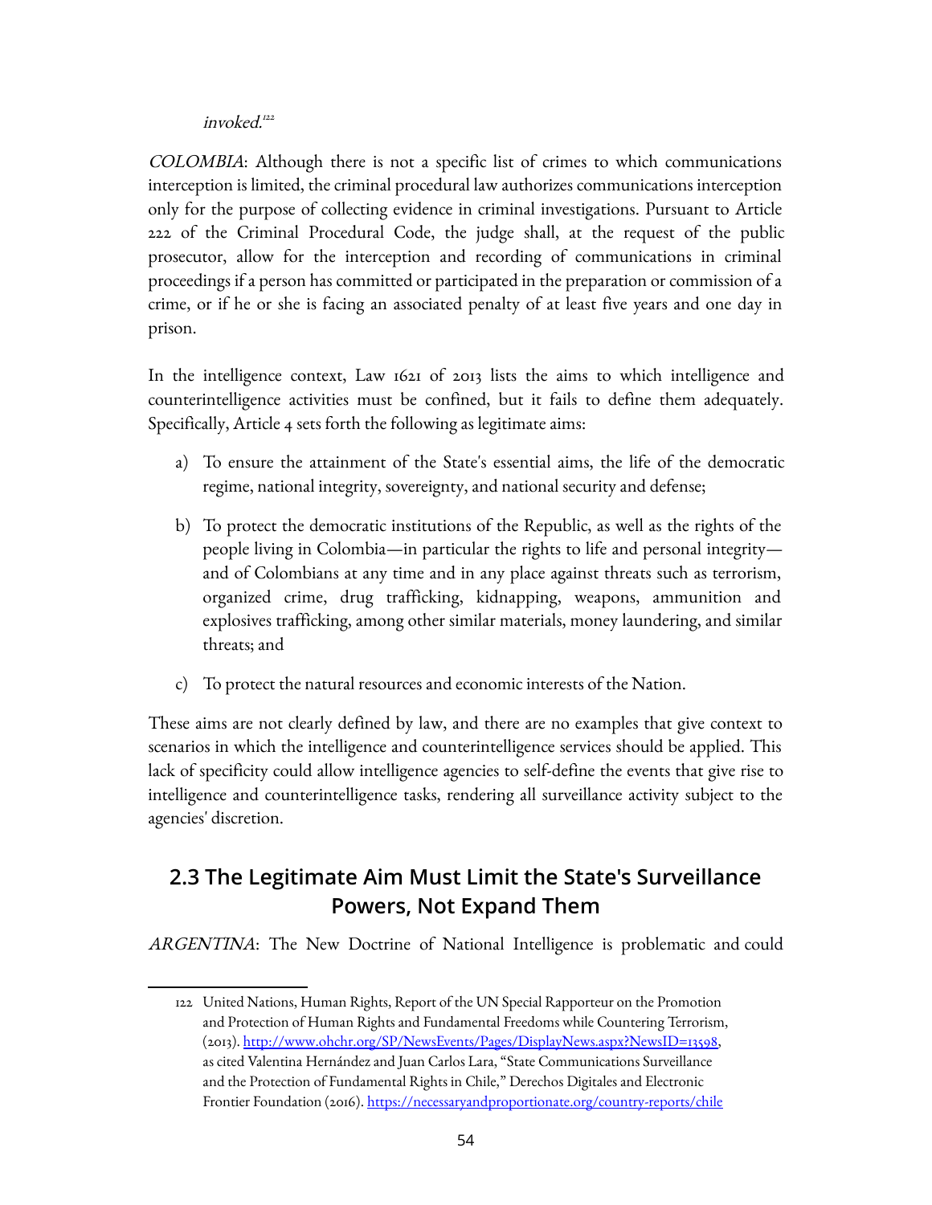*invoked.*[122]

*COLOMBIA*: Although there is not a specific list of crimes to which communications interception is limited, the criminal procedural law authorizes communications interception only for the purpose of collecting evidence in criminal investigations. Pursuant to Article 222 of the Criminal Procedural Code, the judge shall, at the request of the public prosecutor, allow for the interception and recording of communications in criminal proceedings if a person has committed or participated in the preparation or commission of a crime, or if he or she is facing an associated penalty of at least five years and one day in prison.

In the intelligence context, Law 1621 of 2013 lists the aims to which intelligence and counterintelligence activities must be confined, but it fails to define them adequately. Specifically, Article 4 sets forth the following as legitimate aims:

a) To ensure the attainment of the State's essential aims, the life of the democratic regime, national integrity, sovereignty, and national security and defense;

b) To protect the democratic institutions of the Republic, as well as the rights of the people living in Colombia—in particular the rights to life and personal integrity—and of Colombians at any time and in any place against threats such as terrorism, organized crime, drug trafficking, kidnapping, weapons, ammunition and explosives trafficking, among other similar materials, money laundering, and similar threats; and

c) To protect the natural resources and economic interests of the Nation.

These aims are not clearly defined by law, and there are no examples that give context to scenarios in which the intelligence and counterintelligence services should be applied. This lack of specificity could allow intelligence agencies to self-define the events that give rise to intelligence and counterintelligence tasks, rendering all surveillance activity subject to the agencies' discretion.

## 2.3 The Legitimate Aim Must Limit the State's Surveillance Powers, Not Expand Them

*ARGENTINA*: The New Doctrine of National Intelligence is problematic and could

---

122 United Nations, Human Rights, Report of the UN Special Rapporteur on the Promotion and Protection of Human Rights and Fundamental Freedoms while Countering Terrorism, (2013). http://www.ohchr.org/SP/NewsEvents/Pages/DisplayNews.aspx?NewsID=13598, as cited Valentina Hernández and Juan Carlos Lara, "State Communications Surveillance and the Protection of Fundamental Rights in Chile," Derechos Digitales and Electronic Frontier Foundation (2016). https://necessaryandproportionate.org/country-reports/chile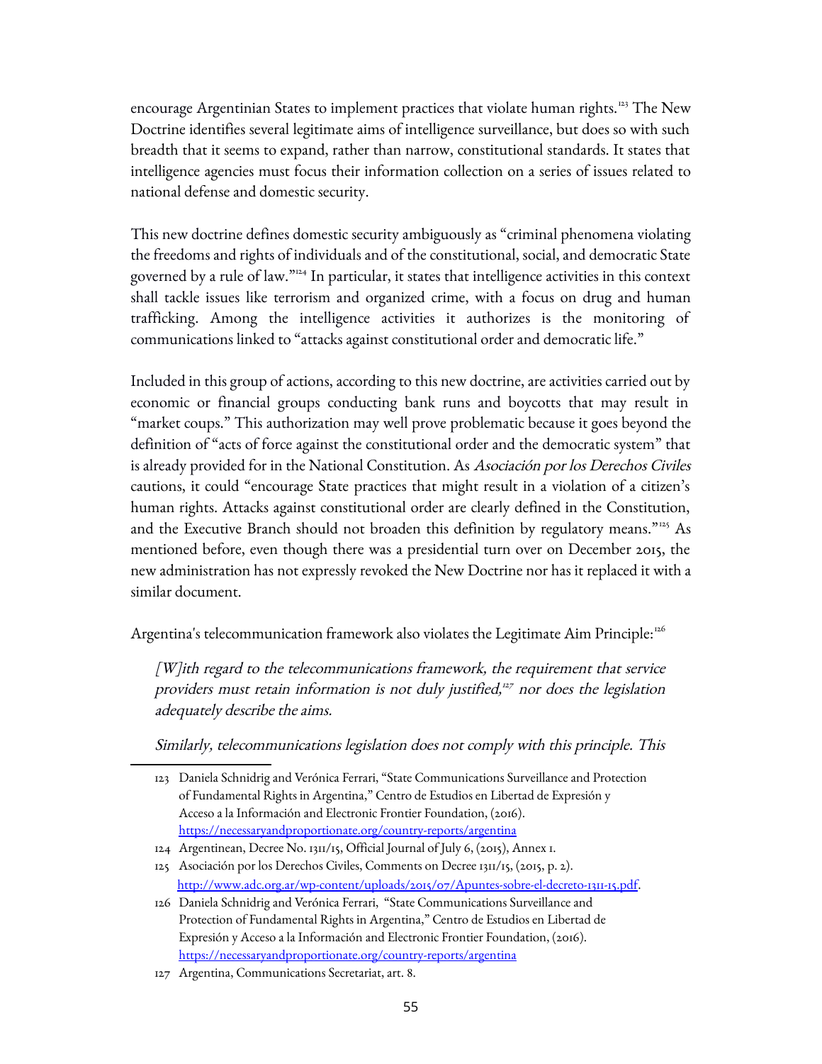encourage Argentinian States to implement practices that violate human rights.[123] The New Doctrine identifies several legitimate aims of intelligence surveillance, but does so with such breadth that it seems to expand, rather than narrow, constitutional standards. It states that intelligence agencies must focus their information collection on a series of issues related to national defense and domestic security.

This new doctrine defines domestic security ambiguously as "criminal phenomena violating the freedoms and rights of individuals and of the constitutional, social, and democratic State governed by a rule of law."[124] In particular, it states that intelligence activities in this context shall tackle issues like terrorism and organized crime, with a focus on drug and human trafficking. Among the intelligence activities it authorizes is the monitoring of communications linked to "attacks against constitutional order and democratic life."

Included in this group of actions, according to this new doctrine, are activities carried out by economic or financial groups conducting bank runs and boycotts that may result in "market coups." This authorization may well prove problematic because it goes beyond the definition of "acts of force against the constitutional order and the democratic system" that is already provided for in the National Constitution. As *Asociación por los Derechos Civiles* cautions, it could "encourage State practices that might result in a violation of a citizen's human rights. Attacks against constitutional order are clearly defined in the Constitution, and the Executive Branch should not broaden this definition by regulatory means."[125] As mentioned before, even though there was a presidential turn over on December 2015, the new administration has not expressly revoked the New Doctrine nor has it replaced it with a similar document.

Argentina's telecommunication framework also violates the Legitimate Aim Principle:[126]

> *[W]ith regard to the telecommunications framework, the requirement that service providers must retain information is not duly justified,[127] nor does the legislation adequately describe the aims.*
>
> *Similarly, telecommunications legislation does not comply with this principle. This*

---

123 Daniela Schnidrig and Verónica Ferrari, "State Communications Surveillance and Protection of Fundamental Rights in Argentina," Centro de Estudios en Libertad de Expresión y Acceso a la Información and Electronic Frontier Foundation, (2016). https://necessaryandproportionate.org/country-reports/argentina

124 Argentinean, Decree No. 1311/15, Official Journal of July 6, (2015), Annex 1.

125 Asociación por los Derechos Civiles, Comments on Decree 1311/15, (2015, p. 2). http://www.adc.org.ar/wp-content/uploads/2015/07/Apuntes-sobre-el-decreto-1311-15.pdf.

126 Daniela Schnidrig and Verónica Ferrari, "State Communications Surveillance and Protection of Fundamental Rights in Argentina," Centro de Estudios en Libertad de Expresión y Acceso a la Información and Electronic Frontier Foundation, (2016). https://necessaryandproportionate.org/country-reports/argentina

127 Argentina, Communications Secretariat, art. 8.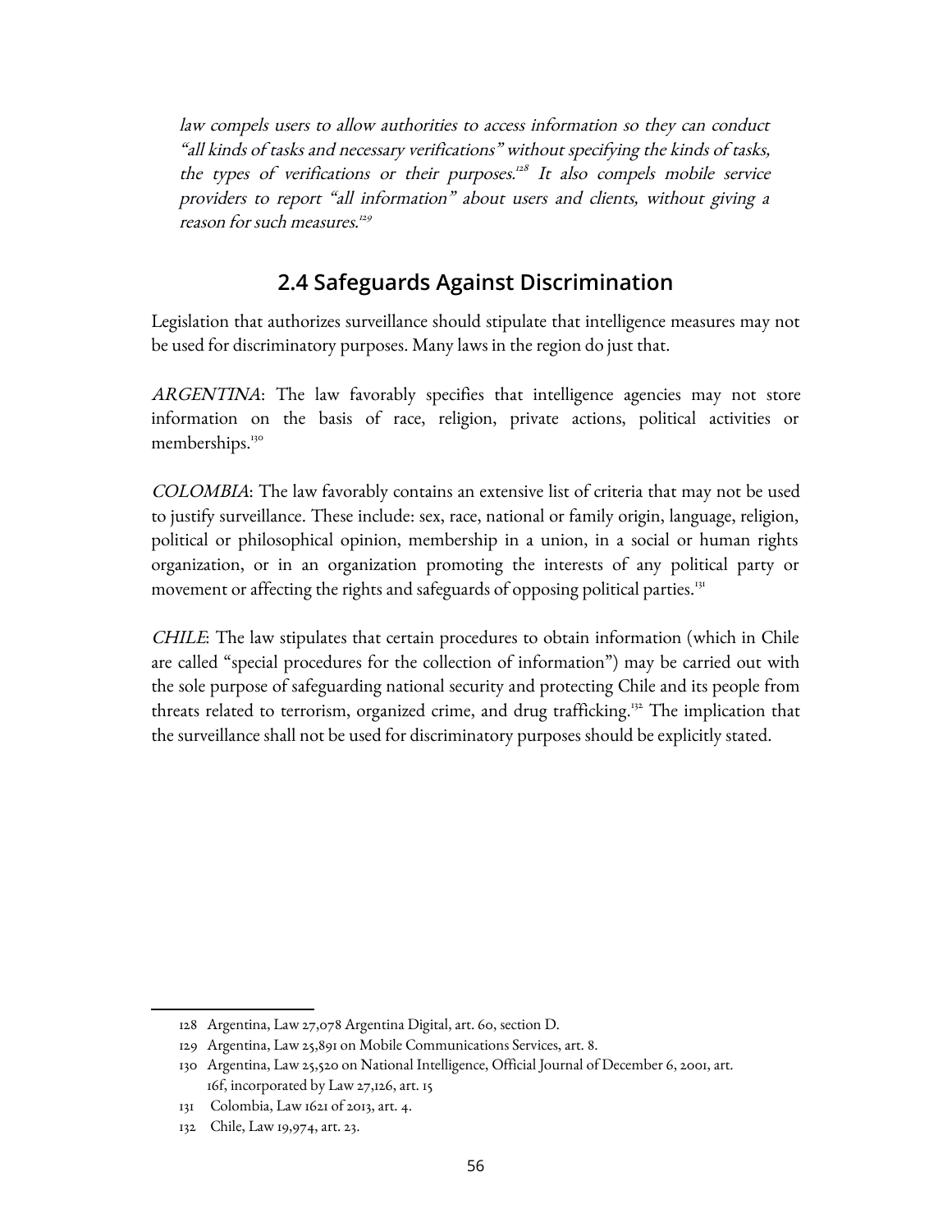*law compels users to allow authorities to access information so they can conduct "all kinds of tasks and necessary verifications" without specifying the kinds of tasks, the types of verifications or their purposes.[128] It also compels mobile service providers to report "all information" about users and clients, without giving a reason for such measures.[129]*

## 2.4 Safeguards Against Discrimination

Legislation that authorizes surveillance should stipulate that intelligence measures may not be used for discriminatory purposes. Many laws in the region do just that.

*ARGENTINA*: The law favorably specifies that intelligence agencies may not store information on the basis of race, religion, private actions, political activities or memberships.[130]

*COLOMBIA*: The law favorably contains an extensive list of criteria that may not be used to justify surveillance. These include: sex, race, national or family origin, language, religion, political or philosophical opinion, membership in a union, in a social or human rights organization, or in an organization promoting the interests of any political party or movement or affecting the rights and safeguards of opposing political parties.[131]

*CHILE*: The law stipulates that certain procedures to obtain information (which in Chile are called "special procedures for the collection of information") may be carried out with the sole purpose of safeguarding national security and protecting Chile and its people from threats related to terrorism, organized crime, and drug trafficking.[132] The implication that the surveillance shall not be used for discriminatory purposes should be explicitly stated.

---

128 Argentina, Law 27,078 Argentina Digital, art. 60, section D.

129 Argentina, Law 25,891 on Mobile Communications Services, art. 8.

130 Argentina, Law 25,520 on National Intelligence, Official Journal of December 6, 2001, art. 16f, incorporated by Law 27,126, art. 15

131 Colombia, Law 1621 of 2013, art. 4.

132 Chile, Law 19,974, art. 23.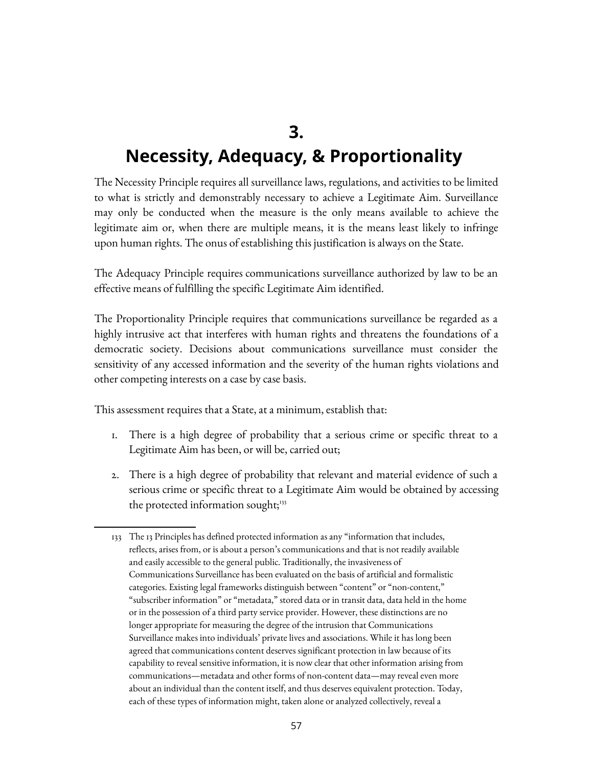# 3.
# Necessity, Adequacy, & Proportionality

The Necessity Principle requires all surveillance laws, regulations, and activities to be limited to what is strictly and demonstrably necessary to achieve a Legitimate Aim. Surveillance may only be conducted when the measure is the only means available to achieve the legitimate aim or, when there are multiple means, it is the means least likely to infringe upon human rights. The onus of establishing this justification is always on the State.

The Adequacy Principle requires communications surveillance authorized by law to be an effective means of fulfilling the specific Legitimate Aim identified.

The Proportionality Principle requires that communications surveillance be regarded as a highly intrusive act that interferes with human rights and threatens the foundations of a democratic society. Decisions about communications surveillance must consider the sensitivity of any accessed information and the severity of the human rights violations and other competing interests on a case by case basis.

This assessment requires that a State, at a minimum, establish that:

1. There is a high degree of probability that a serious crime or specific threat to a Legitimate Aim has been, or will be, carried out;
2. There is a high degree of probability that relevant and material evidence of such a serious crime or specific threat to a Legitimate Aim would be obtained by accessing the protected information sought;[133]

---

133 The 13 Principles has defined protected information as any "information that includes, reflects, arises from, or is about a person's communications and that is not readily available and easily accessible to the general public. Traditionally, the invasiveness of Communications Surveillance has been evaluated on the basis of artificial and formalistic categories. Existing legal frameworks distinguish between "content" or "non-content," "subscriber information" or "metadata," stored data or in transit data, data held in the home or in the possession of a third party service provider. However, these distinctions are no longer appropriate for measuring the degree of the intrusion that Communications Surveillance makes into individuals' private lives and associations. While it has long been agreed that communications content deserves significant protection in law because of its capability to reveal sensitive information, it is now clear that other information arising from communications—metadata and other forms of non-content data—may reveal even more about an individual than the content itself, and thus deserves equivalent protection. Today, each of these types of information might, taken alone or analyzed collectively, reveal a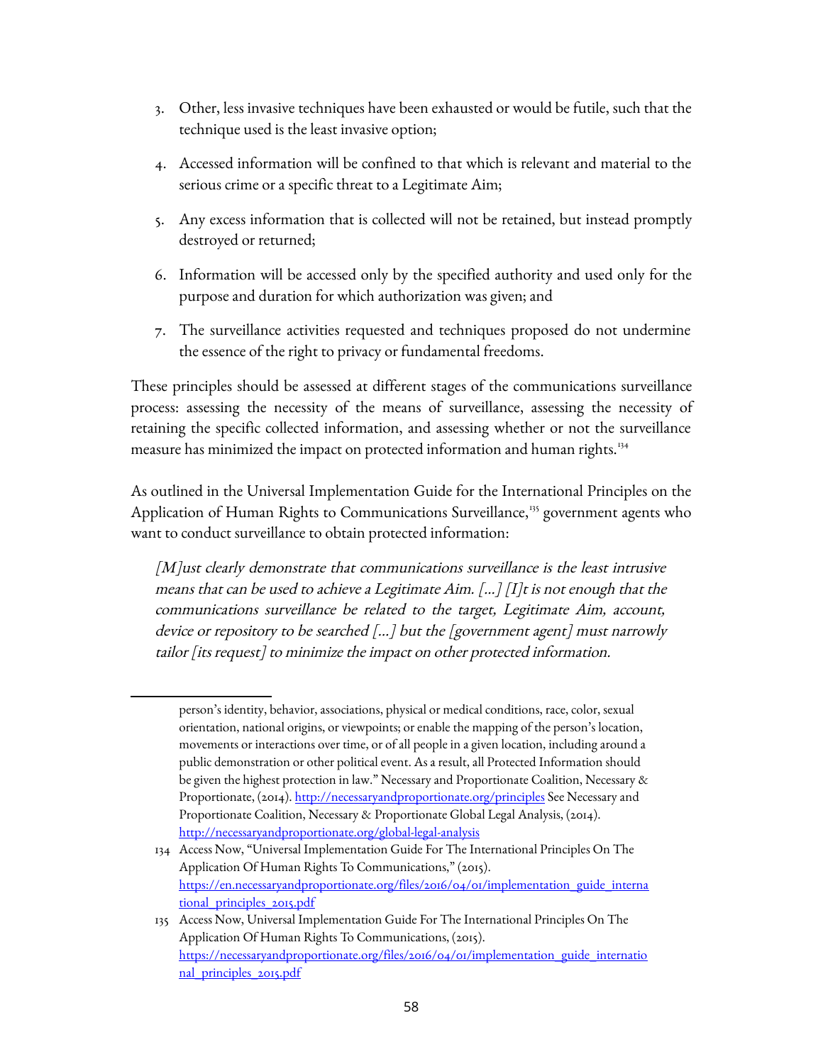3. Other, less invasive techniques have been exhausted or would be futile, such that the technique used is the least invasive option;

4. Accessed information will be confined to that which is relevant and material to the serious crime or a specific threat to a Legitimate Aim;

5. Any excess information that is collected will not be retained, but instead promptly destroyed or returned;

6. Information will be accessed only by the specified authority and used only for the purpose and duration for which authorization was given; and

7. The surveillance activities requested and techniques proposed do not undermine the essence of the right to privacy or fundamental freedoms.

These principles should be assessed at different stages of the communications surveillance process: assessing the necessity of the means of surveillance, assessing the necessity of retaining the specific collected information, and assessing whether or not the surveillance measure has minimized the impact on protected information and human rights.[134]

As outlined in the Universal Implementation Guide for the International Principles on the Application of Human Rights to Communications Surveillance,[135] government agents who want to conduct surveillance to obtain protected information:

> *[M]ust clearly demonstrate that communications surveillance is the least intrusive means that can be used to achieve a Legitimate Aim. [...] [I]t is not enough that the communications surveillance be related to the target, Legitimate Aim, account, device or repository to be searched [...] but the [government agent] must narrowly tailor [its request] to minimize the impact on other protected information.*

---

person's identity, behavior, associations, physical or medical conditions, race, color, sexual orientation, national origins, or viewpoints; or enable the mapping of the person's location, movements or interactions over time, or of all people in a given location, including around a public demonstration or other political event. As a result, all Protected Information should be given the highest protection in law." Necessary and Proportionate Coalition, Necessary & Proportionate, (2014). http://necessaryandproportionate.org/principles See Necessary and Proportionate Coalition, Necessary & Proportionate Global Legal Analysis, (2014). http://necessaryandproportionate.org/global-legal-analysis

134 Access Now, "Universal Implementation Guide For The International Principles On The Application Of Human Rights To Communications," (2015). https://en.necessaryandproportionate.org/files/2016/04/01/implementation_guide_international_principles_2015.pdf

135 Access Now, Universal Implementation Guide For The International Principles On The Application Of Human Rights To Communications, (2015). https://necessaryandproportionate.org/files/2016/04/01/implementation_guide_international_principles_2015.pdf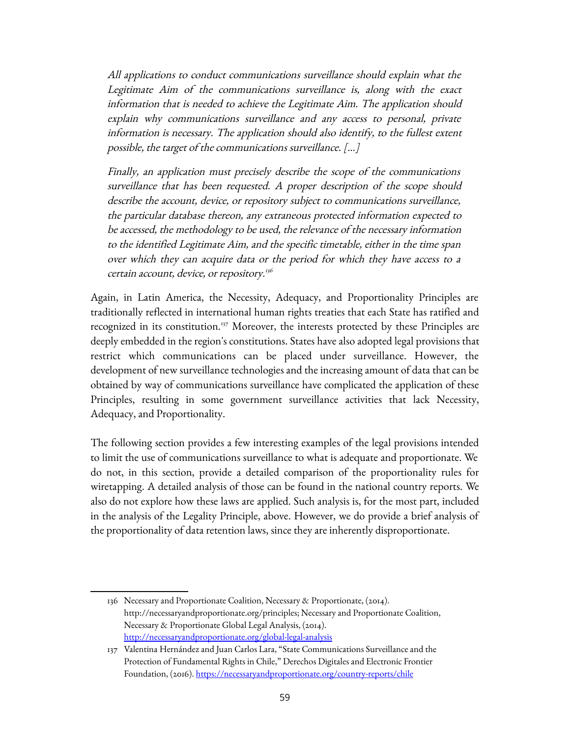> *All applications to conduct communications surveillance should explain what the Legitimate Aim of the communications surveillance is, along with the exact information that is needed to achieve the Legitimate Aim. The application should explain why communications surveillance and any access to personal, private information is necessary. The application should also identify, to the fullest extent possible, the target of the communications surveillance. [...]*
>
> *Finally, an application must precisely describe the scope of the communications surveillance that has been requested. A proper description of the scope should describe the account, device, or repository subject to communications surveillance, the particular database thereon, any extraneous protected information expected to be accessed, the methodology to be used, the relevance of the necessary information to the identified Legitimate Aim, and the specific timetable, either in the time span over which they can acquire data or the period for which they have access to a certain account, device, or repository.*[136]

Again, in Latin America, the Necessity, Adequacy, and Proportionality Principles are traditionally reflected in international human rights treaties that each State has ratified and recognized in its constitution.[137] Moreover, the interests protected by these Principles are deeply embedded in the region's constitutions. States have also adopted legal provisions that restrict which communications can be placed under surveillance. However, the development of new surveillance technologies and the increasing amount of data that can be obtained by way of communications surveillance have complicated the application of these Principles, resulting in some government surveillance activities that lack Necessity, Adequacy, and Proportionality.

The following section provides a few interesting examples of the legal provisions intended to limit the use of communications surveillance to what is adequate and proportionate. We do not, in this section, provide a detailed comparison of the proportionality rules for wiretapping. A detailed analysis of those can be found in the national country reports. We also do not explore how these laws are applied. Such analysis is, for the most part, included in the analysis of the Legality Principle, above. However, we do provide a brief analysis of the proportionality of data retention laws, since they are inherently disproportionate.

---

136 Necessary and Proportionate Coalition, Necessary & Proportionate, (2014). http://necessaryandproportionate.org/principles; Necessary and Proportionate Coalition, Necessary & Proportionate Global Legal Analysis, (2014). http://necessaryandproportionate.org/global-legal-analysis

137 Valentina Hernández and Juan Carlos Lara, "State Communications Surveillance and the Protection of Fundamental Rights in Chile," Derechos Digitales and Electronic Frontier Foundation, (2016). https://necessaryandproportionate.org/country-reports/chile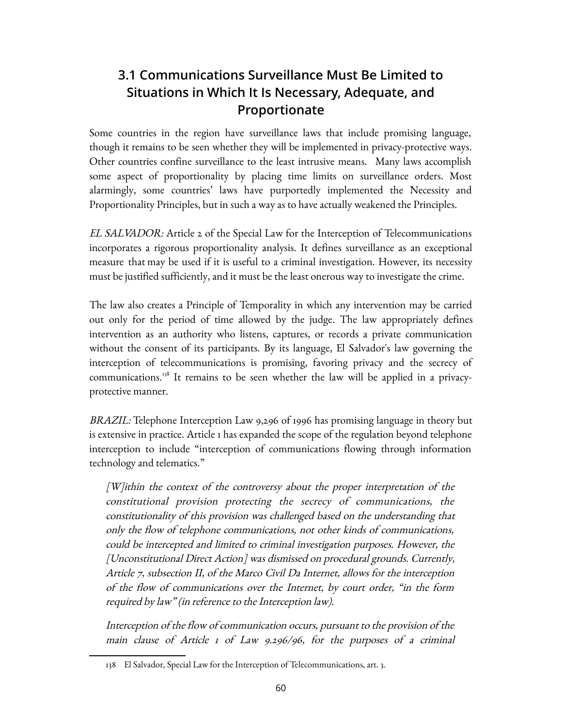## 3.1 Communications Surveillance Must Be Limited to Situations in Which It Is Necessary, Adequate, and Proportionate

Some countries in the region have surveillance laws that include promising language, though it remains to be seen whether they will be implemented in privacy-protective ways. Other countries confine surveillance to the least intrusive means. Many laws accomplish some aspect of proportionality by placing time limits on surveillance orders. Most alarmingly, some countries' laws have purportedly implemented the Necessity and Proportionality Principles, but in such a way as to have actually weakened the Principles.

*EL SALVADOR:* Article 2 of the Special Law for the Interception of Telecommunications incorporates a rigorous proportionality analysis. It defines surveillance as an exceptional measure that may be used if it is useful to a criminal investigation. However, its necessity must be justified sufficiently, and it must be the least onerous way to investigate the crime.

The law also creates a Principle of Temporality in which any intervention may be carried out only for the period of time allowed by the judge. The law appropriately defines intervention as an authority who listens, captures, or records a private communication without the consent of its participants. By its language, El Salvador's law governing the interception of telecommunications is promising, favoring privacy and the secrecy of communications.[138] It remains to be seen whether the law will be applied in a privacy-protective manner.

*BRAZIL:* Telephone Interception Law 9,296 of 1996 has promising language in theory but is extensive in practice. Article 1 has expanded the scope of the regulation beyond telephone interception to include "interception of communications flowing through information technology and telematics."

> *[W]ithin the context of the controversy about the proper interpretation of the constitutional provision protecting the secrecy of communications, the constitutionality of this provision was challenged based on the understanding that only the flow of telephone communications, not other kinds of communications, could be intercepted and limited to criminal investigation purposes. However, the [Unconstitutional Direct Action] was dismissed on procedural grounds. Currently, Article 7, subsection II, of the Marco Civil Da Internet, allows for the interception of the flow of communications over the Internet, by court order, "in the form required by law" (in reference to the Interception law).*
>
> *Interception of the flow of communication occurs, pursuant to the provision of the main clause of Article 1 of Law 9.296/96, for the purposes of a criminal*

---

138 El Salvador, Special Law for the Interception of Telecommunications, art. 3.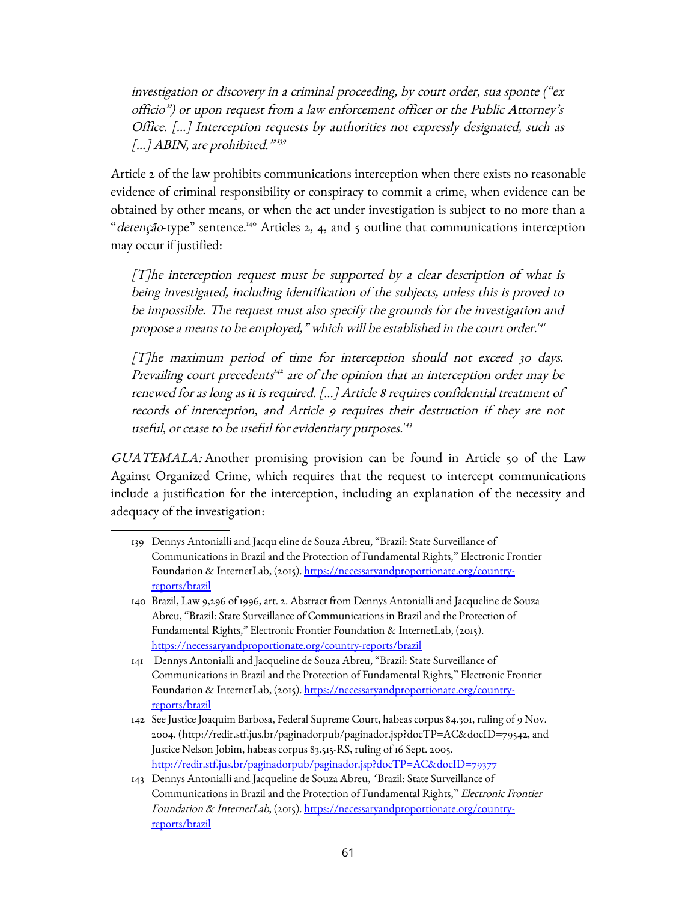> *investigation or discovery in a criminal proceeding, by court order, sua sponte ("ex officio") or upon request from a law enforcement officer or the Public Attorney's Office. [...] Interception requests by authorities not expressly designated, such as [...] ABIN, are prohibited."*[139]

Article 2 of the law prohibits communications interception when there exists no reasonable evidence of criminal responsibility or conspiracy to commit a crime, when evidence can be obtained by other means, or when the act under investigation is subject to no more than a "*detenção*-type" sentence.[140] Articles 2, 4, and 5 outline that communications interception may occur if justified:

> *[T]he interception request must be supported by a clear description of what is being investigated, including identification of the subjects, unless this is proved to be impossible. The request must also specify the grounds for the investigation and propose a means to be employed," which will be established in the court order.*[141]

> *[T]he maximum period of time for interception should not exceed 30 days. Prevailing court precedents*[142] *are of the opinion that an interception order may be renewed for as long as it is required. [...] Article 8 requires confidential treatment of records of interception, and Article 9 requires their destruction if they are not useful, or cease to be useful for evidentiary purposes.*[143]

*GUATEMALA:* Another promising provision can be found in Article 50 of the Law Against Organized Crime, which requires that the request to intercept communications include a justification for the interception, including an explanation of the necessity and adequacy of the investigation:

---

139 Dennys Antonialli and Jacqu eline de Souza Abreu, "Brazil: State Surveillance of Communications in Brazil and the Protection of Fundamental Rights," Electronic Frontier Foundation & InternetLab, (2015). https://necessaryandproportionate.org/country-reports/brazil

140 Brazil, Law 9,296 of 1996, art. 2. Abstract from Dennys Antonialli and Jacqueline de Souza Abreu, "Brazil: State Surveillance of Communications in Brazil and the Protection of Fundamental Rights," Electronic Frontier Foundation & InternetLab, (2015). https://necessaryandproportionate.org/country-reports/brazil

141 Dennys Antonialli and Jacqueline de Souza Abreu, "Brazil: State Surveillance of Communications in Brazil and the Protection of Fundamental Rights," Electronic Frontier Foundation & InternetLab, (2015). https://necessaryandproportionate.org/country-reports/brazil

142 See Justice Joaquim Barbosa, Federal Supreme Court, habeas corpus 84.301, ruling of 9 Nov. 2004. (http://redir.stf.jus.br/paginadorpub/paginador.jsp?docTP=AC&docID=79542, and Justice Nelson Jobim, habeas corpus 83.515-RS, ruling of 16 Sept. 2005. http://redir.stf.jus.br/paginadorpub/paginador.jsp?docTP=AC&docID=79377

143 Dennys Antonialli and Jacqueline de Souza Abreu, "Brazil: State Surveillance of Communications in Brazil and the Protection of Fundamental Rights," *Electronic Frontier Foundation & InternetLab*, (2015). https://necessaryandproportionate.org/country-reports/brazil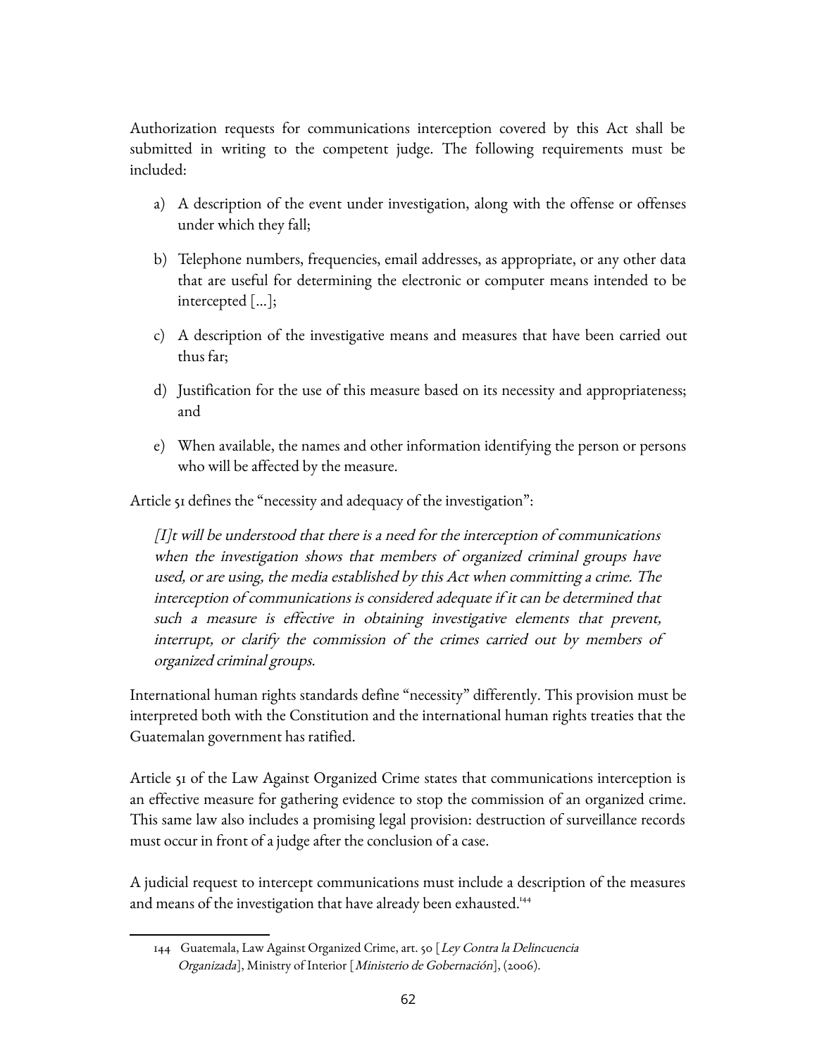Authorization requests for communications interception covered by this Act shall be submitted in writing to the competent judge. The following requirements must be included:

a) A description of the event under investigation, along with the offense or offenses under which they fall;

b) Telephone numbers, frequencies, email addresses, as appropriate, or any other data that are useful for determining the electronic or computer means intended to be intercepted [...];

c) A description of the investigative means and measures that have been carried out thus far;

d) Justification for the use of this measure based on its necessity and appropriateness; and

e) When available, the names and other information identifying the person or persons who will be affected by the measure.

Article 51 defines the "necessity and adequacy of the investigation":

> *[I]t will be understood that there is a need for the interception of communications when the investigation shows that members of organized criminal groups have used, or are using, the media established by this Act when committing a crime. The interception of communications is considered adequate if it can be determined that such a measure is effective in obtaining investigative elements that prevent, interrupt, or clarify the commission of the crimes carried out by members of organized criminal groups.*

International human rights standards define "necessity" differently. This provision must be interpreted both with the Constitution and the international human rights treaties that the Guatemalan government has ratified.

Article 51 of the Law Against Organized Crime states that communications interception is an effective measure for gathering evidence to stop the commission of an organized crime. This same law also includes a promising legal provision: destruction of surveillance records must occur in front of a judge after the conclusion of a case.

A judicial request to intercept communications must include a description of the measures and means of the investigation that have already been exhausted.[144]

144 Guatemala, Law Against Organized Crime, art. 50 [*Ley Contra la Delincuencia Organizada*], Ministry of Interior [*Ministerio de Gobernación*], (2006).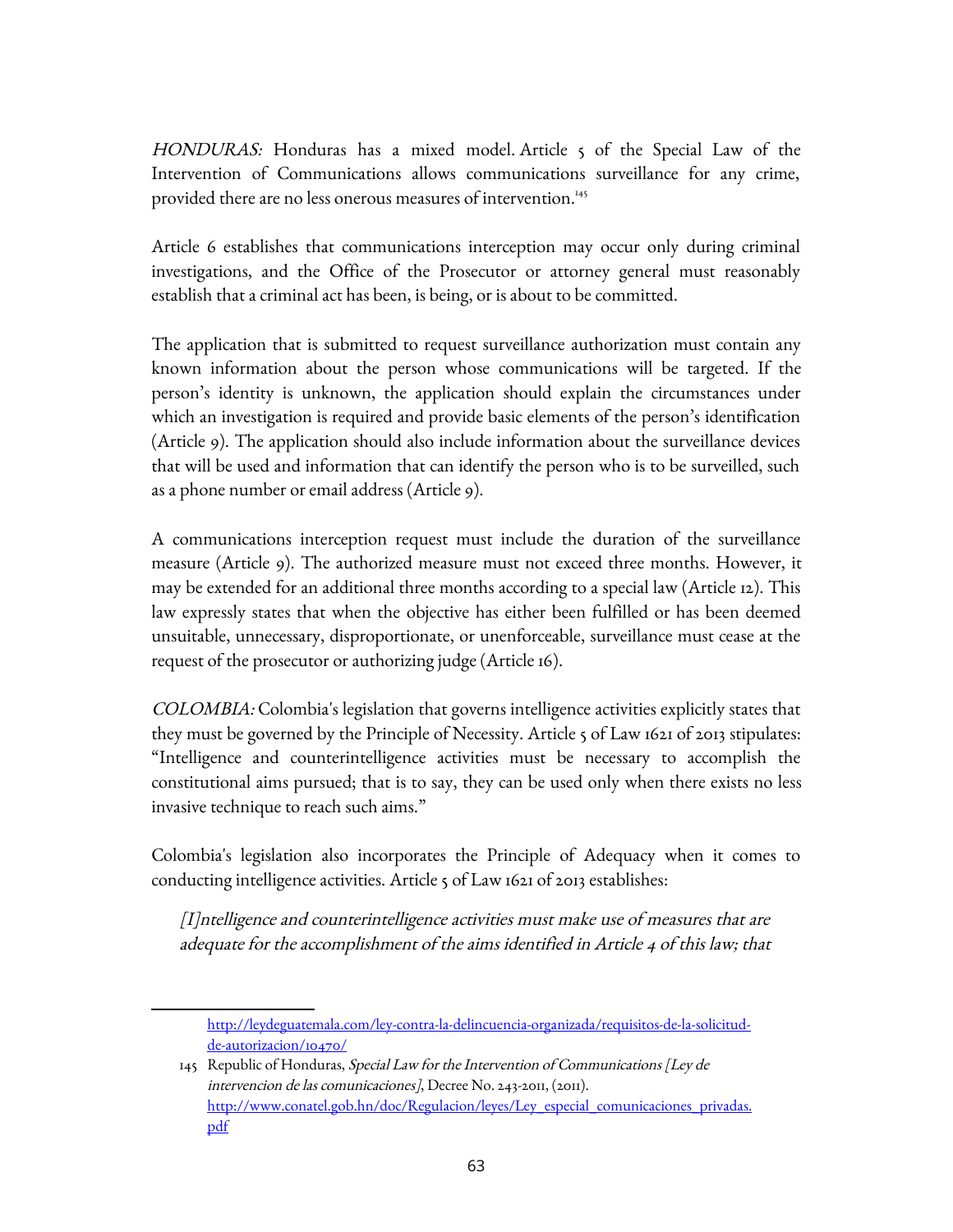*HONDURAS:* Honduras has a mixed model. Article 5 of the Special Law of the Intervention of Communications allows communications surveillance for any crime, provided there are no less onerous measures of intervention.[145]

Article 6 establishes that communications interception may occur only during criminal investigations, and the Office of the Prosecutor or attorney general must reasonably establish that a criminal act has been, is being, or is about to be committed.

The application that is submitted to request surveillance authorization must contain any known information about the person whose communications will be targeted. If the person's identity is unknown, the application should explain the circumstances under which an investigation is required and provide basic elements of the person's identification (Article 9). The application should also include information about the surveillance devices that will be used and information that can identify the person who is to be surveilled, such as a phone number or email address (Article 9).

A communications interception request must include the duration of the surveillance measure (Article 9). The authorized measure must not exceed three months. However, it may be extended for an additional three months according to a special law (Article 12). This law expressly states that when the objective has either been fulfilled or has been deemed unsuitable, unnecessary, disproportionate, or unenforceable, surveillance must cease at the request of the prosecutor or authorizing judge (Article 16).

*COLOMBIA:* Colombia's legislation that governs intelligence activities explicitly states that they must be governed by the Principle of Necessity. Article 5 of Law 1621 of 2013 stipulates: "Intelligence and counterintelligence activities must be necessary to accomplish the constitutional aims pursued; that is to say, they can be used only when there exists no less invasive technique to reach such aims."

Colombia's legislation also incorporates the Principle of Adequacy when it comes to conducting intelligence activities. Article 5 of Law 1621 of 2013 establishes:

> *[I]ntelligence and counterintelligence activities must make use of measures that are adequate for the accomplishment of the aims identified in Article 4 of this law; that*

---

http://leydeguatemala.com/ley-contra-la-delincuencia-organizada/requisitos-de-la-solicitud-de-autorizacion/10470/

145 Republic of Honduras, *Special Law for the Intervention of Communications [Ley de intervencion de las comunicaciones]*, Decree No. 243-2011, (2011). http://www.conatel.gob.hn/doc/Regulacion/leyes/Ley_especial_comunicaciones_privadas.pdf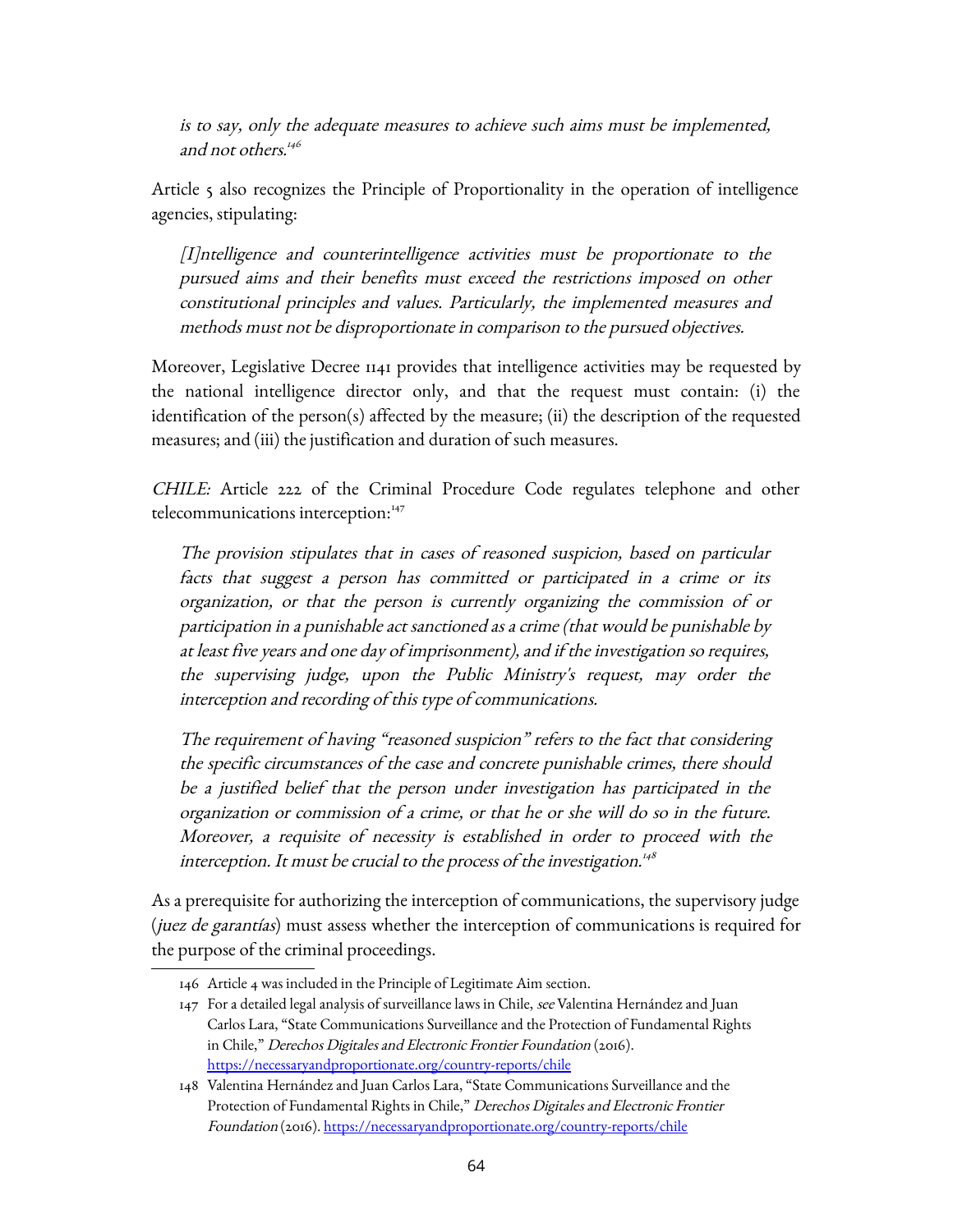> *is to say, only the adequate measures to achieve such aims must be implemented, and not others.*[146]

Article 5 also recognizes the Principle of Proportionality in the operation of intelligence agencies, stipulating:

> *[I]ntelligence and counterintelligence activities must be proportionate to the pursued aims and their benefits must exceed the restrictions imposed on other constitutional principles and values. Particularly, the implemented measures and methods must not be disproportionate in comparison to the pursued objectives.*

Moreover, Legislative Decree 1141 provides that intelligence activities may be requested by the national intelligence director only, and that the request must contain: (i) the identification of the person(s) affected by the measure; (ii) the description of the requested measures; and (iii) the justification and duration of such measures.

*CHILE:* Article 222 of the Criminal Procedure Code regulates telephone and other telecommunications interception:[147]

> *The provision stipulates that in cases of reasoned suspicion, based on particular facts that suggest a person has committed or participated in a crime or its organization, or that the person is currently organizing the commission of or participation in a punishable act sanctioned as a crime (that would be punishable by at least five years and one day of imprisonment), and if the investigation so requires, the supervising judge, upon the Public Ministry's request, may order the interception and recording of this type of communications.*
>
> *The requirement of having "reasoned suspicion" refers to the fact that considering the specific circumstances of the case and concrete punishable crimes, there should be a justified belief that the person under investigation has participated in the organization or commission of a crime, or that he or she will do so in the future. Moreover, a requisite of necessity is established in order to proceed with the interception. It must be crucial to the process of the investigation.*[148]

As a prerequisite for authorizing the interception of communications, the supervisory judge (*juez de garantías*) must assess whether the interception of communications is required for the purpose of the criminal proceedings.

---

146 Article 4 was included in the Principle of Legitimate Aim section.

147 For a detailed legal analysis of surveillance laws in Chile, *see* Valentina Hernández and Juan Carlos Lara, "State Communications Surveillance and the Protection of Fundamental Rights in Chile," *Derechos Digitales and Electronic Frontier Foundation* (2016). https://necessaryandproportionate.org/country-reports/chile

148 Valentina Hernández and Juan Carlos Lara, "State Communications Surveillance and the Protection of Fundamental Rights in Chile," *Derechos Digitales and Electronic Frontier Foundation* (2016). https://necessaryandproportionate.org/country-reports/chile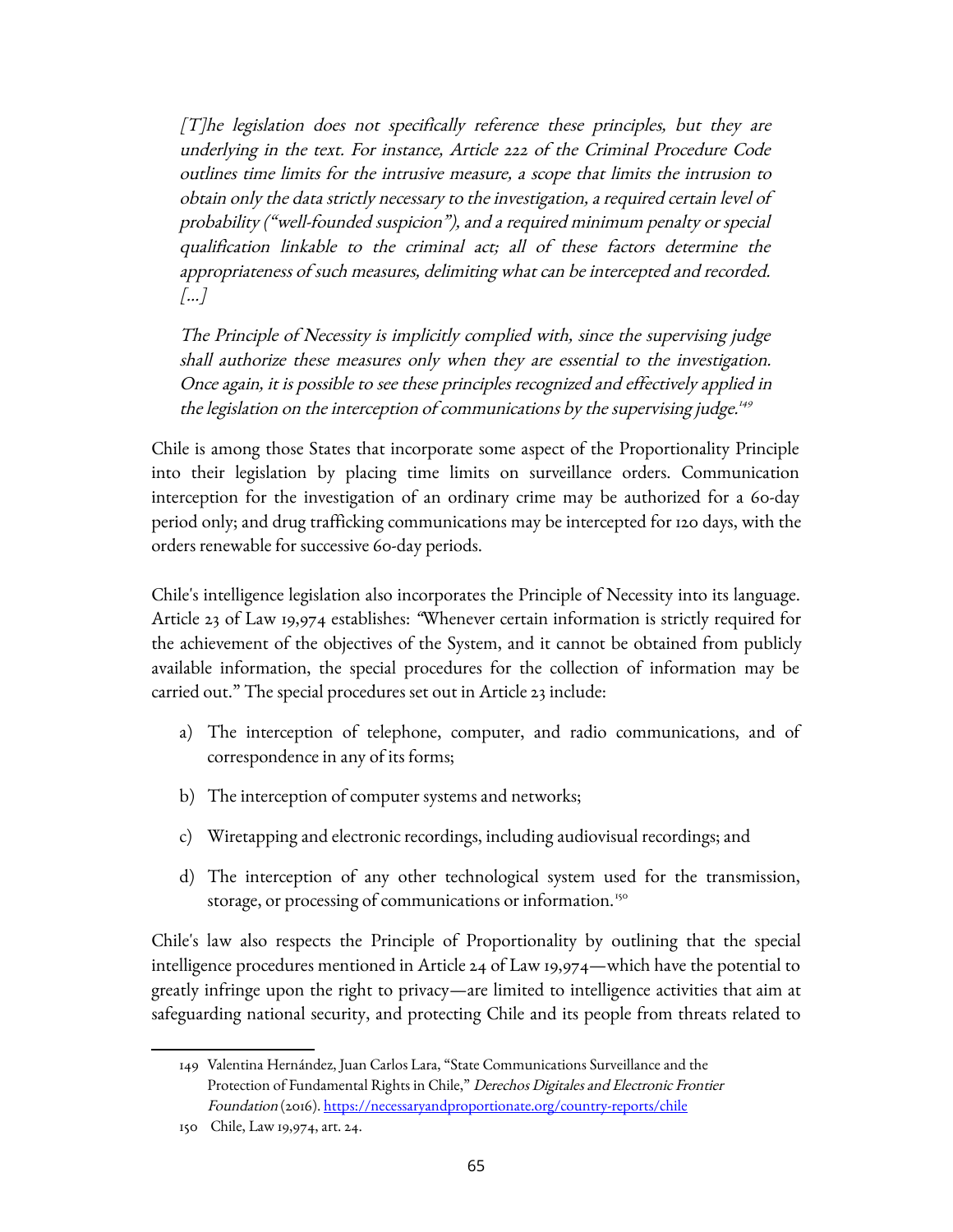> *[T]he legislation does not specifically reference these principles, but they are underlying in the text. For instance, Article 222 of the Criminal Procedure Code outlines time limits for the intrusive measure, a scope that limits the intrusion to obtain only the data strictly necessary to the investigation, a required certain level of probability ("well-founded suspicion"), and a required minimum penalty or special qualification linkable to the criminal act; all of these factors determine the appropriateness of such measures, delimiting what can be intercepted and recorded. [...]*
>
> *The Principle of Necessity is implicitly complied with, since the supervising judge shall authorize these measures only when they are essential to the investigation. Once again, it is possible to see these principles recognized and effectively applied in the legislation on the interception of communications by the supervising judge.*[149]

Chile is among those States that incorporate some aspect of the Proportionality Principle into their legislation by placing time limits on surveillance orders. Communication interception for the investigation of an ordinary crime may be authorized for a 60-day period only; and drug trafficking communications may be intercepted for 120 days, with the orders renewable for successive 60-day periods.

Chile's intelligence legislation also incorporates the Principle of Necessity into its language. Article 23 of Law 19,974 establishes: "Whenever certain information is strictly required for the achievement of the objectives of the System, and it cannot be obtained from publicly available information, the special procedures for the collection of information may be carried out." The special procedures set out in Article 23 include:

a) The interception of telephone, computer, and radio communications, and of correspondence in any of its forms;

b) The interception of computer systems and networks;

c) Wiretapping and electronic recordings, including audiovisual recordings; and

d) The interception of any other technological system used for the transmission, storage, or processing of communications or information.[150]

Chile's law also respects the Principle of Proportionality by outlining that the special intelligence procedures mentioned in Article 24 of Law 19,974—which have the potential to greatly infringe upon the right to privacy—are limited to intelligence activities that aim at safeguarding national security, and protecting Chile and its people from threats related to

---

149 Valentina Hernández, Juan Carlos Lara, "State Communications Surveillance and the Protection of Fundamental Rights in Chile," *Derechos Digitales and Electronic Frontier Foundation* (2016). https://necessaryandproportionate.org/country-reports/chile

150 Chile, Law 19,974, art. 24.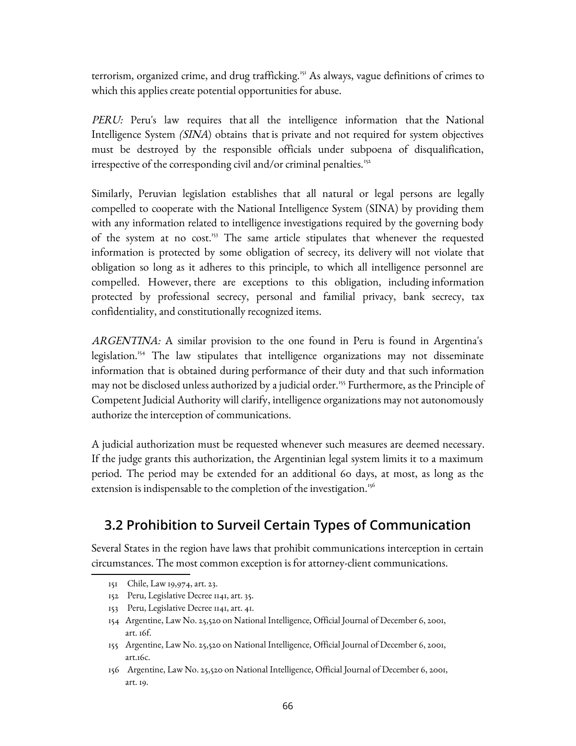terrorism, organized crime, and drug trafficking.[151] As always, vague definitions of crimes to which this applies create potential opportunities for abuse.

*PERU:* Peru's law requires that all the intelligence information that the National Intelligence System *(SINA*) obtains that is private and not required for system objectives must be destroyed by the responsible officials under subpoena of disqualification, irrespective of the corresponding civil and/or criminal penalties.[152]

Similarly, Peruvian legislation establishes that all natural or legal persons are legally compelled to cooperate with the National Intelligence System (SINA) by providing them with any information related to intelligence investigations required by the governing body of the system at no cost.[153] The same article stipulates that whenever the requested information is protected by some obligation of secrecy, its delivery will not violate that obligation so long as it adheres to this principle, to which all intelligence personnel are compelled. However, there are exceptions to this obligation, including information protected by professional secrecy, personal and familial privacy, bank secrecy, tax confidentiality, and constitutionally recognized items.

*ARGENTINA:* A similar provision to the one found in Peru is found in Argentina's legislation.[154] The law stipulates that intelligence organizations may not disseminate information that is obtained during performance of their duty and that such information may not be disclosed unless authorized by a judicial order.[155] Furthermore, as the Principle of Competent Judicial Authority will clarify, intelligence organizations may not autonomously authorize the interception of communications.

A judicial authorization must be requested whenever such measures are deemed necessary. If the judge grants this authorization, the Argentinian legal system limits it to a maximum period. The period may be extended for an additional 60 days, at most, as long as the extension is indispensable to the completion of the investigation.[156]

## 3.2 Prohibition to Surveil Certain Types of Communication

Several States in the region have laws that prohibit communications interception in certain circumstances. The most common exception is for attorney-client communications.

---

151 Chile, Law 19,974, art. 23.

152 Peru, Legislative Decree 1141, art. 35.

153 Peru, Legislative Decree 1141, art. 41.

154 Argentine, Law No. 25,520 on National Intelligence, Official Journal of December 6, 2001, art. 16f.

155 Argentine, Law No. 25,520 on National Intelligence, Official Journal of December 6, 2001, art.16c.

156 Argentine, Law No. 25,520 on National Intelligence, Official Journal of December 6, 2001, art. 19.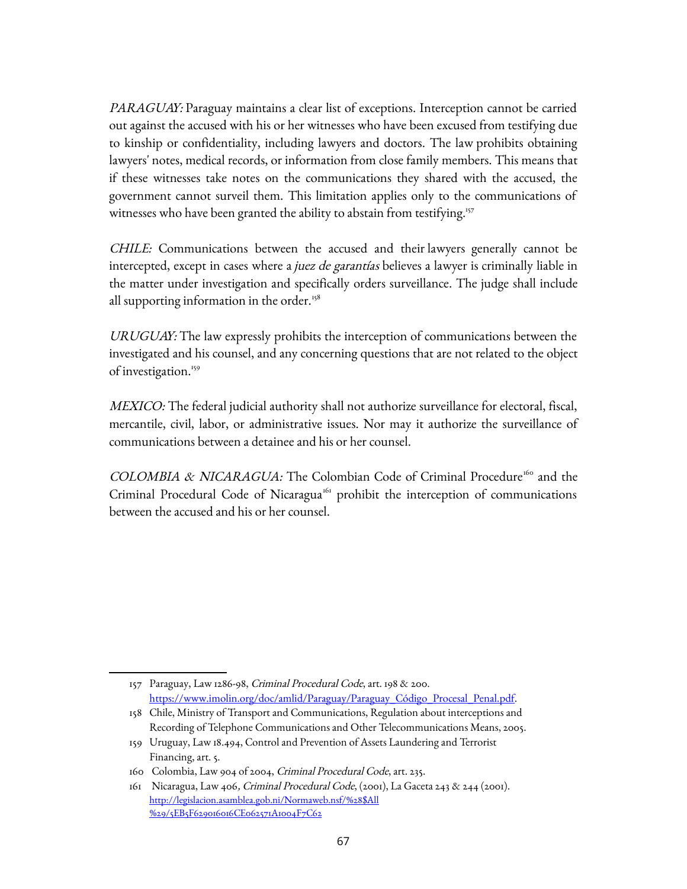*PARAGUAY:* Paraguay maintains a clear list of exceptions. Interception cannot be carried out against the accused with his or her witnesses who have been excused from testifying due to kinship or confidentiality, including lawyers and doctors. The law prohibits obtaining lawyers' notes, medical records, or information from close family members. This means that if these witnesses take notes on the communications they shared with the accused, the government cannot surveil them. This limitation applies only to the communications of witnesses who have been granted the ability to abstain from testifying.[157]

*CHILE:* Communications between the accused and their lawyers generally cannot be intercepted, except in cases where a *juez de garantías* believes a lawyer is criminally liable in the matter under investigation and specifically orders surveillance. The judge shall include all supporting information in the order.[158]

*URUGUAY:* The law expressly prohibits the interception of communications between the investigated and his counsel, and any concerning questions that are not related to the object of investigation.[159]

*MEXICO:* The federal judicial authority shall not authorize surveillance for electoral, fiscal, mercantile, civil, labor, or administrative issues. Nor may it authorize the surveillance of communications between a detainee and his or her counsel.

*COLOMBIA & NICARAGUA:* The Colombian Code of Criminal Procedure[160] and the Criminal Procedural Code of Nicaragua[161] prohibit the interception of communications between the accused and his or her counsel.

---

157 Paraguay, Law 1286-98, *Criminal Procedural Code*, art. 198 & 200. https://www.imolin.org/doc/amlid/Paraguay/Paraguay_Código_Procesal_Penal.pdf.

158 Chile, Ministry of Transport and Communications, Regulation about interceptions and Recording of Telephone Communications and Other Telecommunications Means, 2005.

159 Uruguay, Law 18.494, Control and Prevention of Assets Laundering and Terrorist Financing, art. 5.

160 Colombia, Law 904 of 2004, *Criminal Procedural Code*, art. 235.

161 Nicaragua, Law 406, *Criminal Procedural Code*, (2001), La Gaceta 243 & 244 (2001). http://legislacion.asamblea.gob.ni/Normaweb.nsf/%28$All%29/5EB5F629016016CE062571A1004F7C62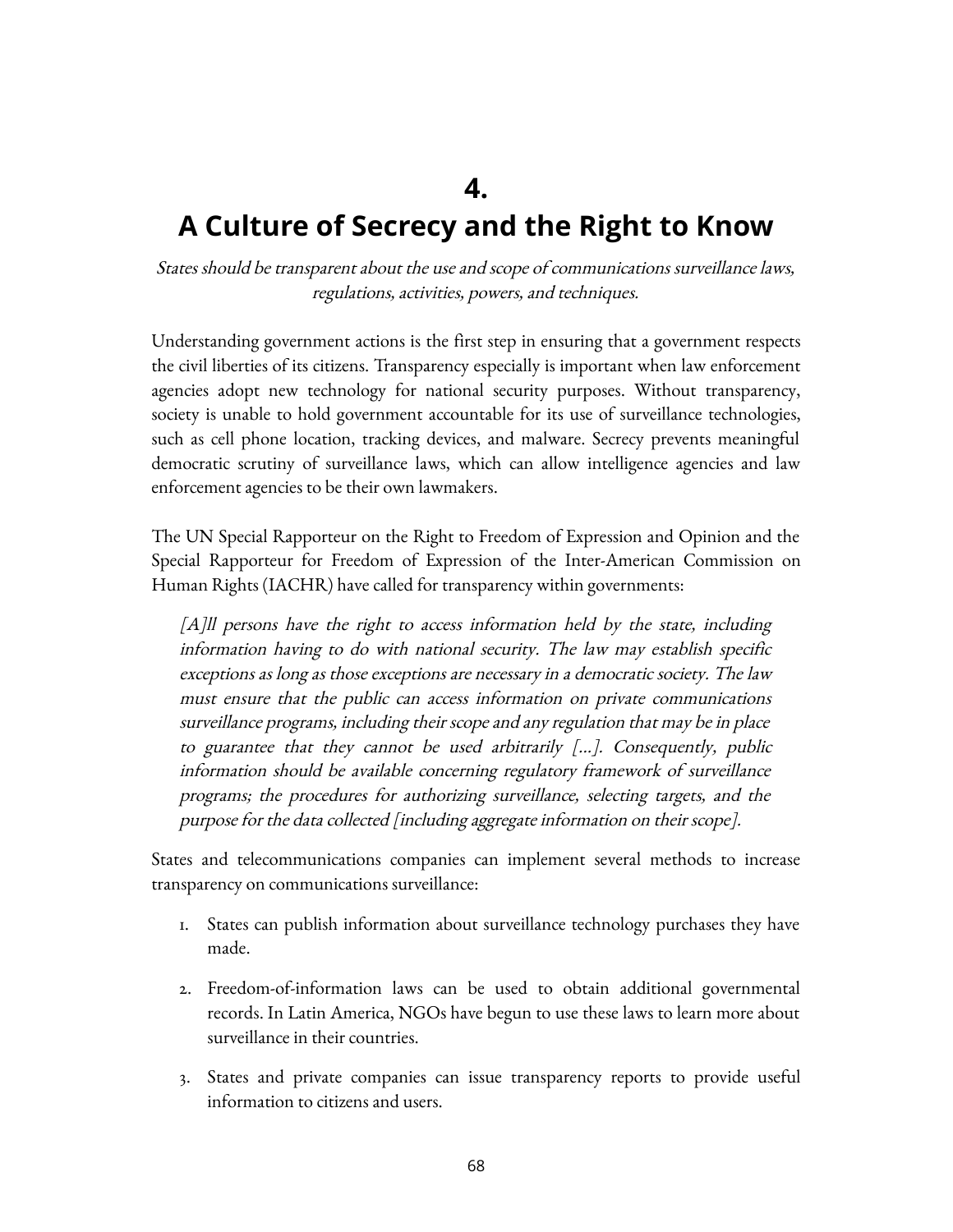# 4.
# A Culture of Secrecy and the Right to Know

*States should be transparent about the use and scope of communications surveillance laws, regulations, activities, powers, and techniques.*

Understanding government actions is the first step in ensuring that a government respects the civil liberties of its citizens. Transparency especially is important when law enforcement agencies adopt new technology for national security purposes. Without transparency, society is unable to hold government accountable for its use of surveillance technologies, such as cell phone location, tracking devices, and malware. Secrecy prevents meaningful democratic scrutiny of surveillance laws, which can allow intelligence agencies and law enforcement agencies to be their own lawmakers.

The UN Special Rapporteur on the Right to Freedom of Expression and Opinion and the Special Rapporteur for Freedom of Expression of the Inter-American Commission on Human Rights (IACHR) have called for transparency within governments:

> *[A]ll persons have the right to access information held by the state, including information having to do with national security. The law may establish specific exceptions as long as those exceptions are necessary in a democratic society. The law must ensure that the public can access information on private communications surveillance programs, including their scope and any regulation that may be in place to guarantee that they cannot be used arbitrarily [...]. Consequently, public information should be available concerning regulatory framework of surveillance programs; the procedures for authorizing surveillance, selecting targets, and the purpose for the data collected [including aggregate information on their scope].*

States and telecommunications companies can implement several methods to increase transparency on communications surveillance:

1. States can publish information about surveillance technology purchases they have made.
2. Freedom-of-information laws can be used to obtain additional governmental records. In Latin America, NGOs have begun to use these laws to learn more about surveillance in their countries.
3. States and private companies can issue transparency reports to provide useful information to citizens and users.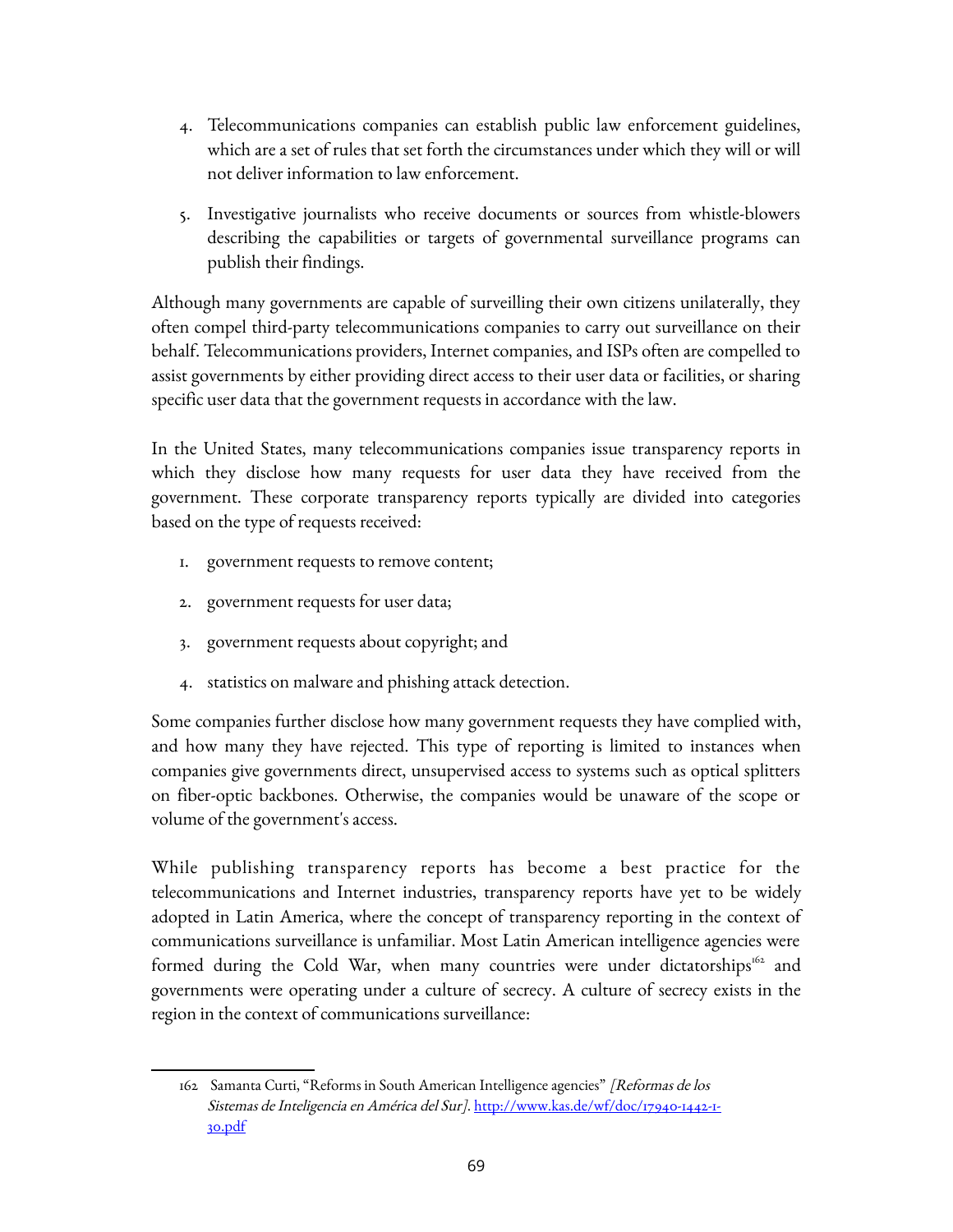4. Telecommunications companies can establish public law enforcement guidelines, which are a set of rules that set forth the circumstances under which they will or will not deliver information to law enforcement.

5. Investigative journalists who receive documents or sources from whistle-blowers describing the capabilities or targets of governmental surveillance programs can publish their findings.

Although many governments are capable of surveilling their own citizens unilaterally, they often compel third-party telecommunications companies to carry out surveillance on their behalf. Telecommunications providers, Internet companies, and ISPs often are compelled to assist governments by either providing direct access to their user data or facilities, or sharing specific user data that the government requests in accordance with the law.

In the United States, many telecommunications companies issue transparency reports in which they disclose how many requests for user data they have received from the government. These corporate transparency reports typically are divided into categories based on the type of requests received:

1. government requests to remove content;

2. government requests for user data;

3. government requests about copyright; and

4. statistics on malware and phishing attack detection.

Some companies further disclose how many government requests they have complied with, and how many they have rejected. This type of reporting is limited to instances when companies give governments direct, unsupervised access to systems such as optical splitters on fiber-optic backbones. Otherwise, the companies would be unaware of the scope or volume of the government's access.

While publishing transparency reports has become a best practice for the telecommunications and Internet industries, transparency reports have yet to be widely adopted in Latin America, where the concept of transparency reporting in the context of communications surveillance is unfamiliar. Most Latin American intelligence agencies were formed during the Cold War, when many countries were under dictatorships[162] and governments were operating under a culture of secrecy. A culture of secrecy exists in the region in the context of communications surveillance:

162 Samanta Curti, "Reforms in South American Intelligence agencies" *[Reformas de los Sistemas de Inteligencia en América del Sur]*. http://www.kas.de/wf/doc/17940-1442-1-30.pdf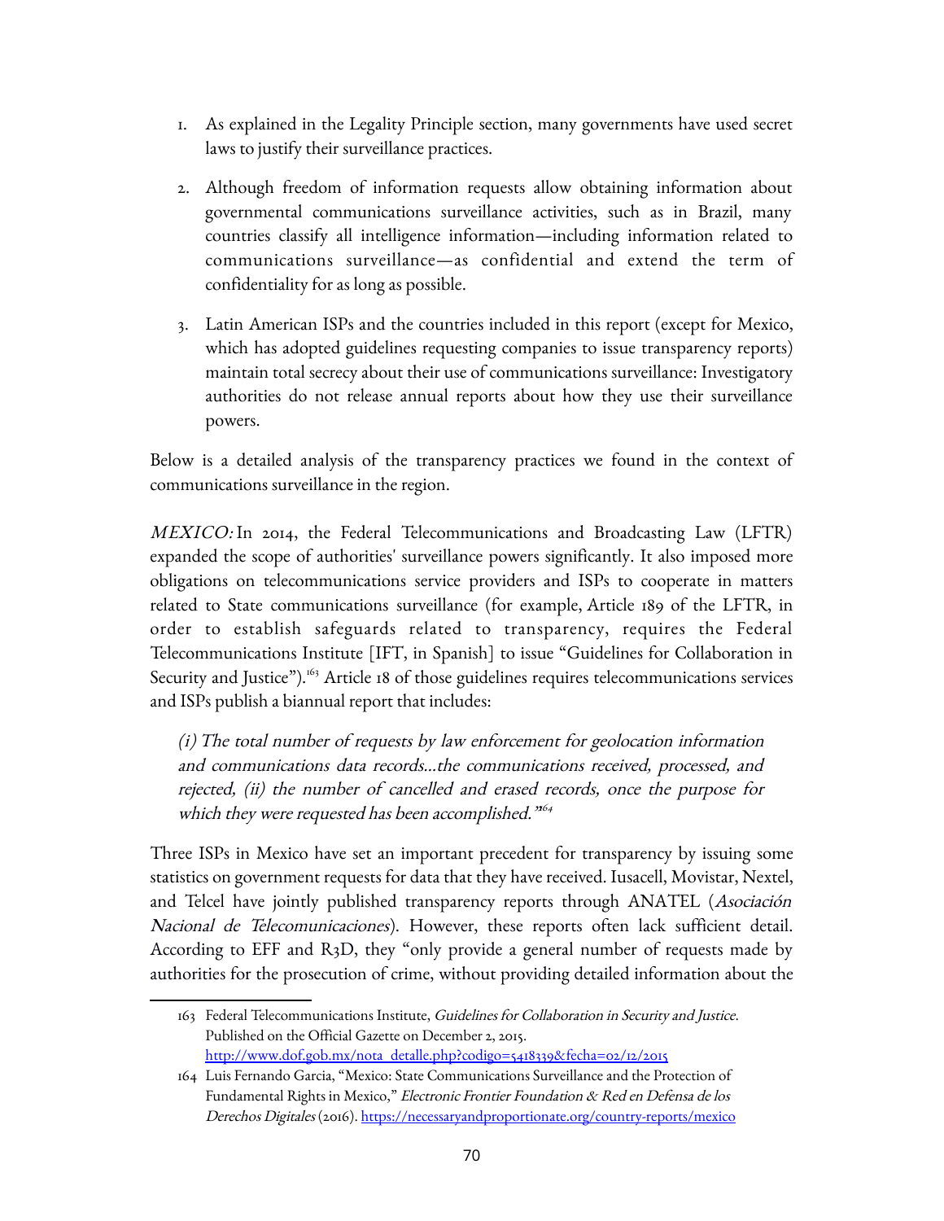1. As explained in the Legality Principle section, many governments have used secret laws to justify their surveillance practices.

2. Although freedom of information requests allow obtaining information about governmental communications surveillance activities, such as in Brazil, many countries classify all intelligence information—including information related to communications surveillance—as confidential and extend the term of confidentiality for as long as possible.

3. Latin American ISPs and the countries included in this report (except for Mexico, which has adopted guidelines requesting companies to issue transparency reports) maintain total secrecy about their use of communications surveillance: Investigatory authorities do not release annual reports about how they use their surveillance powers.

Below is a detailed analysis of the transparency practices we found in the context of communications surveillance in the region.

*MEXICO:* In 2014, the Federal Telecommunications and Broadcasting Law (LFTR) expanded the scope of authorities' surveillance powers significantly. It also imposed more obligations on telecommunications service providers and ISPs to cooperate in matters related to State communications surveillance (for example, Article 189 of the LFTR, in order to establish safeguards related to transparency, requires the Federal Telecommunications Institute [IFT, in Spanish] to issue "Guidelines for Collaboration in Security and Justice").[163] Article 18 of those guidelines requires telecommunications services and ISPs publish a biannual report that includes:

> *(i) The total number of requests by law enforcement for geolocation information and communications data records...the communications received, processed, and rejected, (ii) the number of cancelled and erased records, once the purpose for which they were requested has been accomplished."*[164]

Three ISPs in Mexico have set an important precedent for transparency by issuing some statistics on government requests for data that they have received. Iusacell, Movistar, Nextel, and Telcel have jointly published transparency reports through ANATEL (*Asociación Nacional de Telecomunicaciones*). However, these reports often lack sufficient detail. According to EFF and R3D, they "only provide a general number of requests made by authorities for the prosecution of crime, without providing detailed information about the

---

163 Federal Telecommunications Institute, *Guidelines for Collaboration in Security and Justice*. Published on the Official Gazette on December 2, 2015. http://www.dof.gob.mx/nota_detalle.php?codigo=5418339&fecha=02/12/2015

164 Luis Fernando Garcia, "Mexico: State Communications Surveillance and the Protection of Fundamental Rights in Mexico," *Electronic Frontier Foundation & Red en Defensa de los Derechos Digitales* (2016). https://necessaryandproportionate.org/country-reports/mexico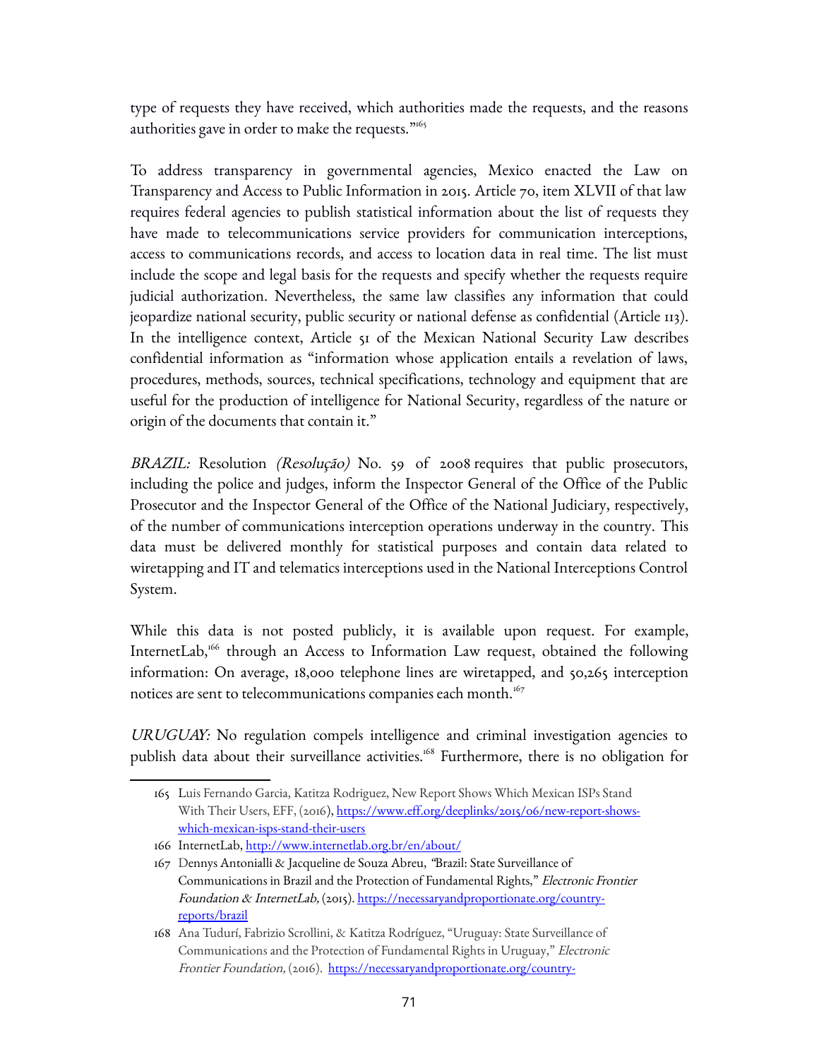type of requests they have received, which authorities made the requests, and the reasons authorities gave in order to make the requests."[165]

To address transparency in governmental agencies, Mexico enacted the Law on Transparency and Access to Public Information in 2015. Article 70, item XLVII of that law requires federal agencies to publish statistical information about the list of requests they have made to telecommunications service providers for communication interceptions, access to communications records, and access to location data in real time. The list must include the scope and legal basis for the requests and specify whether the requests require judicial authorization. Nevertheless, the same law classifies any information that could jeopardize national security, public security or national defense as confidential (Article 113). In the intelligence context, Article 51 of the Mexican National Security Law describes confidential information as "information whose application entails a revelation of laws, procedures, methods, sources, technical specifications, technology and equipment that are useful for the production of intelligence for National Security, regardless of the nature or origin of the documents that contain it."

*BRAZIL:* Resolution *(Resolução)* No. 59 of 2008 requires that public prosecutors, including the police and judges, inform the Inspector General of the Office of the Public Prosecutor and the Inspector General of the Office of the National Judiciary, respectively, of the number of communications interception operations underway in the country. This data must be delivered monthly for statistical purposes and contain data related to wiretapping and IT and telematics interceptions used in the National Interceptions Control System.

While this data is not posted publicly, it is available upon request. For example, InternetLab,[166] through an Access to Information Law request, obtained the following information: On average, 18,000 telephone lines are wiretapped, and 50,265 interception notices are sent to telecommunications companies each month.[167]

*URUGUAY:* No regulation compels intelligence and criminal investigation agencies to publish data about their surveillance activities.[168] Furthermore, there is no obligation for

---

165 Luis Fernando Garcia, Katitza Rodriguez, New Report Shows Which Mexican ISPs Stand With Their Users, EFF, (2016), https://www.eff.org/deeplinks/2015/06/new-report-shows-which-mexican-isps-stand-their-users

166 InternetLab, http://www.internetlab.org.br/en/about/

167 Dennys Antonialli & Jacqueline de Souza Abreu, "Brazil: State Surveillance of Communications in Brazil and the Protection of Fundamental Rights," *Electronic Frontier Foundation & InternetLab,* (2015). https://necessaryandproportionate.org/country-reports/brazil

168 Ana Tudurí, Fabrizio Scrollini, & Katitza Rodríguez, "Uruguay: State Surveillance of Communications and the Protection of Fundamental Rights in Uruguay," *Electronic Frontier Foundation,* (2016). https://necessaryandproportionate.org/country-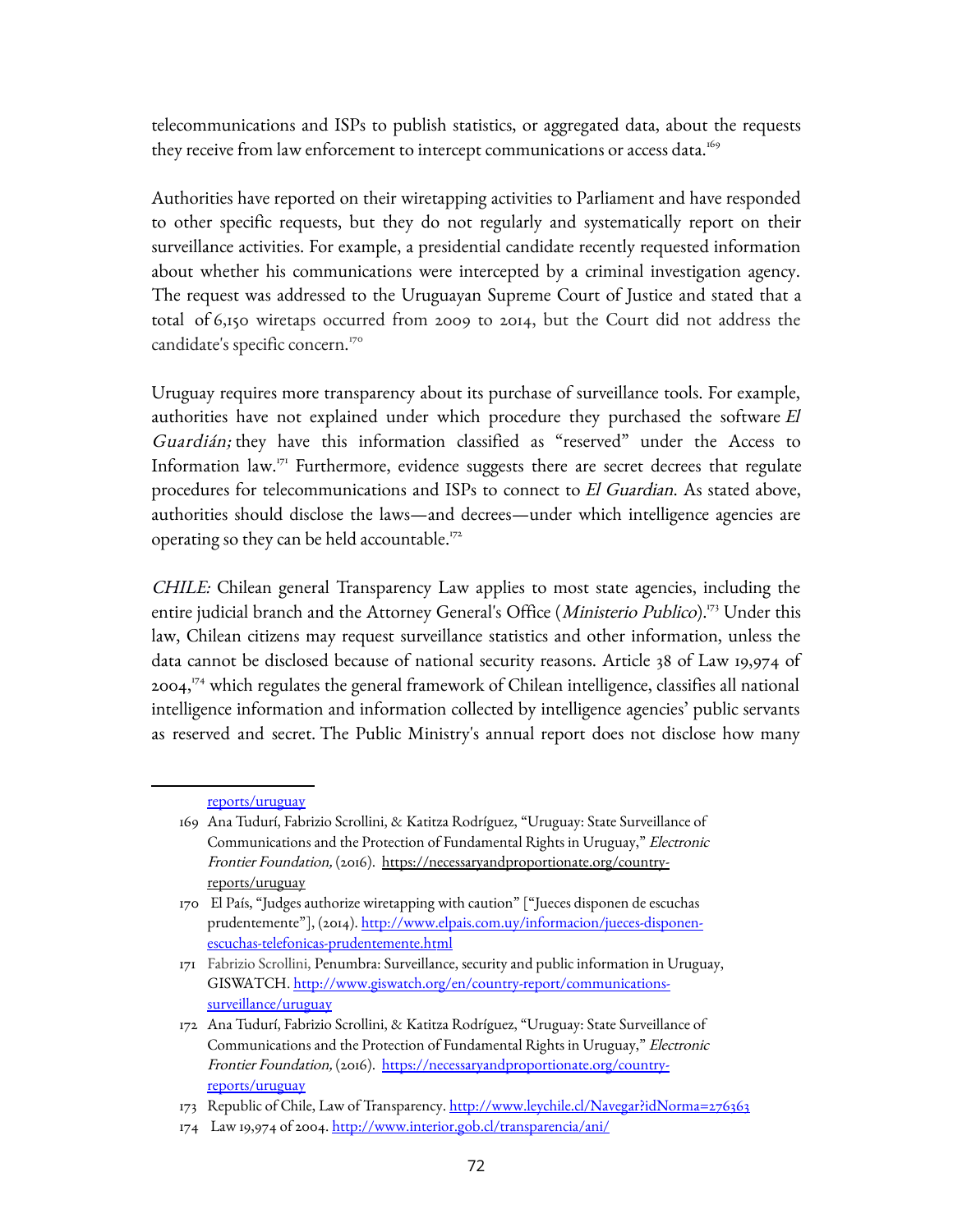telecommunications and ISPs to publish statistics, or aggregated data, about the requests they receive from law enforcement to intercept communications or access data.[169]

Authorities have reported on their wiretapping activities to Parliament and have responded to other specific requests, but they do not regularly and systematically report on their surveillance activities. For example, a presidential candidate recently requested information about whether his communications were intercepted by a criminal investigation agency. The request was addressed to the Uruguayan Supreme Court of Justice and stated that a total of 6,150 wiretaps occurred from 2009 to 2014, but the Court did not address the candidate's specific concern.[170]

Uruguay requires more transparency about its purchase of surveillance tools. For example, authorities have not explained under which procedure they purchased the software *El Guardián;* they have this information classified as "reserved" under the Access to Information law.[171] Furthermore, evidence suggests there are secret decrees that regulate procedures for telecommunications and ISPs to connect to *El Guardian*. As stated above, authorities should disclose the laws—and decrees—under which intelligence agencies are operating so they can be held accountable.[172]

*CHILE:* Chilean general Transparency Law applies to most state agencies, including the entire judicial branch and the Attorney General's Office (*Ministerio Publico*).[173] Under this law, Chilean citizens may request surveillance statistics and other information, unless the data cannot be disclosed because of national security reasons. Article 38 of Law 19,974 of 2004,[174] which regulates the general framework of Chilean intelligence, classifies all national intelligence information and information collected by intelligence agencies' public servants as reserved and secret. The Public Ministry's annual report does not disclose how many

---

reports/uruguay

169 Ana Tudurí, Fabrizio Scrollini, & Katitza Rodríguez, "Uruguay: State Surveillance of Communications and the Protection of Fundamental Rights in Uruguay," *Electronic Frontier Foundation,* (2016). https://necessaryandproportionate.org/country-reports/uruguay

170 El País, "Judges authorize wiretapping with caution" ["Jueces disponen de escuchas prudentemente"], (2014). http://www.elpais.com.uy/informacion/jueces-disponen-escuchas-telefonicas-prudentemente.html

171 Fabrizio Scrollini, Penumbra: Surveillance, security and public information in Uruguay, GISWATCH. http://www.giswatch.org/en/country-report/communications-surveillance/uruguay

172 Ana Tudurí, Fabrizio Scrollini, & Katitza Rodríguez, "Uruguay: State Surveillance of Communications and the Protection of Fundamental Rights in Uruguay," *Electronic Frontier Foundation,* (2016). https://necessaryandproportionate.org/country-reports/uruguay

173 Republic of Chile, Law of Transparency. http://www.leychile.cl/Navegar?idNorma=276363

174 Law 19,974 of 2004. http://www.interior.gob.cl/transparencia/ani/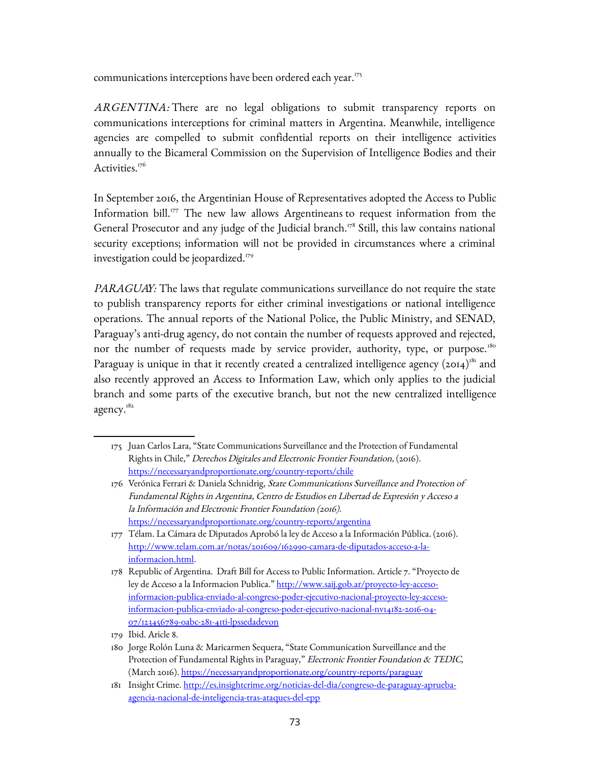communications interceptions have been ordered each year.[175]

*ARGENTINA:* There are no legal obligations to submit transparency reports on communications interceptions for criminal matters in Argentina. Meanwhile, intelligence agencies are compelled to submit confidential reports on their intelligence activities annually to the Bicameral Commission on the Supervision of Intelligence Bodies and their Activities.[176]

In September 2016, the Argentinian House of Representatives adopted the Access to Public Information bill.[177] The new law allows Argentineans to request information from the General Prosecutor and any judge of the Judicial branch.[178] Still, this law contains national security exceptions; information will not be provided in circumstances where a criminal investigation could be jeopardized.[179]

*PARAGUAY:* The laws that regulate communications surveillance do not require the state to publish transparency reports for either criminal investigations or national intelligence operations. The annual reports of the National Police, the Public Ministry, and SENAD, Paraguay's anti-drug agency, do not contain the number of requests approved and rejected, nor the number of requests made by service provider, authority, type, or purpose.[180] Paraguay is unique in that it recently created a centralized intelligence agency (2014)[181] and also recently approved an Access to Information Law, which only applies to the judicial branch and some parts of the executive branch, but not the new centralized intelligence agency.[182]

---

175 Juan Carlos Lara, "State Communications Surveillance and the Protection of Fundamental Rights in Chile," *Derechos Digitales and Electronic Frontier Foundation,* (2016). https://necessaryandproportionate.org/country-reports/chile

176 Verónica Ferrari & Daniela Schnidrig, *State Communications Surveillance and Protection of Fundamental Rights in Argentina*, *Centro de Estudios en Libertad de Expresión y Acceso a la Información and Electronic Frontier Foundation (2016).* https://necessaryandproportionate.org/country-reports/argentina

177 Télam. La Cámara de Diputados Aprobó la ley de Acceso a la Información Pública. (2016). http://www.telam.com.ar/notas/201609/162990-camara-de-diputados-acceso-a-la-informacion.html.

178 Republic of Argentina. Draft Bill for Access to Public Information. Article 7. "Proyecto de ley de Acceso a la Informacion Publica." http://www.saij.gob.ar/proyecto-ley-acceso-informacion-publica-enviado-al-congreso-poder-ejecutivo-nacional-proyecto-ley-acceso-informacion-publica-enviado-al-congreso-poder-ejecutivo-nacional-nv14182-2016-04-07/123456789-0abc-281-41ti-lpssedadevon

179 Ibid. Aricle 8.

180 Jorge Rolón Luna & Maricarmen Sequera, "State Communication Surveillance and the Protection of Fundamental Rights in Paraguay," *Electronic Frontier Foundation & TEDIC,* (March 2016). https://necessaryandproportionate.org/country-reports/paraguay

181 Insight Crime. http://es.insightcrime.org/noticias-del-dia/congreso-de-paraguay-aprueba-agencia-nacional-de-inteligencia-tras-ataques-del-epp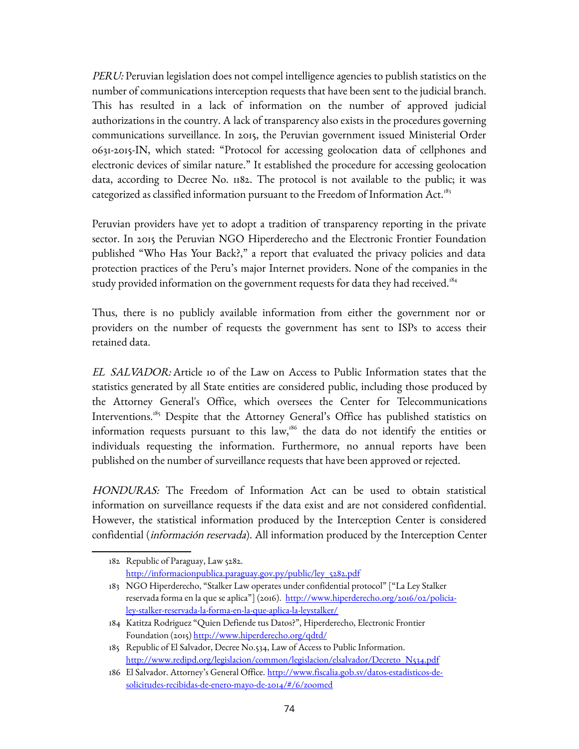*PERU:* Peruvian legislation does not compel intelligence agencies to publish statistics on the number of communications interception requests that have been sent to the judicial branch. This has resulted in a lack of information on the number of approved judicial authorizations in the country. A lack of transparency also exists in the procedures governing communications surveillance. In 2015, the Peruvian government issued Ministerial Order 0631-2015-IN, which stated: "Protocol for accessing geolocation data of cellphones and electronic devices of similar nature." It established the procedure for accessing geolocation data, according to Decree No. 1182. The protocol is not available to the public; it was categorized as classified information pursuant to the Freedom of Information Act.[183]

Peruvian providers have yet to adopt a tradition of transparency reporting in the private sector. In 2015 the Peruvian NGO Hiperderecho and the Electronic Frontier Foundation published "Who Has Your Back?," a report that evaluated the privacy policies and data protection practices of the Peru's major Internet providers. None of the companies in the study provided information on the government requests for data they had received.[184]

Thus, there is no publicly available information from either the government nor or providers on the number of requests the government has sent to ISPs to access their retained data.

*EL SALVADOR:* Article 10 of the Law on Access to Public Information states that the statistics generated by all State entities are considered public, including those produced by the Attorney General's Office, which oversees the Center for Telecommunications Interventions.[185] Despite that the Attorney General's Office has published statistics on information requests pursuant to this law,[186] the data do not identify the entities or individuals requesting the information. Furthermore, no annual reports have been published on the number of surveillance requests that have been approved or rejected.

*HONDURAS:* The Freedom of Information Act can be used to obtain statistical information on surveillance requests if the data exist and are not considered confidential. However, the statistical information produced by the Interception Center is considered confidential (*información reservada*). All information produced by the Interception Center

---

182 Republic of Paraguay, Law 5282. http://informacionpublica.paraguay.gov.py/public/ley_5282.pdf

183 NGO Hiperderecho, "Stalker Law operates under confidential protocol" ["La Ley Stalker reservada forma en la que se aplica"] (2016). http://www.hiperderecho.org/2016/02/policia-ley-stalker-reservada-la-forma-en-la-que-aplica-la-leystalker/

184 Katitza Rodriguez "Quien Defiende tus Datos?", Hiperderecho, Electronic Frontier Foundation (2015) http://www.hiperderecho.org/qdtd/

185 Republic of El Salvador, Decree No.534, Law of Access to Public Information. http://www.redipd.org/legislacion/common/legislacion/elsalvador/Decreto_N534.pdf

186 El Salvador. Attorney's General Office. http://www.fiscalia.gob.sv/datos-estadisticos-de-solicitudes-recibidas-de-enero-mayo-de-2014/#/6/zoomed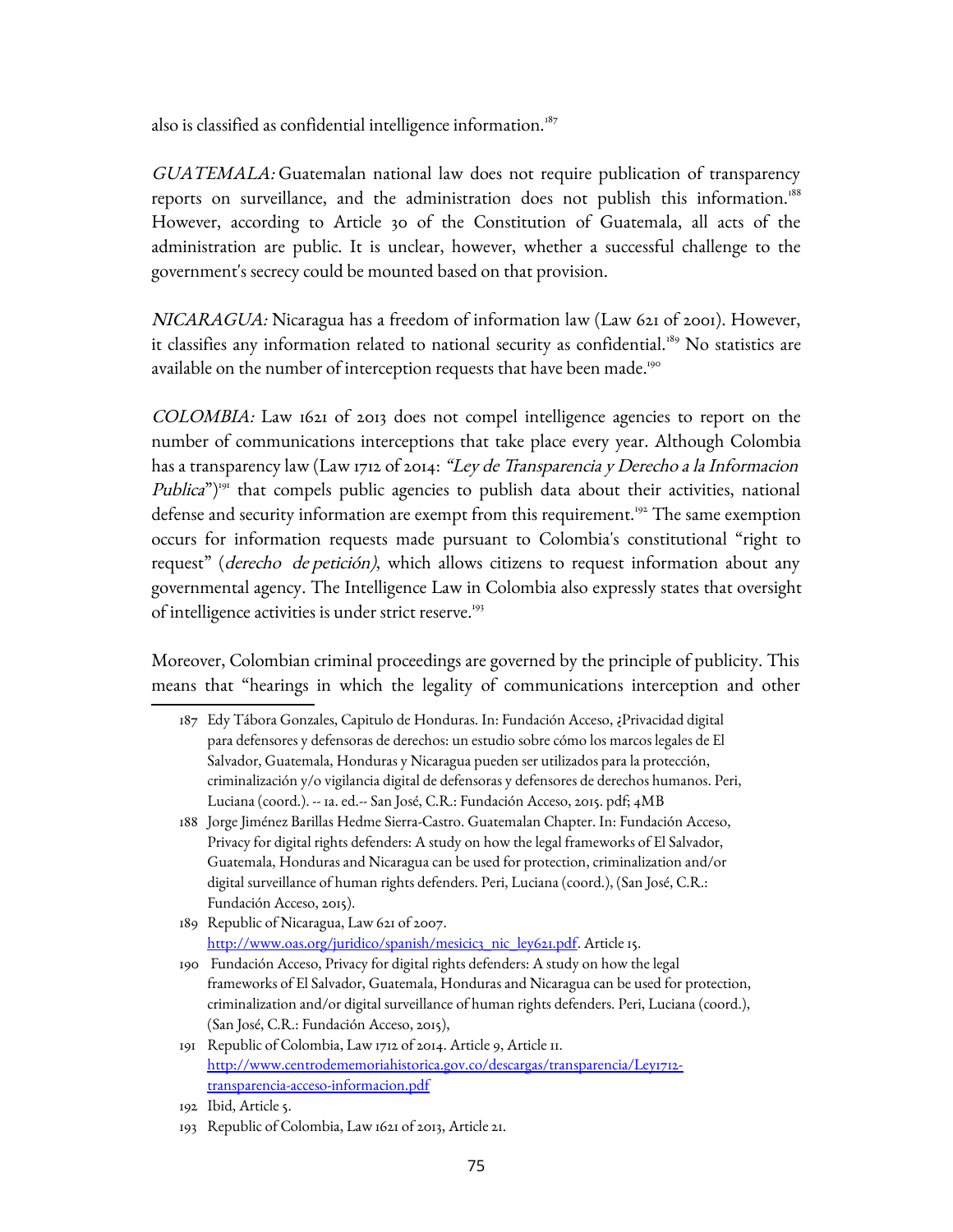also is classified as confidential intelligence information.[187]

*GUATEMALA:* Guatemalan national law does not require publication of transparency reports on surveillance, and the administration does not publish this information.[188] However, according to Article 30 of the Constitution of Guatemala, all acts of the administration are public. It is unclear, however, whether a successful challenge to the government's secrecy could be mounted based on that provision.

*NICARAGUA:* Nicaragua has a freedom of information law (Law 621 of 2001). However, it classifies any information related to national security as confidential.[189] No statistics are available on the number of interception requests that have been made.[190]

*COLOMBIA:* Law 1621 of 2013 does not compel intelligence agencies to report on the number of communications interceptions that take place every year. Although Colombia has a transparency law (Law 1712 of 2014: *"Ley de Transparencia y Derecho a la Informacion Publica"*)[191] that compels public agencies to publish data about their activities, national defense and security information are exempt from this requirement.[192] The same exemption occurs for information requests made pursuant to Colombia's constitutional "right to request" (*derecho de petición*), which allows citizens to request information about any governmental agency. The Intelligence Law in Colombia also expressly states that oversight of intelligence activities is under strict reserve.[193]

Moreover, Colombian criminal proceedings are governed by the principle of publicity. This means that "hearings in which the legality of communications interception and other

---

187 Edy Tábora Gonzales, Capitulo de Honduras. In: Fundación Acceso, ¿Privacidad digital para defensores y defensoras de derechos: un estudio sobre cómo los marcos legales de El Salvador, Guatemala, Honduras y Nicaragua pueden ser utilizados para la protección, criminalización y/o vigilancia digital de defensoras y defensores de derechos humanos. Peri, Luciana (coord.). -- 1a. ed.-- San José, C.R.: Fundación Acceso, 2015. pdf; 4MB

188 Jorge Jiménez Barillas Hedme Sierra-Castro. Guatemalan Chapter. In: Fundación Acceso, Privacy for digital rights defenders: A study on how the legal frameworks of El Salvador, Guatemala, Honduras and Nicaragua can be used for protection, criminalization and/or digital surveillance of human rights defenders. Peri, Luciana (coord.), (San José, C.R.: Fundación Acceso, 2015).

189 Republic of Nicaragua, Law 621 of 2007. http://www.oas.org/juridico/spanish/mesicic3_nic_ley621.pdf. Article 15.

190 Fundación Acceso, Privacy for digital rights defenders: A study on how the legal frameworks of El Salvador, Guatemala, Honduras and Nicaragua can be used for protection, criminalization and/or digital surveillance of human rights defenders. Peri, Luciana (coord.), (San José, C.R.: Fundación Acceso, 2015),

191 Republic of Colombia, Law 1712 of 2014. Article 9, Article 11. http://www.centrodememoriahistorica.gov.co/descargas/transparencia/Ley1712-transparencia-acceso-informacion.pdf

192 Ibid, Article 5.

193 Republic of Colombia, Law 1621 of 2013, Article 21.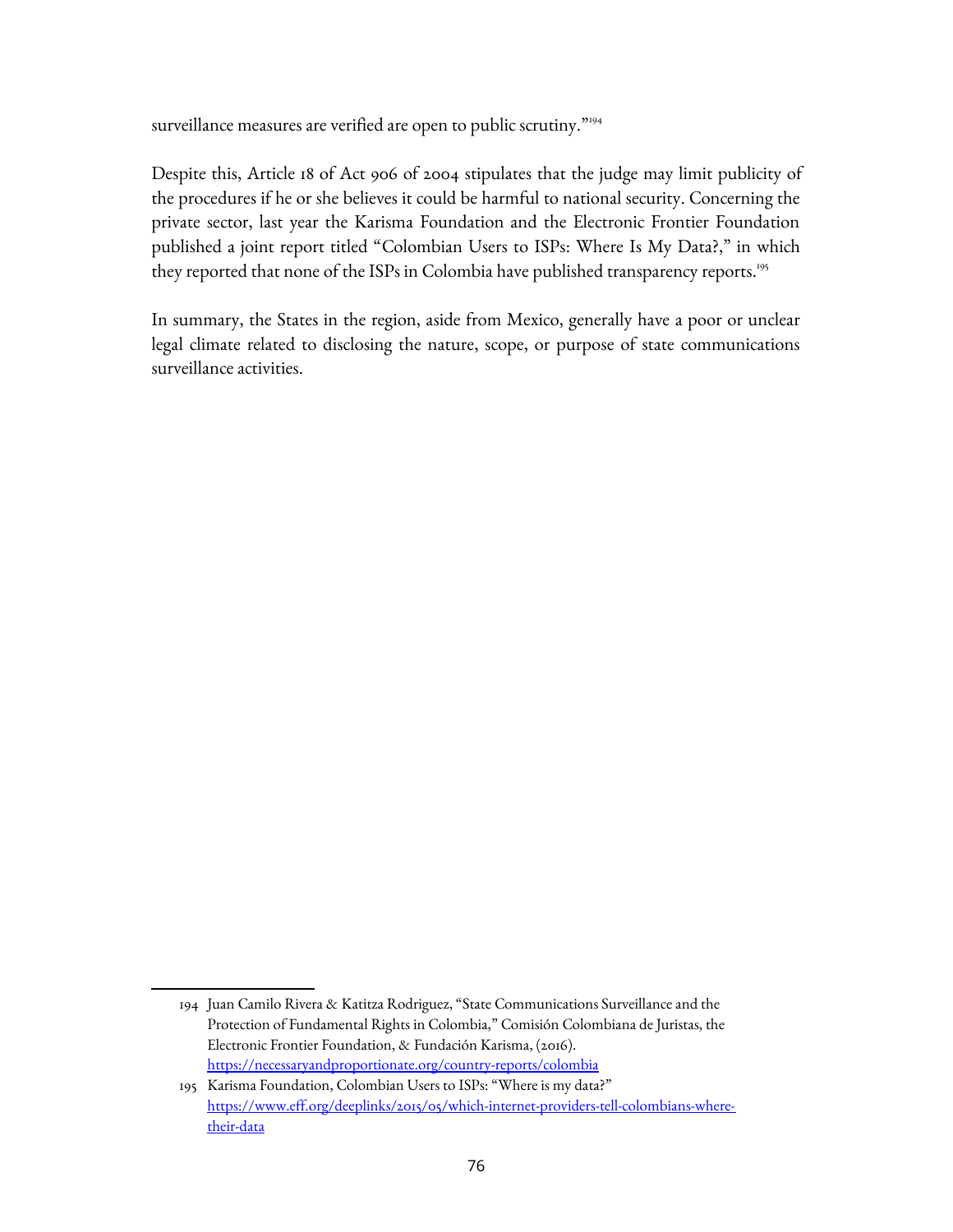surveillance measures are verified are open to public scrutiny."[194]

Despite this, Article 18 of Act 906 of 2004 stipulates that the judge may limit publicity of the procedures if he or she believes it could be harmful to national security. Concerning the private sector, last year the Karisma Foundation and the Electronic Frontier Foundation published a joint report titled "Colombian Users to ISPs: Where Is My Data?," in which they reported that none of the ISPs in Colombia have published transparency reports.[195]

In summary, the States in the region, aside from Mexico, generally have a poor or unclear legal climate related to disclosing the nature, scope, or purpose of state communications surveillance activities.

---

194 Juan Camilo Rivera & Katitza Rodriguez, "State Communications Surveillance and the Protection of Fundamental Rights in Colombia," Comisión Colombiana de Juristas, the Electronic Frontier Foundation, & Fundación Karisma, (2016). https://necessaryandproportionate.org/country-reports/colombia

195 Karisma Foundation, Colombian Users to ISPs: "Where is my data?" https://www.eff.org/deeplinks/2015/05/which-internet-providers-tell-colombians-where-their-data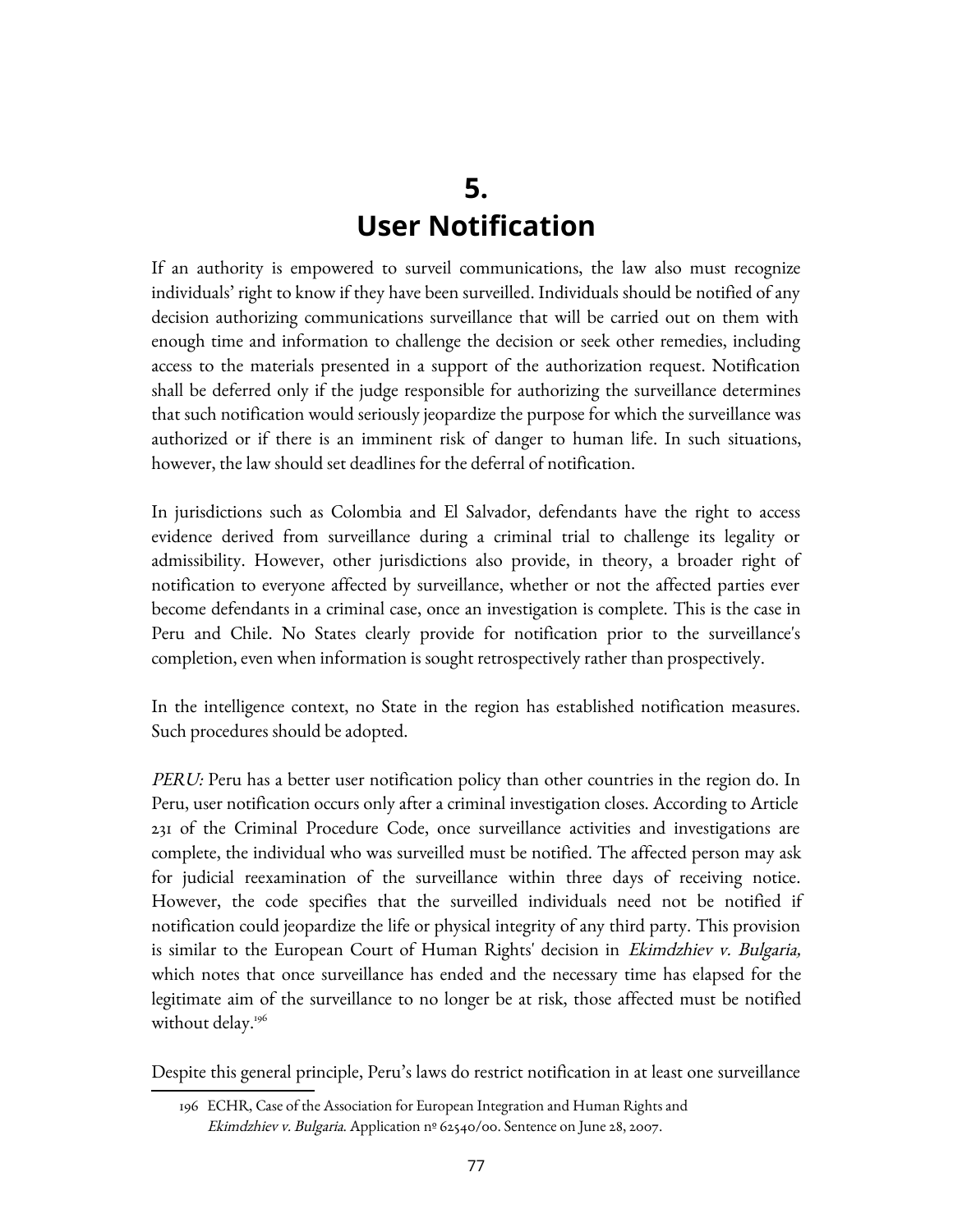# 5.
# User Notification

If an authority is empowered to surveil communications, the law also must recognize individuals' right to know if they have been surveilled. Individuals should be notified of any decision authorizing communications surveillance that will be carried out on them with enough time and information to challenge the decision or seek other remedies, including access to the materials presented in a support of the authorization request. Notification shall be deferred only if the judge responsible for authorizing the surveillance determines that such notification would seriously jeopardize the purpose for which the surveillance was authorized or if there is an imminent risk of danger to human life. In such situations, however, the law should set deadlines for the deferral of notification.

In jurisdictions such as Colombia and El Salvador, defendants have the right to access evidence derived from surveillance during a criminal trial to challenge its legality or admissibility. However, other jurisdictions also provide, in theory, a broader right of notification to everyone affected by surveillance, whether or not the affected parties ever become defendants in a criminal case, once an investigation is complete. This is the case in Peru and Chile. No States clearly provide for notification prior to the surveillance's completion, even when information is sought retrospectively rather than prospectively.

In the intelligence context, no State in the region has established notification measures. Such procedures should be adopted.

*PERU:* Peru has a better user notification policy than other countries in the region do. In Peru, user notification occurs only after a criminal investigation closes. According to Article 231 of the Criminal Procedure Code, once surveillance activities and investigations are complete, the individual who was surveilled must be notified. The affected person may ask for judicial reexamination of the surveillance within three days of receiving notice. However, the code specifies that the surveilled individuals need not be notified if notification could jeopardize the life or physical integrity of any third party. This provision is similar to the European Court of Human Rights' decision in *Ekimdzhiev v. Bulgaria,* which notes that once surveillance has ended and the necessary time has elapsed for the legitimate aim of the surveillance to no longer be at risk, those affected must be notified without delay.[196]

Despite this general principle, Peru's laws do restrict notification in at least one surveillance

196 ECHR, Case of the Association for European Integration and Human Rights and *Ekimdzhiev v. Bulgaria*. Application nº 62540/00. Sentence on June 28, 2007.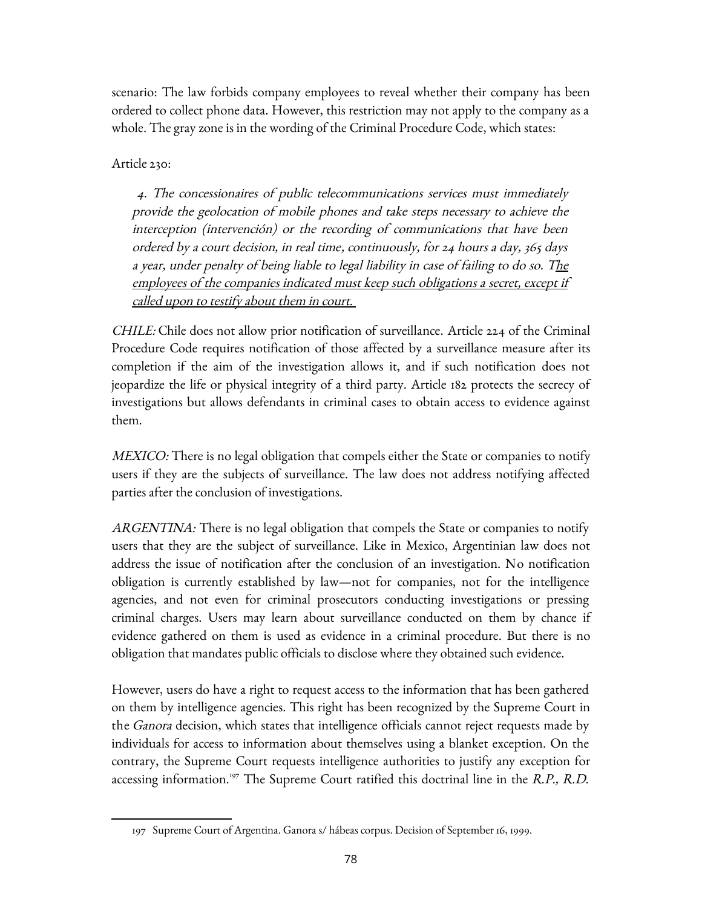scenario: The law forbids company employees to reveal whether their company has been ordered to collect phone data. However, this restriction may not apply to the company as a whole. The gray zone is in the wording of the Criminal Procedure Code, which states:

Article 230:

> *4. The concessionaires of public telecommunications services must immediately provide the geolocation of mobile phones and take steps necessary to achieve the interception (intervención) or the recording of communications that have been ordered by a court decision, in real time, continuously, for 24 hours a day, 365 days a year, under penalty of being liable to legal liability in case of failing to do so. <u>The employees of the companies indicated must keep such obligations a secret, except if called upon to testify about them in court.</u>*

*CHILE:* Chile does not allow prior notification of surveillance. Article 224 of the Criminal Procedure Code requires notification of those affected by a surveillance measure after its completion if the aim of the investigation allows it, and if such notification does not jeopardize the life or physical integrity of a third party. Article 182 protects the secrecy of investigations but allows defendants in criminal cases to obtain access to evidence against them.

*MEXICO:* There is no legal obligation that compels either the State or companies to notify users if they are the subjects of surveillance. The law does not address notifying affected parties after the conclusion of investigations.

*ARGENTINA:* There is no legal obligation that compels the State or companies to notify users that they are the subject of surveillance. Like in Mexico, Argentinian law does not address the issue of notification after the conclusion of an investigation. No notification obligation is currently established by law—not for companies, not for the intelligence agencies, and not even for criminal prosecutors conducting investigations or pressing criminal charges. Users may learn about surveillance conducted on them by chance if evidence gathered on them is used as evidence in a criminal procedure. But there is no obligation that mandates public officials to disclose where they obtained such evidence.

However, users do have a right to request access to the information that has been gathered on them by intelligence agencies. This right has been recognized by the Supreme Court in the *Ganora* decision, which states that intelligence officials cannot reject requests made by individuals for access to information about themselves using a blanket exception. On the contrary, the Supreme Court requests intelligence authorities to justify any exception for accessing information.[197] The Supreme Court ratified this doctrinal line in the *R.P., R.D.*

---

197 Supreme Court of Argentina. Ganora s/ hábeas corpus. Decision of September 16, 1999.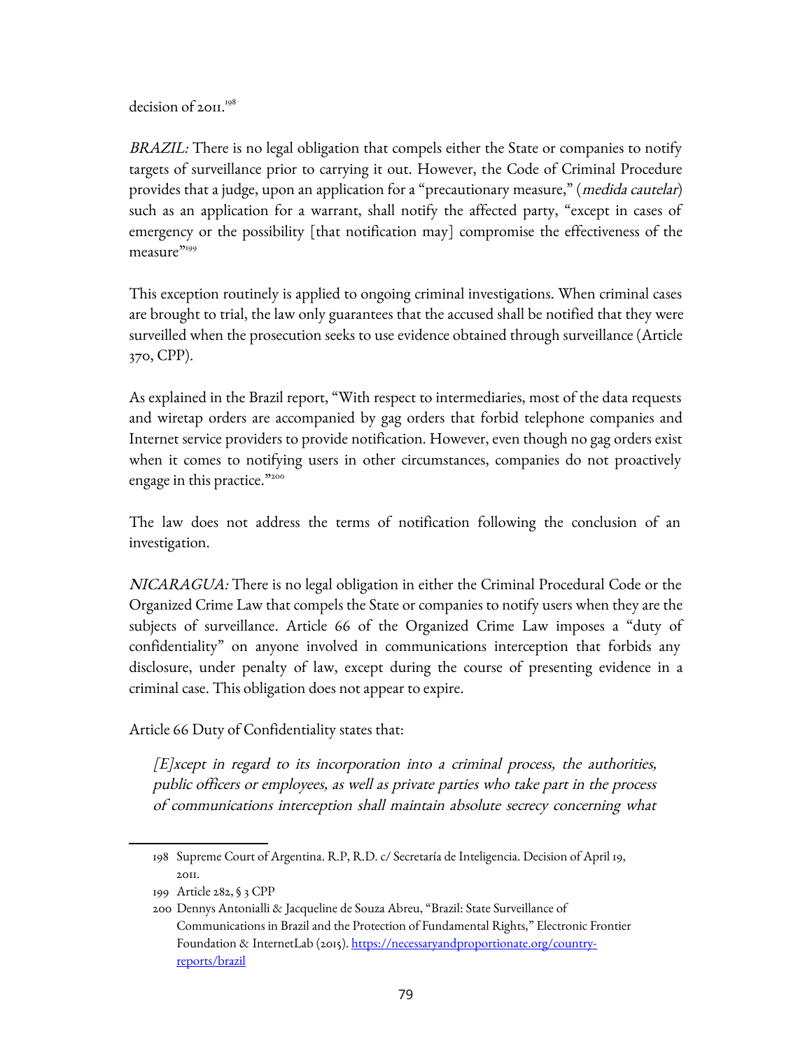decision of 2011.[198]

*BRAZIL:* There is no legal obligation that compels either the State or companies to notify targets of surveillance prior to carrying it out. However, the Code of Criminal Procedure provides that a judge, upon an application for a "precautionary measure," (*medida cautelar*) such as an application for a warrant, shall notify the affected party, "except in cases of emergency or the possibility [that notification may] compromise the effectiveness of the measure"[199]

This exception routinely is applied to ongoing criminal investigations. When criminal cases are brought to trial, the law only guarantees that the accused shall be notified that they were surveilled when the prosecution seeks to use evidence obtained through surveillance (Article 370, CPP).

As explained in the Brazil report, "With respect to intermediaries, most of the data requests and wiretap orders are accompanied by gag orders that forbid telephone companies and Internet service providers to provide notification. However, even though no gag orders exist when it comes to notifying users in other circumstances, companies do not proactively engage in this practice."[200]

The law does not address the terms of notification following the conclusion of an investigation.

*NICARAGUA:* There is no legal obligation in either the Criminal Procedural Code or the Organized Crime Law that compels the State or companies to notify users when they are the subjects of surveillance. Article 66 of the Organized Crime Law imposes a "duty of confidentiality" on anyone involved in communications interception that forbids any disclosure, under penalty of law, except during the course of presenting evidence in a criminal case. This obligation does not appear to expire.

Article 66 Duty of Confidentiality states that:

> *[E]xcept in regard to its incorporation into a criminal process, the authorities, public officers or employees, as well as private parties who take part in the process of communications interception shall maintain absolute secrecy concerning what*

---

198 Supreme Court of Argentina. R.P, R.D. c/ Secretaría de Inteligencia. Decision of April 19, 2011.

199 Article 282, § 3 CPP

200 Dennys Antonialli & Jacqueline de Souza Abreu, "Brazil: State Surveillance of Communications in Brazil and the Protection of Fundamental Rights," Electronic Frontier Foundation & InternetLab (2015). https://necessaryandproportionate.org/country-reports/brazil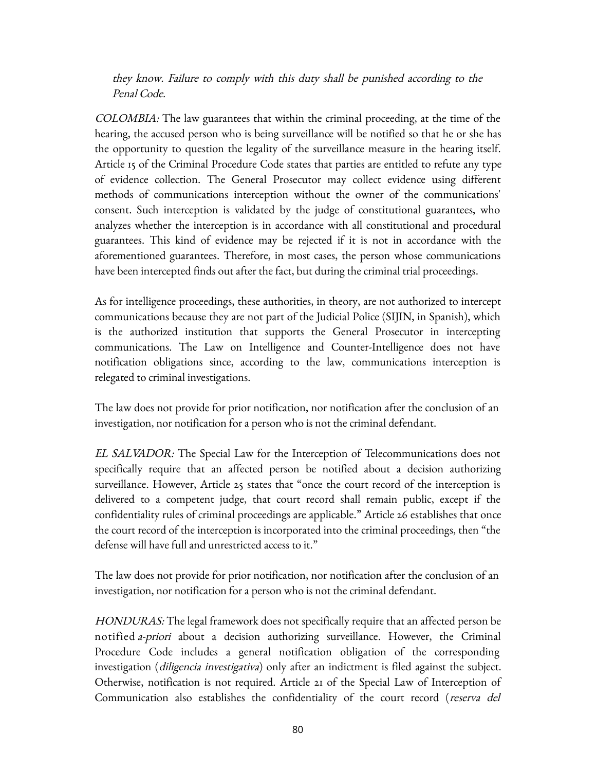*they know. Failure to comply with this duty shall be punished according to the Penal Code.*

*COLOMBIA:* The law guarantees that within the criminal proceeding, at the time of the hearing, the accused person who is being surveillance will be notified so that he or she has the opportunity to question the legality of the surveillance measure in the hearing itself. Article 15 of the Criminal Procedure Code states that parties are entitled to refute any type of evidence collection. The General Prosecutor may collect evidence using different methods of communications interception without the owner of the communications' consent. Such interception is validated by the judge of constitutional guarantees, who analyzes whether the interception is in accordance with all constitutional and procedural guarantees. This kind of evidence may be rejected if it is not in accordance with the aforementioned guarantees. Therefore, in most cases, the person whose communications have been intercepted finds out after the fact, but during the criminal trial proceedings.

As for intelligence proceedings, these authorities, in theory, are not authorized to intercept communications because they are not part of the Judicial Police (SIJIN, in Spanish), which is the authorized institution that supports the General Prosecutor in intercepting communications. The Law on Intelligence and Counter-Intelligence does not have notification obligations since, according to the law, communications interception is relegated to criminal investigations.

The law does not provide for prior notification, nor notification after the conclusion of an investigation, nor notification for a person who is not the criminal defendant.

*EL SALVADOR:* The Special Law for the Interception of Telecommunications does not specifically require that an affected person be notified about a decision authorizing surveillance. However, Article 25 states that "once the court record of the interception is delivered to a competent judge, that court record shall remain public, except if the confidentiality rules of criminal proceedings are applicable." Article 26 establishes that once the court record of the interception is incorporated into the criminal proceedings, then "the defense will have full and unrestricted access to it."

The law does not provide for prior notification, nor notification after the conclusion of an investigation, nor notification for a person who is not the criminal defendant.

*HONDURAS:* The legal framework does not specifically require that an affected person be notified *a-priori* about a decision authorizing surveillance. However, the Criminal Procedure Code includes a general notification obligation of the corresponding investigation (*diligencia investigativa*) only after an indictment is filed against the subject. Otherwise, notification is not required. Article 21 of the Special Law of Interception of Communication also establishes the confidentiality of the court record (*reserva del*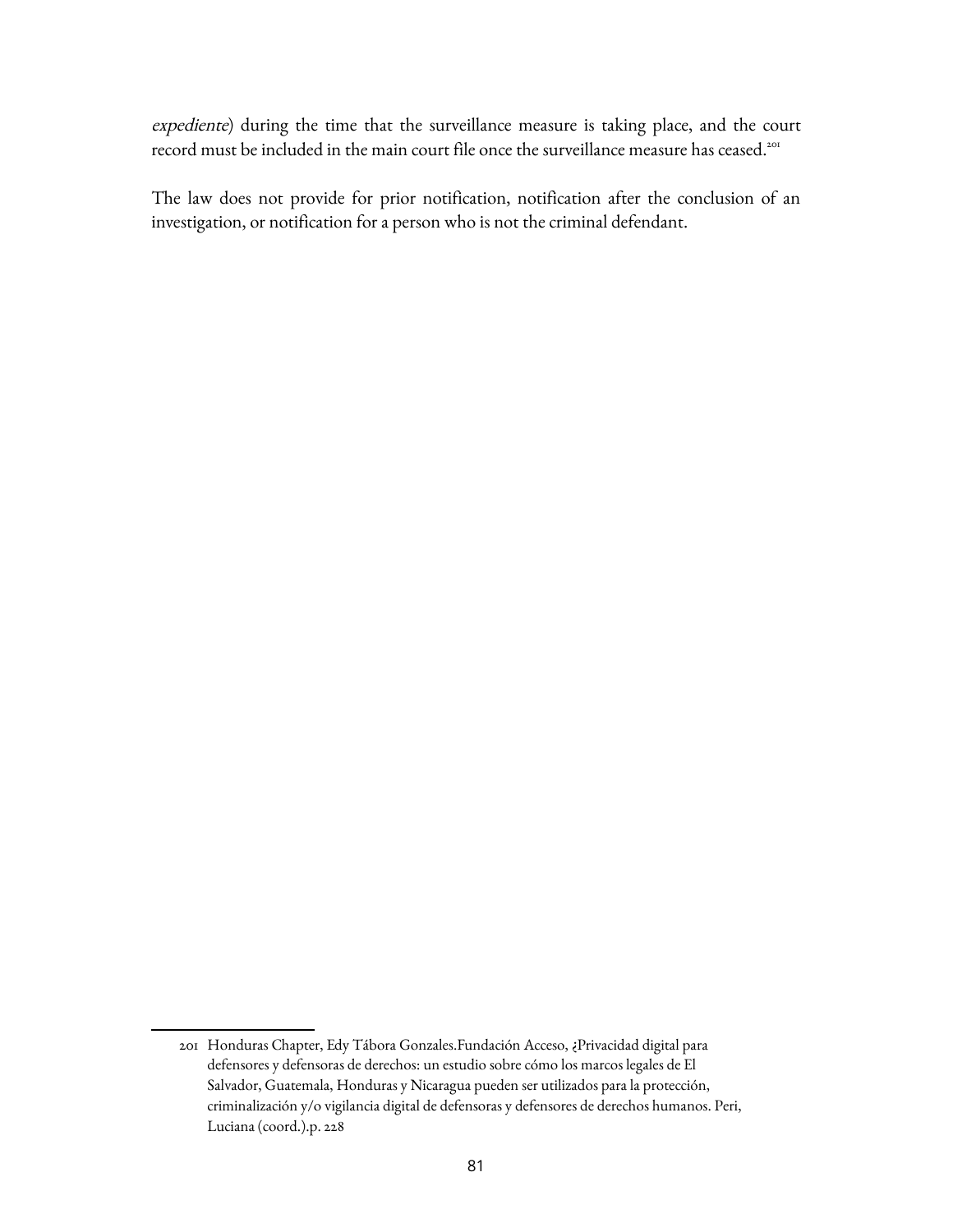*expediente*) during the time that the surveillance measure is taking place, and the court record must be included in the main court file once the surveillance measure has ceased.[201]

The law does not provide for prior notification, notification after the conclusion of an investigation, or notification for a person who is not the criminal defendant.

201 Honduras Chapter, Edy Tábora Gonzales.Fundación Acceso, ¿Privacidad digital para defensores y defensoras de derechos: un estudio sobre cómo los marcos legales de El Salvador, Guatemala, Honduras y Nicaragua pueden ser utilizados para la protección, criminalización y/o vigilancia digital de defensoras y defensores de derechos humanos. Peri, Luciana (coord.).p. 228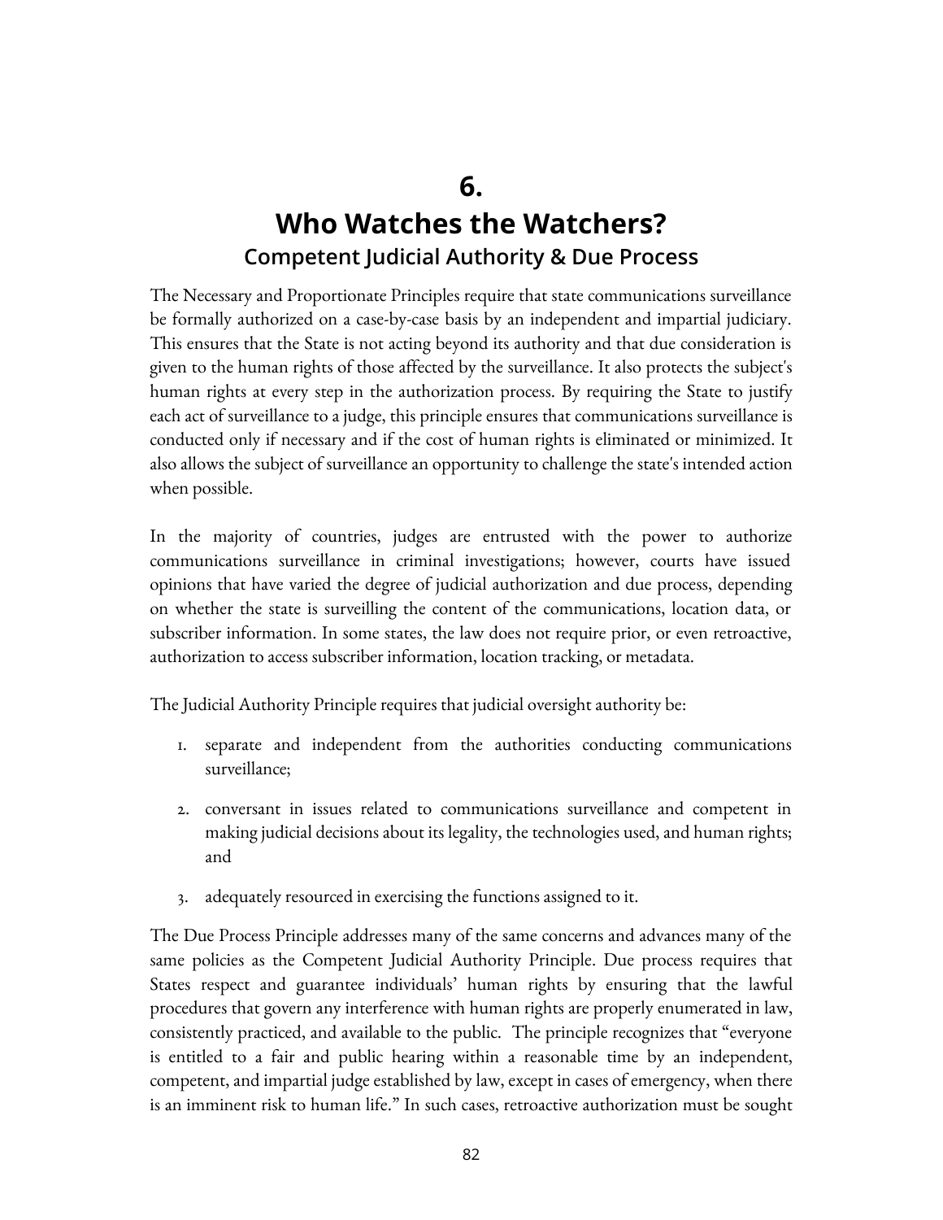# 6. Who Watches the Watchers?

## Competent Judicial Authority & Due Process

The Necessary and Proportionate Principles require that state communications surveillance be formally authorized on a case-by-case basis by an independent and impartial judiciary. This ensures that the State is not acting beyond its authority and that due consideration is given to the human rights of those affected by the surveillance. It also protects the subject's human rights at every step in the authorization process. By requiring the State to justify each act of surveillance to a judge, this principle ensures that communications surveillance is conducted only if necessary and if the cost of human rights is eliminated or minimized. It also allows the subject of surveillance an opportunity to challenge the state's intended action when possible.

In the majority of countries, judges are entrusted with the power to authorize communications surveillance in criminal investigations; however, courts have issued opinions that have varied the degree of judicial authorization and due process, depending on whether the state is surveilling the content of the communications, location data, or subscriber information. In some states, the law does not require prior, or even retroactive, authorization to access subscriber information, location tracking, or metadata.

The Judicial Authority Principle requires that judicial oversight authority be:

1. separate and independent from the authorities conducting communications surveillance;
2. conversant in issues related to communications surveillance and competent in making judicial decisions about its legality, the technologies used, and human rights; and
3. adequately resourced in exercising the functions assigned to it.

The Due Process Principle addresses many of the same concerns and advances many of the same policies as the Competent Judicial Authority Principle. Due process requires that States respect and guarantee individuals' human rights by ensuring that the lawful procedures that govern any interference with human rights are properly enumerated in law, consistently practiced, and available to the public. The principle recognizes that "everyone is entitled to a fair and public hearing within a reasonable time by an independent, competent, and impartial judge established by law, except in cases of emergency, when there is an imminent risk to human life." In such cases, retroactive authorization must be sought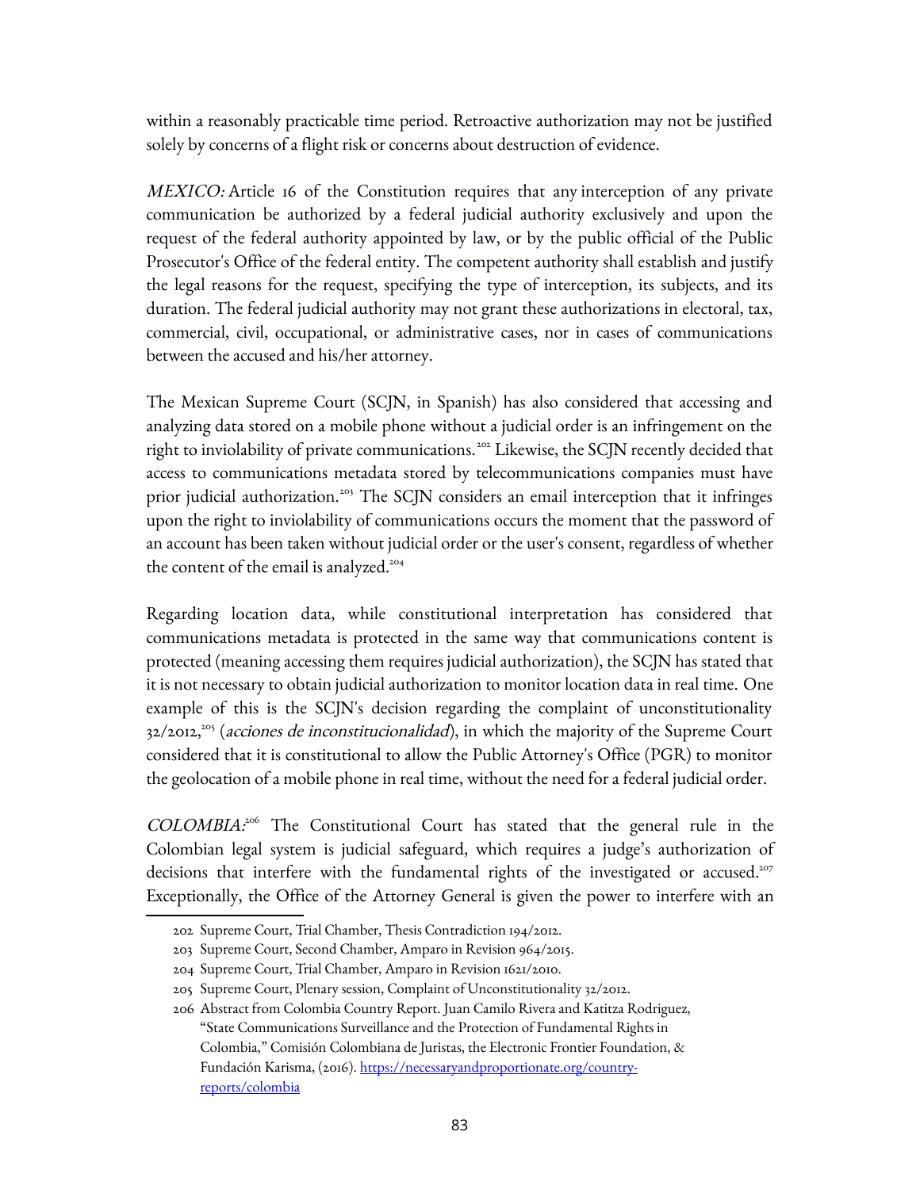within a reasonably practicable time period. Retroactive authorization may not be justified solely by concerns of a flight risk or concerns about destruction of evidence.

*MEXICO:* Article 16 of the Constitution requires that any interception of any private communication be authorized by a federal judicial authority exclusively and upon the request of the federal authority appointed by law, or by the public official of the Public Prosecutor's Office of the federal entity. The competent authority shall establish and justify the legal reasons for the request, specifying the type of interception, its subjects, and its duration. The federal judicial authority may not grant these authorizations in electoral, tax, commercial, civil, occupational, or administrative cases, nor in cases of communications between the accused and his/her attorney.

The Mexican Supreme Court (SCJN, in Spanish) has also considered that accessing and analyzing data stored on a mobile phone without a judicial order is an infringement on the right to inviolability of private communications.[202] Likewise, the SCJN recently decided that access to communications metadata stored by telecommunications companies must have prior judicial authorization.[203] The SCJN considers an email interception that it infringes upon the right to inviolability of communications occurs the moment that the password of an account has been taken without judicial order or the user's consent, regardless of whether the content of the email is analyzed.[204]

Regarding location data, while constitutional interpretation has considered that communications metadata is protected in the same way that communications content is protected (meaning accessing them requires judicial authorization), the SCJN has stated that it is not necessary to obtain judicial authorization to monitor location data in real time. One example of this is the SCJN's decision regarding the complaint of unconstitutionality 32/2012,[205] (*acciones de inconstitucionalidad*), in which the majority of the Supreme Court considered that it is constitutional to allow the Public Attorney's Office (PGR) to monitor the geolocation of a mobile phone in real time, without the need for a federal judicial order.

*COLOMBIA:*[206] The Constitutional Court has stated that the general rule in the Colombian legal system is judicial safeguard, which requires a judge's authorization of decisions that interfere with the fundamental rights of the investigated or accused.[207] Exceptionally, the Office of the Attorney General is given the power to interfere with an

202 Supreme Court, Trial Chamber, Thesis Contradiction 194/2012.

203 Supreme Court, Second Chamber, Amparo in Revision 964/2015.

204 Supreme Court, Trial Chamber, Amparo in Revision 1621/2010.

205 Supreme Court, Plenary session, Complaint of Unconstitutionality 32/2012.

206 Abstract from Colombia Country Report. Juan Camilo Rivera and Katitza Rodriguez, "State Communications Surveillance and the Protection of Fundamental Rights in Colombia," Comisión Colombiana de Juristas, the Electronic Frontier Foundation, & Fundación Karisma, (2016). https://necessaryandproportionate.org/country-reports/colombia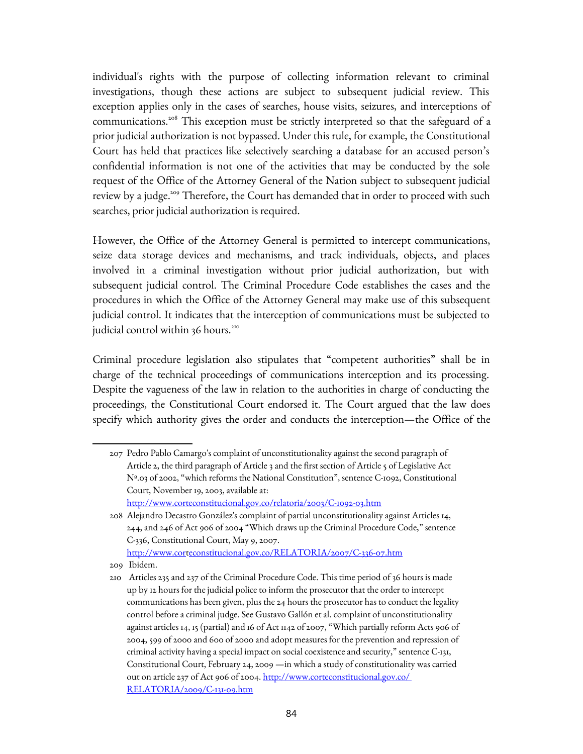individual's rights with the purpose of collecting information relevant to criminal investigations, though these actions are subject to subsequent judicial review. This exception applies only in the cases of searches, house visits, seizures, and interceptions of communications.[208] This exception must be strictly interpreted so that the safeguard of a prior judicial authorization is not bypassed. Under this rule, for example, the Constitutional Court has held that practices like selectively searching a database for an accused person's confidential information is not one of the activities that may be conducted by the sole request of the Office of the Attorney General of the Nation subject to subsequent judicial review by a judge.[209] Therefore, the Court has demanded that in order to proceed with such searches, prior judicial authorization is required.

However, the Office of the Attorney General is permitted to intercept communications, seize data storage devices and mechanisms, and track individuals, objects, and places involved in a criminal investigation without prior judicial authorization, but with subsequent judicial control. The Criminal Procedure Code establishes the cases and the procedures in which the Office of the Attorney General may make use of this subsequent judicial control. It indicates that the interception of communications must be subjected to judicial control within 36 hours.[210]

Criminal procedure legislation also stipulates that "competent authorities" shall be in charge of the technical proceedings of communications interception and its processing. Despite the vagueness of the law in relation to the authorities in charge of conducting the proceedings, the Constitutional Court endorsed it. The Court argued that the law does specify which authority gives the order and conducts the interception—the Office of the

---

207 Pedro Pablo Camargo's complaint of unconstitutionality against the second paragraph of Article 2, the third paragraph of Article 3 and the first section of Article 5 of Legislative Act Nº.03 of 2002, "which reforms the National Constitution", sentence C-1092, Constitutional Court, November 19, 2003, available at: http://www.corteconstitucional.gov.co/relatoria/2003/C-1092-03.htm

208 Alejandro Decastro González's complaint of partial unconstitutionality against Articles 14, 244, and 246 of Act 906 of 2004 "Which draws up the Criminal Procedure Code," sentence C-336, Constitutional Court, May 9, 2007. http://www.corteconstitucional.gov.co/RELATORIA/2007/C-336-07.htm

209 Ibidem.

210 Articles 235 and 237 of the Criminal Procedure Code. This time period of 36 hours is made up by 12 hours for the judicial police to inform the prosecutor that the order to intercept communications has been given, plus the 24 hours the prosecutor has to conduct the legality control before a criminal judge. See Gustavo Gallón et al. complaint of unconstitutionality against articles 14, 15 (partial) and 16 of Act 1142 of 2007, "Which partially reform Acts 906 of 2004, 599 of 2000 and 600 of 2000 and adopt measures for the prevention and repression of criminal activity having a special impact on social coexistence and security," sentence C-131, Constitutional Court, February 24, 2009 —in which a study of constitutionality was carried out on article 237 of Act 906 of 2004. http://www.corteconstitucional.gov.co/RELATORIA/2009/C-131-09.htm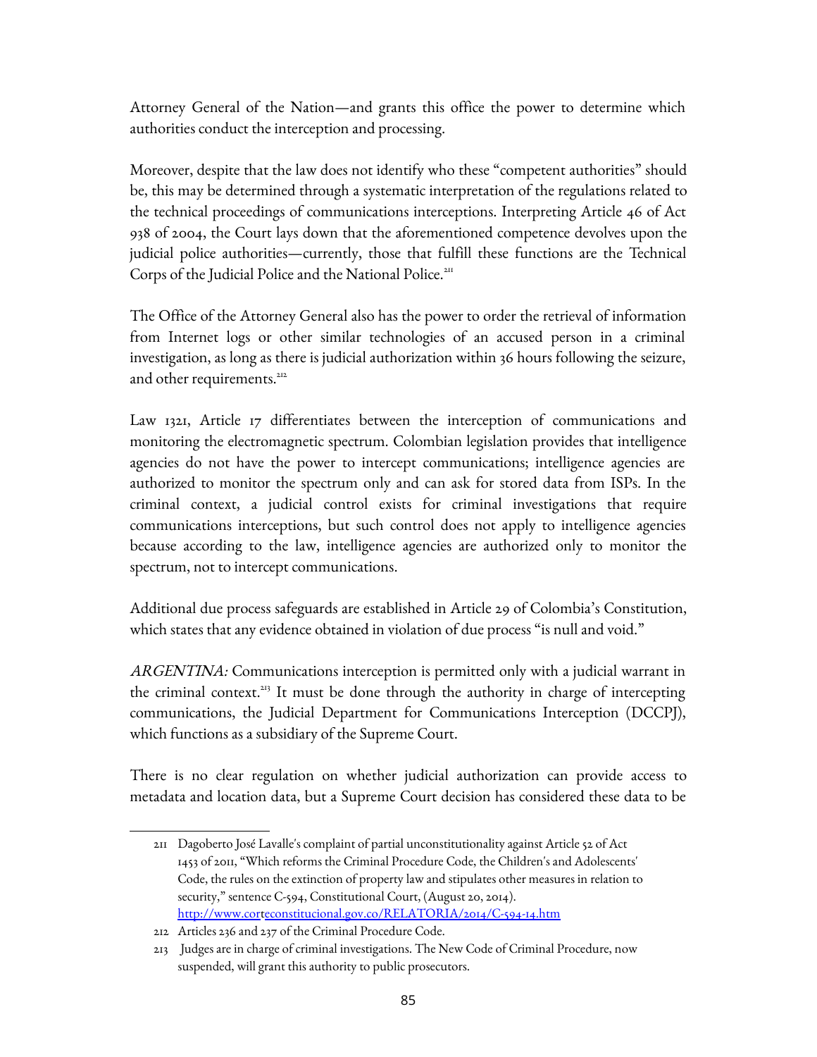Attorney General of the Nation—and grants this office the power to determine which authorities conduct the interception and processing.

Moreover, despite that the law does not identify who these "competent authorities" should be, this may be determined through a systematic interpretation of the regulations related to the technical proceedings of communications interceptions. Interpreting Article 46 of Act 938 of 2004, the Court lays down that the aforementioned competence devolves upon the judicial police authorities—currently, those that fulfill these functions are the Technical Corps of the Judicial Police and the National Police.[211]

The Office of the Attorney General also has the power to order the retrieval of information from Internet logs or other similar technologies of an accused person in a criminal investigation, as long as there is judicial authorization within 36 hours following the seizure, and other requirements.[212]

Law 1321, Article 17 differentiates between the interception of communications and monitoring the electromagnetic spectrum. Colombian legislation provides that intelligence agencies do not have the power to intercept communications; intelligence agencies are authorized to monitor the spectrum only and can ask for stored data from ISPs. In the criminal context, a judicial control exists for criminal investigations that require communications interceptions, but such control does not apply to intelligence agencies because according to the law, intelligence agencies are authorized only to monitor the spectrum, not to intercept communications.

Additional due process safeguards are established in Article 29 of Colombia's Constitution, which states that any evidence obtained in violation of due process "is null and void."

*ARGENTINA:* Communications interception is permitted only with a judicial warrant in the criminal context.[213] It must be done through the authority in charge of intercepting communications, the Judicial Department for Communications Interception (DCCPJ), which functions as a subsidiary of the Supreme Court.

There is no clear regulation on whether judicial authorization can provide access to metadata and location data, but a Supreme Court decision has considered these data to be

---

211 Dagoberto José Lavalle's complaint of partial unconstitutionality against Article 52 of Act 1453 of 2011, "Which reforms the Criminal Procedure Code, the Children's and Adolescents' Code, the rules on the extinction of property law and stipulates other measures in relation to security," sentence C-594, Constitutional Court, (August 20, 2014). http://www.corteconstitucional.gov.co/RELATORIA/2014/C-594-14.htm

212 Articles 236 and 237 of the Criminal Procedure Code.

213 Judges are in charge of criminal investigations. The New Code of Criminal Procedure, now suspended, will grant this authority to public prosecutors.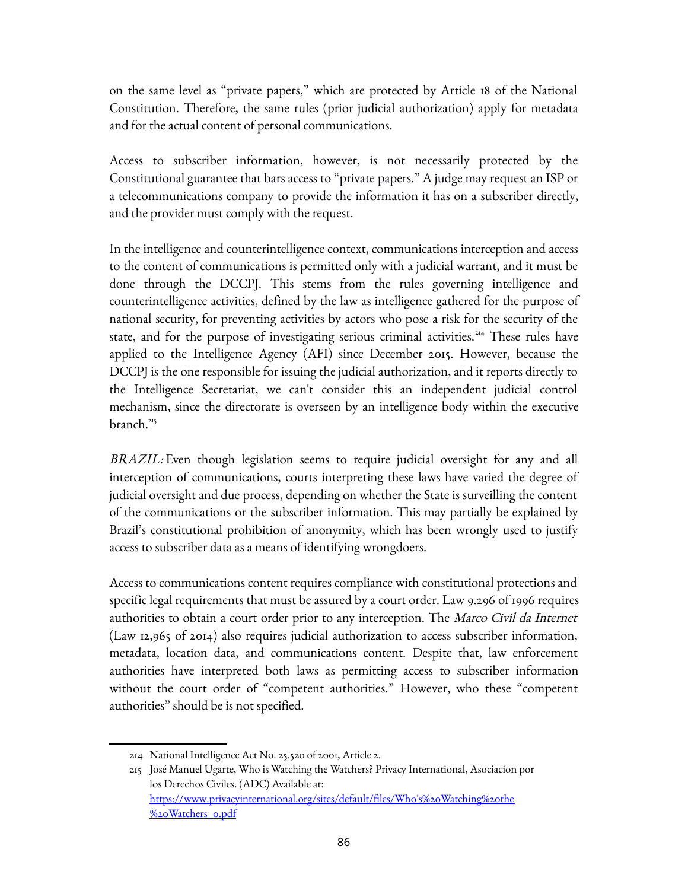on the same level as "private papers," which are protected by Article 18 of the National Constitution. Therefore, the same rules (prior judicial authorization) apply for metadata and for the actual content of personal communications.

Access to subscriber information, however, is not necessarily protected by the Constitutional guarantee that bars access to "private papers." A judge may request an ISP or a telecommunications company to provide the information it has on a subscriber directly, and the provider must comply with the request.

In the intelligence and counterintelligence context, communications interception and access to the content of communications is permitted only with a judicial warrant, and it must be done through the DCCPJ. This stems from the rules governing intelligence and counterintelligence activities, defined by the law as intelligence gathered for the purpose of national security, for preventing activities by actors who pose a risk for the security of the state, and for the purpose of investigating serious criminal activities.[214] These rules have applied to the Intelligence Agency (AFI) since December 2015. However, because the DCCPJ is the one responsible for issuing the judicial authorization, and it reports directly to the Intelligence Secretariat, we can't consider this an independent judicial control mechanism, since the directorate is overseen by an intelligence body within the executive branch.[215]

*BRAZIL:* Even though legislation seems to require judicial oversight for any and all interception of communications, courts interpreting these laws have varied the degree of judicial oversight and due process, depending on whether the State is surveilling the content of the communications or the subscriber information. This may partially be explained by Brazil's constitutional prohibition of anonymity, which has been wrongly used to justify access to subscriber data as a means of identifying wrongdoers.

Access to communications content requires compliance with constitutional protections and specific legal requirements that must be assured by a court order. Law 9.296 of 1996 requires authorities to obtain a court order prior to any interception. The *Marco Civil da Internet* (Law 12,965 of 2014) also requires judicial authorization to access subscriber information, metadata, location data, and communications content. Despite that, law enforcement authorities have interpreted both laws as permitting access to subscriber information without the court order of "competent authorities." However, who these "competent authorities" should be is not specified.

---

214 National Intelligence Act No. 25.520 of 2001, Article 2.

215 José Manuel Ugarte, Who is Watching the Watchers? Privacy International, Asociacion por los Derechos Civiles. (ADC) Available at: https://www.privacyinternational.org/sites/default/files/Who's%20Watching%20the%20Watchers_0.pdf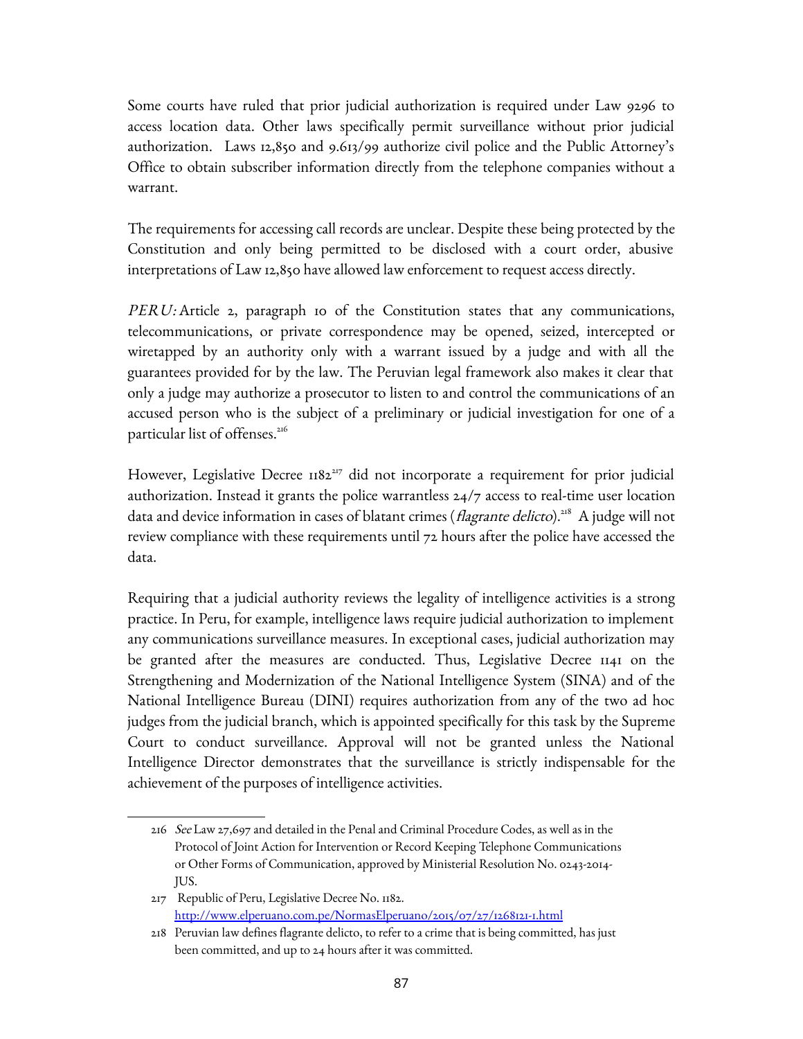Some courts have ruled that prior judicial authorization is required under Law 9296 to access location data. Other laws specifically permit surveillance without prior judicial authorization. Laws 12,850 and 9.613/99 authorize civil police and the Public Attorney's Office to obtain subscriber information directly from the telephone companies without a warrant.

The requirements for accessing call records are unclear. Despite these being protected by the Constitution and only being permitted to be disclosed with a court order, abusive interpretations of Law 12,850 have allowed law enforcement to request access directly.

*PERU:* Article 2, paragraph 10 of the Constitution states that any communications, telecommunications, or private correspondence may be opened, seized, intercepted or wiretapped by an authority only with a warrant issued by a judge and with all the guarantees provided for by the law. The Peruvian legal framework also makes it clear that only a judge may authorize a prosecutor to listen to and control the communications of an accused person who is the subject of a preliminary or judicial investigation for one of a particular list of offenses.[216]

However, Legislative Decree 1182[217] did not incorporate a requirement for prior judicial authorization. Instead it grants the police warrantless 24/7 access to real-time user location data and device information in cases of blatant crimes (*flagrante delicto*).[218] A judge will not review compliance with these requirements until 72 hours after the police have accessed the data.

Requiring that a judicial authority reviews the legality of intelligence activities is a strong practice. In Peru, for example, intelligence laws require judicial authorization to implement any communications surveillance measures. In exceptional cases, judicial authorization may be granted after the measures are conducted. Thus, Legislative Decree 1141 on the Strengthening and Modernization of the National Intelligence System (SINA) and of the National Intelligence Bureau (DINI) requires authorization from any of the two ad hoc judges from the judicial branch, which is appointed specifically for this task by the Supreme Court to conduct surveillance. Approval will not be granted unless the National Intelligence Director demonstrates that the surveillance is strictly indispensable for the achievement of the purposes of intelligence activities.

---

216 *See* Law 27,697 and detailed in the Penal and Criminal Procedure Codes, as well as in the Protocol of Joint Action for Intervention or Record Keeping Telephone Communications or Other Forms of Communication, approved by Ministerial Resolution No. 0243-2014-JUS.

217 Republic of Peru, Legislative Decree No. 1182. http://www.elperuano.com.pe/NormasElperuano/2015/07/27/1268121-1.html

218 Peruvian law defines flagrante delicto, to refer to a crime that is being committed, has just been committed, and up to 24 hours after it was committed.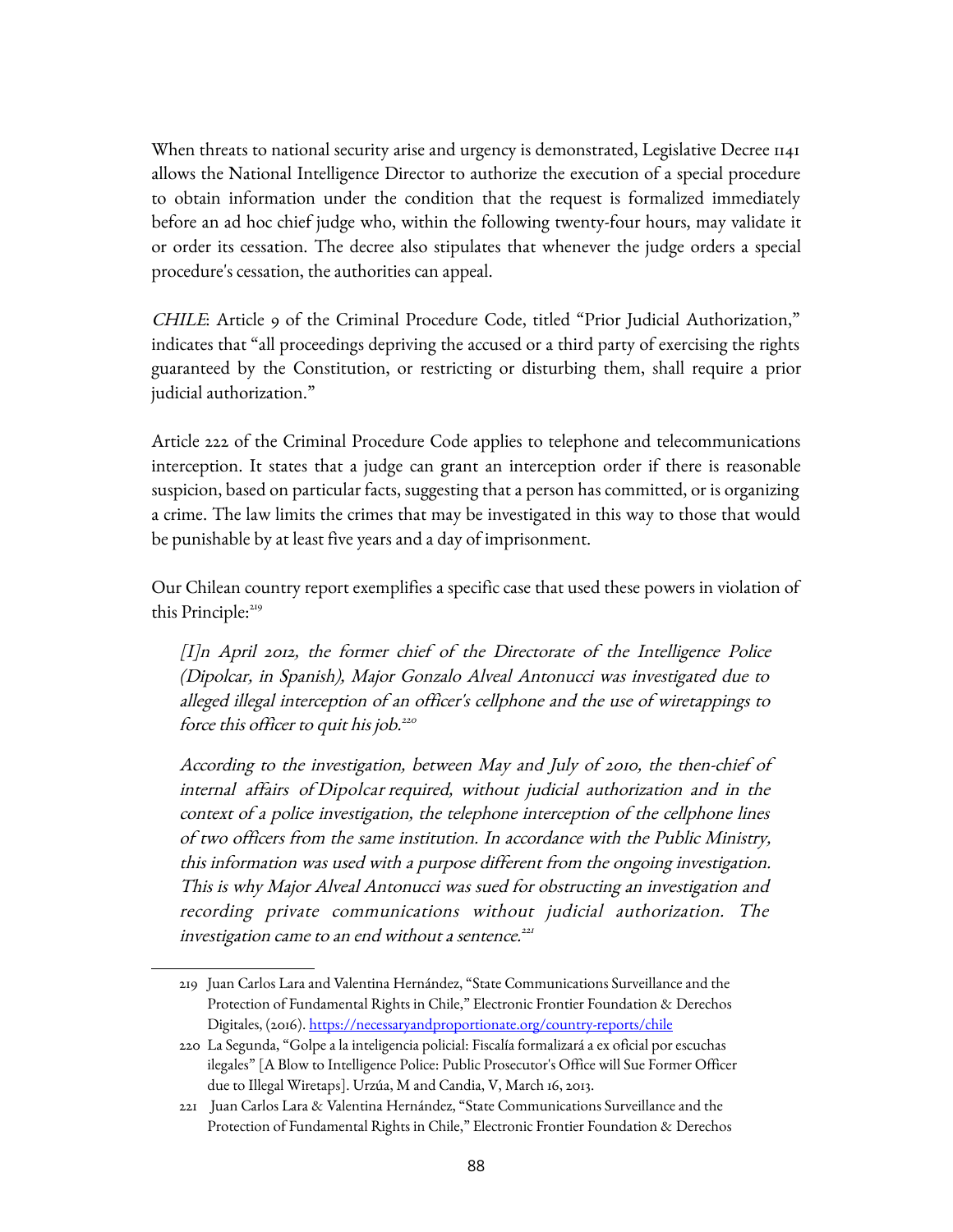When threats to national security arise and urgency is demonstrated, Legislative Decree 1141 allows the National Intelligence Director to authorize the execution of a special procedure to obtain information under the condition that the request is formalized immediately before an ad hoc chief judge who, within the following twenty-four hours, may validate it or order its cessation. The decree also stipulates that whenever the judge orders a special procedure's cessation, the authorities can appeal.

*CHILE*: Article 9 of the Criminal Procedure Code, titled "Prior Judicial Authorization," indicates that "all proceedings depriving the accused or a third party of exercising the rights guaranteed by the Constitution, or restricting or disturbing them, shall require a prior judicial authorization."

Article 222 of the Criminal Procedure Code applies to telephone and telecommunications interception. It states that a judge can grant an interception order if there is reasonable suspicion, based on particular facts, suggesting that a person has committed, or is organizing a crime. The law limits the crimes that may be investigated in this way to those that would be punishable by at least five years and a day of imprisonment.

Our Chilean country report exemplifies a specific case that used these powers in violation of this Principle:[219]

> *[I]n April 2012, the former chief of the Directorate of the Intelligence Police (Dipolcar, in Spanish), Major Gonzalo Alveal Antonucci was investigated due to alleged illegal interception of an officer's cellphone and the use of wiretappings to force this officer to quit his job.*[220]
>
> *According to the investigation, between May and July of 2010, the then-chief of internal affairs of Dipolcar required, without judicial authorization and in the context of a police investigation, the telephone interception of the cellphone lines of two officers from the same institution. In accordance with the Public Ministry, this information was used with a purpose different from the ongoing investigation. This is why Major Alveal Antonucci was sued for obstructing an investigation and recording private communications without judicial authorization. The investigation came to an end without a sentence.*[221]

---

219 Juan Carlos Lara and Valentina Hernández, "State Communications Surveillance and the Protection of Fundamental Rights in Chile," Electronic Frontier Foundation & Derechos Digitales, (2016). https://necessaryandproportionate.org/country-reports/chile

220 La Segunda, "Golpe a la inteligencia policial: Fiscalía formalizará a ex oficial por escuchas ilegales" [A Blow to Intelligence Police: Public Prosecutor's Office will Sue Former Officer due to Illegal Wiretaps]. Urzúa, M and Candia, V, March 16, 2013.

221 Juan Carlos Lara & Valentina Hernández, "State Communications Surveillance and the Protection of Fundamental Rights in Chile," Electronic Frontier Foundation & Derechos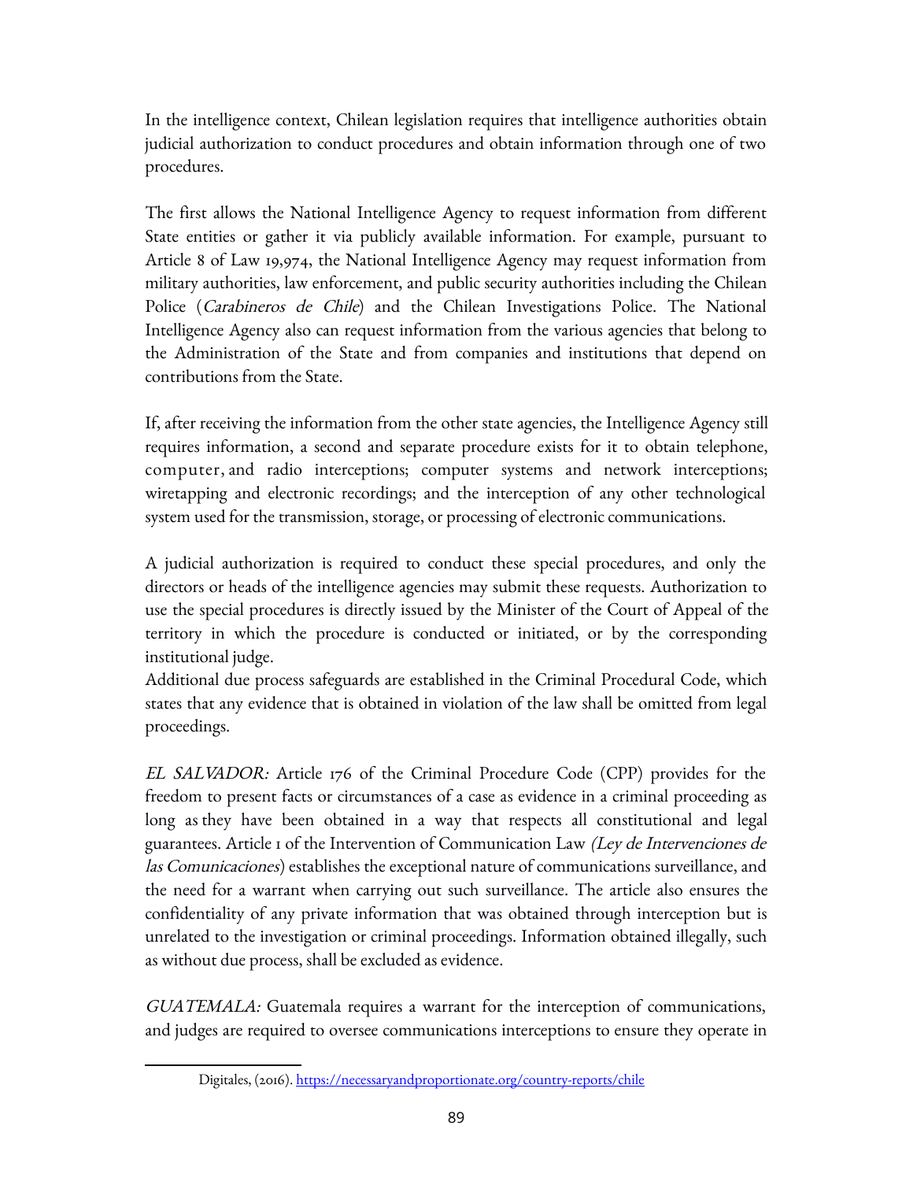In the intelligence context, Chilean legislation requires that intelligence authorities obtain judicial authorization to conduct procedures and obtain information through one of two procedures.

The first allows the National Intelligence Agency to request information from different State entities or gather it via publicly available information. For example, pursuant to Article 8 of Law 19,974, the National Intelligence Agency may request information from military authorities, law enforcement, and public security authorities including the Chilean Police (*Carabineros de Chile*) and the Chilean Investigations Police. The National Intelligence Agency also can request information from the various agencies that belong to the Administration of the State and from companies and institutions that depend on contributions from the State.

If, after receiving the information from the other state agencies, the Intelligence Agency still requires information, a second and separate procedure exists for it to obtain telephone, computer, and radio interceptions; computer systems and network interceptions; wiretapping and electronic recordings; and the interception of any other technological system used for the transmission, storage, or processing of electronic communications.

A judicial authorization is required to conduct these special procedures, and only the directors or heads of the intelligence agencies may submit these requests. Authorization to use the special procedures is directly issued by the Minister of the Court of Appeal of the territory in which the procedure is conducted or initiated, or by the corresponding institutional judge.
Additional due process safeguards are established in the Criminal Procedural Code, which states that any evidence that is obtained in violation of the law shall be omitted from legal proceedings.

*EL SALVADOR:* Article 176 of the Criminal Procedure Code (CPP) provides for the freedom to present facts or circumstances of a case as evidence in a criminal proceeding as long as they have been obtained in a way that respects all constitutional and legal guarantees. Article 1 of the Intervention of Communication Law *(Ley de Intervenciones de las Comunicaciones*) establishes the exceptional nature of communications surveillance, and the need for a warrant when carrying out such surveillance. The article also ensures the confidentiality of any private information that was obtained through interception but is unrelated to the investigation or criminal proceedings. Information obtained illegally, such as without due process, shall be excluded as evidence.

*GUATEMALA:* Guatemala requires a warrant for the interception of communications, and judges are required to oversee communications interceptions to ensure they operate in

---

Digitales, (2016). https://necessaryandproportionate.org/country-reports/chile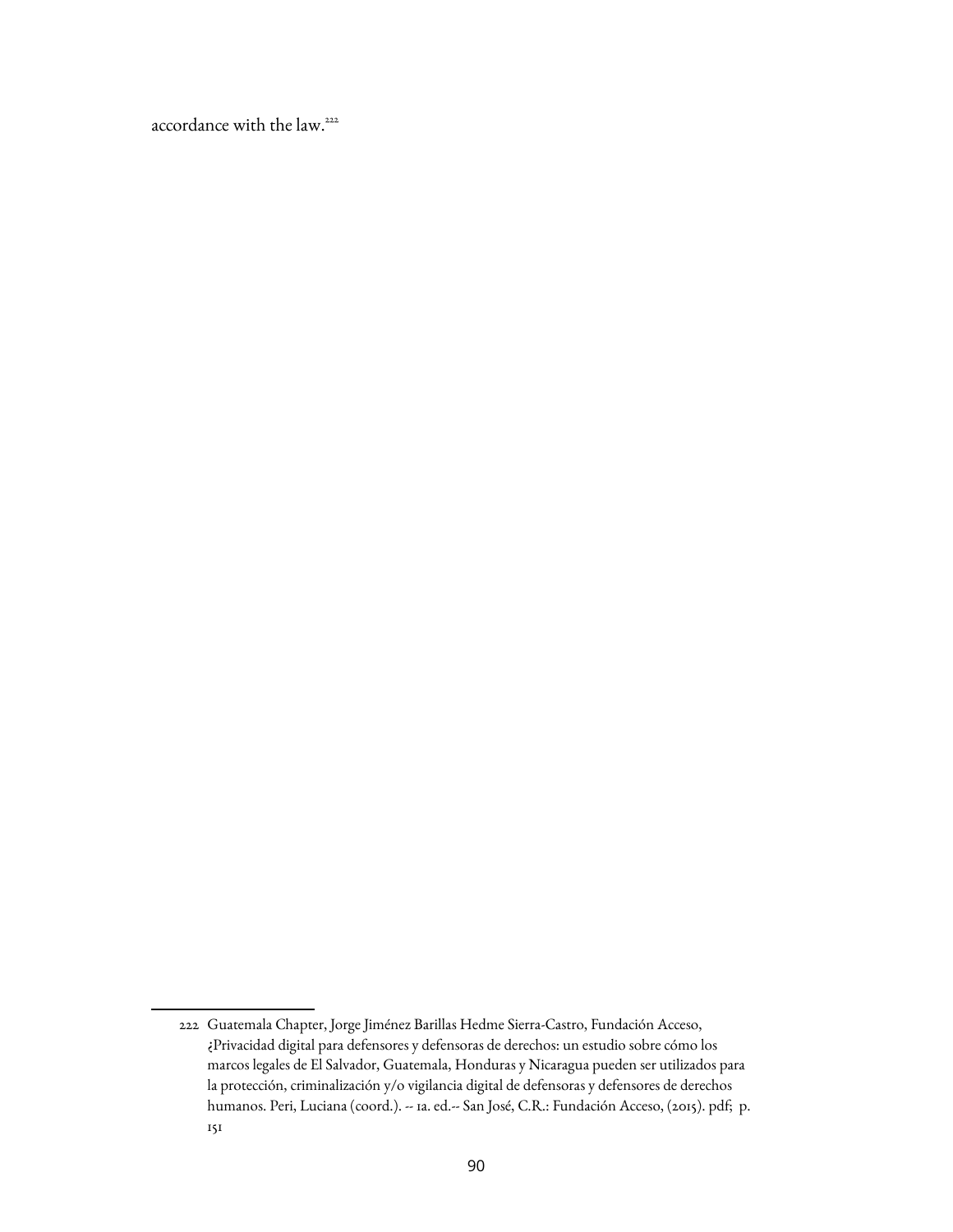accordance with the law.[222]

222 Guatemala Chapter, Jorge Jiménez Barillas Hedme Sierra-Castro, Fundación Acceso, ¿Privacidad digital para defensores y defensoras de derechos: un estudio sobre cómo los marcos legales de El Salvador, Guatemala, Honduras y Nicaragua pueden ser utilizados para la protección, criminalización y/o vigilancia digital de defensoras y defensores de derechos humanos. Peri, Luciana (coord.). -- 1a. ed.-- San José, C.R.: Fundación Acceso, (2015). pdf; p. 151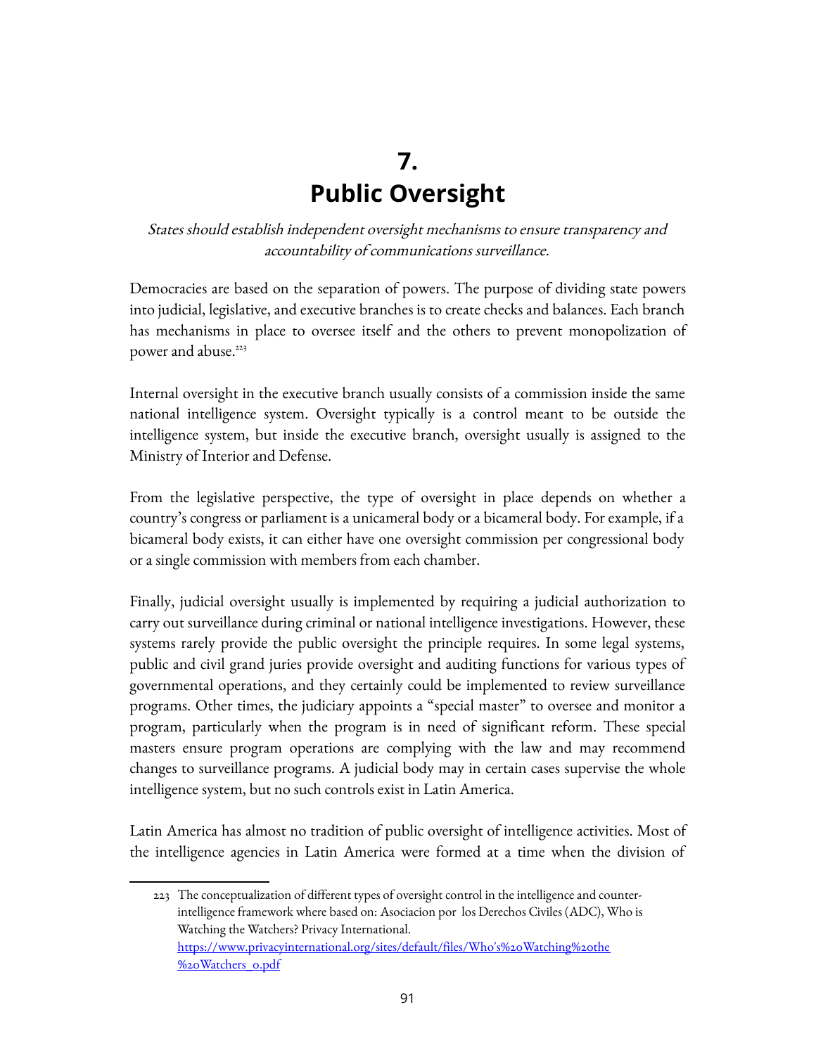# 7. Public Oversight

*States should establish independent oversight mechanisms to ensure transparency and accountability of communications surveillance.*

Democracies are based on the separation of powers. The purpose of dividing state powers into judicial, legislative, and executive branches is to create checks and balances. Each branch has mechanisms in place to oversee itself and the others to prevent monopolization of power and abuse.[223]

Internal oversight in the executive branch usually consists of a commission inside the same national intelligence system. Oversight typically is a control meant to be outside the intelligence system, but inside the executive branch, oversight usually is assigned to the Ministry of Interior and Defense.

From the legislative perspective, the type of oversight in place depends on whether a country's congress or parliament is a unicameral body or a bicameral body. For example, if a bicameral body exists, it can either have one oversight commission per congressional body or a single commission with members from each chamber.

Finally, judicial oversight usually is implemented by requiring a judicial authorization to carry out surveillance during criminal or national intelligence investigations. However, these systems rarely provide the public oversight the principle requires. In some legal systems, public and civil grand juries provide oversight and auditing functions for various types of governmental operations, and they certainly could be implemented to review surveillance programs. Other times, the judiciary appoints a "special master" to oversee and monitor a program, particularly when the program is in need of significant reform. These special masters ensure program operations are complying with the law and may recommend changes to surveillance programs. A judicial body may in certain cases supervise the whole intelligence system, but no such controls exist in Latin America.

Latin America has almost no tradition of public oversight of intelligence activities. Most of the intelligence agencies in Latin America were formed at a time when the division of

---

223 The conceptualization of different types of oversight control in the intelligence and counter-intelligence framework where based on: Asociacion por los Derechos Civiles (ADC), Who is Watching the Watchers? Privacy International. https://www.privacyinternational.org/sites/default/files/Who's%20Watching%20the%20Watchers_0.pdf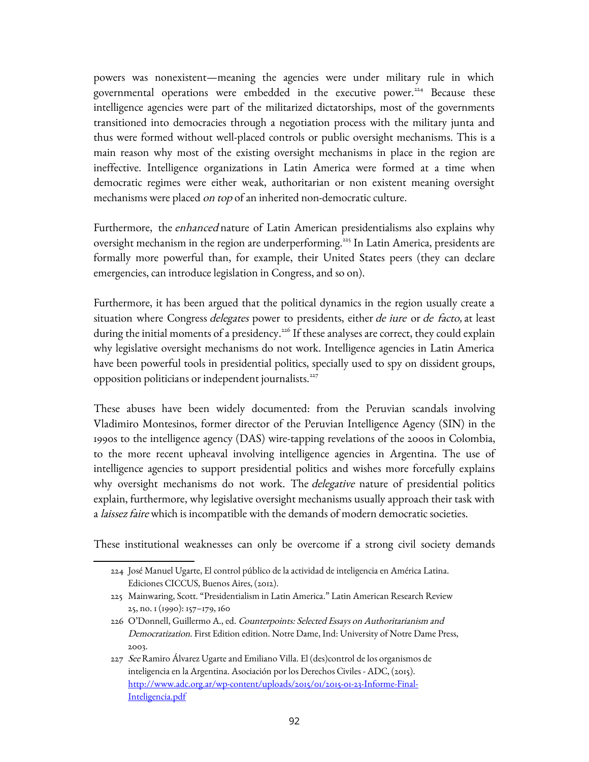powers was nonexistent—meaning the agencies were under military rule in which governmental operations were embedded in the executive power.[224] Because these intelligence agencies were part of the militarized dictatorships, most of the governments transitioned into democracies through a negotiation process with the military junta and thus were formed without well-placed controls or public oversight mechanisms. This is a main reason why most of the existing oversight mechanisms in place in the region are ineffective. Intelligence organizations in Latin America were formed at a time when democratic regimes were either weak, authoritarian or non existent meaning oversight mechanisms were placed *on top* of an inherited non-democratic culture.

Furthermore, the *enhanced* nature of Latin American presidentialisms also explains why oversight mechanism in the region are underperforming.[225] In Latin America, presidents are formally more powerful than, for example, their United States peers (they can declare emergencies, can introduce legislation in Congress, and so on).

Furthermore, it has been argued that the political dynamics in the region usually create a situation where Congress *delegates* power to presidents, either *de iure* or *de facto,* at least during the initial moments of a presidency.[226] If these analyses are correct, they could explain why legislative oversight mechanisms do not work. Intelligence agencies in Latin America have been powerful tools in presidential politics, specially used to spy on dissident groups, opposition politicians or independent journalists.[227]

These abuses have been widely documented: from the Peruvian scandals involving Vladimiro Montesinos, former director of the Peruvian Intelligence Agency (SIN) in the 1990s to the intelligence agency (DAS) wire-tapping revelations of the 2000s in Colombia, to the more recent upheaval involving intelligence agencies in Argentina. The use of intelligence agencies to support presidential politics and wishes more forcefully explains why oversight mechanisms do not work. The *delegative* nature of presidential politics explain, furthermore, why legislative oversight mechanisms usually approach their task with a *laissez faire* which is incompatible with the demands of modern democratic societies.

These institutional weaknesses can only be overcome if a strong civil society demands

---

224 José Manuel Ugarte, El control público de la actividad de inteligencia en América Latina. Ediciones CICCUS, Buenos Aires, (2012).

225 Mainwaring, Scott. "Presidentialism in Latin America." Latin American Research Review 25, no. 1 (1990): 157–179, 160

226 O'Donnell, Guillermo A., ed. *Counterpoints: Selected Essays on Authoritarianism and Democratization*. First Edition edition. Notre Dame, Ind: University of Notre Dame Press, 2003.

227 *See* Ramiro Álvarez Ugarte and Emiliano Villa. El (des)control de los organismos de inteligencia en la Argentina. Asociación por los Derechos Civiles - ADC, (2015). [http://www.adc.org.ar/wp-content/uploads/2015/01/2015-01-23-Informe-Final-Inteligencia.pdf](http://www.adc.org.ar/wp-content/uploads/2015/01/2015-01-23-Informe-Final-Inteligencia.pdf)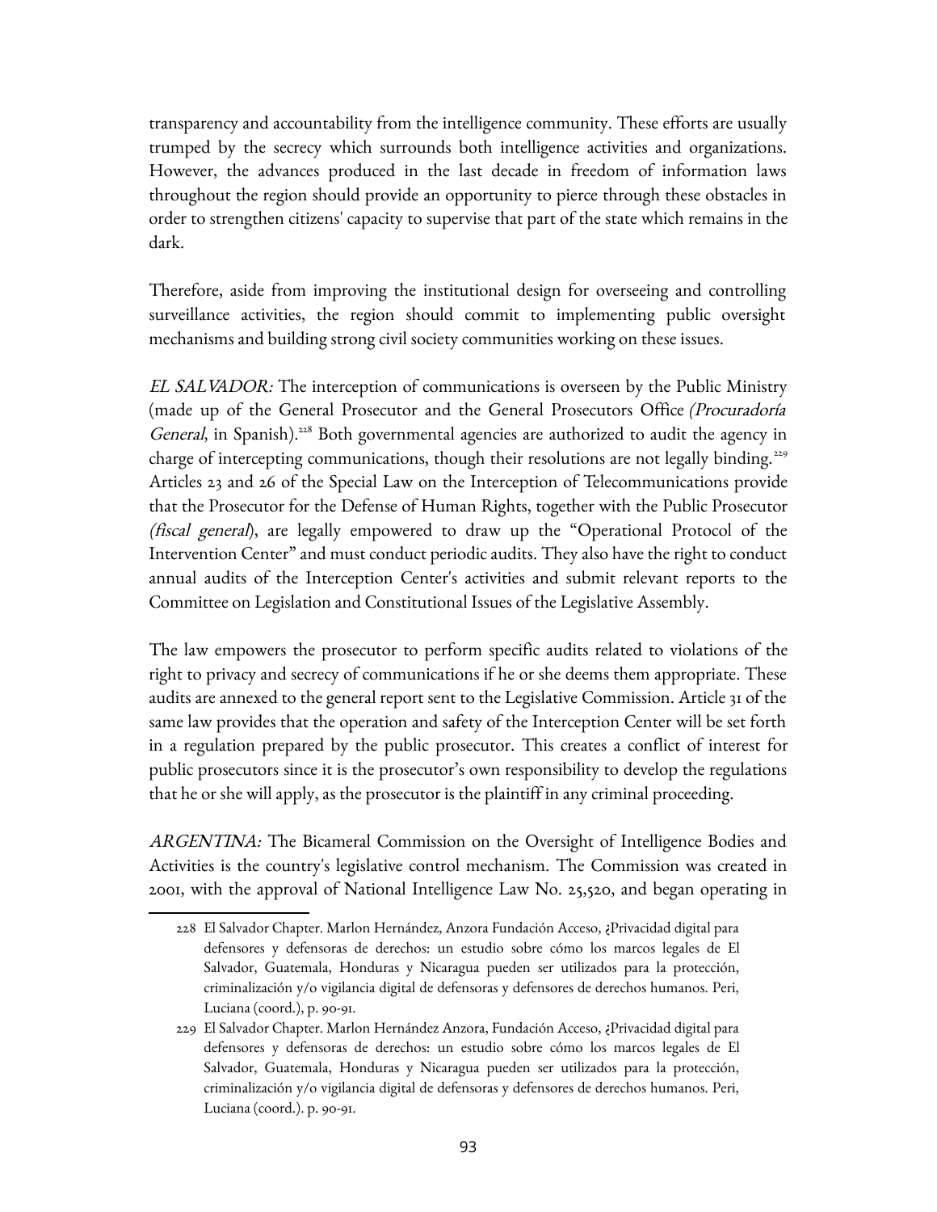transparency and accountability from the intelligence community. These efforts are usually trumped by the secrecy which surrounds both intelligence activities and organizations. However, the advances produced in the last decade in freedom of information laws throughout the region should provide an opportunity to pierce through these obstacles in order to strengthen citizens' capacity to supervise that part of the state which remains in the dark.

Therefore, aside from improving the institutional design for overseeing and controlling surveillance activities, the region should commit to implementing public oversight mechanisms and building strong civil society communities working on these issues.

*EL SALVADOR:* The interception of communications is overseen by the Public Ministry (made up of the General Prosecutor and the General Prosecutors Office *(Procuraduría General*, in Spanish).[228] Both governmental agencies are authorized to audit the agency in charge of intercepting communications, though their resolutions are not legally binding.[229] Articles 23 and 26 of the Special Law on the Interception of Telecommunications provide that the Prosecutor for the Defense of Human Rights, together with the Public Prosecutor *(fiscal general)*, are legally empowered to draw up the "Operational Protocol of the Intervention Center" and must conduct periodic audits. They also have the right to conduct annual audits of the Interception Center's activities and submit relevant reports to the Committee on Legislation and Constitutional Issues of the Legislative Assembly.

The law empowers the prosecutor to perform specific audits related to violations of the right to privacy and secrecy of communications if he or she deems them appropriate. These audits are annexed to the general report sent to the Legislative Commission. Article 31 of the same law provides that the operation and safety of the Interception Center will be set forth in a regulation prepared by the public prosecutor. This creates a conflict of interest for public prosecutors since it is the prosecutor's own responsibility to develop the regulations that he or she will apply, as the prosecutor is the plaintiff in any criminal proceeding.

*ARGENTINA:* The Bicameral Commission on the Oversight of Intelligence Bodies and Activities is the country's legislative control mechanism. The Commission was created in 2001, with the approval of National Intelligence Law No. 25,520, and began operating in

228 El Salvador Chapter. Marlon Hernández, Anzora Fundación Acceso, ¿Privacidad digital para defensores y defensoras de derechos: un estudio sobre cómo los marcos legales de El Salvador, Guatemala, Honduras y Nicaragua pueden ser utilizados para la protección, criminalización y/o vigilancia digital de defensoras y defensores de derechos humanos. Peri, Luciana (coord.), p. 90-91.

229 El Salvador Chapter. Marlon Hernández Anzora, Fundación Acceso, ¿Privacidad digital para defensores y defensoras de derechos: un estudio sobre cómo los marcos legales de El Salvador, Guatemala, Honduras y Nicaragua pueden ser utilizados para la protección, criminalización y/o vigilancia digital de defensoras y defensores de derechos humanos. Peri, Luciana (coord.). p. 90-91.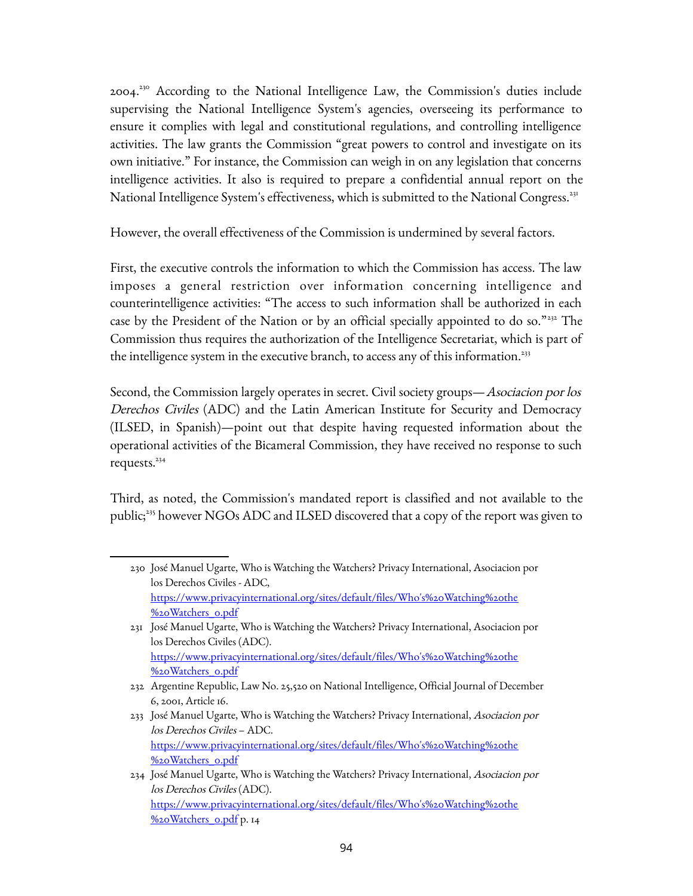2004.[230] According to the National Intelligence Law, the Commission's duties include supervising the National Intelligence System's agencies, overseeing its performance to ensure it complies with legal and constitutional regulations, and controlling intelligence activities. The law grants the Commission "great powers to control and investigate on its own initiative." For instance, the Commission can weigh in on any legislation that concerns intelligence activities. It also is required to prepare a confidential annual report on the National Intelligence System's effectiveness, which is submitted to the National Congress.[231]

However, the overall effectiveness of the Commission is undermined by several factors.

First, the executive controls the information to which the Commission has access. The law imposes a general restriction over information concerning intelligence and counterintelligence activities: "The access to such information shall be authorized in each case by the President of the Nation or by an official specially appointed to do so."[232] The Commission thus requires the authorization of the Intelligence Secretariat, which is part of the intelligence system in the executive branch, to access any of this information.[233]

Second, the Commission largely operates in secret. Civil society groups—*Asociacion por los Derechos Civiles* (ADC) and the Latin American Institute for Security and Democracy (ILSED, in Spanish)—point out that despite having requested information about the operational activities of the Bicameral Commission, they have received no response to such requests.[234]

Third, as noted, the Commission's mandated report is classified and not available to the public;[235] however NGOs ADC and ILSED discovered that a copy of the report was given to

---

230 José Manuel Ugarte, Who is Watching the Watchers? Privacy International, Asociacion por los Derechos Civiles - ADC, https://www.privacyinternational.org/sites/default/files/Who's%20Watching%20the%20Watchers_0.pdf

231 José Manuel Ugarte, Who is Watching the Watchers? Privacy International, Asociacion por los Derechos Civiles (ADC). https://www.privacyinternational.org/sites/default/files/Who's%20Watching%20the%20Watchers_0.pdf

232 Argentine Republic, Law No. 25,520 on National Intelligence, Official Journal of December 6, 2001, Article 16.

233 José Manuel Ugarte, Who is Watching the Watchers? Privacy International, *Asociacion por los Derechos Civiles* – ADC. https://www.privacyinternational.org/sites/default/files/Who's%20Watching%20the%20Watchers_0.pdf

234 José Manuel Ugarte, Who is Watching the Watchers? Privacy International, *Asociacion por los Derechos Civiles* (ADC). https://www.privacyinternational.org/sites/default/files/Who's%20Watching%20the%20Watchers_0.pdf p. 14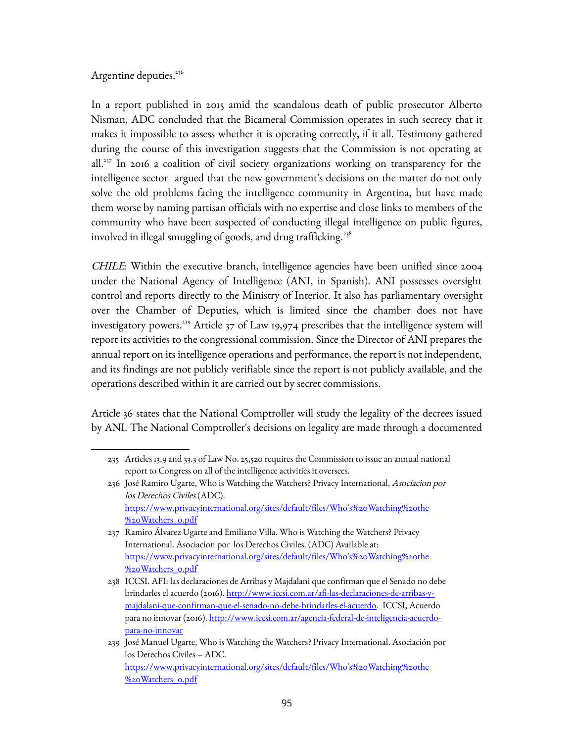Argentine deputies.[236]

In a report published in 2015 amid the scandalous death of public prosecutor Alberto Nisman, ADC concluded that the Bicameral Commission operates in such secrecy that it makes it impossible to assess whether it is operating correctly, if it all. Testimony gathered during the course of this investigation suggests that the Commission is not operating at all.[237] In 2016 a coalition of civil society organizations working on transparency for the intelligence sector argued that the new government's decisions on the matter do not only solve the old problems facing the intelligence community in Argentina, but have made them worse by naming partisan officials with no expertise and close links to members of the community who have been suspected of conducting illegal intelligence on public figures, involved in illegal smuggling of goods, and drug trafficking.[238]

*CHILE*: Within the executive branch, intelligence agencies have been unified since 2004 under the National Agency of Intelligence (ANI, in Spanish). ANI possesses oversight control and reports directly to the Ministry of Interior. It also has parliamentary oversight over the Chamber of Deputies, which is limited since the chamber does not have investigatory powers.[239] Article 37 of Law 19,974 prescribes that the intelligence system will report its activities to the congressional commission. Since the Director of ANI prepares the annual report on its intelligence operations and performance, the report is not independent, and its findings are not publicly verifiable since the report is not publicly available, and the operations described within it are carried out by secret commissions.

Article 36 states that the National Comptroller will study the legality of the decrees issued by ANI. The National Comptroller's decisions on legality are made through a documented

---

235 Articles 13.9 and 33.3 of Law No. 25,520 requires the Commission to issue an annual national report to Congress on all of the intelligence activities it oversees.

236 José Ramiro Ugarte, Who is Watching the Watchers? Privacy International, *Asociacion por los Derechos Civiles* (ADC). https://www.privacyinternational.org/sites/default/files/Who's%20Watching%20the%20Watchers_0.pdf

237 Ramiro Álvarez Ugarte and Emiliano Villa. Who is Watching the Watchers? Privacy International. Asociacion por los Derechos Civiles. (ADC) Available at: https://www.privacyinternational.org/sites/default/files/Who's%20Watching%20the%20Watchers_0.pdf

238 ICCSI. AFI: las declaraciones de Arribas y Majdalani que confirman que el Senado no debe brindarles el acuerdo (2016). http://www.iccsi.com.ar/afi-las-declaraciones-de-arribas-y-majdalani-que-confirman-que-el-senado-no-debe-brindarles-el-acuerdo. ICCSI, Acuerdo para no innovar (2016). http://www.iccsi.com.ar/agencia-federal-de-inteligencia-acuerdo-para-no-innovar

239 José Manuel Ugarte, Who is Watching the Watchers? Privacy International. Asociación por los Derechos Civiles – ADC. https://www.privacyinternational.org/sites/default/files/Who's%20Watching%20the%20Watchers_0.pdf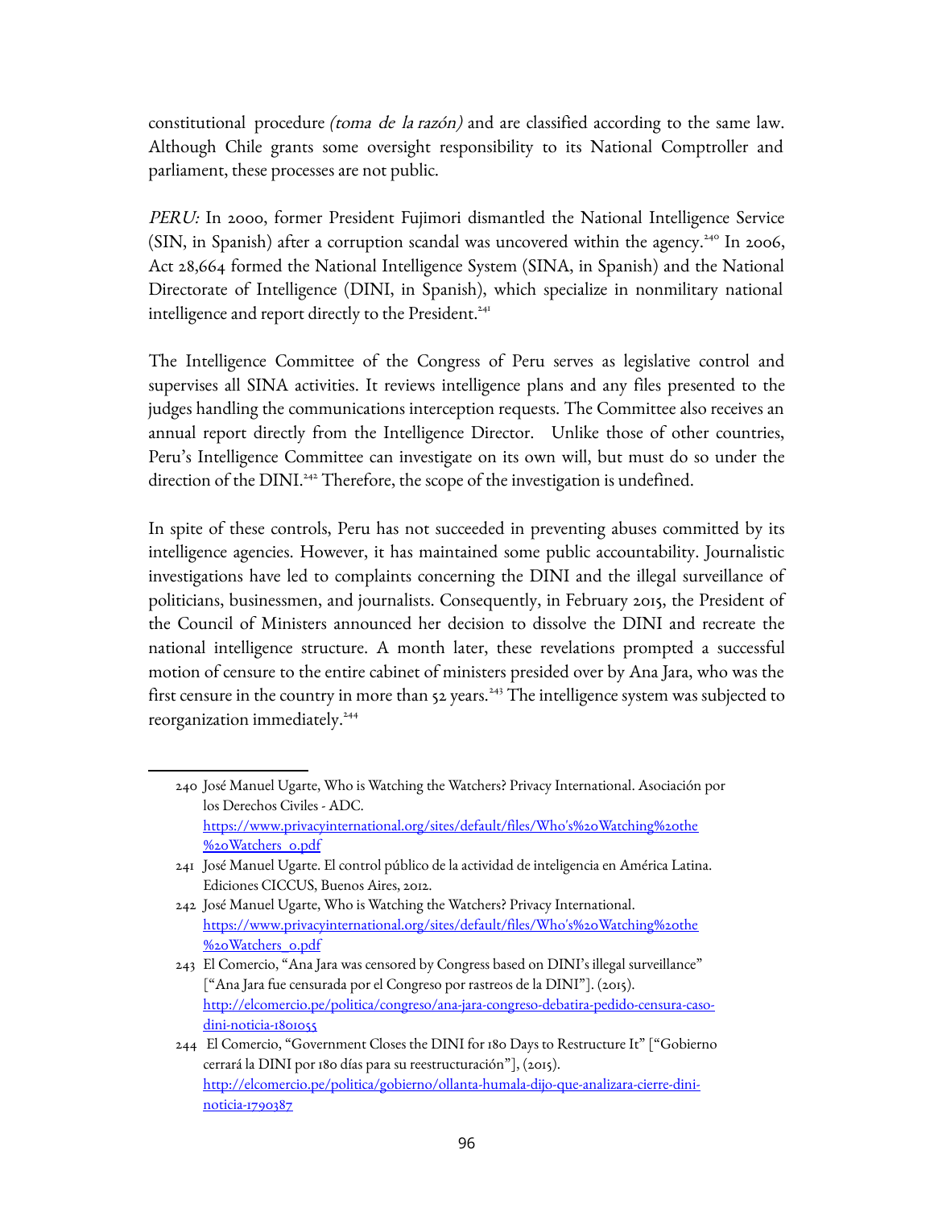constitutional procedure *(toma de la razón)* and are classified according to the same law. Although Chile grants some oversight responsibility to its National Comptroller and parliament, these processes are not public.

*PERU:* In 2000, former President Fujimori dismantled the National Intelligence Service (SIN, in Spanish) after a corruption scandal was uncovered within the agency.[240] In 2006, Act 28,664 formed the National Intelligence System (SINA, in Spanish) and the National Directorate of Intelligence (DINI, in Spanish), which specialize in nonmilitary national intelligence and report directly to the President.[241]

The Intelligence Committee of the Congress of Peru serves as legislative control and supervises all SINA activities. It reviews intelligence plans and any files presented to the judges handling the communications interception requests. The Committee also receives an annual report directly from the Intelligence Director. Unlike those of other countries, Peru's Intelligence Committee can investigate on its own will, but must do so under the direction of the DINI.[242] Therefore, the scope of the investigation is undefined.

In spite of these controls, Peru has not succeeded in preventing abuses committed by its intelligence agencies. However, it has maintained some public accountability. Journalistic investigations have led to complaints concerning the DINI and the illegal surveillance of politicians, businessmen, and journalists. Consequently, in February 2015, the President of the Council of Ministers announced her decision to dissolve the DINI and recreate the national intelligence structure. A month later, these revelations prompted a successful motion of censure to the entire cabinet of ministers presided over by Ana Jara, who was the first censure in the country in more than 52 years.[243] The intelligence system was subjected to reorganization immediately.[244]

---

240 José Manuel Ugarte, Who is Watching the Watchers? Privacy International. Asociación por los Derechos Civiles - ADC. https://www.privacyinternational.org/sites/default/files/Who's%20Watching%20the%20Watchers_0.pdf

241 José Manuel Ugarte. El control público de la actividad de inteligencia en América Latina. Ediciones CICCUS, Buenos Aires, 2012.

242 José Manuel Ugarte, Who is Watching the Watchers? Privacy International. https://www.privacyinternational.org/sites/default/files/Who's%20Watching%20the%20Watchers_0.pdf

243 El Comercio, "Ana Jara was censored by Congress based on DINI's illegal surveillance" ["Ana Jara fue censurada por el Congreso por rastreos de la DINI"]. (2015). http://elcomercio.pe/politica/congreso/ana-jara-congreso-debatira-pedido-censura-caso-dini-noticia-1801055

244 El Comercio, "Government Closes the DINI for 180 Days to Restructure It" ["Gobierno cerrará la DINI por 180 días para su reestructuración"], (2015). http://elcomercio.pe/politica/gobierno/ollanta-humala-dijo-que-analizara-cierre-dini-noticia-1790387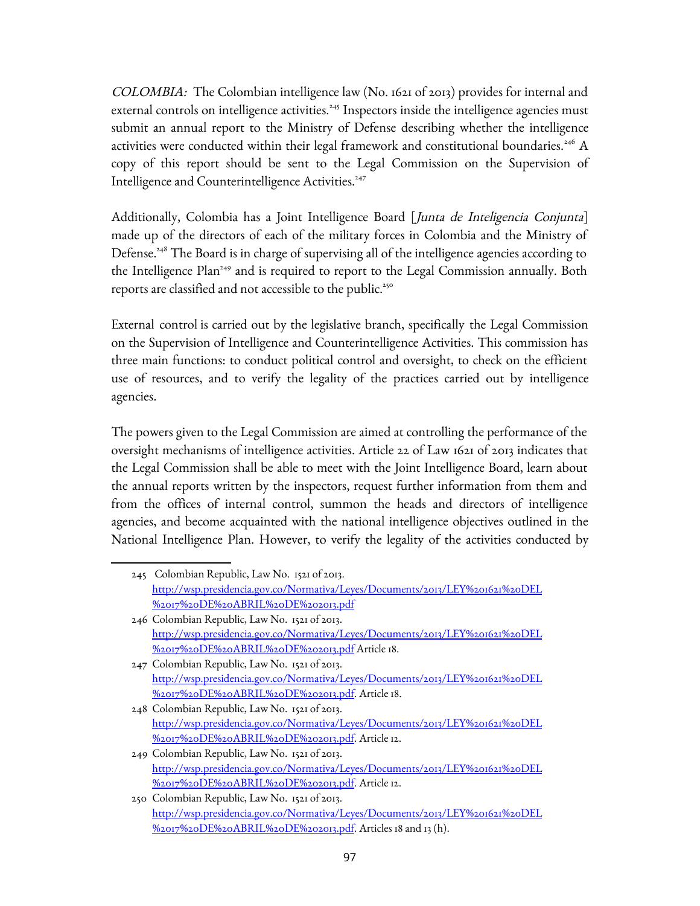*COLOMBIA:* The Colombian intelligence law (No. 1621 of 2013) provides for internal and external controls on intelligence activities.[245] Inspectors inside the intelligence agencies must submit an annual report to the Ministry of Defense describing whether the intelligence activities were conducted within their legal framework and constitutional boundaries.[246] A copy of this report should be sent to the Legal Commission on the Supervision of Intelligence and Counterintelligence Activities.[247]

Additionally, Colombia has a Joint Intelligence Board [*Junta de Inteligencia Conjunta*] made up of the directors of each of the military forces in Colombia and the Ministry of Defense.[248] The Board is in charge of supervising all of the intelligence agencies according to the Intelligence Plan[249] and is required to report to the Legal Commission annually. Both reports are classified and not accessible to the public.[250]

External control is carried out by the legislative branch, specifically the Legal Commission on the Supervision of Intelligence and Counterintelligence Activities. This commission has three main functions: to conduct political control and oversight, to check on the efficient use of resources, and to verify the legality of the practices carried out by intelligence agencies.

The powers given to the Legal Commission are aimed at controlling the performance of the oversight mechanisms of intelligence activities. Article 22 of Law 1621 of 2013 indicates that the Legal Commission shall be able to meet with the Joint Intelligence Board, learn about the annual reports written by the inspectors, request further information from them and from the offices of internal control, summon the heads and directors of intelligence agencies, and become acquainted with the national intelligence objectives outlined in the National Intelligence Plan. However, to verify the legality of the activities conducted by

---

245 Colombian Republic, Law No. 1521 of 2013. http://wsp.presidencia.gov.co/Normativa/Leyes/Documents/2013/LEY%201621%20DEL%2017%20DE%20ABRIL%20DE%202013.pdf

246 Colombian Republic, Law No. 1521 of 2013. http://wsp.presidencia.gov.co/Normativa/Leyes/Documents/2013/LEY%201621%20DEL%2017%20DE%20ABRIL%20DE%202013.pdf Article 18.

247 Colombian Republic, Law No. 1521 of 2013. http://wsp.presidencia.gov.co/Normativa/Leyes/Documents/2013/LEY%201621%20DEL%2017%20DE%20ABRIL%20DE%202013.pdf. Article 18.

248 Colombian Republic, Law No. 1521 of 2013. http://wsp.presidencia.gov.co/Normativa/Leyes/Documents/2013/LEY%201621%20DEL%2017%20DE%20ABRIL%20DE%202013.pdf. Article 12.

249 Colombian Republic, Law No. 1521 of 2013. http://wsp.presidencia.gov.co/Normativa/Leyes/Documents/2013/LEY%201621%20DEL%2017%20DE%20ABRIL%20DE%202013.pdf. Article 12.

250 Colombian Republic, Law No. 1521 of 2013. http://wsp.presidencia.gov.co/Normativa/Leyes/Documents/2013/LEY%201621%20DEL%2017%20DE%20ABRIL%20DE%202013.pdf. Articles 18 and 13 (h).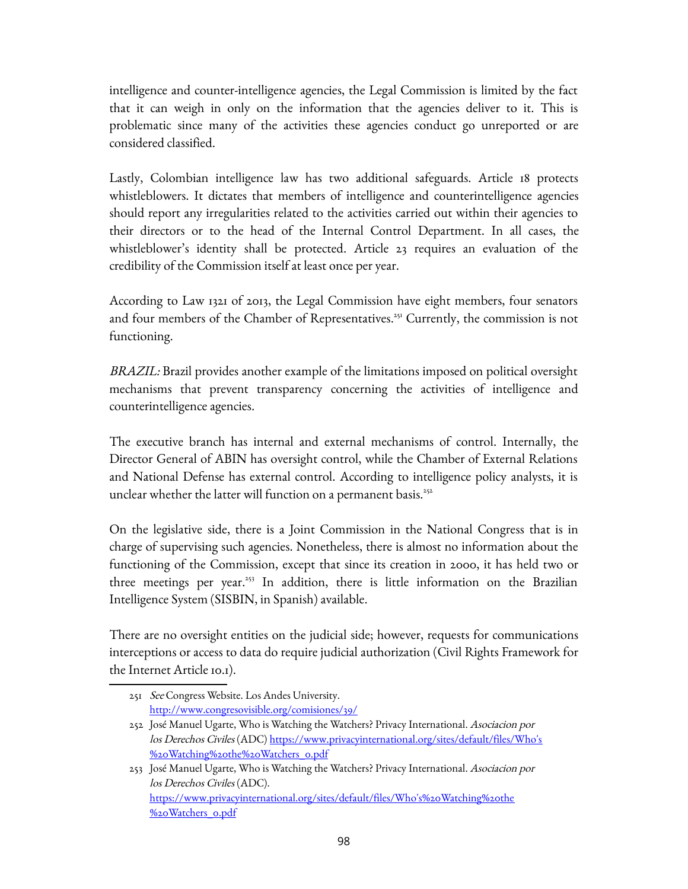intelligence and counter-intelligence agencies, the Legal Commission is limited by the fact that it can weigh in only on the information that the agencies deliver to it. This is problematic since many of the activities these agencies conduct go unreported or are considered classified.

Lastly, Colombian intelligence law has two additional safeguards. Article 18 protects whistleblowers. It dictates that members of intelligence and counterintelligence agencies should report any irregularities related to the activities carried out within their agencies to their directors or to the head of the Internal Control Department. In all cases, the whistleblower's identity shall be protected. Article 23 requires an evaluation of the credibility of the Commission itself at least once per year.

According to Law 1321 of 2013, the Legal Commission have eight members, four senators and four members of the Chamber of Representatives.[251] Currently, the commission is not functioning.

*BRAZIL:* Brazil provides another example of the limitations imposed on political oversight mechanisms that prevent transparency concerning the activities of intelligence and counterintelligence agencies.

The executive branch has internal and external mechanisms of control. Internally, the Director General of ABIN has oversight control, while the Chamber of External Relations and National Defense has external control. According to intelligence policy analysts, it is unclear whether the latter will function on a permanent basis.[252]

On the legislative side, there is a Joint Commission in the National Congress that is in charge of supervising such agencies. Nonetheless, there is almost no information about the functioning of the Commission, except that since its creation in 2000, it has held two or three meetings per year.[253] In addition, there is little information on the Brazilian Intelligence System (SISBIN, in Spanish) available.

There are no oversight entities on the judicial side; however, requests for communications interceptions or access to data do require judicial authorization (Civil Rights Framework for the Internet Article 10.1).

---

251 *See* Congress Website. Los Andes University. http://www.congresovisible.org/comisiones/39/

252 José Manuel Ugarte, Who is Watching the Watchers? Privacy International. *Asociacion por los Derechos Civiles* (ADC) https://www.privacyinternational.org/sites/default/files/Who's%20Watching%20the%20Watchers_0.pdf

253 José Manuel Ugarte, Who is Watching the Watchers? Privacy International. *Asociacion por los Derechos Civiles* (ADC). https://www.privacyinternational.org/sites/default/files/Who's%20Watching%20the%20Watchers_0.pdf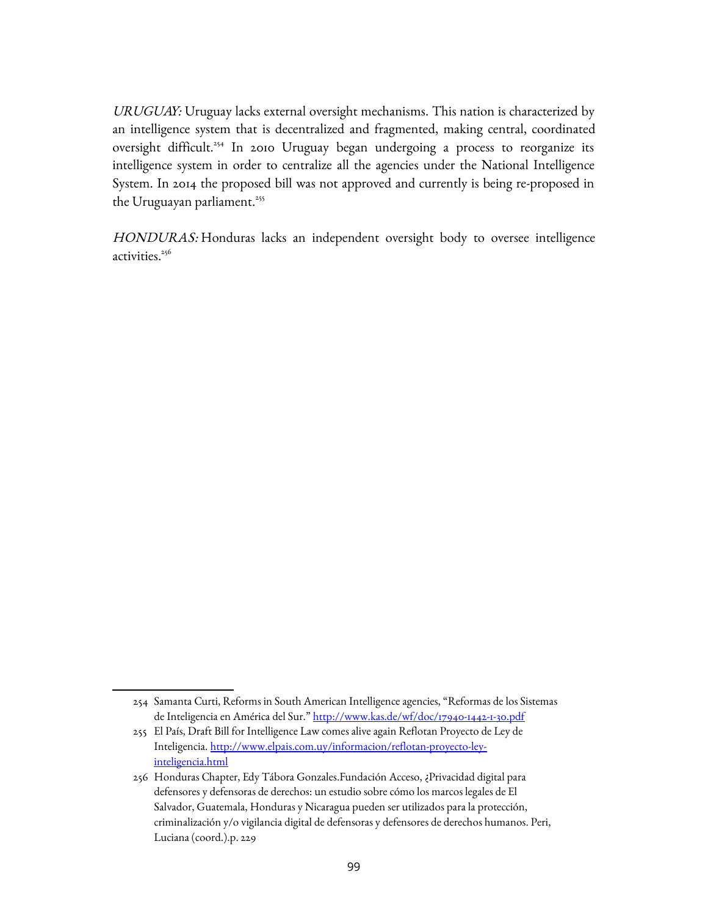*URUGUAY:* Uruguay lacks external oversight mechanisms. This nation is characterized by an intelligence system that is decentralized and fragmented, making central, coordinated oversight difficult.[254] In 2010 Uruguay began undergoing a process to reorganize its intelligence system in order to centralize all the agencies under the National Intelligence System. In 2014 the proposed bill was not approved and currently is being re-proposed in the Uruguayan parliament.[255]

*HONDURAS:* Honduras lacks an independent oversight body to oversee intelligence activities.[256]

---

254 Samanta Curti, Reforms in South American Intelligence agencies, "Reformas de los Sistemas de Inteligencia en América del Sur." http://www.kas.de/wf/doc/17940-1442-1-30.pdf

255 El País, Draft Bill for Intelligence Law comes alive again Reflotan Proyecto de Ley de Inteligencia. http://www.elpais.com.uy/informacion/reflotan-proyecto-ley-inteligencia.html

256 Honduras Chapter, Edy Tábora Gonzales.Fundación Acceso, ¿Privacidad digital para defensores y defensoras de derechos: un estudio sobre cómo los marcos legales de El Salvador, Guatemala, Honduras y Nicaragua pueden ser utilizados para la protección, criminalización y/o vigilancia digital de defensoras y defensores de derechos humanos. Peri, Luciana (coord.).p. 229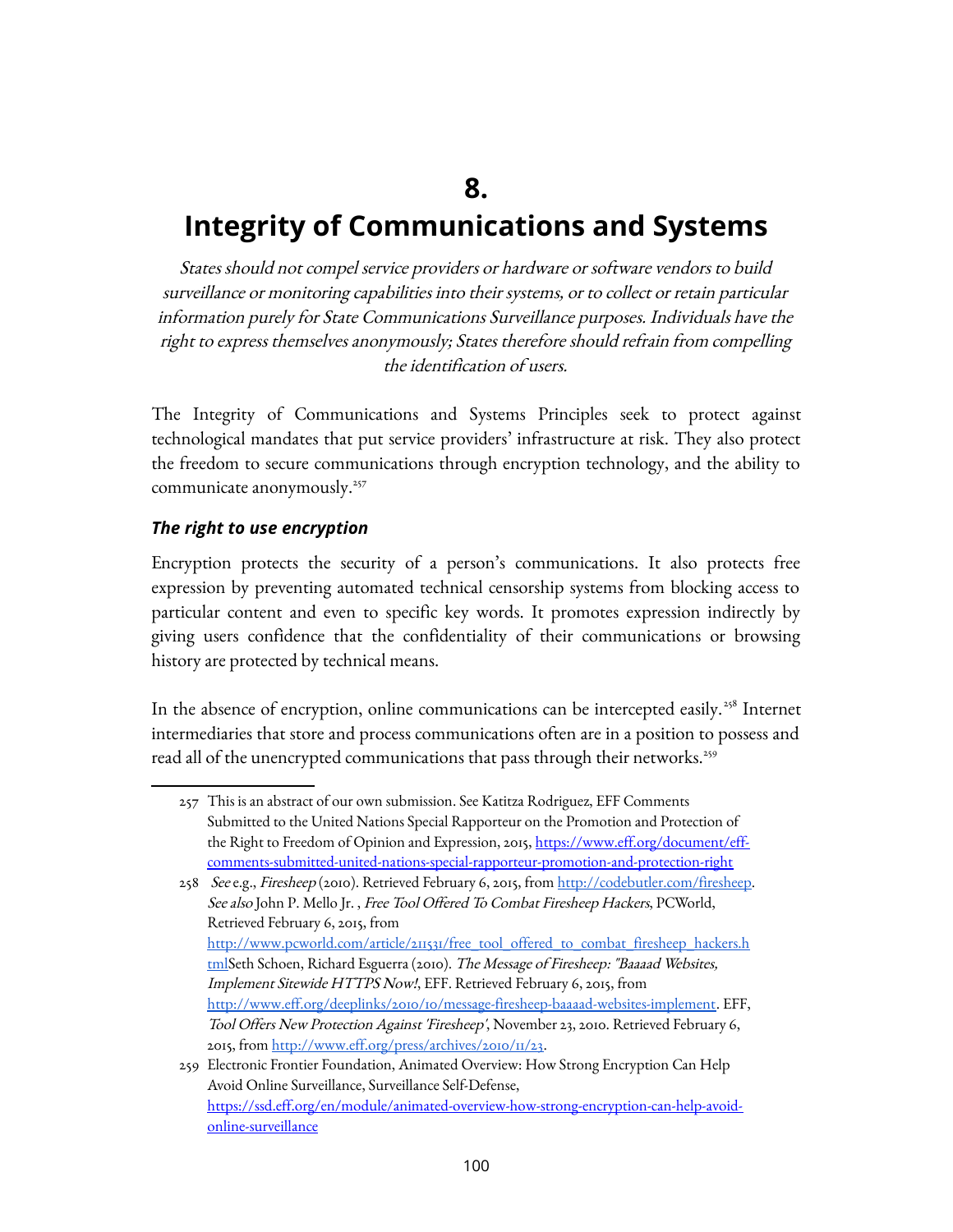# 8. Integrity of Communications and Systems

*States should not compel service providers or hardware or software vendors to build surveillance or monitoring capabilities into their systems, or to collect or retain particular information purely for State Communications Surveillance purposes. Individuals have the right to express themselves anonymously; States therefore should refrain from compelling the identification of users.*

The Integrity of Communications and Systems Principles seek to protect against technological mandates that put service providers' infrastructure at risk. They also protect the freedom to secure communications through encryption technology, and the ability to communicate anonymously.[257]

### *The right to use encryption*

Encryption protects the security of a person's communications. It also protects free expression by preventing automated technical censorship systems from blocking access to particular content and even to specific key words. It promotes expression indirectly by giving users confidence that the confidentiality of their communications or browsing history are protected by technical means.

In the absence of encryption, online communications can be intercepted easily.[258] Internet intermediaries that store and process communications often are in a position to possess and read all of the unencrypted communications that pass through their networks.[259]

---

257 This is an abstract of our own submission. See Katitza Rodriguez, EFF Comments Submitted to the United Nations Special Rapporteur on the Promotion and Protection of the Right to Freedom of Opinion and Expression, 2015, https://www.eff.org/document/eff-comments-submitted-united-nations-special-rapporteur-promotion-and-protection-right

258 *See* e.g., *Firesheep* (2010). Retrieved February 6, 2015, from http://codebutler.com/firesheep. *See also* John P. Mello Jr. , *Free Tool Offered To Combat Firesheep Hackers*, PCWorld, Retrieved February 6, 2015, from http://www.pcworld.com/article/211531/free_tool_offered_to_combat_firesheep_hackers.htmlSeth Schoen, Richard Esguerra (2010). *The Message of Firesheep: "Baaaad Websites, Implement Sitewide HTTPS Now!*, EFF. Retrieved February 6, 2015, from http://www.eff.org/deeplinks/2010/10/message-firesheep-baaaad-websites-implement. EFF, *Tool Offers New Protection Against 'Firesheep'*, November 23, 2010. Retrieved February 6, 2015, from http://www.eff.org/press/archives/2010/11/23.

259 Electronic Frontier Foundation, Animated Overview: How Strong Encryption Can Help Avoid Online Surveillance, Surveillance Self-Defense, https://ssd.eff.org/en/module/animated-overview-how-strong-encryption-can-help-avoid-online-surveillance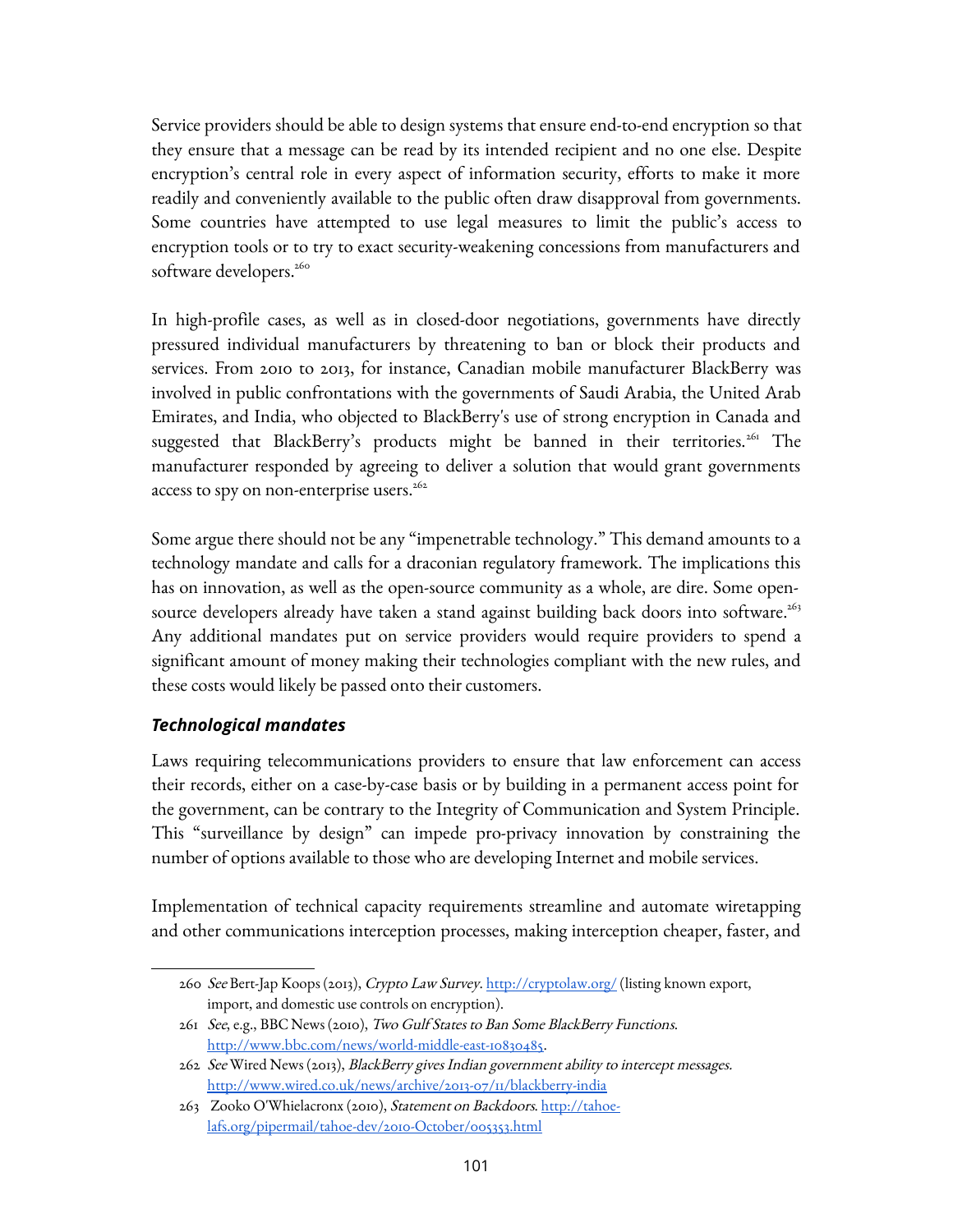Service providers should be able to design systems that ensure end-to-end encryption so that they ensure that a message can be read by its intended recipient and no one else. Despite encryption's central role in every aspect of information security, efforts to make it more readily and conveniently available to the public often draw disapproval from governments. Some countries have attempted to use legal measures to limit the public's access to encryption tools or to try to exact security-weakening concessions from manufacturers and software developers.[260]

In high-profile cases, as well as in closed-door negotiations, governments have directly pressured individual manufacturers by threatening to ban or block their products and services. From 2010 to 2013, for instance, Canadian mobile manufacturer BlackBerry was involved in public confrontations with the governments of Saudi Arabia, the United Arab Emirates, and India, who objected to BlackBerry's use of strong encryption in Canada and suggested that BlackBerry's products might be banned in their territories.[261] The manufacturer responded by agreeing to deliver a solution that would grant governments access to spy on non-enterprise users.[262]

Some argue there should not be any "impenetrable technology." This demand amounts to a technology mandate and calls for a draconian regulatory framework. The implications this has on innovation, as well as the open-source community as a whole, are dire. Some open-source developers already have taken a stand against building back doors into software.[263] Any additional mandates put on service providers would require providers to spend a significant amount of money making their technologies compliant with the new rules, and these costs would likely be passed onto their customers.

### ***Technological mandates***

Laws requiring telecommunications providers to ensure that law enforcement can access their records, either on a case-by-case basis or by building in a permanent access point for the government, can be contrary to the Integrity of Communication and System Principle. This "surveillance by design" can impede pro-privacy innovation by constraining the number of options available to those who are developing Internet and mobile services.

Implementation of technical capacity requirements streamline and automate wiretapping and other communications interception processes, making interception cheaper, faster, and

---

260 *See* Bert-Jap Koops (2013), *Crypto Law Survey*. http://cryptolaw.org/ (listing known export, import, and domestic use controls on encryption).

261 *See*, e.g., BBC News (2010), *Two Gulf States to Ban Some BlackBerry Functions*. http://www.bbc.com/news/world-middle-east-10830485.

262 *See* Wired News (2013), *BlackBerry gives Indian government ability to intercept messages*. http://www.wired.co.uk/news/archive/2013-07/11/blackberry-india

263 Zooko O'Whielacronx (2010), *Statement on Backdoors*. http://tahoe-lafs.org/pipermail/tahoe-dev/2010-October/005353.html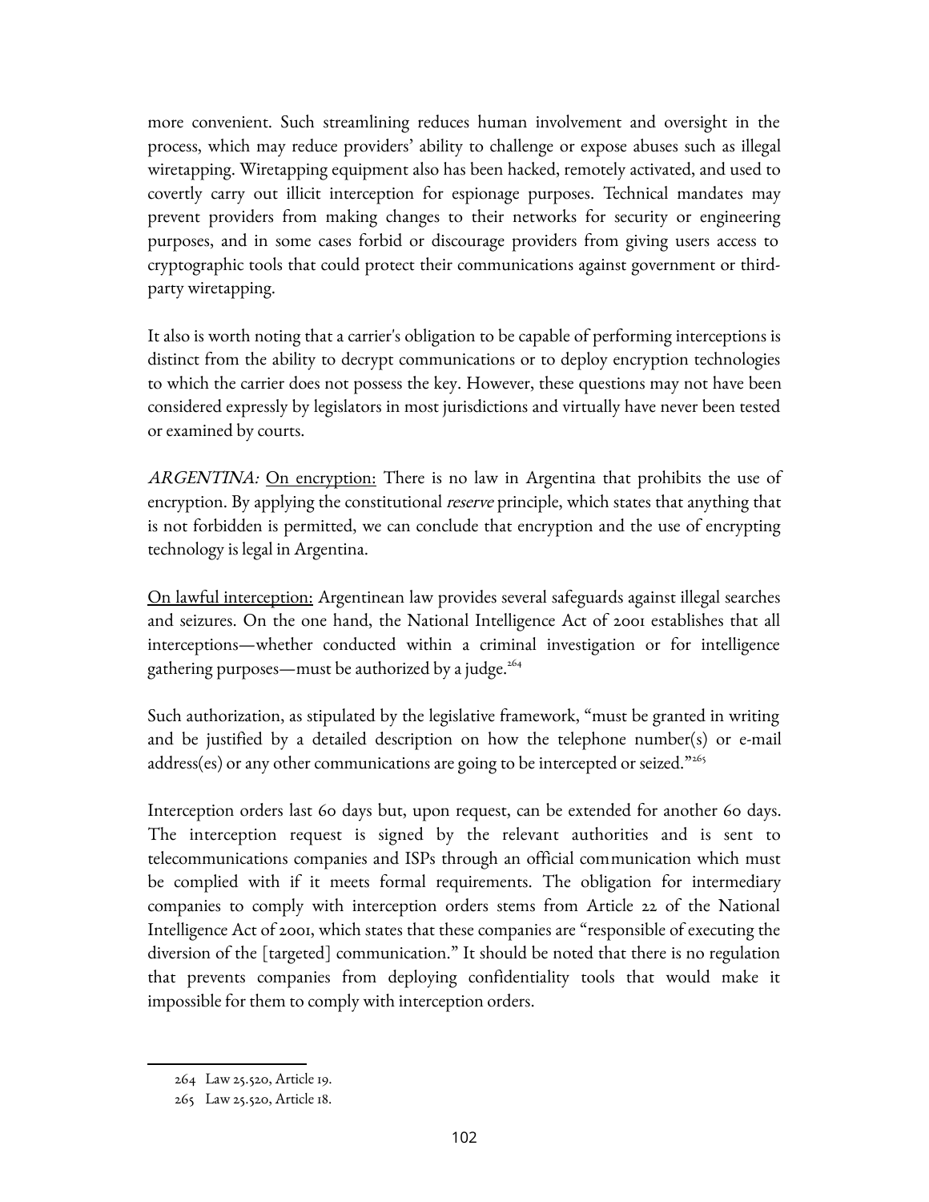more convenient. Such streamlining reduces human involvement and oversight in the process, which may reduce providers' ability to challenge or expose abuses such as illegal wiretapping. Wiretapping equipment also has been hacked, remotely activated, and used to covertly carry out illicit interception for espionage purposes. Technical mandates may prevent providers from making changes to their networks for security or engineering purposes, and in some cases forbid or discourage providers from giving users access to cryptographic tools that could protect their communications against government or third-party wiretapping.

It also is worth noting that a carrier's obligation to be capable of performing interceptions is distinct from the ability to decrypt communications or to deploy encryption technologies to which the carrier does not possess the key. However, these questions may not have been considered expressly by legislators in most jurisdictions and virtually have never been tested or examined by courts.

*ARGENTINA:* <u>On encryption:</u> There is no law in Argentina that prohibits the use of encryption. By applying the constitutional *reserve* principle, which states that anything that is not forbidden is permitted, we can conclude that encryption and the use of encrypting technology is legal in Argentina.

<u>On lawful interception:</u> Argentinean law provides several safeguards against illegal searches and seizures. On the one hand, the National Intelligence Act of 2001 establishes that all interceptions—whether conducted within a criminal investigation or for intelligence gathering purposes—must be authorized by a judge.[264]

Such authorization, as stipulated by the legislative framework, "must be granted in writing and be justified by a detailed description on how the telephone number(s) or e-mail address(es) or any other communications are going to be intercepted or seized."[265]

Interception orders last 60 days but, upon request, can be extended for another 60 days. The interception request is signed by the relevant authorities and is sent to telecommunications companies and ISPs through an official communication which must be complied with if it meets formal requirements. The obligation for intermediary companies to comply with interception orders stems from Article 22 of the National Intelligence Act of 2001, which states that these companies are "responsible of executing the diversion of the [targeted] communication." It should be noted that there is no regulation that prevents companies from deploying confidentiality tools that would make it impossible for them to comply with interception orders.

---

264 Law 25.520, Article 19.

265 Law 25.520, Article 18.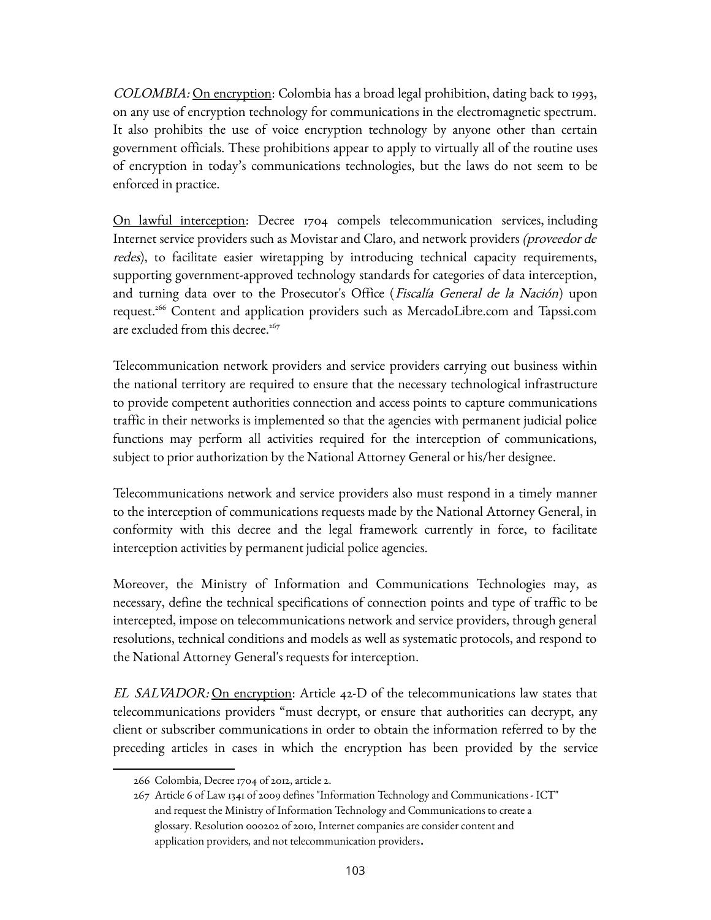*COLOMBIA:* On encryption: Colombia has a broad legal prohibition, dating back to 1993, on any use of encryption technology for communications in the electromagnetic spectrum. It also prohibits the use of voice encryption technology by anyone other than certain government officials. These prohibitions appear to apply to virtually all of the routine uses of encryption in today's communications technologies, but the laws do not seem to be enforced in practice.

On lawful interception: Decree 1704 compels telecommunication services, including Internet service providers such as Movistar and Claro, and network providers *(proveedor de redes)*, to facilitate easier wiretapping by introducing technical capacity requirements, supporting government-approved technology standards for categories of data interception, and turning data over to the Prosecutor's Office (*Fiscalía General de la Nación*) upon request.[266] Content and application providers such as MercadoLibre.com and Tapssi.com are excluded from this decree.[267]

Telecommunication network providers and service providers carrying out business within the national territory are required to ensure that the necessary technological infrastructure to provide competent authorities connection and access points to capture communications traffic in their networks is implemented so that the agencies with permanent judicial police functions may perform all activities required for the interception of communications, subject to prior authorization by the National Attorney General or his/her designee.

Telecommunications network and service providers also must respond in a timely manner to the interception of communications requests made by the National Attorney General, in conformity with this decree and the legal framework currently in force, to facilitate interception activities by permanent judicial police agencies.

Moreover, the Ministry of Information and Communications Technologies may, as necessary, define the technical specifications of connection points and type of traffic to be intercepted, impose on telecommunications network and service providers, through general resolutions, technical conditions and models as well as systematic protocols, and respond to the National Attorney General's requests for interception.

*EL SALVADOR:* On encryption: Article 42-D of the telecommunications law states that telecommunications providers "must decrypt, or ensure that authorities can decrypt, any client or subscriber communications in order to obtain the information referred to by the preceding articles in cases in which the encryption has been provided by the service

---

266 Colombia, Decree 1704 of 2012, article 2.

267 Article 6 of Law 1341 of 2009 defines "Information Technology and Communications - ICT" and request the Ministry of Information Technology and Communications to create a glossary. Resolution 000202 of 2010, Internet companies are consider content and application providers, and not telecommunication providers.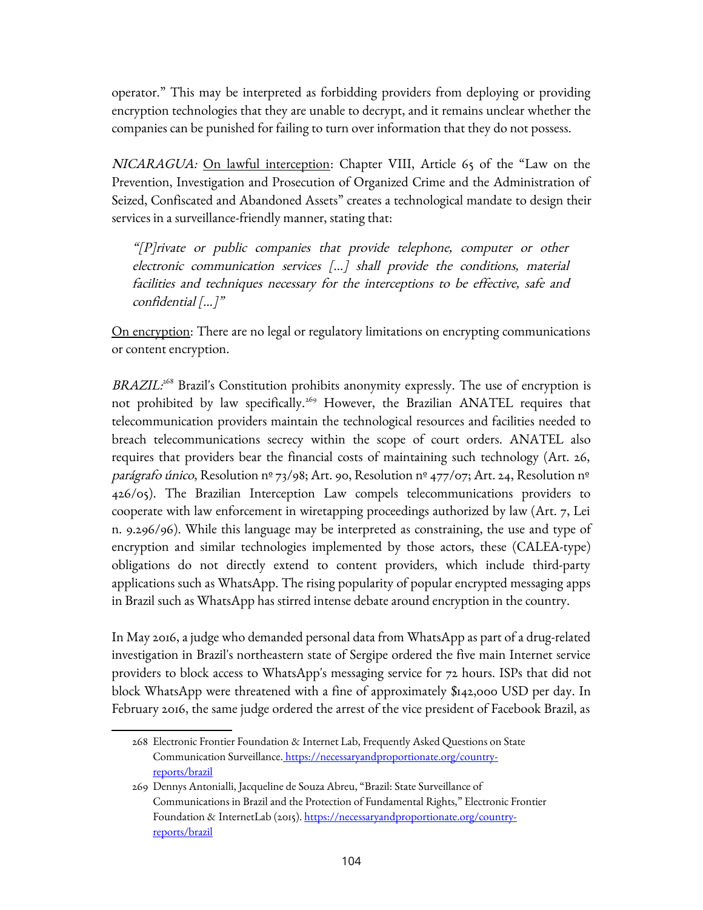operator." This may be interpreted as forbidding providers from deploying or providing encryption technologies that they are unable to decrypt, and it remains unclear whether the companies can be punished for failing to turn over information that they do not possess.

*NICARAGUA:* On lawful interception: Chapter VIII, Article 65 of the "Law on the Prevention, Investigation and Prosecution of Organized Crime and the Administration of Seized, Confiscated and Abandoned Assets" creates a technological mandate to design their services in a surveillance-friendly manner, stating that:

> *"[P]rivate or public companies that provide telephone, computer or other electronic communication services [...] shall provide the conditions, material facilities and techniques necessary for the interceptions to be effective, safe and confidential [...]"*

On encryption: There are no legal or regulatory limitations on encrypting communications or content encryption.

*BRAZIL:*[268] Brazil's Constitution prohibits anonymity expressly. The use of encryption is not prohibited by law specifically.[269] However, the Brazilian ANATEL requires that telecommunication providers maintain the technological resources and facilities needed to breach telecommunications secrecy within the scope of court orders. ANATEL also requires that providers bear the financial costs of maintaining such technology (Art. 26, *parágrafo único*, Resolution nº 73/98; Art. 90, Resolution nº 477/07; Art. 24, Resolution nº 426/05). The Brazilian Interception Law compels telecommunications providers to cooperate with law enforcement in wiretapping proceedings authorized by law (Art. 7, Lei n. 9.296/96). While this language may be interpreted as constraining, the use and type of encryption and similar technologies implemented by those actors, these (CALEA-type) obligations do not directly extend to content providers, which include third-party applications such as WhatsApp. The rising popularity of popular encrypted messaging apps in Brazil such as WhatsApp has stirred intense debate around encryption in the country.

In May 2016, a judge who demanded personal data from WhatsApp as part of a drug-related investigation in Brazil's northeastern state of Sergipe ordered the five main Internet service providers to block access to WhatsApp's messaging service for 72 hours. ISPs that did not block WhatsApp were threatened with a fine of approximately $142,000 USD per day. In February 2016, the same judge ordered the arrest of the vice president of Facebook Brazil, as

---

268 Electronic Frontier Foundation & Internet Lab, Frequently Asked Questions on State Communication Surveillance. https://necessaryandproportionate.org/country-reports/brazil

269 Dennys Antonialli, Jacqueline de Souza Abreu, "Brazil: State Surveillance of Communications in Brazil and the Protection of Fundamental Rights," Electronic Frontier Foundation & InternetLab (2015). https://necessaryandproportionate.org/country-reports/brazil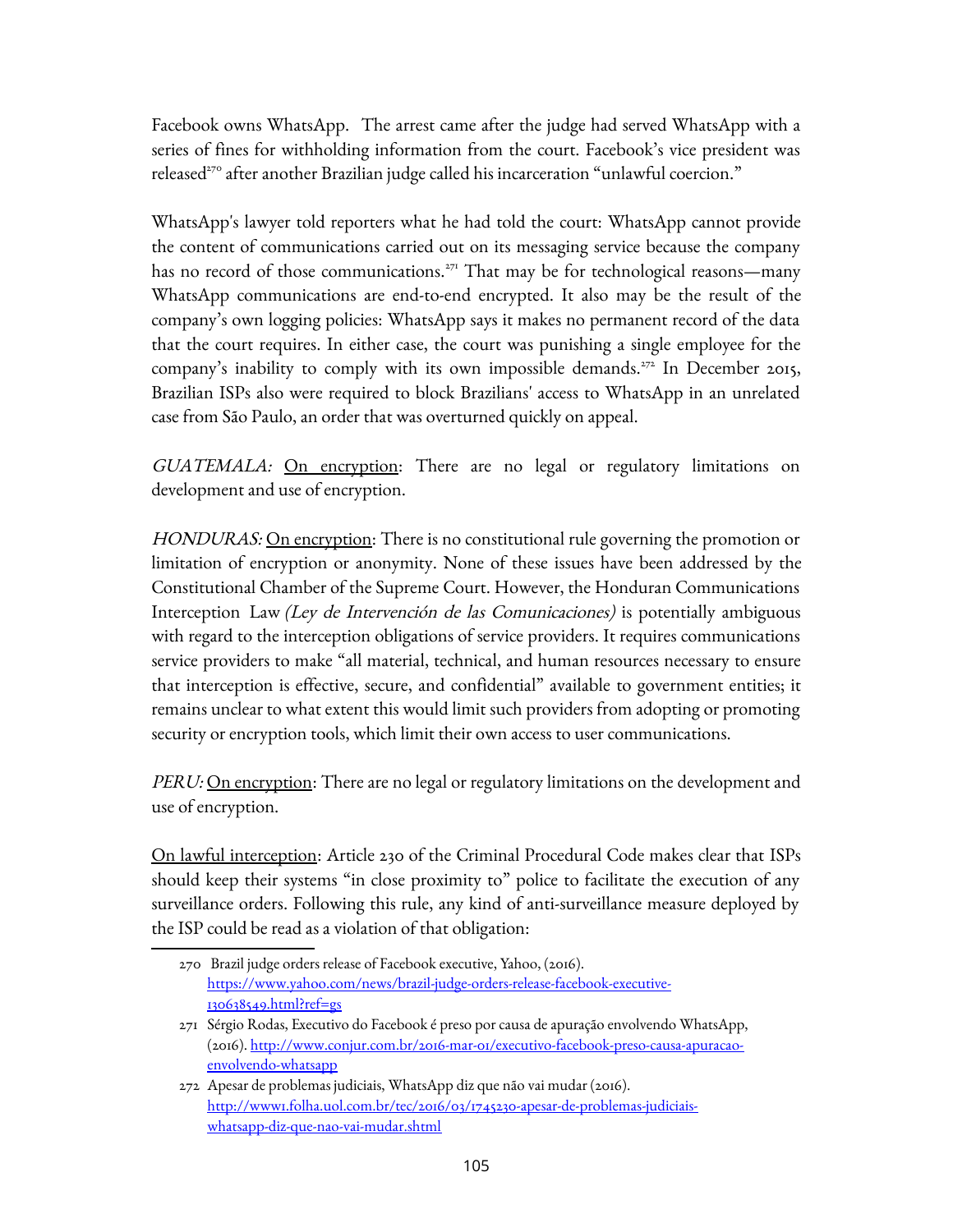Facebook owns WhatsApp. The arrest came after the judge had served WhatsApp with a series of fines for withholding information from the court. Facebook's vice president was released[270] after another Brazilian judge called his incarceration "unlawful coercion."

WhatsApp's lawyer told reporters what he had told the court: WhatsApp cannot provide the content of communications carried out on its messaging service because the company has no record of those communications.[271] That may be for technological reasons—many WhatsApp communications are end-to-end encrypted. It also may be the result of the company's own logging policies: WhatsApp says it makes no permanent record of the data that the court requires. In either case, the court was punishing a single employee for the company's inability to comply with its own impossible demands.[272] In December 2015, Brazilian ISPs also were required to block Brazilians' access to WhatsApp in an unrelated case from São Paulo, an order that was overturned quickly on appeal.

*GUATEMALA:* <u>On encryption</u>: There are no legal or regulatory limitations on development and use of encryption.

*HONDURAS:* <u>On encryption</u>: There is no constitutional rule governing the promotion or limitation of encryption or anonymity. None of these issues have been addressed by the Constitutional Chamber of the Supreme Court. However, the Honduran Communications Interception Law *(Ley de Intervención de las Comunicaciones)* is potentially ambiguous with regard to the interception obligations of service providers. It requires communications service providers to make "all material, technical, and human resources necessary to ensure that interception is effective, secure, and confidential" available to government entities; it remains unclear to what extent this would limit such providers from adopting or promoting security or encryption tools, which limit their own access to user communications.

*PERU:* <u>On encryption</u>: There are no legal or regulatory limitations on the development and use of encryption.

<u>On lawful interception</u>: Article 230 of the Criminal Procedural Code makes clear that ISPs should keep their systems "in close proximity to" police to facilitate the execution of any surveillance orders. Following this rule, any kind of anti-surveillance measure deployed by the ISP could be read as a violation of that obligation:

---

270 Brazil judge orders release of Facebook executive, Yahoo, (2016). https://www.yahoo.com/news/brazil-judge-orders-release-facebook-executive-130638549.html?ref=gs

271 Sérgio Rodas, Executivo do Facebook é preso por causa de apuração envolvendo WhatsApp, (2016). http://www.conjur.com.br/2016-mar-01/executivo-facebook-preso-causa-apuracao-envolvendo-whatsapp

272 Apesar de problemas judiciais, WhatsApp diz que não vai mudar (2016). http://www1.folha.uol.com.br/tec/2016/03/1745230-apesar-de-problemas-judiciais-whatsapp-diz-que-nao-vai-mudar.shtml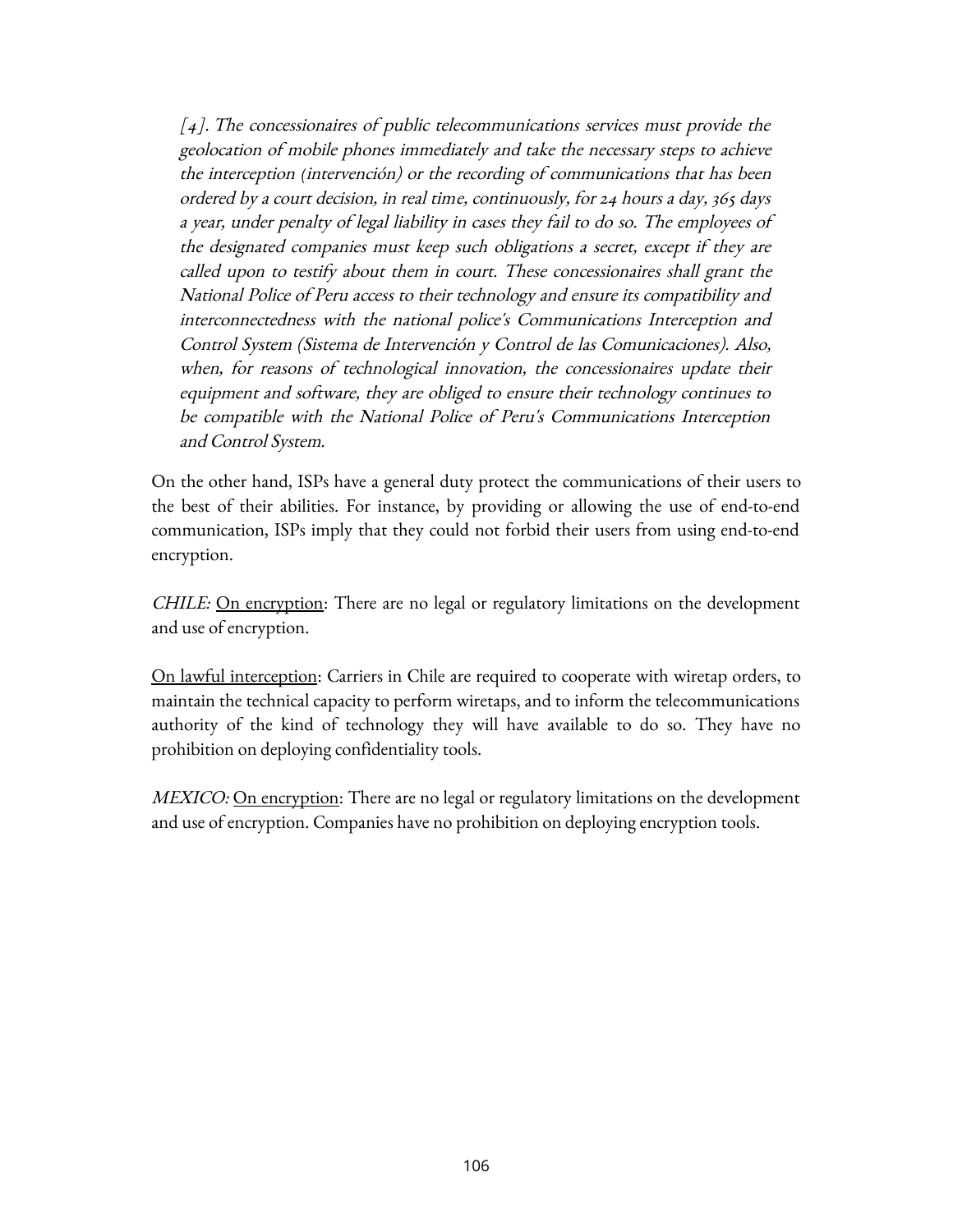> *[4]. The concessionaires of public telecommunications services must provide the geolocation of mobile phones immediately and take the necessary steps to achieve the interception (intervención) or the recording of communications that has been ordered by a court decision, in real time, continuously, for 24 hours a day, 365 days a year, under penalty of legal liability in cases they fail to do so. The employees of the designated companies must keep such obligations a secret, except if they are called upon to testify about them in court. These concessionaires shall grant the National Police of Peru access to their technology and ensure its compatibility and interconnectedness with the national police's Communications Interception and Control System (Sistema de Intervención y Control de las Comunicaciones). Also, when, for reasons of technological innovation, the concessionaires update their equipment and software, they are obliged to ensure their technology continues to be compatible with the National Police of Peru's Communications Interception and Control System.*

On the other hand, ISPs have a general duty protect the communications of their users to the best of their abilities. For instance, by providing or allowing the use of end-to-end communication, ISPs imply that they could not forbid their users from using end-to-end encryption.

*CHILE:* <u>On encryption</u>: There are no legal or regulatory limitations on the development and use of encryption.

<u>On lawful interception</u>: Carriers in Chile are required to cooperate with wiretap orders, to maintain the technical capacity to perform wiretaps, and to inform the telecommunications authority of the kind of technology they will have available to do so. They have no prohibition on deploying confidentiality tools.

*MEXICO:* <u>On encryption</u>: There are no legal or regulatory limitations on the development and use of encryption. Companies have no prohibition on deploying encryption tools.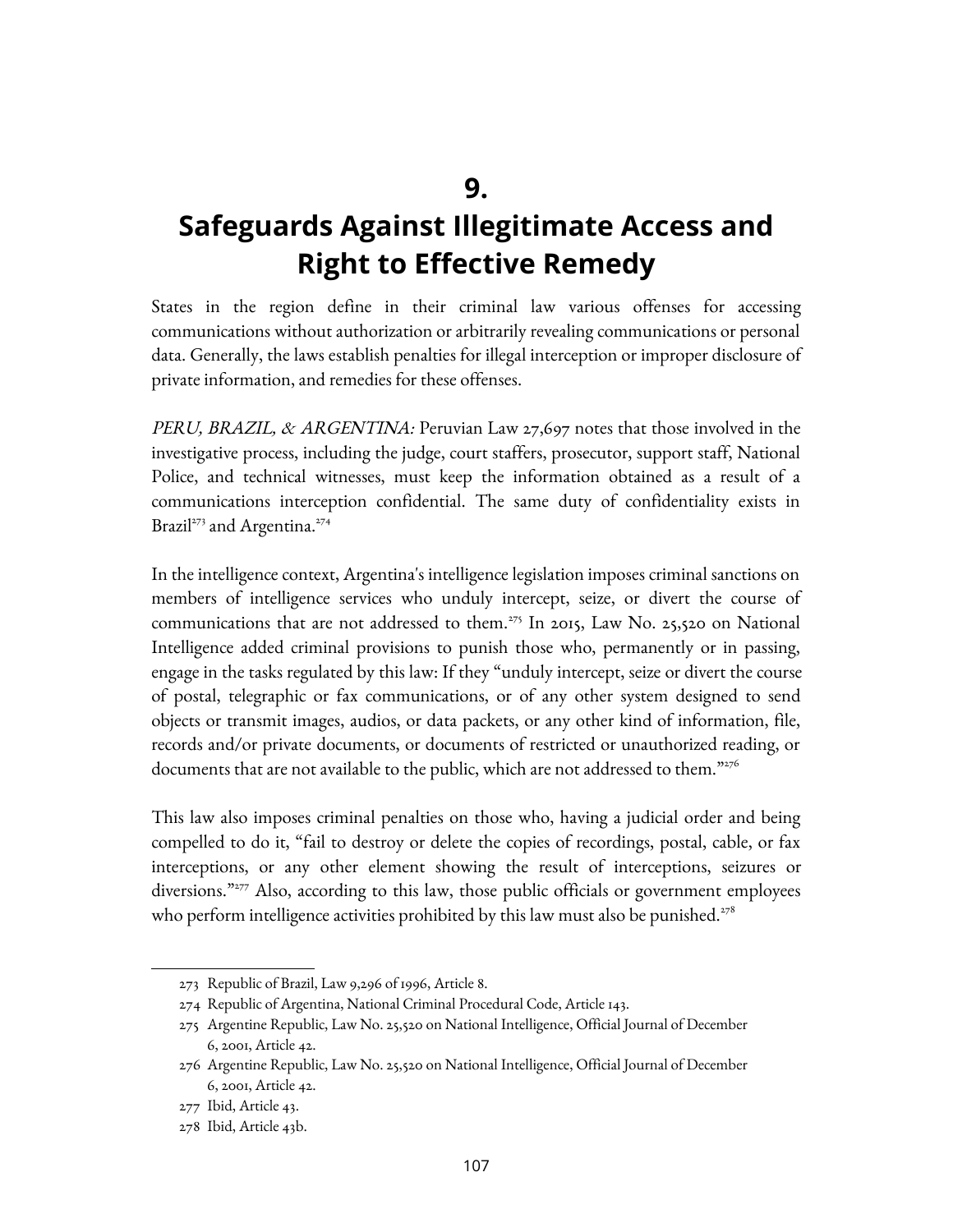# 9. Safeguards Against Illegitimate Access and Right to Effective Remedy

States in the region define in their criminal law various offenses for accessing communications without authorization or arbitrarily revealing communications or personal data. Generally, the laws establish penalties for illegal interception or improper disclosure of private information, and remedies for these offenses.

*PERU, BRAZIL, & ARGENTINA:* Peruvian Law 27,697 notes that those involved in the investigative process, including the judge, court staffers, prosecutor, support staff, National Police, and technical witnesses, must keep the information obtained as a result of a communications interception confidential. The same duty of confidentiality exists in Brazil[273] and Argentina.[274]

In the intelligence context, Argentina's intelligence legislation imposes criminal sanctions on members of intelligence services who unduly intercept, seize, or divert the course of communications that are not addressed to them.[275] In 2015, Law No. 25,520 on National Intelligence added criminal provisions to punish those who, permanently or in passing, engage in the tasks regulated by this law: If they "unduly intercept, seize or divert the course of postal, telegraphic or fax communications, or of any other system designed to send objects or transmit images, audios, or data packets, or any other kind of information, file, records and/or private documents, or documents of restricted or unauthorized reading, or documents that are not available to the public, which are not addressed to them."[276]

This law also imposes criminal penalties on those who, having a judicial order and being compelled to do it, "fail to destroy or delete the copies of recordings, postal, cable, or fax interceptions, or any other element showing the result of interceptions, seizures or diversions."[277] Also, according to this law, those public officials or government employees who perform intelligence activities prohibited by this law must also be punished.[278]

---

273 Republic of Brazil, Law 9,296 of 1996, Article 8.

274 Republic of Argentina, National Criminal Procedural Code, Article 143.

275 Argentine Republic, Law No. 25,520 on National Intelligence, Official Journal of December 6, 2001, Article 42.

276 Argentine Republic, Law No. 25,520 on National Intelligence, Official Journal of December 6, 2001, Article 42.

277 Ibid, Article 43.

278 Ibid, Article 43b.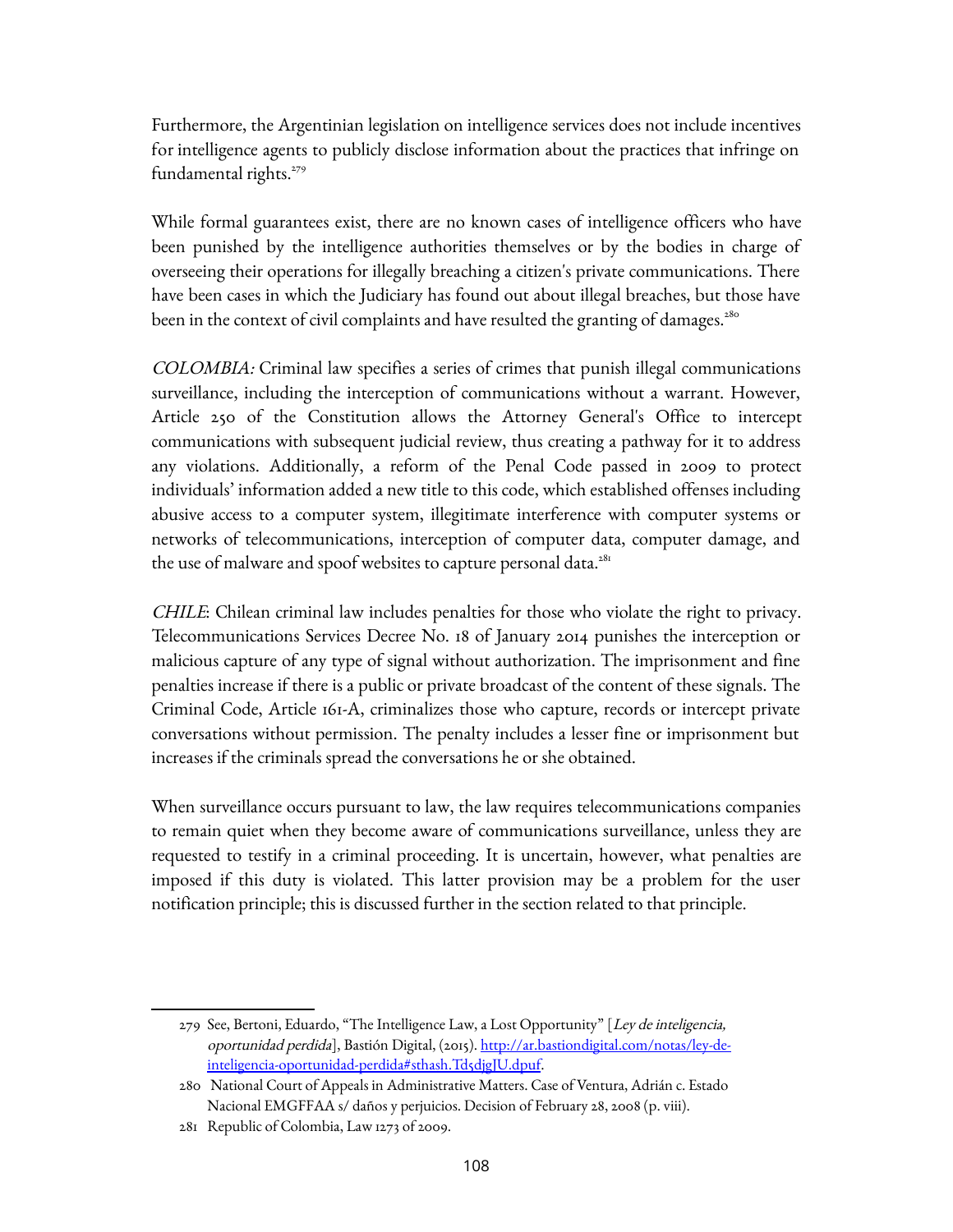Furthermore, the Argentinian legislation on intelligence services does not include incentives for intelligence agents to publicly disclose information about the practices that infringe on fundamental rights.[279]

While formal guarantees exist, there are no known cases of intelligence officers who have been punished by the intelligence authorities themselves or by the bodies in charge of overseeing their operations for illegally breaching a citizen's private communications. There have been cases in which the Judiciary has found out about illegal breaches, but those have been in the context of civil complaints and have resulted the granting of damages.[280]

*COLOMBIA:* Criminal law specifies a series of crimes that punish illegal communications surveillance, including the interception of communications without a warrant. However, Article 250 of the Constitution allows the Attorney General's Office to intercept communications with subsequent judicial review, thus creating a pathway for it to address any violations. Additionally, a reform of the Penal Code passed in 2009 to protect individuals' information added a new title to this code, which established offenses including abusive access to a computer system, illegitimate interference with computer systems or networks of telecommunications, interception of computer data, computer damage, and the use of malware and spoof websites to capture personal data.[281]

*CHILE*: Chilean criminal law includes penalties for those who violate the right to privacy. Telecommunications Services Decree No. 18 of January 2014 punishes the interception or malicious capture of any type of signal without authorization. The imprisonment and fine penalties increase if there is a public or private broadcast of the content of these signals. The Criminal Code, Article 161-A, criminalizes those who capture, records or intercept private conversations without permission. The penalty includes a lesser fine or imprisonment but increases if the criminals spread the conversations he or she obtained.

When surveillance occurs pursuant to law, the law requires telecommunications companies to remain quiet when they become aware of communications surveillance, unless they are requested to testify in a criminal proceeding. It is uncertain, however, what penalties are imposed if this duty is violated. This latter provision may be a problem for the user notification principle; this is discussed further in the section related to that principle.

---

279 See, Bertoni, Eduardo, "The Intelligence Law, a Lost Opportunity" [*Ley de inteligencia, oportunidad perdida*], Bastión Digital, (2015). http://ar.bastiondigital.com/notas/ley-de-inteligencia-oportunidad-perdida#sthash.Td5djgJU.dpuf.

280 National Court of Appeals in Administrative Matters. Case of Ventura, Adrián c. Estado Nacional EMGFFAA s/ daños y perjuicios. Decision of February 28, 2008 (p. viii).

281 Republic of Colombia, Law 1273 of 2009.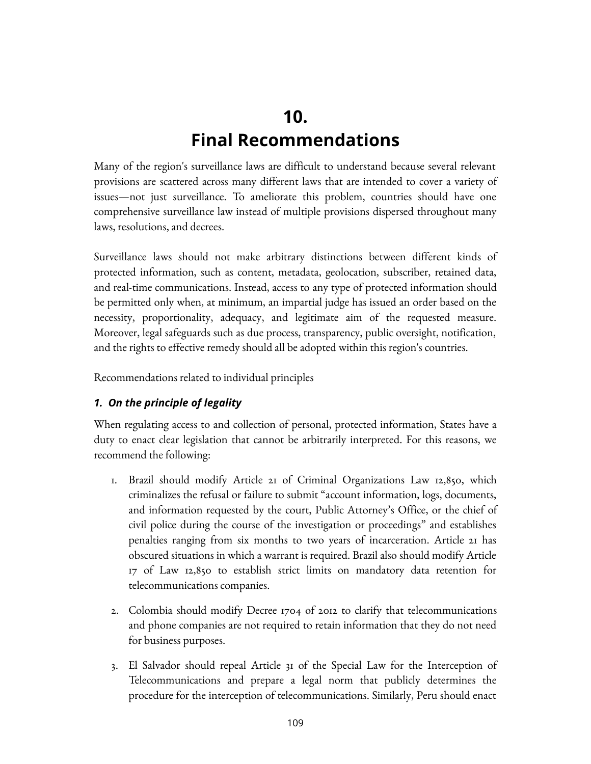# 10. Final Recommendations

Many of the region's surveillance laws are difficult to understand because several relevant provisions are scattered across many different laws that are intended to cover a variety of issues—not just surveillance. To ameliorate this problem, countries should have one comprehensive surveillance law instead of multiple provisions dispersed throughout many laws, resolutions, and decrees.

Surveillance laws should not make arbitrary distinctions between different kinds of protected information, such as content, metadata, geolocation, subscriber, retained data, and real-time communications. Instead, access to any type of protected information should be permitted only when, at minimum, an impartial judge has issued an order based on the necessity, proportionality, adequacy, and legitimate aim of the requested measure. Moreover, legal safeguards such as due process, transparency, public oversight, notification, and the rights to effective remedy should all be adopted within this region's countries.

Recommendations related to individual principles

### *1. On the principle of legality*

When regulating access to and collection of personal, protected information, States have a duty to enact clear legislation that cannot be arbitrarily interpreted. For this reasons, we recommend the following:

1. Brazil should modify Article 21 of Criminal Organizations Law 12,850, which criminalizes the refusal or failure to submit "account information, logs, documents, and information requested by the court, Public Attorney's Office, or the chief of civil police during the course of the investigation or proceedings" and establishes penalties ranging from six months to two years of incarceration. Article 21 has obscured situations in which a warrant is required. Brazil also should modify Article 17 of Law 12,850 to establish strict limits on mandatory data retention for telecommunications companies.

2. Colombia should modify Decree 1704 of 2012 to clarify that telecommunications and phone companies are not required to retain information that they do not need for business purposes.

3. El Salvador should repeal Article 31 of the Special Law for the Interception of Telecommunications and prepare a legal norm that publicly determines the procedure for the interception of telecommunications. Similarly, Peru should enact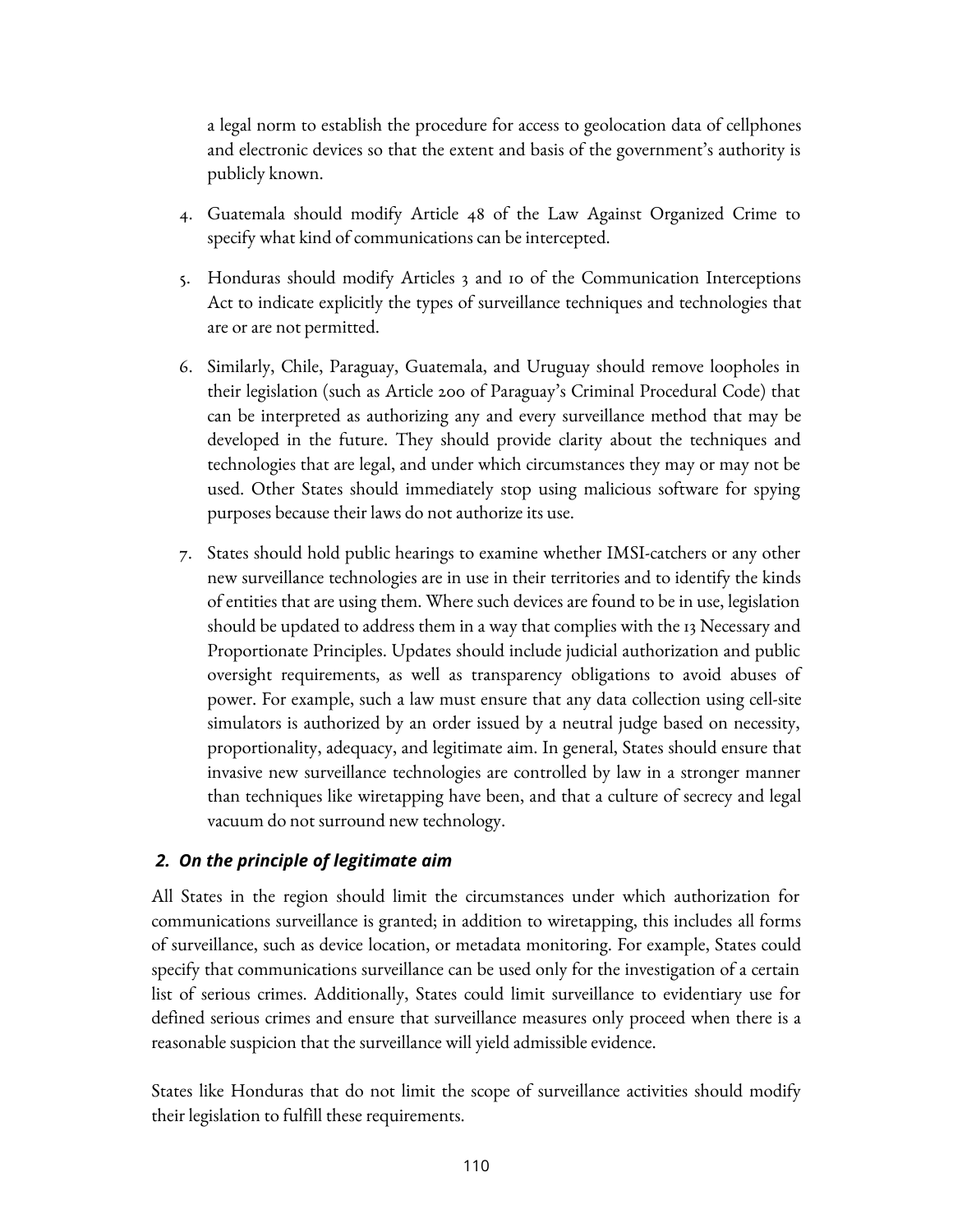a legal norm to establish the procedure for access to geolocation data of cellphones and electronic devices so that the extent and basis of the government's authority is publicly known.

4. Guatemala should modify Article 48 of the Law Against Organized Crime to specify what kind of communications can be intercepted.

5. Honduras should modify Articles 3 and 10 of the Communication Interceptions Act to indicate explicitly the types of surveillance techniques and technologies that are or are not permitted.

6. Similarly, Chile, Paraguay, Guatemala, and Uruguay should remove loopholes in their legislation (such as Article 200 of Paraguay's Criminal Procedural Code) that can be interpreted as authorizing any and every surveillance method that may be developed in the future. They should provide clarity about the techniques and technologies that are legal, and under which circumstances they may or may not be used. Other States should immediately stop using malicious software for spying purposes because their laws do not authorize its use.

7. States should hold public hearings to examine whether IMSI-catchers or any other new surveillance technologies are in use in their territories and to identify the kinds of entities that are using them. Where such devices are found to be in use, legislation should be updated to address them in a way that complies with the 13 Necessary and Proportionate Principles. Updates should include judicial authorization and public oversight requirements, as well as transparency obligations to avoid abuses of power. For example, such a law must ensure that any data collection using cell-site simulators is authorized by an order issued by a neutral judge based on necessity, proportionality, adequacy, and legitimate aim. In general, States should ensure that invasive new surveillance technologies are controlled by law in a stronger manner than techniques like wiretapping have been, and that a culture of secrecy and legal vacuum do not surround new technology.

### *2. On the principle of legitimate aim*

All States in the region should limit the circumstances under which authorization for communications surveillance is granted; in addition to wiretapping, this includes all forms of surveillance, such as device location, or metadata monitoring. For example, States could specify that communications surveillance can be used only for the investigation of a certain list of serious crimes. Additionally, States could limit surveillance to evidentiary use for defined serious crimes and ensure that surveillance measures only proceed when there is a reasonable suspicion that the surveillance will yield admissible evidence.

States like Honduras that do not limit the scope of surveillance activities should modify their legislation to fulfill these requirements.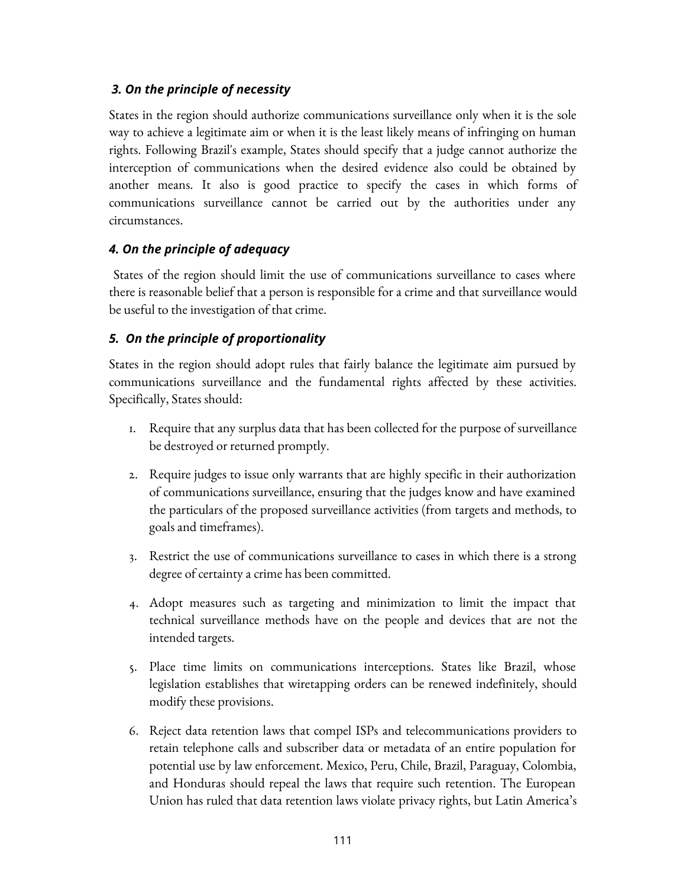### *3. On the principle of necessity*

States in the region should authorize communications surveillance only when it is the sole way to achieve a legitimate aim or when it is the least likely means of infringing on human rights. Following Brazil's example, States should specify that a judge cannot authorize the interception of communications when the desired evidence also could be obtained by another means. It also is good practice to specify the cases in which forms of communications surveillance cannot be carried out by the authorities under any circumstances.

### *4. On the principle of adequacy*

States of the region should limit the use of communications surveillance to cases where there is reasonable belief that a person is responsible for a crime and that surveillance would be useful to the investigation of that crime.

### *5. On the principle of proportionality*

States in the region should adopt rules that fairly balance the legitimate aim pursued by communications surveillance and the fundamental rights affected by these activities. Specifically, States should:

1. Require that any surplus data that has been collected for the purpose of surveillance be destroyed or returned promptly.
2. Require judges to issue only warrants that are highly specific in their authorization of communications surveillance, ensuring that the judges know and have examined the particulars of the proposed surveillance activities (from targets and methods, to goals and timeframes).
3. Restrict the use of communications surveillance to cases in which there is a strong degree of certainty a crime has been committed.
4. Adopt measures such as targeting and minimization to limit the impact that technical surveillance methods have on the people and devices that are not the intended targets.
5. Place time limits on communications interceptions. States like Brazil, whose legislation establishes that wiretapping orders can be renewed indefinitely, should modify these provisions.
6. Reject data retention laws that compel ISPs and telecommunications providers to retain telephone calls and subscriber data or metadata of an entire population for potential use by law enforcement. Mexico, Peru, Chile, Brazil, Paraguay, Colombia, and Honduras should repeal the laws that require such retention. The European Union has ruled that data retention laws violate privacy rights, but Latin America's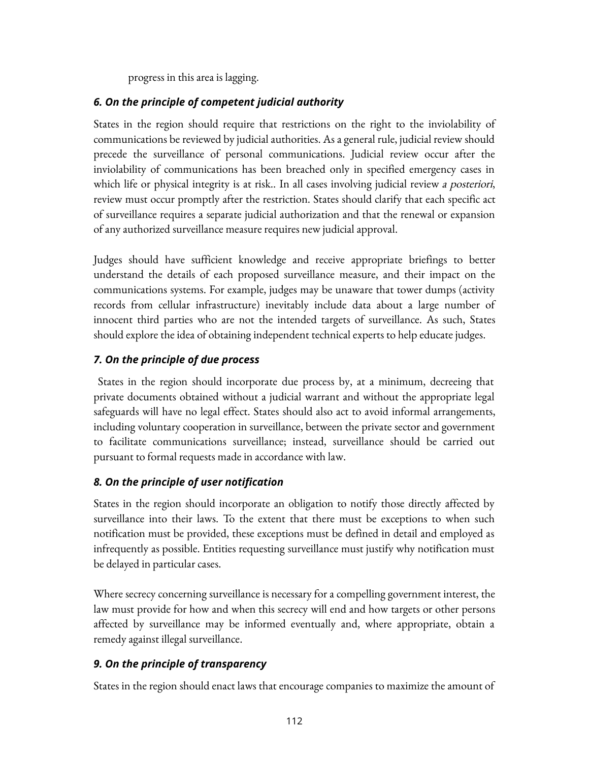progress in this area is lagging.

### *6. On the principle of competent judicial authority*

States in the region should require that restrictions on the right to the inviolability of communications be reviewed by judicial authorities. As a general rule, judicial review should precede the surveillance of personal communications. Judicial review occur after the inviolability of communications has been breached only in specified emergency cases in which life or physical integrity is at risk.. In all cases involving judicial review *a posteriori*, review must occur promptly after the restriction. States should clarify that each specific act of surveillance requires a separate judicial authorization and that the renewal or expansion of any authorized surveillance measure requires new judicial approval.

Judges should have sufficient knowledge and receive appropriate briefings to better understand the details of each proposed surveillance measure, and their impact on the communications systems. For example, judges may be unaware that tower dumps (activity records from cellular infrastructure) inevitably include data about a large number of innocent third parties who are not the intended targets of surveillance. As such, States should explore the idea of obtaining independent technical experts to help educate judges.

### *7. On the principle of due process*

States in the region should incorporate due process by, at a minimum, decreeing that private documents obtained without a judicial warrant and without the appropriate legal safeguards will have no legal effect. States should also act to avoid informal arrangements, including voluntary cooperation in surveillance, between the private sector and government to facilitate communications surveillance; instead, surveillance should be carried out pursuant to formal requests made in accordance with law.

### *8. On the principle of user notification*

States in the region should incorporate an obligation to notify those directly affected by surveillance into their laws. To the extent that there must be exceptions to when such notification must be provided, these exceptions must be defined in detail and employed as infrequently as possible. Entities requesting surveillance must justify why notification must be delayed in particular cases.

Where secrecy concerning surveillance is necessary for a compelling government interest, the law must provide for how and when this secrecy will end and how targets or other persons affected by surveillance may be informed eventually and, where appropriate, obtain a remedy against illegal surveillance.

### *9. On the principle of transparency*

States in the region should enact laws that encourage companies to maximize the amount of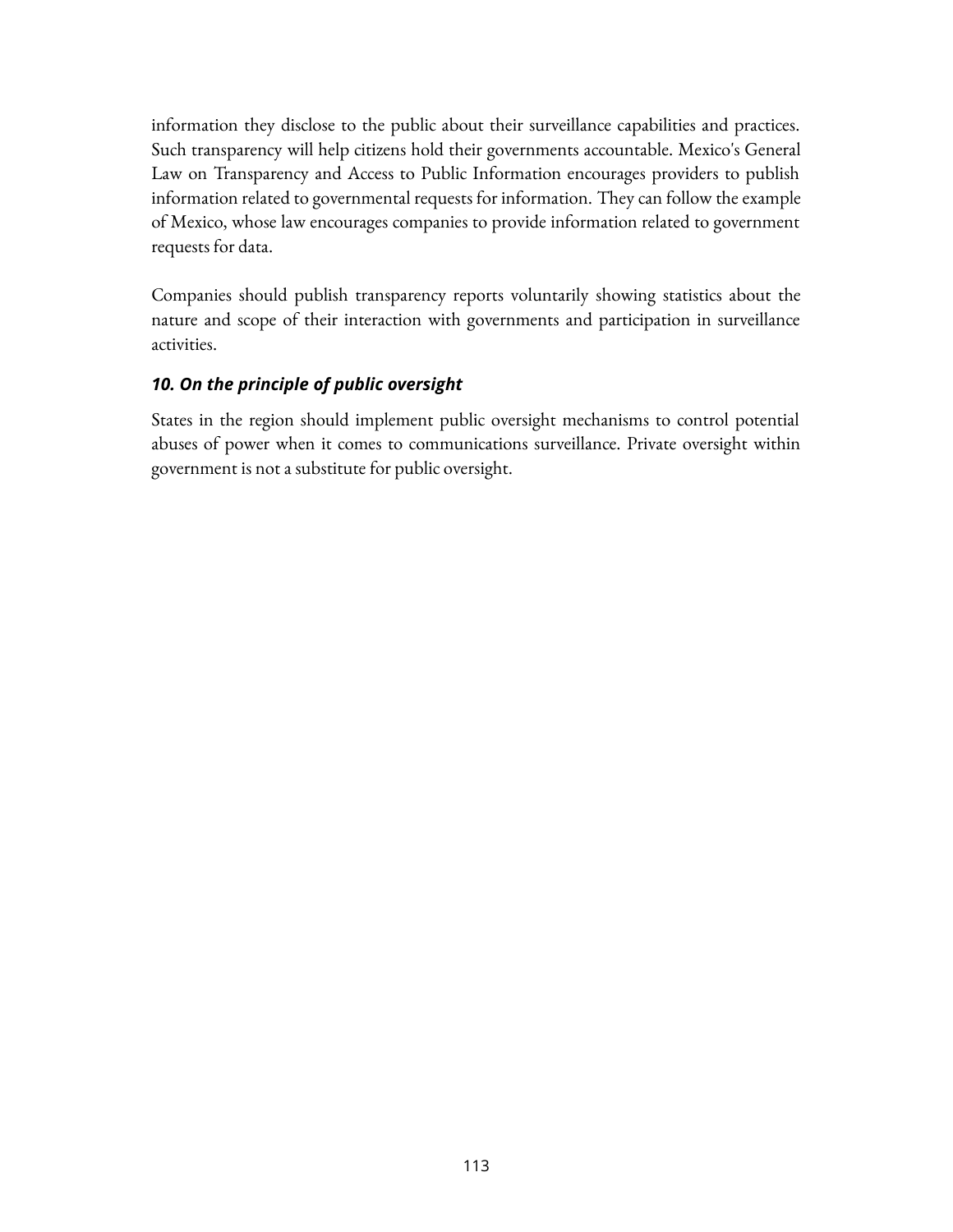information they disclose to the public about their surveillance capabilities and practices. Such transparency will help citizens hold their governments accountable. Mexico's General Law on Transparency and Access to Public Information encourages providers to publish information related to governmental requests for information. They can follow the example of Mexico, whose law encourages companies to provide information related to government requests for data.

Companies should publish transparency reports voluntarily showing statistics about the nature and scope of their interaction with governments and participation in surveillance activities.

### *10. On the principle of public oversight*

States in the region should implement public oversight mechanisms to control potential abuses of power when it comes to communications surveillance. Private oversight within government is not a substitute for public oversight.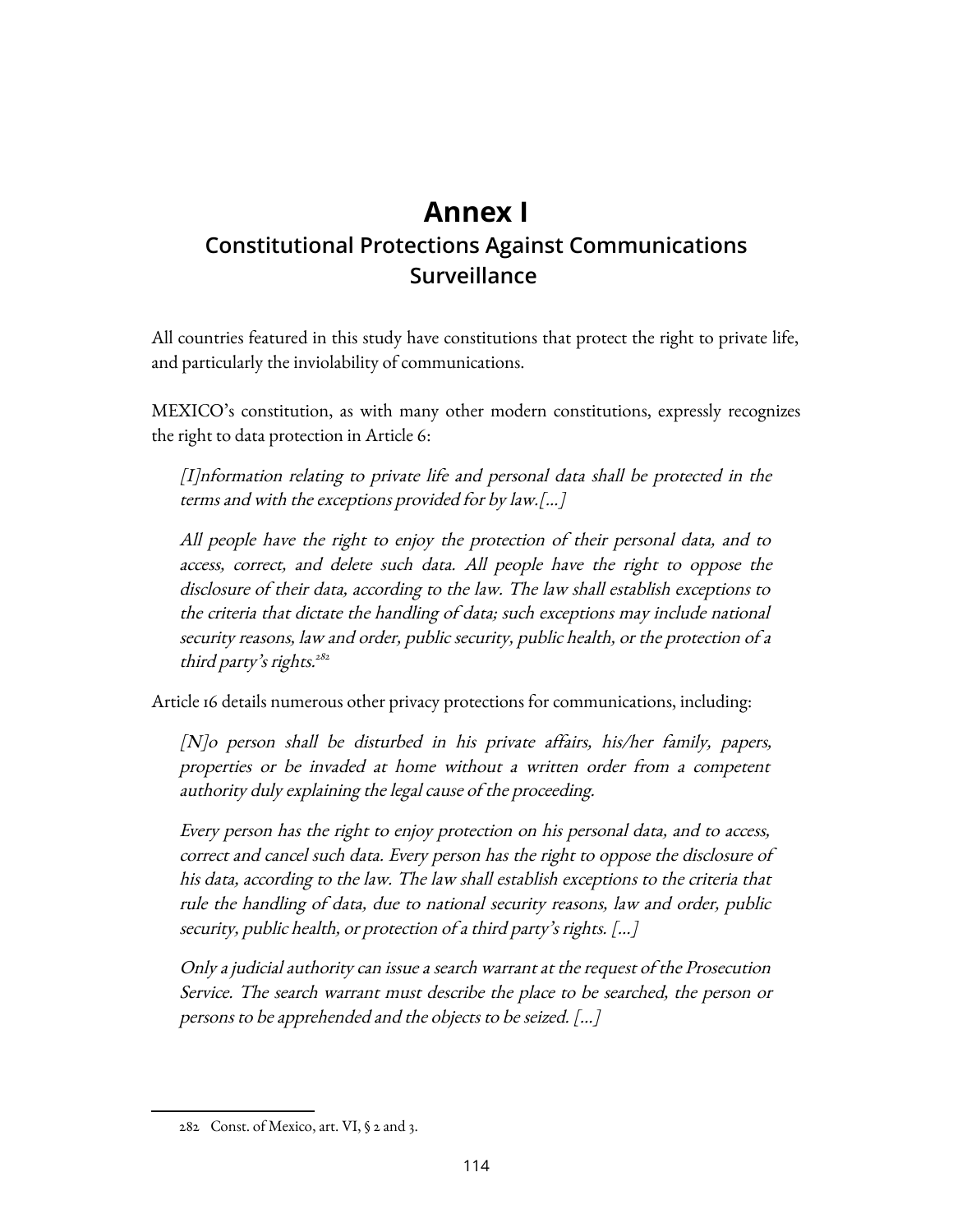# Annex I

## Constitutional Protections Against Communications Surveillance

All countries featured in this study have constitutions that protect the right to private life, and particularly the inviolability of communications.

MEXICO's constitution, as with many other modern constitutions, expressly recognizes the right to data protection in Article 6:

> *[I]nformation relating to private life and personal data shall be protected in the terms and with the exceptions provided for by law.[...]*
>
> *All people have the right to enjoy the protection of their personal data, and to access, correct, and delete such data. All people have the right to oppose the disclosure of their data, according to the law. The law shall establish exceptions to the criteria that dictate the handling of data; such exceptions may include national security reasons, law and order, public security, public health, or the protection of a third party's rights.*[282]

Article 16 details numerous other privacy protections for communications, including:

> *[N]o person shall be disturbed in his private affairs, his/her family, papers, properties or be invaded at home without a written order from a competent authority duly explaining the legal cause of the proceeding.*
>
> *Every person has the right to enjoy protection on his personal data, and to access, correct and cancel such data. Every person has the right to oppose the disclosure of his data, according to the law. The law shall establish exceptions to the criteria that rule the handling of data, due to national security reasons, law and order, public security, public health, or protection of a third party's rights. [...]*
>
> *Only a judicial authority can issue a search warrant at the request of the Prosecution Service. The search warrant must describe the place to be searched, the person or persons to be apprehended and the objects to be seized. [...]*

---

282 Const. of Mexico, art. VI, § 2 and 3.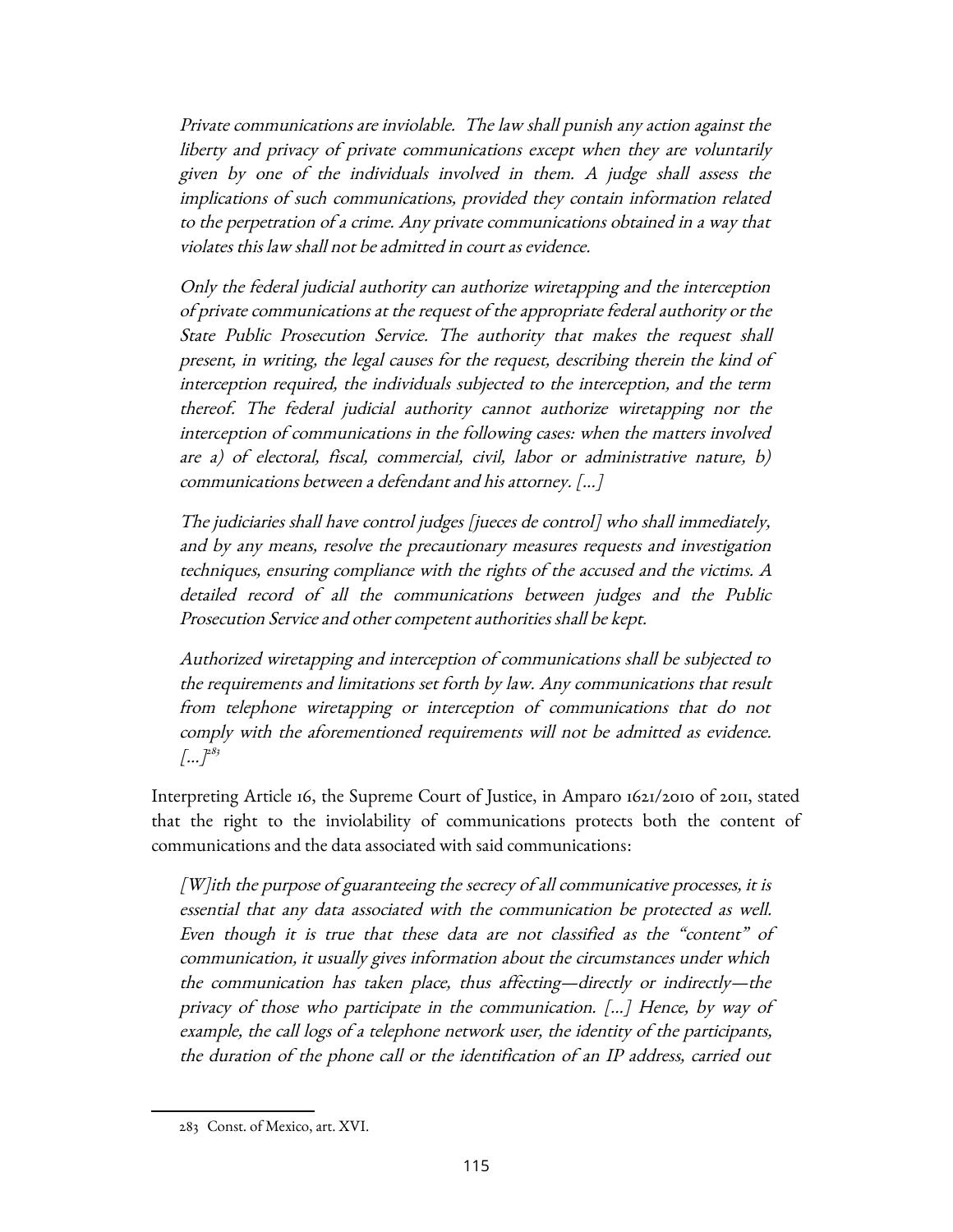> *Private communications are inviolable. The law shall punish any action against the liberty and privacy of private communications except when they are voluntarily given by one of the individuals involved in them. A judge shall assess the implications of such communications, provided they contain information related to the perpetration of a crime. Any private communications obtained in a way that violates this law shall not be admitted in court as evidence.*
>
> *Only the federal judicial authority can authorize wiretapping and the interception of private communications at the request of the appropriate federal authority or the State Public Prosecution Service. The authority that makes the request shall present, in writing, the legal causes for the request, describing therein the kind of interception required, the individuals subjected to the interception, and the term thereof. The federal judicial authority cannot authorize wiretapping nor the interception of communications in the following cases: when the matters involved are a) of electoral, fiscal, commercial, civil, labor or administrative nature, b) communications between a defendant and his attorney. [...]*
>
> *The judiciaries shall have control judges [jueces de control] who shall immediately, and by any means, resolve the precautionary measures requests and investigation techniques, ensuring compliance with the rights of the accused and the victims. A detailed record of all the communications between judges and the Public Prosecution Service and other competent authorities shall be kept.*
>
> *Authorized wiretapping and interception of communications shall be subjected to the requirements and limitations set forth by law. Any communications that result from telephone wiretapping or interception of communications that do not comply with the aforementioned requirements will not be admitted as evidence. [...]*[283]

Interpreting Article 16, the Supreme Court of Justice, in Amparo 1621/2010 of 2011, stated that the right to the inviolability of communications protects both the content of communications and the data associated with said communications:

> *[W]ith the purpose of guaranteeing the secrecy of all communicative processes, it is essential that any data associated with the communication be protected as well. Even though it is true that these data are not classified as the "content" of communication, it usually gives information about the circumstances under which the communication has taken place, thus affecting—directly or indirectly—the privacy of those who participate in the communication. [...] Hence, by way of example, the call logs of a telephone network user, the identity of the participants, the duration of the phone call or the identification of an IP address, carried out*

---

283 Const. of Mexico, art. XVI.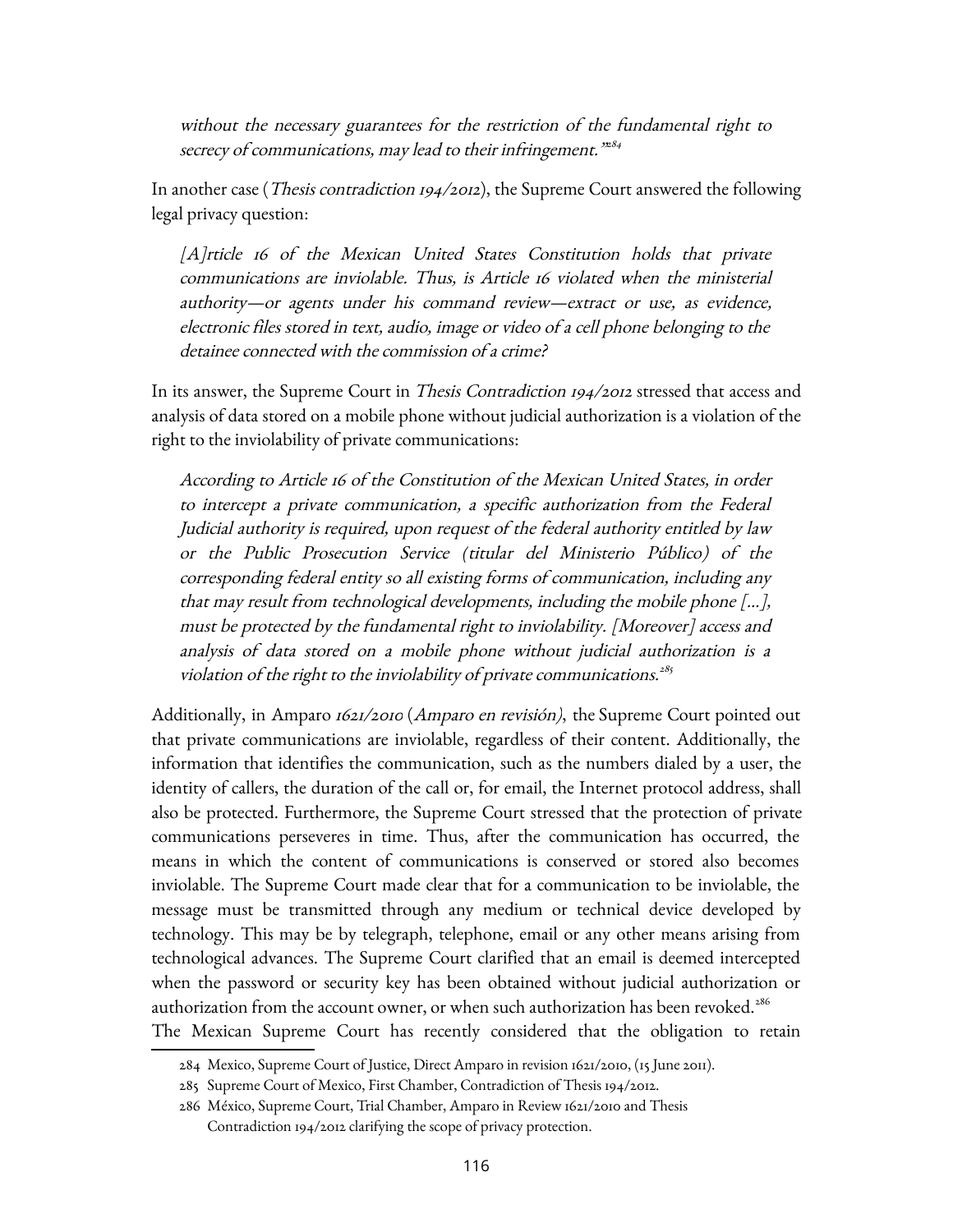*without the necessary guarantees for the restriction of the fundamental right to secrecy of communications, may lead to their infringement."*[284]

In another case (*Thesis contradiction 194/2012*), the Supreme Court answered the following legal privacy question:

> *[A]rticle 16 of the Mexican United States Constitution holds that private communications are inviolable. Thus, is Article 16 violated when the ministerial authority—or agents under his command review—extract or use, as evidence, electronic files stored in text, audio, image or video of a cell phone belonging to the detainee connected with the commission of a crime?*

In its answer, the Supreme Court in *Thesis Contradiction 194/2012* stressed that access and analysis of data stored on a mobile phone without judicial authorization is a violation of the right to the inviolability of private communications:

> *According to Article 16 of the Constitution of the Mexican United States, in order to intercept a private communication, a specific authorization from the Federal Judicial authority is required, upon request of the federal authority entitled by law or the Public Prosecution Service (titular del Ministerio Público) of the corresponding federal entity so all existing forms of communication, including any that may result from technological developments, including the mobile phone [...], must be protected by the fundamental right to inviolability. [Moreover] access and analysis of data stored on a mobile phone without judicial authorization is a violation of the right to the inviolability of private communications.*[285]

Additionally, in Amparo *1621/2010* (*Amparo en revisión)*, the Supreme Court pointed out that private communications are inviolable, regardless of their content. Additionally, the information that identifies the communication, such as the numbers dialed by a user, the identity of callers, the duration of the call or, for email, the Internet protocol address, shall also be protected. Furthermore, the Supreme Court stressed that the protection of private communications perseveres in time. Thus, after the communication has occurred, the means in which the content of communications is conserved or stored also becomes inviolable. The Supreme Court made clear that for a communication to be inviolable, the message must be transmitted through any medium or technical device developed by technology. This may be by telegraph, telephone, email or any other means arising from technological advances. The Supreme Court clarified that an email is deemed intercepted when the password or security key has been obtained without judicial authorization or authorization from the account owner, or when such authorization has been revoked.[286]

The Mexican Supreme Court has recently considered that the obligation to retain

---

284 Mexico, Supreme Court of Justice, Direct Amparo in revision 1621/2010, (15 June 2011).

285 Supreme Court of Mexico, First Chamber, Contradiction of Thesis 194/2012.

286 México, Supreme Court, Trial Chamber, Amparo in Review 1621/2010 and Thesis Contradiction 194/2012 clarifying the scope of privacy protection.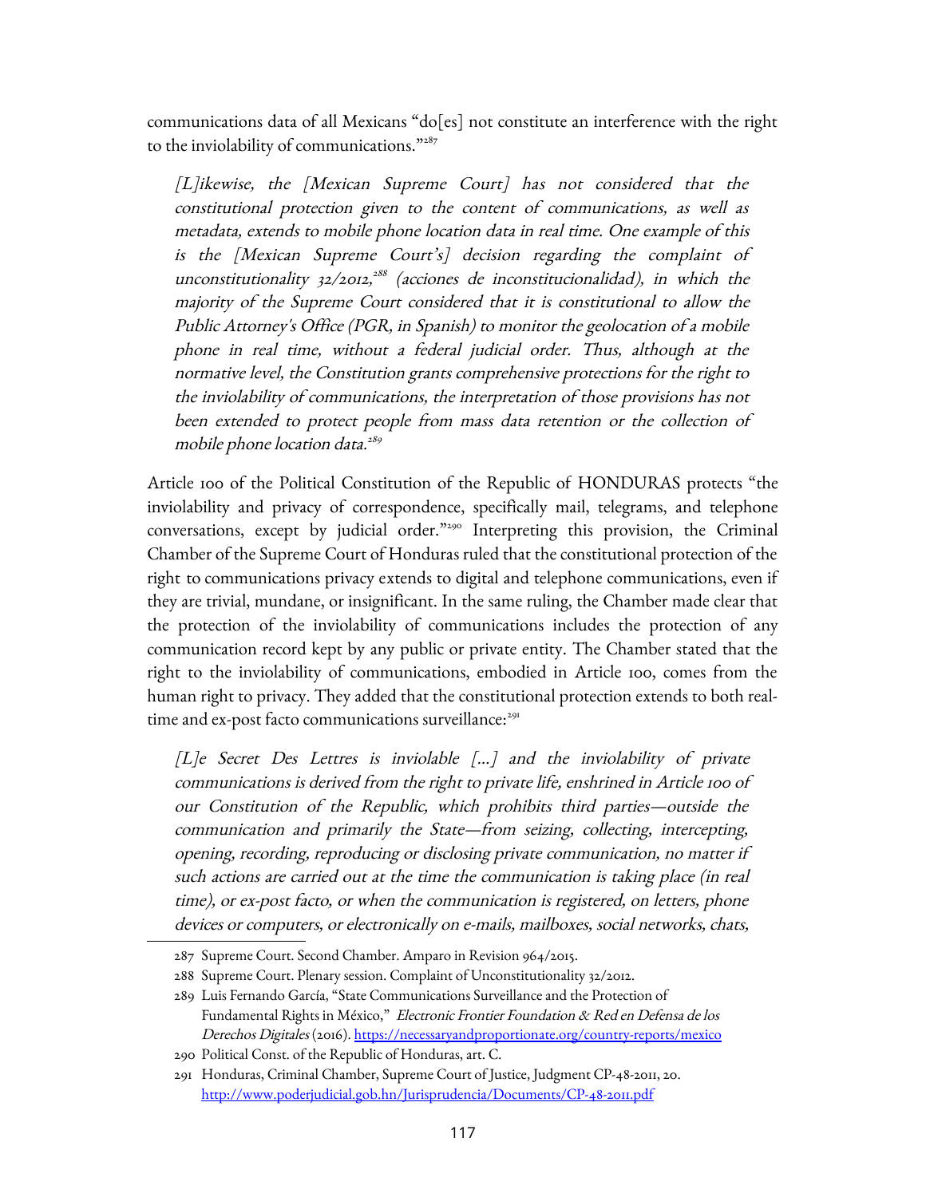communications data of all Mexicans "do[es] not constitute an interference with the right to the inviolability of communications."[287]

> *[L]ikewise, the [Mexican Supreme Court] has not considered that the constitutional protection given to the content of communications, as well as metadata, extends to mobile phone location data in real time. One example of this is the [Mexican Supreme Court's] decision regarding the complaint of unconstitutionality 32/2012,[288] (acciones de inconstitucionalidad), in which the majority of the Supreme Court considered that it is constitutional to allow the Public Attorney's Office (PGR, in Spanish) to monitor the geolocation of a mobile phone in real time, without a federal judicial order. Thus, although at the normative level, the Constitution grants comprehensive protections for the right to the inviolability of communications, the interpretation of those provisions has not been extended to protect people from mass data retention or the collection of mobile phone location data.[289]*

Article 100 of the Political Constitution of the Republic of HONDURAS protects "the inviolability and privacy of correspondence, specifically mail, telegrams, and telephone conversations, except by judicial order."[290] Interpreting this provision, the Criminal Chamber of the Supreme Court of Honduras ruled that the constitutional protection of the right to communications privacy extends to digital and telephone communications, even if they are trivial, mundane, or insignificant. In the same ruling, the Chamber made clear that the protection of the inviolability of communications includes the protection of any communication record kept by any public or private entity. The Chamber stated that the right to the inviolability of communications, embodied in Article 100, comes from the human right to privacy. They added that the constitutional protection extends to both real-time and ex-post facto communications surveillance:[291]

> *[L]e Secret Des Lettres is inviolable [...] and the inviolability of private communications is derived from the right to private life, enshrined in Article 100 of our Constitution of the Republic, which prohibits third parties—outside the communication and primarily the State—from seizing, collecting, intercepting, opening, recording, reproducing or disclosing private communication, no matter if such actions are carried out at the time the communication is taking place (in real time), or ex-post facto, or when the communication is registered, on letters, phone devices or computers, or electronically on e-mails, mailboxes, social networks, chats,*

---

287 Supreme Court. Second Chamber. Amparo in Revision 964/2015.

288 Supreme Court. Plenary session. Complaint of Unconstitutionality 32/2012.

289 Luis Fernando García, "State Communications Surveillance and the Protection of Fundamental Rights in México," *Electronic Frontier Foundation & Red en Defensa de los Derechos Digitales* (2016). https://necessaryandproportionate.org/country-reports/mexico

290 Political Const. of the Republic of Honduras, art. C.

291 Honduras, Criminal Chamber, Supreme Court of Justice, Judgment CP-48-2011, 20. http://www.poderjudicial.gob.hn/Jurisprudencia/Documents/CP-48-2011.pdf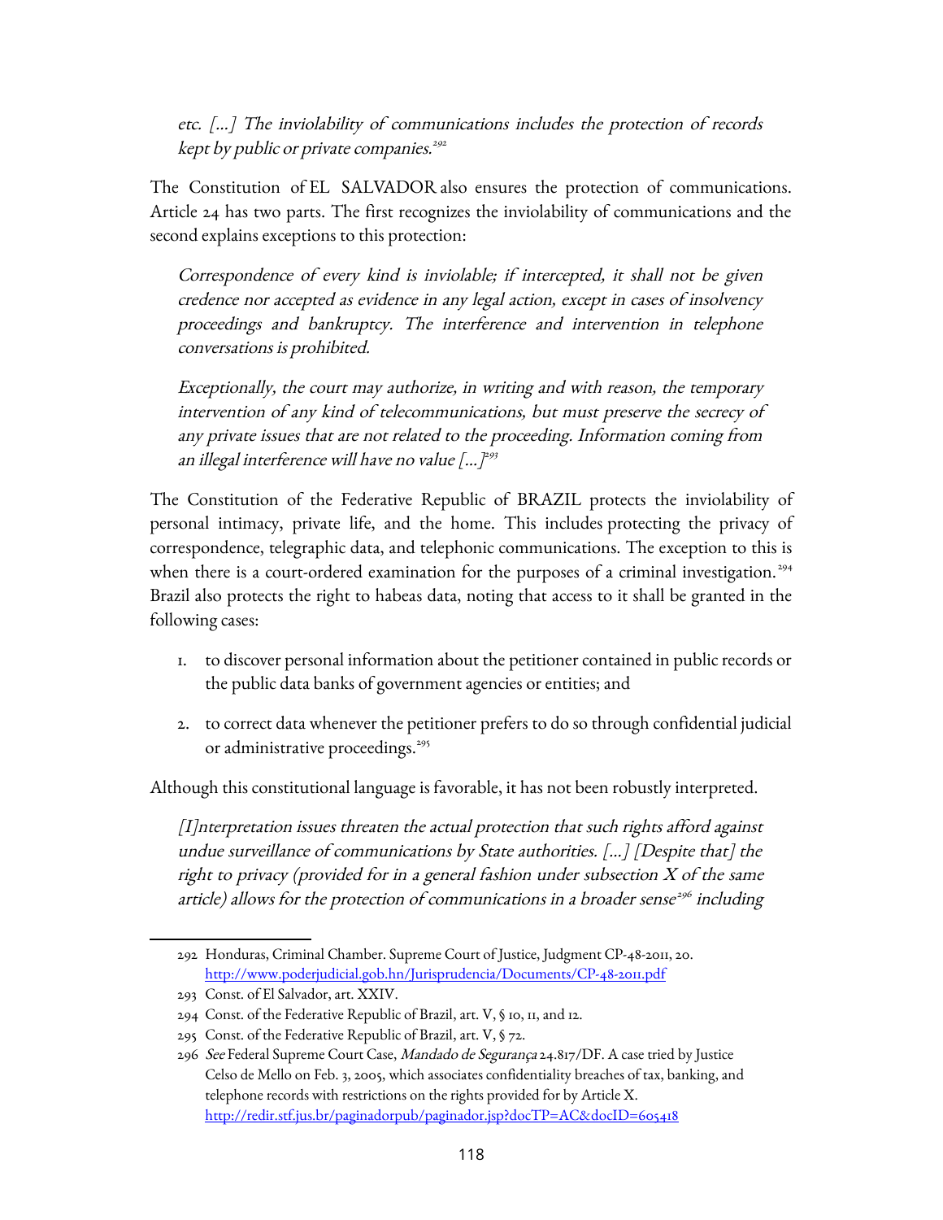*etc. [...] The inviolability of communications includes the protection of records kept by public or private companies.*[292]

The Constitution of EL SALVADOR also ensures the protection of communications. Article 24 has two parts. The first recognizes the inviolability of communications and the second explains exceptions to this protection:

> *Correspondence of every kind is inviolable; if intercepted, it shall not be given credence nor accepted as evidence in any legal action, except in cases of insolvency proceedings and bankruptcy. The interference and intervention in telephone conversations is prohibited.*
>
> *Exceptionally, the court may authorize, in writing and with reason, the temporary intervention of any kind of telecommunications, but must preserve the secrecy of any private issues that are not related to the proceeding. Information coming from an illegal interference will have no value [...]*[293]

The Constitution of the Federative Republic of BRAZIL protects the inviolability of personal intimacy, private life, and the home. This includes protecting the privacy of correspondence, telegraphic data, and telephonic communications. The exception to this is when there is a court-ordered examination for the purposes of a criminal investigation.[294] Brazil also protects the right to habeas data, noting that access to it shall be granted in the following cases:

1. to discover personal information about the petitioner contained in public records or the public data banks of government agencies or entities; and
2. to correct data whenever the petitioner prefers to do so through confidential judicial or administrative proceedings.[295]

Although this constitutional language is favorable, it has not been robustly interpreted.

> *[I]nterpretation issues threaten the actual protection that such rights afford against undue surveillance of communications by State authorities. [...] [Despite that] the right to privacy (provided for in a general fashion under subsection X of the same article) allows for the protection of communications in a broader sense*[296] *including*

---

292 Honduras, Criminal Chamber. Supreme Court of Justice, Judgment CP-48-2011, 20. http://www.poderjudicial.gob.hn/Jurisprudencia/Documents/CP-48-2011.pdf

293 Const. of El Salvador, art. XXIV.

294 Const. of the Federative Republic of Brazil, art. V, § 10, 11, and 12.

295 Const. of the Federative Republic of Brazil, art. V, § 72.

296 *See* Federal Supreme Court Case, *Mandado de Segurança* 24.817/DF. A case tried by Justice Celso de Mello on Feb. 3, 2005, which associates confidentiality breaches of tax, banking, and telephone records with restrictions on the rights provided for by Article X. http://redir.stf.jus.br/paginadorpub/paginador.jsp?docTP=AC&docID=605418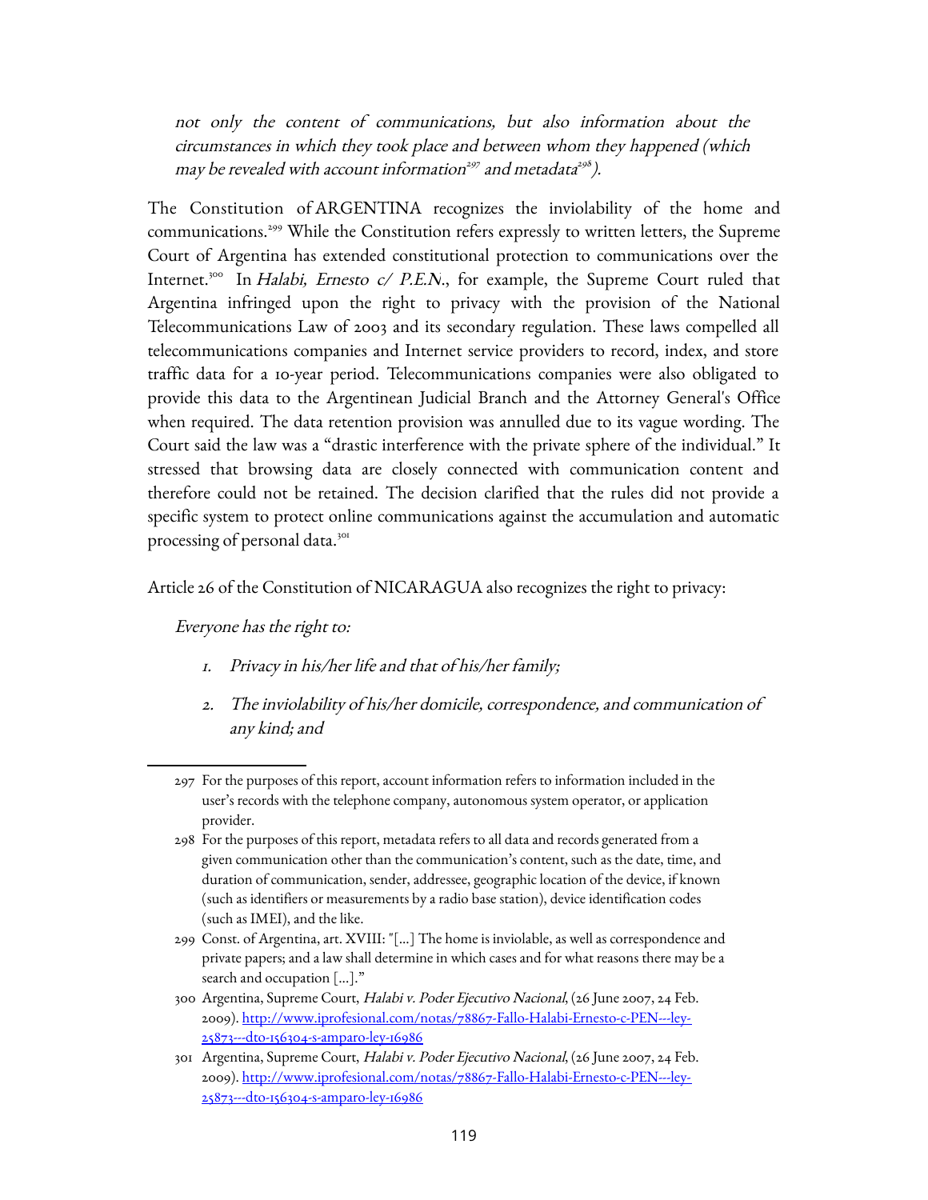*not only the content of communications, but also information about the circumstances in which they took place and between whom they happened (which may be revealed with account information*[297] *and metadata*[298]*).*

The Constitution of ARGENTINA recognizes the inviolability of the home and communications.[299] While the Constitution refers expressly to written letters, the Supreme Court of Argentina has extended constitutional protection to communications over the Internet.[300] In *Halabi, Ernesto c/ P.E.N.*, for example, the Supreme Court ruled that Argentina infringed upon the right to privacy with the provision of the National Telecommunications Law of 2003 and its secondary regulation. These laws compelled all telecommunications companies and Internet service providers to record, index, and store traffic data for a 10-year period. Telecommunications companies were also obligated to provide this data to the Argentinean Judicial Branch and the Attorney General's Office when required. The data retention provision was annulled due to its vague wording. The Court said the law was a "drastic interference with the private sphere of the individual." It stressed that browsing data are closely connected with communication content and therefore could not be retained. The decision clarified that the rules did not provide a specific system to protect online communications against the accumulation and automatic processing of personal data.[301]

Article 26 of the Constitution of NICARAGUA also recognizes the right to privacy:

*Everyone has the right to:*

1. *Privacy in his/her life and that of his/her family;*
2. *The inviolability of his/her domicile, correspondence, and communication of any kind; and*

---

297 For the purposes of this report, account information refers to information included in the user's records with the telephone company, autonomous system operator, or application provider.

298 For the purposes of this report, metadata refers to all data and records generated from a given communication other than the communication's content, such as the date, time, and duration of communication, sender, addressee, geographic location of the device, if known (such as identifiers or measurements by a radio base station), device identification codes (such as IMEI), and the like.

299 Const. of Argentina, art. XVIII: "[...] The home is inviolable, as well as correspondence and private papers; and a law shall determine in which cases and for what reasons there may be a search and occupation [...]."

300 Argentina, Supreme Court, *Halabi v. Poder Ejecutivo Nacional*, (26 June 2007, 24 Feb. 2009). http://www.iprofesional.com/notas/78867-Fallo-Halabi-Ernesto-c-PEN---ley-25873---dto-156304-s-amparo-ley-16986

301 Argentina, Supreme Court, *Halabi v. Poder Ejecutivo Nacional*, (26 June 2007, 24 Feb. 2009). http://www.iprofesional.com/notas/78867-Fallo-Halabi-Ernesto-c-PEN---ley-25873---dto-156304-s-amparo-ley-16986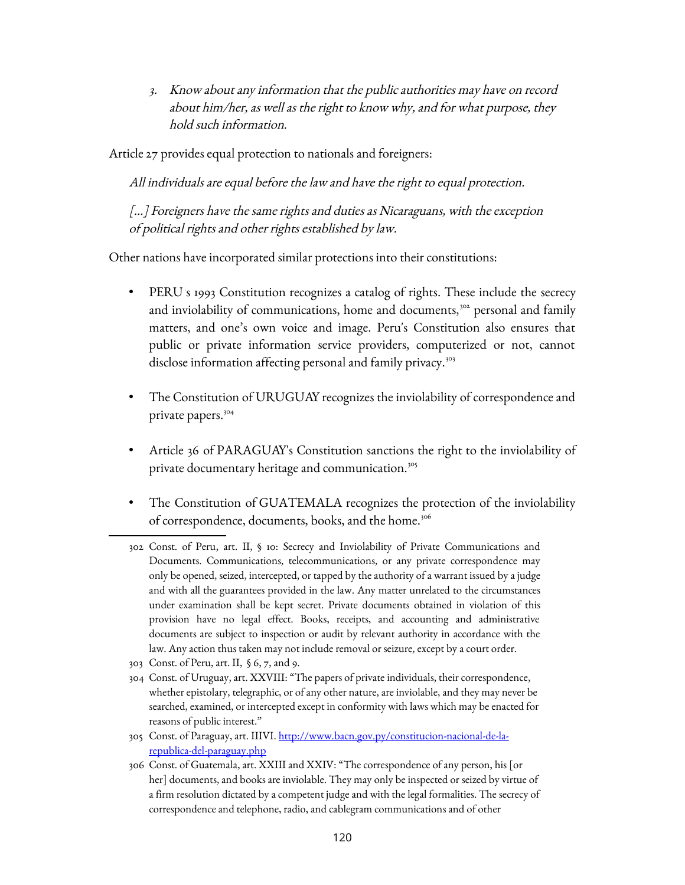3. *Know about any information that the public authorities may have on record about him/her, as well as the right to know why, and for what purpose, they hold such information.*

Article 27 provides equal protection to nationals and foreigners:

*All individuals are equal before the law and have the right to equal protection.*

*[...] Foreigners have the same rights and duties as Nicaraguans, with the exception of political rights and other rights established by law.*

Other nations have incorporated similar protections into their constitutions:

- PERU´s 1993 Constitution recognizes a catalog of rights. These include the secrecy and inviolability of communications, home and documents,[302] personal and family matters, and one's own voice and image. Peru's Constitution also ensures that public or private information service providers, computerized or not, cannot disclose information affecting personal and family privacy.[303]

- The Constitution of URUGUAY recognizes the inviolability of correspondence and private papers.[304]

- Article 36 of PARAGUAY's Constitution sanctions the right to the inviolability of private documentary heritage and communication.[305]

- The Constitution of GUATEMALA recognizes the protection of the inviolability of correspondence, documents, books, and the home.[306]

---

302 Const. of Peru, art. II, § 10: Secrecy and Inviolability of Private Communications and Documents. Communications, telecommunications, or any private correspondence may only be opened, seized, intercepted, or tapped by the authority of a warrant issued by a judge and with all the guarantees provided in the law. Any matter unrelated to the circumstances under examination shall be kept secret. Private documents obtained in violation of this provision have no legal effect. Books, receipts, and accounting and administrative documents are subject to inspection or audit by relevant authority in accordance with the law. Any action thus taken may not include removal or seizure, except by a court order.

303 Const. of Peru, art. II, § 6, 7, and 9.

304 Const. of Uruguay, art. XXVIII: "The papers of private individuals, their correspondence, whether epistolary, telegraphic, or of any other nature, are inviolable, and they may never be searched, examined, or intercepted except in conformity with laws which may be enacted for reasons of public interest."

305 Const. of Paraguay, art. IIIVI. [http://www.bacn.gov.py/constitucion-nacional-de-la-republica-del-paraguay.php](http://www.bacn.gov.py/constitucion-nacional-de-la-republica-del-paraguay.php)

306 Const. of Guatemala, art. XXIII and XXIV: "The correspondence of any person, his [or her] documents, and books are inviolable. They may only be inspected or seized by virtue of a firm resolution dictated by a competent judge and with the legal formalities. The secrecy of correspondence and telephone, radio, and cablegram communications and of other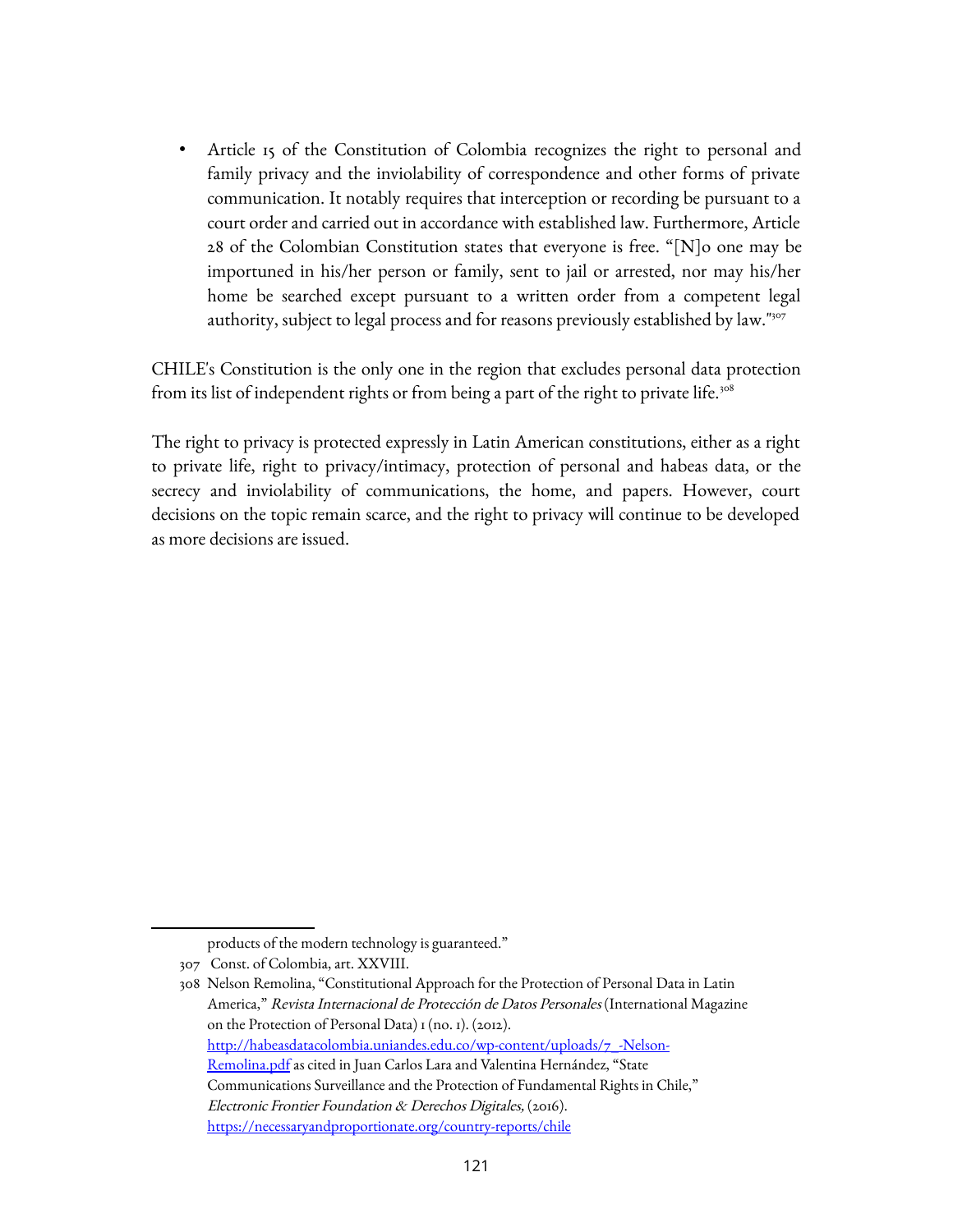- Article 15 of the Constitution of Colombia recognizes the right to personal and family privacy and the inviolability of correspondence and other forms of private communication. It notably requires that interception or recording be pursuant to a court order and carried out in accordance with established law. Furthermore, Article 28 of the Colombian Constitution states that everyone is free. "[N]o one may be importuned in his/her person or family, sent to jail or arrested, nor may his/her home be searched except pursuant to a written order from a competent legal authority, subject to legal process and for reasons previously established by law."[307]

CHILE's Constitution is the only one in the region that excludes personal data protection from its list of independent rights or from being a part of the right to private life.[308]

The right to privacy is protected expressly in Latin American constitutions, either as a right to private life, right to privacy/intimacy, protection of personal and habeas data, or the secrecy and inviolability of communications, the home, and papers. However, court decisions on the topic remain scarce, and the right to privacy will continue to be developed as more decisions are issued.

---

products of the modern technology is guaranteed."

307 Const. of Colombia, art. XXVIII.

308 Nelson Remolina, "Constitutional Approach for the Protection of Personal Data in Latin America," *Revista Internacional de Protección de Datos Personales* (International Magazine on the Protection of Personal Data) 1 (no. 1). (2012). http://habeasdatacolombia.uniandes.edu.co/wp-content/uploads/7_-Nelson-Remolina.pdf as cited in Juan Carlos Lara and Valentina Hernández, "State Communications Surveillance and the Protection of Fundamental Rights in Chile," *Electronic Frontier Foundation & Derechos Digitales,* (2016). https://necessaryandproportionate.org/country-reports/chile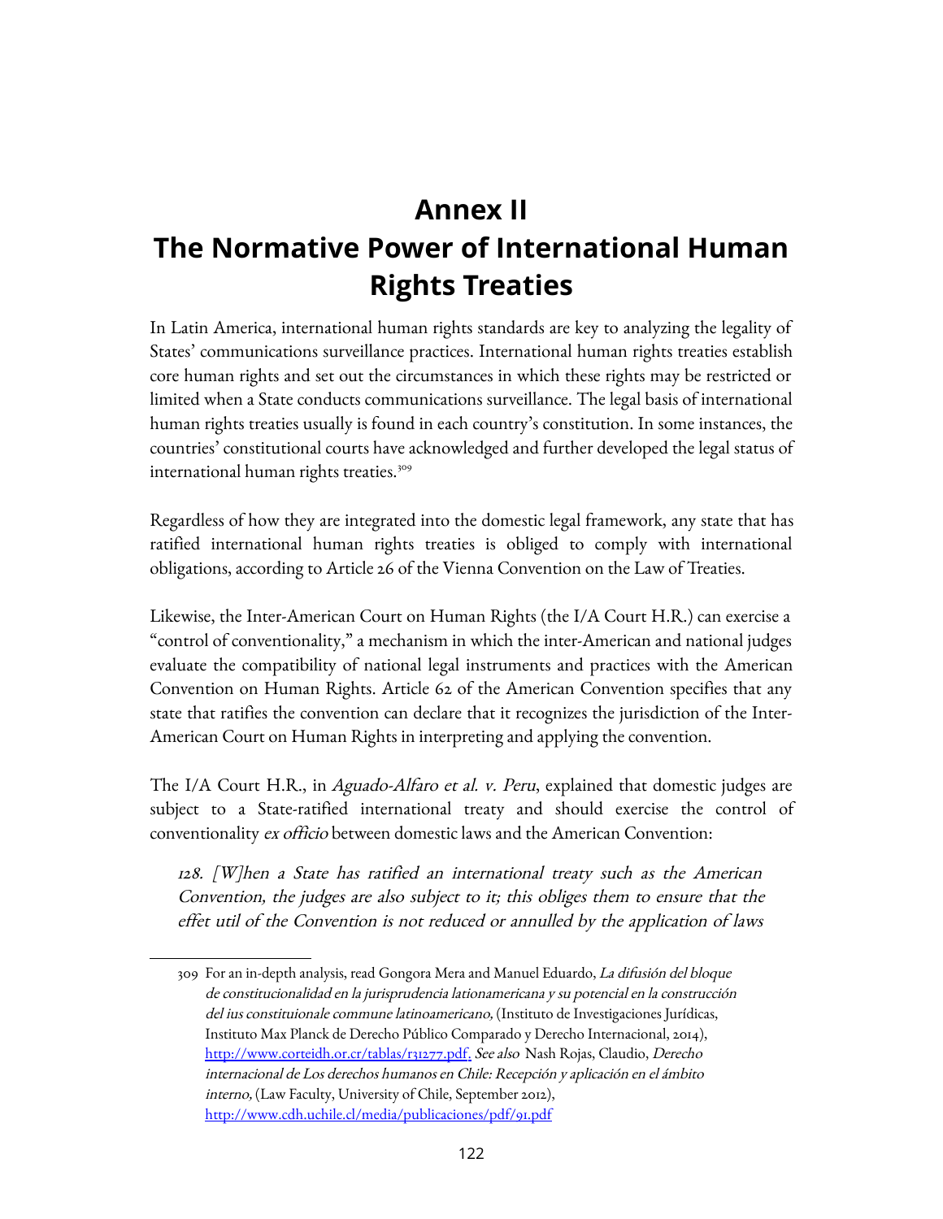# Annex II
# The Normative Power of International Human Rights Treaties

In Latin America, international human rights standards are key to analyzing the legality of States' communications surveillance practices. International human rights treaties establish core human rights and set out the circumstances in which these rights may be restricted or limited when a State conducts communications surveillance. The legal basis of international human rights treaties usually is found in each country's constitution. In some instances, the countries' constitutional courts have acknowledged and further developed the legal status of international human rights treaties.[309]

Regardless of how they are integrated into the domestic legal framework, any state that has ratified international human rights treaties is obliged to comply with international obligations, according to Article 26 of the Vienna Convention on the Law of Treaties.

Likewise, the Inter-American Court on Human Rights (the I/A Court H.R.) can exercise a "control of conventionality," a mechanism in which the inter-American and national judges evaluate the compatibility of national legal instruments and practices with the American Convention on Human Rights. Article 62 of the American Convention specifies that any state that ratifies the convention can declare that it recognizes the jurisdiction of the Inter-American Court on Human Rights in interpreting and applying the convention.

The I/A Court H.R., in *Aguado-Alfaro et al. v. Peru*, explained that domestic judges are subject to a State-ratified international treaty and should exercise the control of conventionality *ex officio* between domestic laws and the American Convention:

> *128. [W]hen a State has ratified an international treaty such as the American Convention, the judges are also subject to it; this obliges them to ensure that the effet util of the Convention is not reduced or annulled by the application of laws*

---

309 For an in-depth analysis, read Gongora Mera and Manuel Eduardo, *La difusión del bloque de constitucionalidad en la jurisprudencia lationamericana y su potencial en la construcción del ius constituionale commune latinoamericano,* (Instituto de Investigaciones Jurídicas, Instituto Max Planck de Derecho Público Comparado y Derecho Internacional, 2014), http://www.corteidh.or.cr/tablas/r31277.pdf. *See also* Nash Rojas, Claudio, *Derecho internacional de Los derechos humanos en Chile: Recepción y aplicación en el ámbito interno,* (Law Faculty, University of Chile, September 2012), http://www.cdh.uchile.cl/media/publicaciones/pdf/91.pdf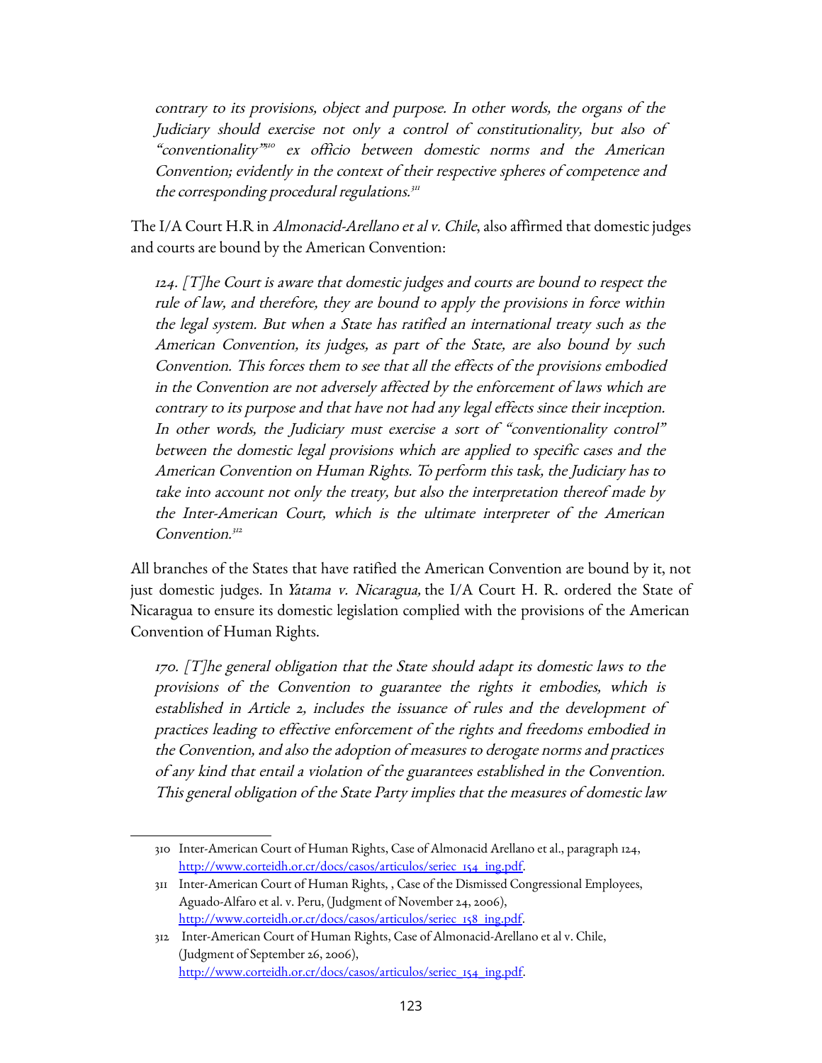*contrary to its provisions, object and purpose. In other words, the organs of the Judiciary should exercise not only a control of constitutionality, but also of "conventionality"*[310] *ex officio between domestic norms and the American Convention; evidently in the context of their respective spheres of competence and the corresponding procedural regulations.*[311]

The I/A Court H.R in *Almonacid-Arellano et al v. Chile*, also affirmed that domestic judges and courts are bound by the American Convention:

> *124. [T]he Court is aware that domestic judges and courts are bound to respect the rule of law, and therefore, they are bound to apply the provisions in force within the legal system. But when a State has ratified an international treaty such as the American Convention, its judges, as part of the State, are also bound by such Convention. This forces them to see that all the effects of the provisions embodied in the Convention are not adversely affected by the enforcement of laws which are contrary to its purpose and that have not had any legal effects since their inception. In other words, the Judiciary must exercise a sort of "conventionality control" between the domestic legal provisions which are applied to specific cases and the American Convention on Human Rights. To perform this task, the Judiciary has to take into account not only the treaty, but also the interpretation thereof made by the Inter-American Court, which is the ultimate interpreter of the American Convention.*[312]

All branches of the States that have ratified the American Convention are bound by it, not just domestic judges. In *Yatama v. Nicaragua,* the I/A Court H. R. ordered the State of Nicaragua to ensure its domestic legislation complied with the provisions of the American Convention of Human Rights.

> *170. [T]he general obligation that the State should adapt its domestic laws to the provisions of the Convention to guarantee the rights it embodies, which is established in Article 2, includes the issuance of rules and the development of practices leading to effective enforcement of the rights and freedoms embodied in the Convention, and also the adoption of measures to derogate norms and practices of any kind that entail a violation of the guarantees established in the Convention. This general obligation of the State Party implies that the measures of domestic law*

---

310 Inter-American Court of Human Rights, Case of Almonacid Arellano et al., paragraph 124, http://www.corteidh.or.cr/docs/casos/articulos/seriec_154_ing.pdf.

311 Inter-American Court of Human Rights, , Case of the Dismissed Congressional Employees, Aguado-Alfaro et al. v. Peru, (Judgment of November 24, 2006), http://www.corteidh.or.cr/docs/casos/articulos/seriec_158_ing.pdf.

312 Inter-American Court of Human Rights, Case of Almonacid-Arellano et al v. Chile, (Judgment of September 26, 2006), http://www.corteidh.or.cr/docs/casos/articulos/seriec_154_ing.pdf.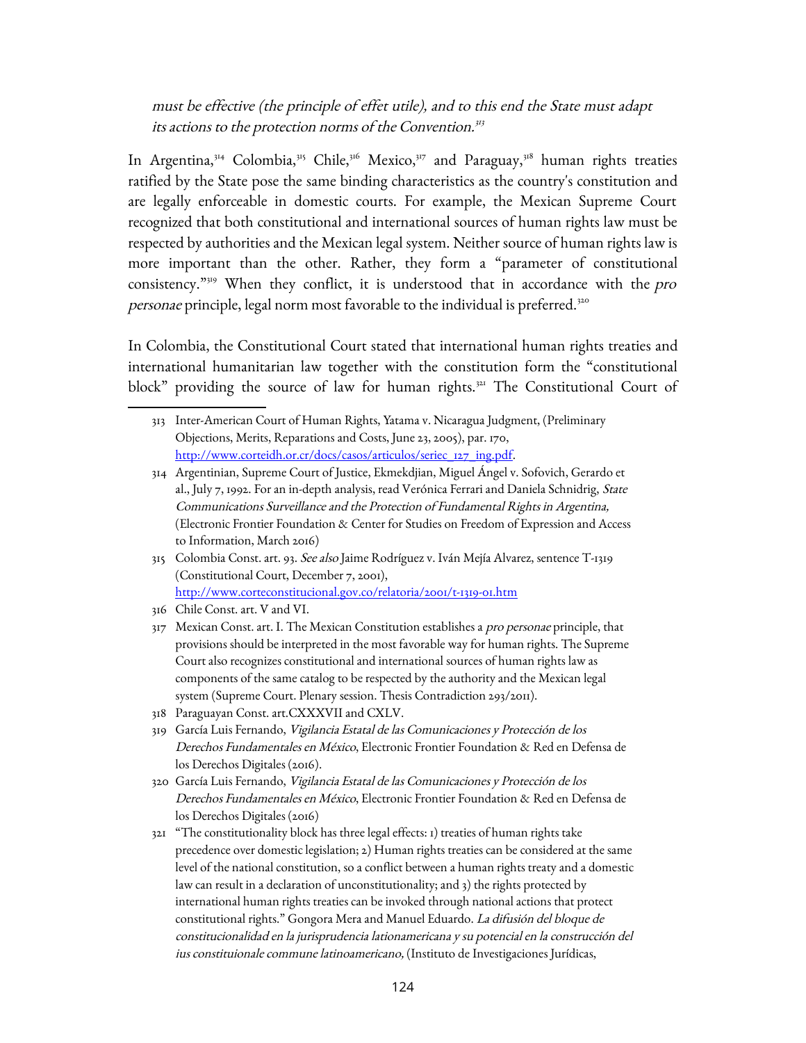*must be effective (the principle of effet utile), and to this end the State must adapt its actions to the protection norms of the Convention.*[313]

In Argentina,[314] Colombia,[315] Chile,[316] Mexico,[317] and Paraguay,[318] human rights treaties ratified by the State pose the same binding characteristics as the country's constitution and are legally enforceable in domestic courts. For example, the Mexican Supreme Court recognized that both constitutional and international sources of human rights law must be respected by authorities and the Mexican legal system. Neither source of human rights law is more important than the other. Rather, they form a "parameter of constitutional consistency."[319] When they conflict, it is understood that in accordance with the *pro personae* principle, legal norm most favorable to the individual is preferred.[320]

In Colombia, the Constitutional Court stated that international human rights treaties and international humanitarian law together with the constitution form the "constitutional block" providing the source of law for human rights.[321] The Constitutional Court of

---

313 Inter-American Court of Human Rights, Yatama v. Nicaragua Judgment, (Preliminary Objections, Merits, Reparations and Costs, June 23, 2005), par. 170, http://www.corteidh.or.cr/docs/casos/articulos/seriec_127_ing.pdf.

314 Argentinian, Supreme Court of Justice, Ekmekdjian, Miguel Ángel v. Sofovich, Gerardo et al., July 7, 1992. For an in-depth analysis, read Verónica Ferrari and Daniela Schnidrig, *State Communications Surveillance and the Protection of Fundamental Rights in Argentina,* (Electronic Frontier Foundation & Center for Studies on Freedom of Expression and Access to Information, March 2016)

315 Colombia Const. art. 93. *See also* Jaime Rodríguez v. Iván Mejía Alvarez, sentence T-1319 (Constitutional Court, December 7, 2001), http://www.corteconstitucional.gov.co/relatoria/2001/t-1319-01.htm

316 Chile Const. art. V and VI.

317 Mexican Const. art. I. The Mexican Constitution establishes a *pro personae* principle, that provisions should be interpreted in the most favorable way for human rights. The Supreme Court also recognizes constitutional and international sources of human rights law as components of the same catalog to be respected by the authority and the Mexican legal system (Supreme Court. Plenary session. Thesis Contradiction 293/2011).

318 Paraguayan Const. art.CXXXVII and CXLV.

319 García Luis Fernando, *Vigilancia Estatal de las Comunicaciones y Protección de los Derechos Fundamentales en México*, Electronic Frontier Foundation & Red en Defensa de los Derechos Digitales (2016).

320 García Luis Fernando, *Vigilancia Estatal de las Comunicaciones y Protección de los Derechos Fundamentales en México*, Electronic Frontier Foundation & Red en Defensa de los Derechos Digitales (2016)

321 "The constitutionality block has three legal effects: 1) treaties of human rights take precedence over domestic legislation; 2) Human rights treaties can be considered at the same level of the national constitution, so a conflict between a human rights treaty and a domestic law can result in a declaration of unconstitutionality; and 3) the rights protected by international human rights treaties can be invoked through national actions that protect constitutional rights." Gongora Mera and Manuel Eduardo. *La difusión del bloque de constitucionalidad en la jurisprudencia lationamericana y su potencial en la construcción del ius constituionale commune latinoamericano,* (Instituto de Investigaciones Jurídicas,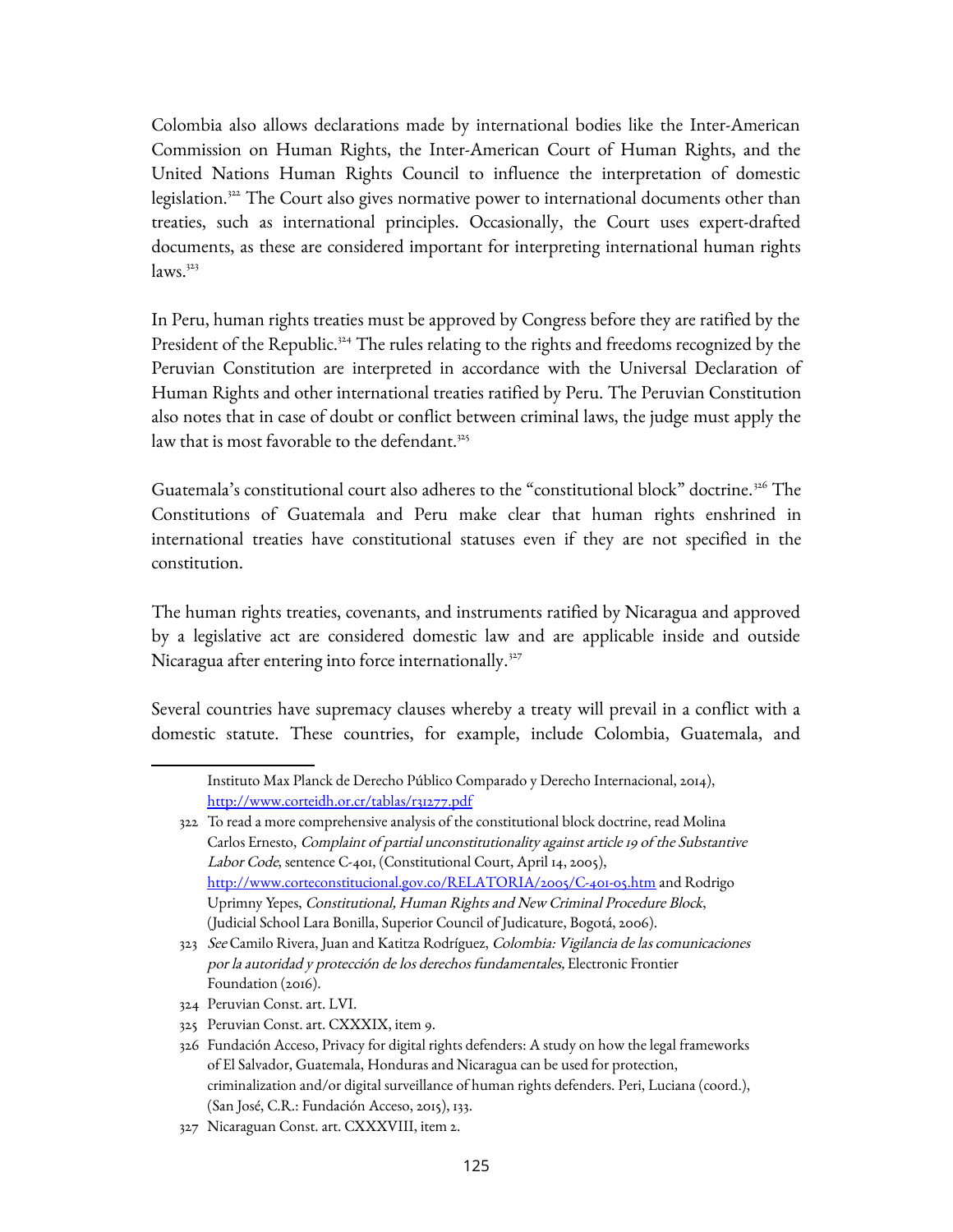Colombia also allows declarations made by international bodies like the Inter-American Commission on Human Rights, the Inter-American Court of Human Rights, and the United Nations Human Rights Council to influence the interpretation of domestic legislation.[322] The Court also gives normative power to international documents other than treaties, such as international principles. Occasionally, the Court uses expert-drafted documents, as these are considered important for interpreting international human rights laws.[323]

In Peru, human rights treaties must be approved by Congress before they are ratified by the President of the Republic.[324] The rules relating to the rights and freedoms recognized by the Peruvian Constitution are interpreted in accordance with the Universal Declaration of Human Rights and other international treaties ratified by Peru. The Peruvian Constitution also notes that in case of doubt or conflict between criminal laws, the judge must apply the law that is most favorable to the defendant.[325]

Guatemala's constitutional court also adheres to the "constitutional block" doctrine.[326] The Constitutions of Guatemala and Peru make clear that human rights enshrined in international treaties have constitutional statuses even if they are not specified in the constitution.

The human rights treaties, covenants, and instruments ratified by Nicaragua and approved by a legislative act are considered domestic law and are applicable inside and outside Nicaragua after entering into force internationally.[327]

Several countries have supremacy clauses whereby a treaty will prevail in a conflict with a domestic statute. These countries, for example, include Colombia, Guatemala, and

---

Instituto Max Planck de Derecho Público Comparado y Derecho Internacional, 2014), http://www.corteidh.or.cr/tablas/r31277.pdf

322 To read a more comprehensive analysis of the constitutional block doctrine, read Molina Carlos Ernesto, *Complaint of partial unconstitutionality against article 19 of the Substantive Labor Code*, sentence C-401, (Constitutional Court, April 14, 2005), http://www.corteconstitucional.gov.co/RELATORIA/2005/C-401-05.htm and Rodrigo Uprimny Yepes, *Constitutional, Human Rights and New Criminal Procedure Block*, (Judicial School Lara Bonilla, Superior Council of Judicature, Bogotá, 2006).

323 *See* Camilo Rivera, Juan and Katitza Rodríguez, *Colombia: Vigilancia de las comunicaciones por la autoridad y protección de los derechos fundamentales,* Electronic Frontier Foundation (2016).

324 Peruvian Const. art. LVI.

325 Peruvian Const. art. CXXXIX, item 9.

326 Fundación Acceso, Privacy for digital rights defenders: A study on how the legal frameworks of El Salvador, Guatemala, Honduras and Nicaragua can be used for protection, criminalization and/or digital surveillance of human rights defenders. Peri, Luciana (coord.), (San José, C.R.: Fundación Acceso, 2015), 133.

327 Nicaraguan Const. art. CXXXVIII, item 2.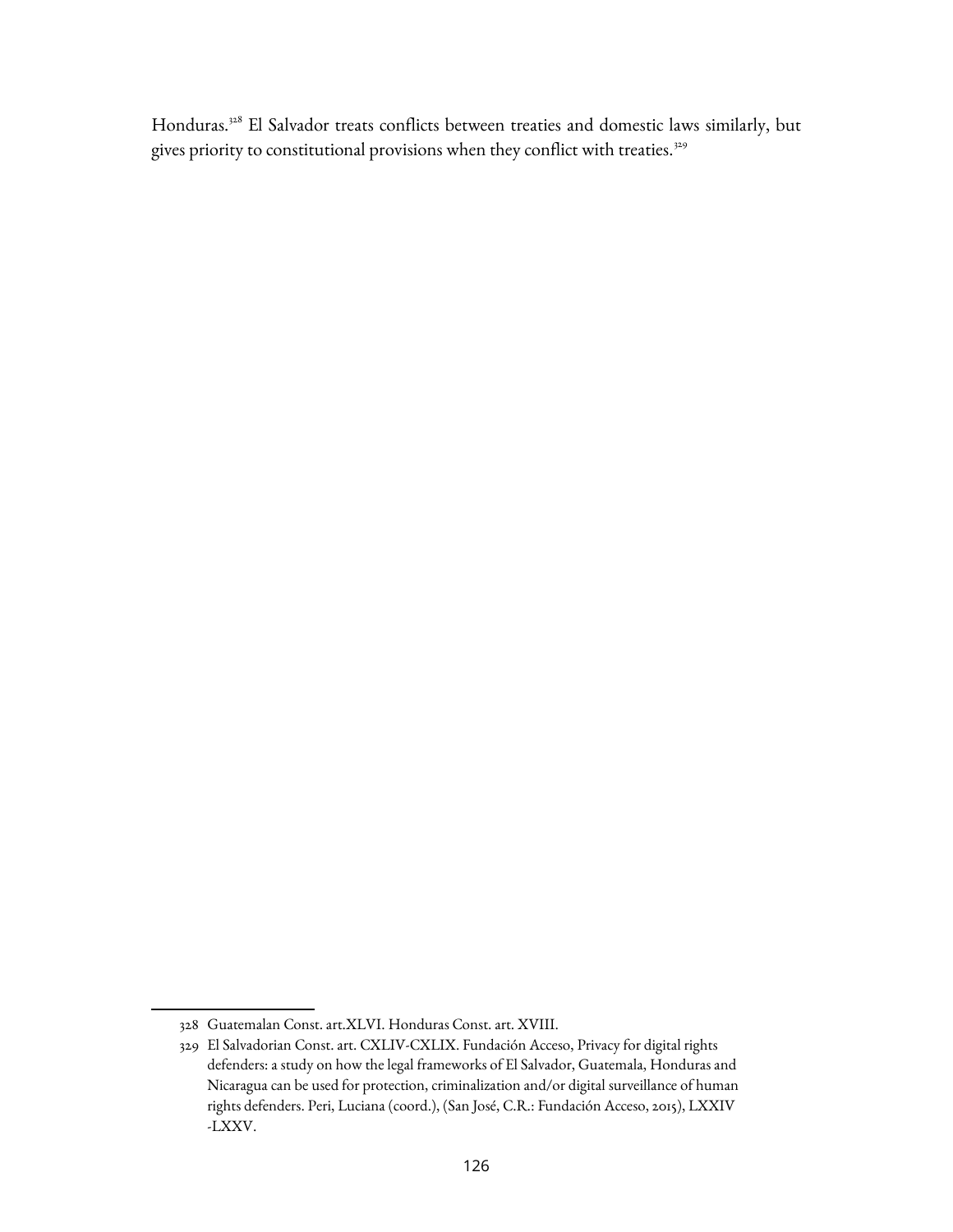Honduras.[328] El Salvador treats conflicts between treaties and domestic laws similarly, but gives priority to constitutional provisions when they conflict with treaties.[329]

---

328 Guatemalan Const. art.XLVI. Honduras Const. art. XVIII.

329 El Salvadorian Const. art. CXLIV-CXLIX. Fundación Acceso, Privacy for digital rights defenders: a study on how the legal frameworks of El Salvador, Guatemala, Honduras and Nicaragua can be used for protection, criminalization and/or digital surveillance of human rights defenders. Peri, Luciana (coord.), (San José, C.R.: Fundación Acceso, 2015), LXXIV -LXXV.